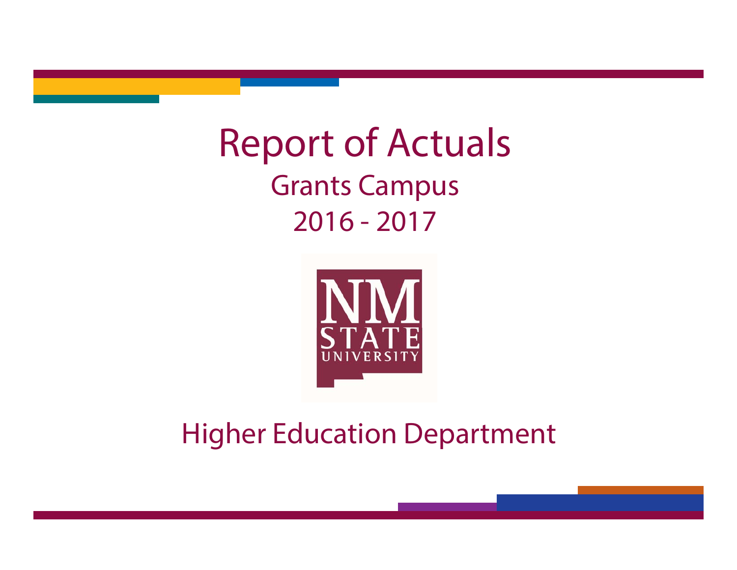# Report of Actuals

## Grants Campus

## 2016 - 2017

NM STATE UNIVERSITY

## Higher Education Department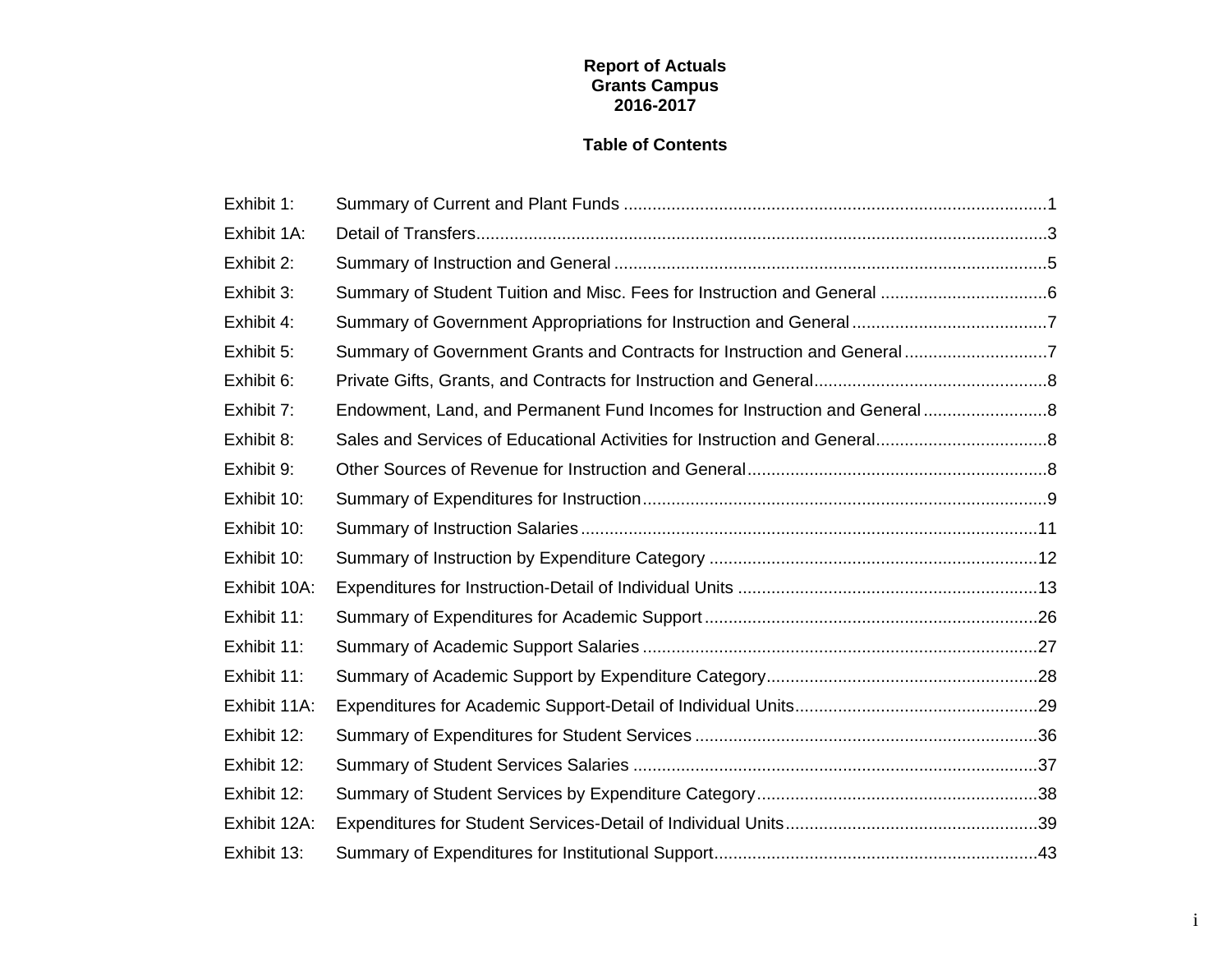**Report of Actuals**
**Grants Campus**
**2016-2017**

# Table of Contents

| | | |
|---|---|---|
| Exhibit 1: | Summary of Current and Plant Funds | 1 |
| Exhibit 1A: | Detail of Transfers | 3 |
| Exhibit 2: | Summary of Instruction and General | 5 |
| Exhibit 3: | Summary of Student Tuition and Misc. Fees for Instruction and General | 6 |
| Exhibit 4: | Summary of Government Appropriations for Instruction and General | 7 |
| Exhibit 5: | Summary of Government Grants and Contracts for Instruction and General | 7 |
| Exhibit 6: | Private Gifts, Grants, and Contracts for Instruction and General | 8 |
| Exhibit 7: | Endowment, Land, and Permanent Fund Incomes for Instruction and General | 8 |
| Exhibit 8: | Sales and Services of Educational Activities for Instruction and General | 8 |
| Exhibit 9: | Other Sources of Revenue for Instruction and General | 8 |
| Exhibit 10: | Summary of Expenditures for Instruction | 9 |
| Exhibit 10: | Summary of Instruction Salaries | 11 |
| Exhibit 10: | Summary of Instruction by Expenditure Category | 12 |
| Exhibit 10A: | Expenditures for Instruction-Detail of Individual Units | 13 |
| Exhibit 11: | Summary of Expenditures for Academic Support | 26 |
| Exhibit 11: | Summary of Academic Support Salaries | 27 |
| Exhibit 11: | Summary of Academic Support by Expenditure Category | 28 |
| Exhibit 11A: | Expenditures for Academic Support-Detail of Individual Units | 29 |
| Exhibit 12: | Summary of Expenditures for Student Services | 36 |
| Exhibit 12: | Summary of Student Services Salaries | 37 |
| Exhibit 12: | Summary of Student Services by Expenditure Category | 38 |
| Exhibit 12A: | Expenditures for Student Services-Detail of Individual Units | 39 |
| Exhibit 13: | Summary of Expenditures for Institutional Support | 43 |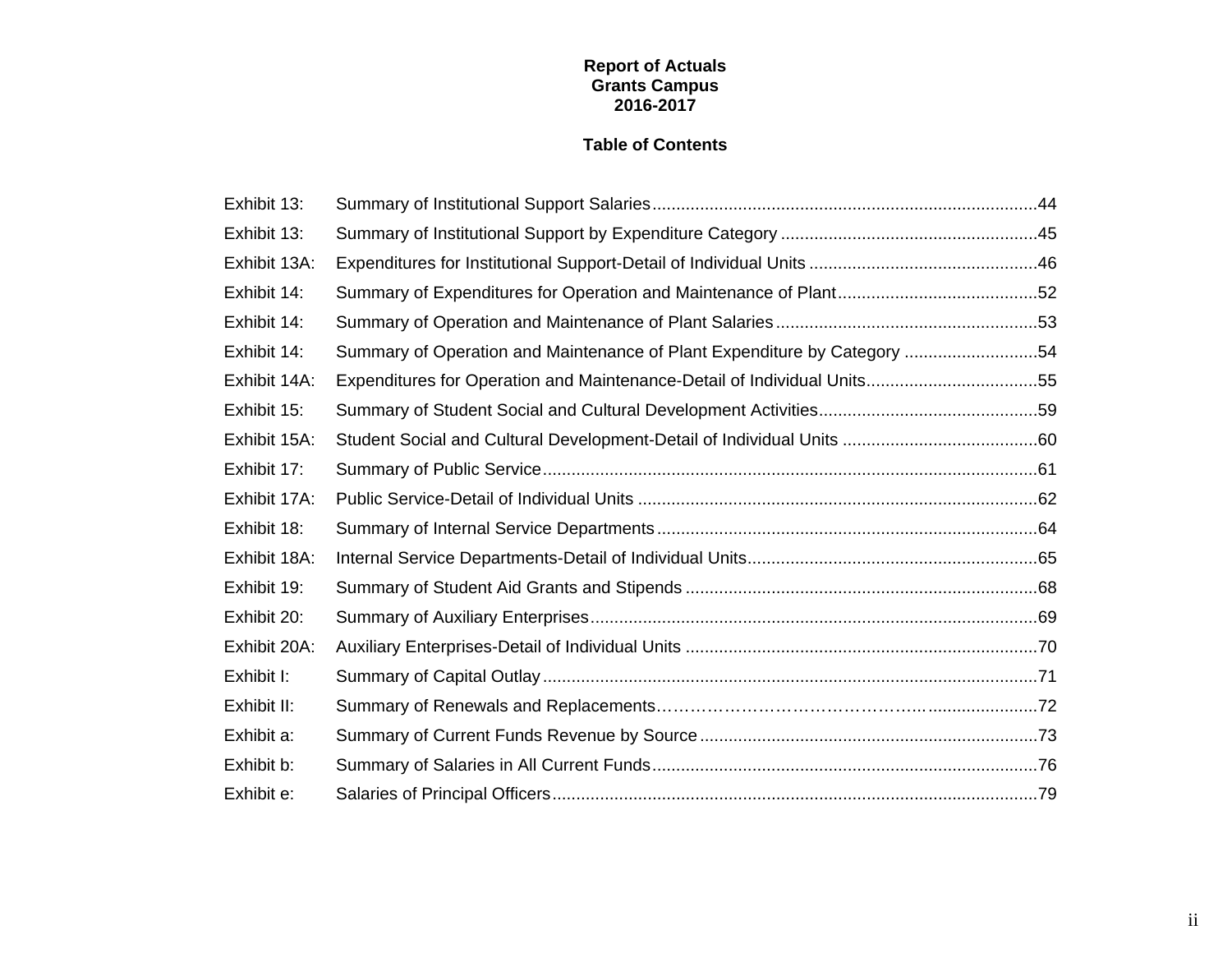**Report of Actuals**
**Grants Campus**
**2016-2017**

**Table of Contents**

| | | |
|---|---|---|
| Exhibit 13: | Summary of Institutional Support Salaries | 44 |
| Exhibit 13: | Summary of Institutional Support by Expenditure Category | 45 |
| Exhibit 13A: | Expenditures for Institutional Support-Detail of Individual Units | 46 |
| Exhibit 14: | Summary of Expenditures for Operation and Maintenance of Plant | 52 |
| Exhibit 14: | Summary of Operation and Maintenance of Plant Salaries | 53 |
| Exhibit 14: | Summary of Operation and Maintenance of Plant Expenditure by Category | 54 |
| Exhibit 14A: | Expenditures for Operation and Maintenance-Detail of Individual Units | 55 |
| Exhibit 15: | Summary of Student Social and Cultural Development Activities | 59 |
| Exhibit 15A: | Student Social and Cultural Development-Detail of Individual Units | 60 |
| Exhibit 17: | Summary of Public Service | 61 |
| Exhibit 17A: | Public Service-Detail of Individual Units | 62 |
| Exhibit 18: | Summary of Internal Service Departments | 64 |
| Exhibit 18A: | Internal Service Departments-Detail of Individual Units | 65 |
| Exhibit 19: | Summary of Student Aid Grants and Stipends | 68 |
| Exhibit 20: | Summary of Auxiliary Enterprises | 69 |
| Exhibit 20A: | Auxiliary Enterprises-Detail of Individual Units | 70 |
| Exhibit I: | Summary of Capital Outlay | 71 |
| Exhibit II: | Summary of Renewals and Replacements | 72 |
| Exhibit a: | Summary of Current Funds Revenue by Source | 73 |
| Exhibit b: | Summary of Salaries in All Current Funds | 76 |
| Exhibit e: | Salaries of Principal Officers | 79 |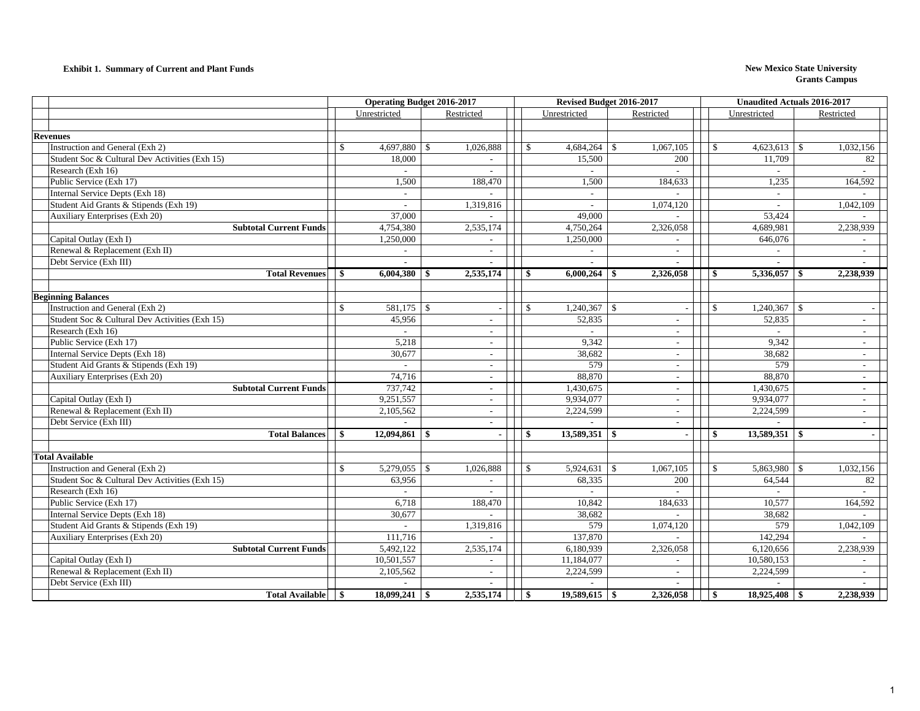**Exhibit 1. Summary of Current and Plant Funds**

**New Mexico State University**
**Grants Campus**

| | Operating Budget 2016-2017 | | Revised Budget 2016-2017 | | Unaudited Actuals 2016-2017 | |
|---|---|---|---|---|---|---|
| | Unrestricted | Restricted | Unrestricted | Restricted | Unrestricted | Restricted |
| **Revenues** | | | | | | |
| Instruction and General (Exh 2) | $ 4,697,880 | $ 1,026,888 | $ 4,684,264 | $ 1,067,105 | $ 4,623,613 | $ 1,032,156 |
| Student Soc & Cultural Dev Activities (Exh 15) | 18,000 | - | 15,500 | 200 | 11,709 | 82 |
| Research (Exh 16) | - | - | - | - | - | - |
| Public Service (Exh 17) | 1,500 | 188,470 | 1,500 | 184,633 | 1,235 | 164,592 |
| Internal Service Depts (Exh 18) | - | - | - | - | - | - |
| Student Aid Grants & Stipends (Exh 19) | - | 1,319,816 | - | 1,074,120 | - | 1,042,109 |
| Auxiliary Enterprises (Exh 20) | 37,000 | - | 49,000 | - | 53,424 | - |
| **Subtotal Current Funds** | 4,754,380 | 2,535,174 | 4,750,264 | 2,326,058 | 4,689,981 | 2,238,939 |
| Capital Outlay (Exh I) | 1,250,000 | - | 1,250,000 | - | 646,076 | - |
| Renewal & Replacement (Exh II) | - | - | - | - | - | - |
| Debt Service (Exh III) | - | - | - | - | - | - |
| **Total Revenues** | **$ 6,004,380** | **$ 2,535,174** | **$ 6,000,264** | **$ 2,326,058** | **$ 5,336,057** | **$ 2,238,939** |
| **Beginning Balances** | | | | | | |
| Instruction and General (Exh 2) | $ 581,175 | $ - | $ 1,240,367 | $ - | $ 1,240,367 | $ - |
| Student Soc & Cultural Dev Activities (Exh 15) | 45,956 | - | 52,835 | - | 52,835 | - |
| Research (Exh 16) | - | - | - | - | - | - |
| Public Service (Exh 17) | 5,218 | - | 9,342 | - | 9,342 | - |
| Internal Service Depts (Exh 18) | 30,677 | - | 38,682 | - | 38,682 | - |
| Student Aid Grants & Stipends (Exh 19) | - | - | 579 | - | 579 | - |
| Auxiliary Enterprises (Exh 20) | 74,716 | - | 88,870 | - | 88,870 | - |
| **Subtotal Current Funds** | 737,742 | - | 1,430,675 | - | 1,430,675 | - |
| Capital Outlay (Exh I) | 9,251,557 | - | 9,934,077 | - | 9,934,077 | - |
| Renewal & Replacement (Exh II) | 2,105,562 | - | 2,224,599 | - | 2,224,599 | - |
| Debt Service (Exh III) | - | - | - | - | - | - |
| **Total Balances** | **$ 12,094,861** | **$ -** | **$ 13,589,351** | **$ -** | **$ 13,589,351** | **$ -** |
| **Total Available** | | | | | | |
| Instruction and General (Exh 2) | $ 5,279,055 | $ 1,026,888 | $ 5,924,631 | $ 1,067,105 | $ 5,863,980 | $ 1,032,156 |
| Student Soc & Cultural Dev Activities (Exh 15) | 63,956 | - | 68,335 | 200 | 64,544 | 82 |
| Research (Exh 16) | - | - | - | - | - | - |
| Public Service (Exh 17) | 6,718 | 188,470 | 10,842 | 184,633 | 10,577 | 164,592 |
| Internal Service Depts (Exh 18) | 30,677 | - | 38,682 | - | 38,682 | - |
| Student Aid Grants & Stipends (Exh 19) | - | 1,319,816 | 579 | 1,074,120 | 579 | 1,042,109 |
| Auxiliary Enterprises (Exh 20) | 111,716 | - | 137,870 | - | 142,294 | - |
| **Subtotal Current Funds** | 5,492,122 | 2,535,174 | 6,180,939 | 2,326,058 | 6,120,656 | 2,238,939 |
| Capital Outlay (Exh I) | 10,501,557 | - | 11,184,077 | - | 10,580,153 | - |
| Renewal & Replacement (Exh II) | 2,105,562 | - | 2,224,599 | - | 2,224,599 | - |
| Debt Service (Exh III) | - | - | - | - | - | - |
| **Total Available** | **$ 18,099,241** | **$ 2,535,174** | **$ 19,589,615** | **$ 2,326,058** | **$ 18,925,408** | **$ 2,238,939** |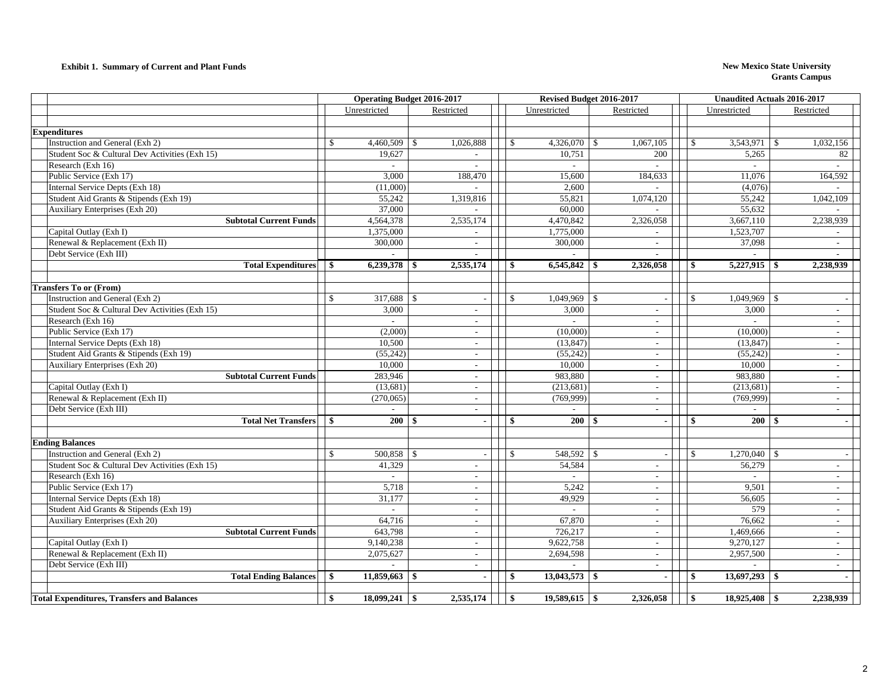**Exhibit 1. Summary of Current and Plant Funds**

**New Mexico State University**
**Grants Campus**

| | Operating Budget 2016-2017 | | Revised Budget 2016-2017 | | Unaudited Actuals 2016-2017 | |
|---|---|---|---|---|---|---|
| | Unrestricted | Restricted | Unrestricted | Restricted | Unrestricted | Restricted |
| **Expenditures** | | | | | | |
| Instruction and General (Exh 2) | $ 4,460,509 | $ 1,026,888 | $ 4,326,070 | $ 1,067,105 | $ 3,543,971 | $ 1,032,156 |
| Student Soc & Cultural Dev Activities (Exh 15) | 19,627 | - | 10,751 | 200 | 5,265 | 82 |
| Research (Exh 16) | - | - | - | - | - | - |
| Public Service (Exh 17) | 3,000 | 188,470 | 15,600 | 184,633 | 11,076 | 164,592 |
| Internal Service Depts (Exh 18) | (11,000) | - | 2,600 | - | (4,076) | - |
| Student Aid Grants & Stipends (Exh 19) | 55,242 | 1,319,816 | 55,821 | 1,074,120 | 55,242 | 1,042,109 |
| Auxiliary Enterprises (Exh 20) | 37,000 | - | 60,000 | - | 55,632 | - |
| **Subtotal Current Funds** | 4,564,378 | 2,535,174 | 4,470,842 | 2,326,058 | 3,667,110 | 2,238,939 |
| Capital Outlay (Exh I) | 1,375,000 | - | 1,775,000 | - | 1,523,707 | - |
| Renewal & Replacement (Exh II) | 300,000 | - | 300,000 | - | 37,098 | - |
| Debt Service (Exh III) | - | - | - | - | - | - |
| **Total Expenditures** | **$ 6,239,378** | **$ 2,535,174** | **$ 6,545,842** | **$ 2,326,058** | **$ 5,227,915** | **$ 2,238,939** |
| **Transfers To or (From)** | | | | | | |
| Instruction and General (Exh 2) | $ 317,688 | $ - | $ 1,049,969 | $ - | $ 1,049,969 | $ - |
| Student Soc & Cultural Dev Activities (Exh 15) | 3,000 | - | 3,000 | - | 3,000 | - |
| Research (Exh 16) | - | - | - | - | - | - |
| Public Service (Exh 17) | (2,000) | - | (10,000) | - | (10,000) | - |
| Internal Service Depts (Exh 18) | 10,500 | - | (13,847) | - | (13,847) | - |
| Student Aid Grants & Stipends (Exh 19) | (55,242) | - | (55,242) | - | (55,242) | - |
| Auxiliary Enterprises (Exh 20) | 10,000 | - | 10,000 | - | 10,000 | - |
| **Subtotal Current Funds** | 283,946 | - | 983,880 | - | 983,880 | - |
| Capital Outlay (Exh I) | (13,681) | - | (213,681) | - | (213,681) | - |
| Renewal & Replacement (Exh II) | (270,065) | - | (769,999) | - | (769,999) | - |
| Debt Service (Exh III) | - | - | - | - | - | - |
| **Total Net Transfers** | **$ 200** | **$ -** | **$ 200** | **$ -** | **$ 200** | **$ -** |
| **Ending Balances** | | | | | | |
| Instruction and General (Exh 2) | $ 500,858 | $ - | $ 548,592 | $ - | $ 1,270,040 | $ - |
| Student Soc & Cultural Dev Activities (Exh 15) | 41,329 | - | 54,584 | - | 56,279 | - |
| Research (Exh 16) | - | - | - | - | - | - |
| Public Service (Exh 17) | 5,718 | - | 5,242 | - | 9,501 | - |
| Internal Service Depts (Exh 18) | 31,177 | - | 49,929 | - | 56,605 | - |
| Student Aid Grants & Stipends (Exh 19) | - | - | - | - | 579 | - |
| Auxiliary Enterprises (Exh 20) | 64,716 | - | 67,870 | - | 76,662 | - |
| **Subtotal Current Funds** | 643,798 | - | 726,217 | - | 1,469,666 | - |
| Capital Outlay (Exh I) | 9,140,238 | - | 9,622,758 | - | 9,270,127 | - |
| Renewal & Replacement (Exh II) | 2,075,627 | - | 2,694,598 | - | 2,957,500 | - |
| Debt Service (Exh III) | - | - | - | - | - | - |
| **Total Ending Balances** | **$ 11,859,663** | **$ -** | **$ 13,043,573** | **$ -** | **$ 13,697,293** | **$ -** |
| **Total Expenditures, Transfers and Balances** | **$ 18,099,241** | **$ 2,535,174** | **$ 19,589,615** | **$ 2,326,058** | **$ 18,925,408** | **$ 2,238,939** |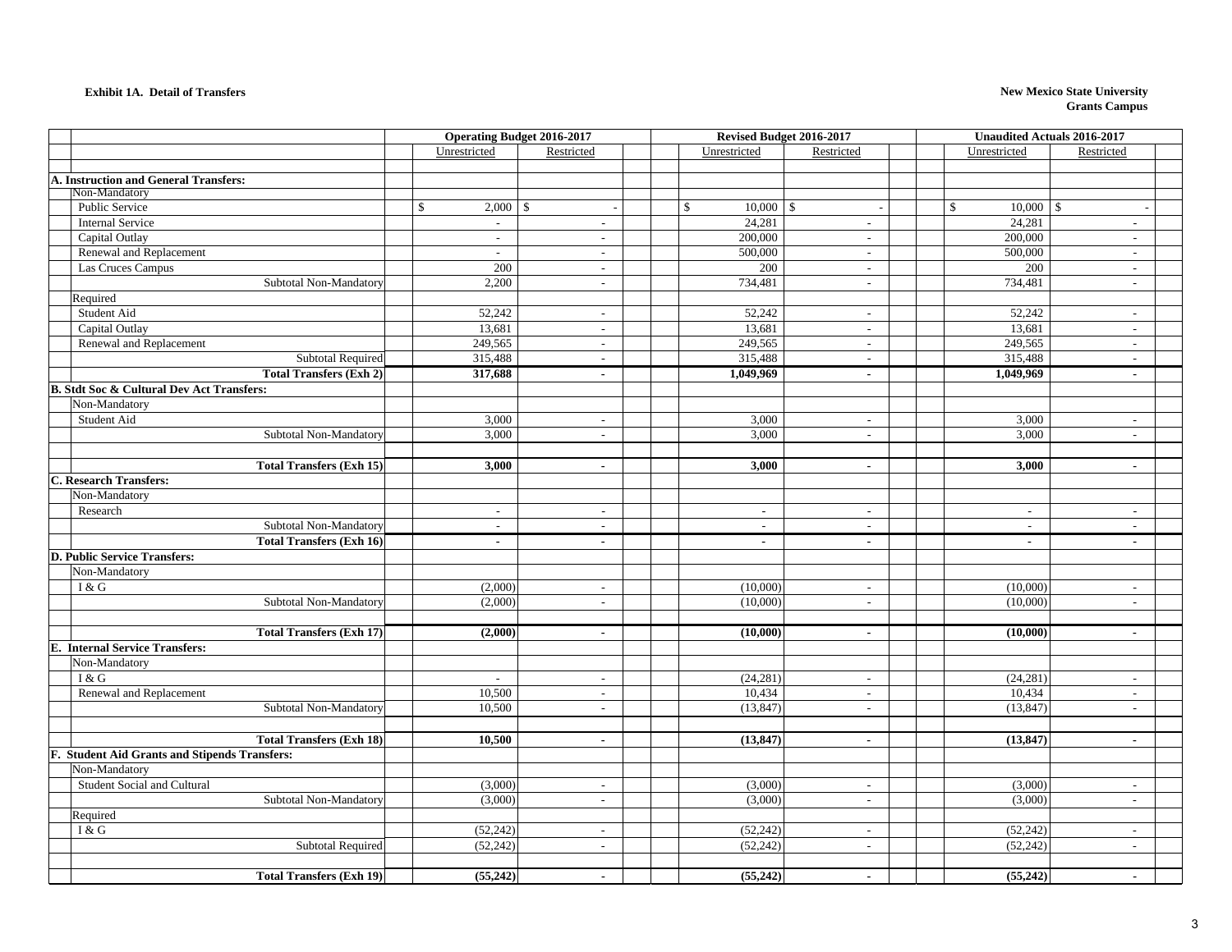**Exhibit 1A. Detail of Transfers**

**New Mexico State University**
**Grants Campus**

| | Operating Budget 2016-2017 | | Revised Budget 2016-2017 | | Unaudited Actuals 2016-2017 | |
|---|---|---|---|---|---|---|
| | Unrestricted | Restricted | Unrestricted | Restricted | Unrestricted | Restricted |
| **A. Instruction and General Transfers:** | | | | | | |
| Non-Mandatory | | | | | | |
| Public Service | $ 2,000 | $ - | $ 10,000 | $ - | $ 10,000 | $ - |
| Internal Service | - | - | 24,281 | - | 24,281 | - |
| Capital Outlay | - | - | 200,000 | - | 200,000 | - |
| Renewal and Replacement | - | - | 500,000 | - | 500,000 | - |
| Las Cruces Campus | 200 | - | 200 | - | 200 | - |
| Subtotal Non-Mandatory | 2,200 | - | 734,481 | - | 734,481 | - |
| Required | | | | | | |
| Student Aid | 52,242 | - | 52,242 | - | 52,242 | - |
| Capital Outlay | 13,681 | - | 13,681 | - | 13,681 | - |
| Renewal and Replacement | 249,565 | - | 249,565 | - | 249,565 | - |
| Subtotal Required | 315,488 | - | 315,488 | - | 315,488 | - |
| **Total Transfers (Exh 2)** | **317,688** | **-** | **1,049,969** | **-** | **1,049,969** | **-** |
| **B. Stdt Soc & Cultural Dev Act Transfers:** | | | | | | |
| Non-Mandatory | | | | | | |
| Student Aid | 3,000 | - | 3,000 | - | 3,000 | - |
| Subtotal Non-Mandatory | 3,000 | - | 3,000 | - | 3,000 | - |
| **Total Transfers (Exh 15)** | **3,000** | **-** | **3,000** | **-** | **3,000** | **-** |
| **C. Research Transfers:** | | | | | | |
| Non-Mandatory | | | | | | |
| Research | - | - | - | - | - | - |
| Subtotal Non-Mandatory | - | - | - | - | - | - |
| **Total Transfers (Exh 16)** | **-** | **-** | **-** | **-** | **-** | **-** |
| **D. Public Service Transfers:** | | | | | | |
| Non-Mandatory | | | | | | |
| I & G | (2,000) | - | (10,000) | - | (10,000) | - |
| Subtotal Non-Mandatory | (2,000) | - | (10,000) | - | (10,000) | - |
| **Total Transfers (Exh 17)** | **(2,000)** | **-** | **(10,000)** | **-** | **(10,000)** | **-** |
| **E. Internal Service Transfers:** | | | | | | |
| Non-Mandatory | | | | | | |
| I & G | - | - | (24,281) | - | (24,281) | - |
| Renewal and Replacement | 10,500 | - | 10,434 | - | 10,434 | - |
| Subtotal Non-Mandatory | 10,500 | - | (13,847) | - | (13,847) | - |
| **Total Transfers (Exh 18)** | **10,500** | **-** | **(13,847)** | **-** | **(13,847)** | **-** |
| **F. Student Aid Grants and Stipends Transfers:** | | | | | | |
| Non-Mandatory | | | | | | |
| Student Social and Cultural | (3,000) | - | (3,000) | - | (3,000) | - |
| Subtotal Non-Mandatory | (3,000) | - | (3,000) | - | (3,000) | - |
| Required | | | | | | |
| I & G | (52,242) | - | (52,242) | - | (52,242) | - |
| Subtotal Required | (52,242) | - | (52,242) | - | (52,242) | - |
| **Total Transfers (Exh 19)** | **(55,242)** | **-** | **(55,242)** | **-** | **(55,242)** | **-** |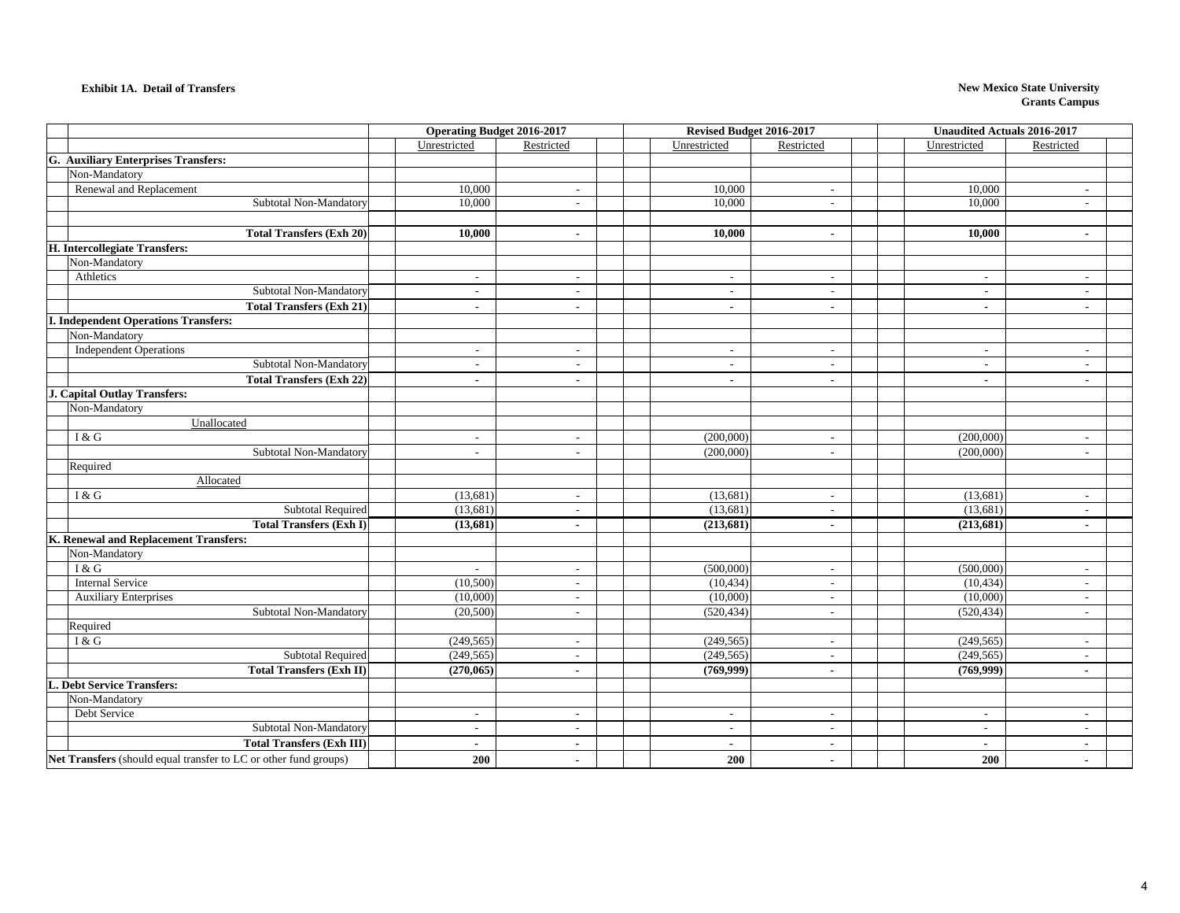**Exhibit 1A. Detail of Transfers**

**New Mexico State University**
**Grants Campus**

| | Operating Budget 2016-2017 | | Revised Budget 2016-2017 | | Unaudited Actuals 2016-2017 | |
|---|---|---|---|---|---|---|
| | Unrestricted | Restricted | Unrestricted | Restricted | Unrestricted | Restricted |
| **G. Auxiliary Enterprises Transfers:** | | | | | | |
| Non-Mandatory | | | | | | |
| Renewal and Replacement | 10,000 | - | 10,000 | - | 10,000 | - |
| Subtotal Non-Mandatory | 10,000 | - | 10,000 | - | 10,000 | - |
| **Total Transfers (Exh 20)** | **10,000** | **-** | **10,000** | **-** | **10,000** | **-** |
| **H. Intercollegiate Transfers:** | | | | | | |
| Non-Mandatory | | | | | | |
| Athletics | - | - | - | - | - | - |
| Subtotal Non-Mandatory | - | - | - | - | - | - |
| **Total Transfers (Exh 21)** | **-** | **-** | **-** | **-** | **-** | **-** |
| **I. Independent Operations Transfers:** | | | | | | |
| Non-Mandatory | | | | | | |
| Independent Operations | - | - | - | - | - | - |
| Subtotal Non-Mandatory | - | - | - | - | - | - |
| **Total Transfers (Exh 22)** | **-** | **-** | **-** | **-** | **-** | **-** |
| **J. Capital Outlay Transfers:** | | | | | | |
| Non-Mandatory | | | | | | |
| Unallocated | | | | | | |
| I & G | - | - | (200,000) | - | (200,000) | - |
| Subtotal Non-Mandatory | - | - | (200,000) | - | (200,000) | - |
| Required | | | | | | |
| Allocated | | | | | | |
| I & G | (13,681) | - | (13,681) | - | (13,681) | - |
| Subtotal Required | (13,681) | - | (13,681) | - | (13,681) | - |
| **Total Transfers (Exh I)** | **(13,681)** | **-** | **(213,681)** | **-** | **(213,681)** | **-** |
| **K. Renewal and Replacement Transfers:** | | | | | | |
| Non-Mandatory | | | | | | |
| I & G | - | - | (500,000) | - | (500,000) | - |
| Internal Service | (10,500) | - | (10,434) | - | (10,434) | - |
| Auxiliary Enterprises | (10,000) | - | (10,000) | - | (10,000) | - |
| Subtotal Non-Mandatory | (20,500) | - | (520,434) | - | (520,434) | - |
| Required | | | | | | |
| I & G | (249,565) | - | (249,565) | - | (249,565) | - |
| Subtotal Required | (249,565) | - | (249,565) | - | (249,565) | - |
| **Total Transfers (Exh II)** | **(270,065)** | **-** | **(769,999)** | **-** | **(769,999)** | **-** |
| **L. Debt Service Transfers:** | | | | | | |
| Non-Mandatory | | | | | | |
| Debt Service | - | - | - | - | - | - |
| Subtotal Non-Mandatory | - | - | - | - | - | - |
| **Total Transfers (Exh III)** | **-** | **-** | **-** | **-** | **-** | **-** |
| **Net Transfers** (should equal transfer to LC or other fund groups) | **200** | **-** | **200** | **-** | **200** | **-** |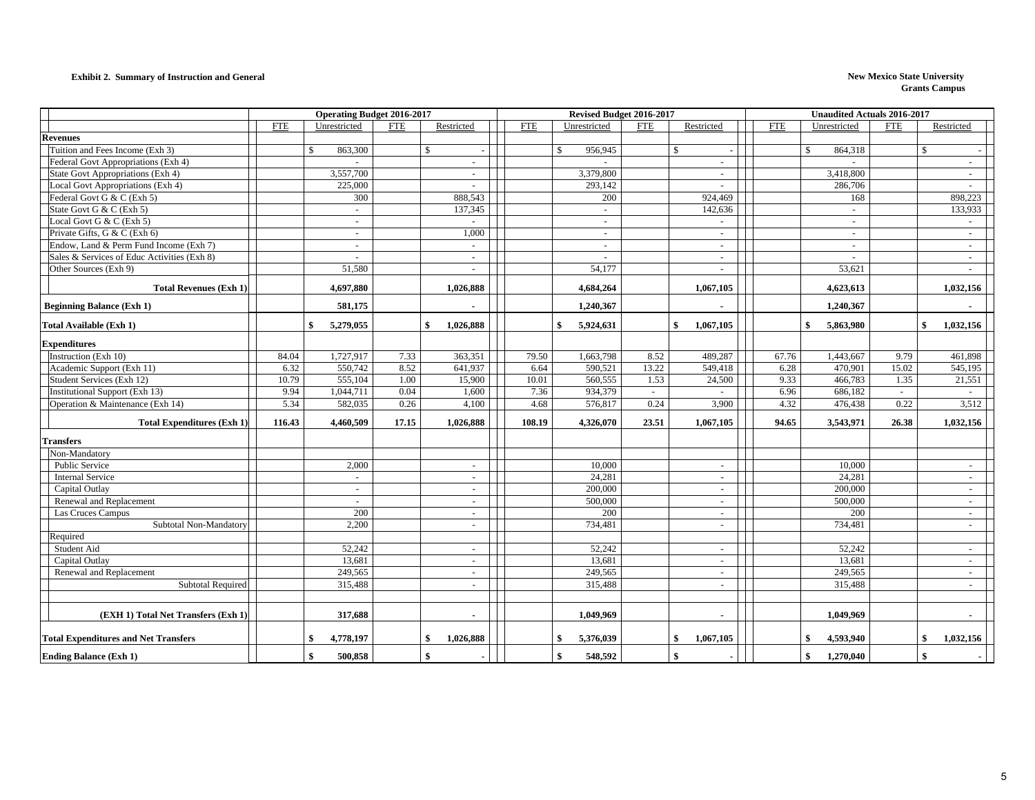**Exhibit 2. Summary of Instruction and General**

**New Mexico State University**
**Grants Campus**

| | Operating Budget 2016-2017 | | | | Revised Budget 2016-2017 | | | | Unaudited Actuals 2016-2017 | | | |
|---|---|---|---|---|---|---|---|---|---|---|---|---|
| | FTE | Unrestricted | FTE | Restricted | FTE | Unrestricted | FTE | Restricted | FTE | Unrestricted | FTE | Restricted |
| **Revenues** | | | | | | | | | | | | |
| Tuition and Fees Income (Exh 3) | | $ 863,300 | | $ - | | $ 956,945 | | $ - | | $ 864,318 | | $ - |
| Federal Govt Appropriations (Exh 4) | | - | | - | | - | | - | | - | | - |
| State Govt Appropriations (Exh 4) | | 3,557,700 | | - | | 3,379,800 | | - | | 3,418,800 | | - |
| Local Govt Appropriations (Exh 4) | | 225,000 | | - | | 293,142 | | - | | 286,706 | | - |
| Federal Govt G & C (Exh 5) | | 300 | | 888,543 | | 200 | | 924,469 | | 168 | | 898,223 |
| State Govt G & C (Exh 5) | | - | | 137,345 | | - | | 142,636 | | - | | 133,933 |
| Local Govt G & C (Exh 5) | | - | | - | | - | | - | | - | | - |
| Private Gifts, G & C (Exh 6) | | - | | 1,000 | | - | | - | | - | | - |
| Endow, Land & Perm Fund Income (Exh 7) | | - | | - | | - | | - | | - | | - |
| Sales & Services of Educ Activities (Exh 8) | | - | | - | | - | | - | | - | | - |
| Other Sources (Exh 9) | | 51,580 | | - | | 54,177 | | - | | 53,621 | | - |
| **Total Revenues (Exh 1)** | | **4,697,880** | | **1,026,888** | | **4,684,264** | | **1,067,105** | | **4,623,613** | | **1,032,156** |
| **Beginning Balance (Exh 1)** | | **581,175** | | **-** | | **1,240,367** | | **-** | | **1,240,367** | | **-** |
| **Total Available (Exh 1)** | | **$ 5,279,055** | | **$ 1,026,888** | | **$ 5,924,631** | | **$ 1,067,105** | | **$ 5,863,980** | | **$ 1,032,156** |
| **Expenditures** | | | | | | | | | | | | |
| Instruction (Exh 10) | 84.04 | 1,727,917 | 7.33 | 363,351 | 79.50 | 1,663,798 | 8.52 | 489,287 | 67.76 | 1,443,667 | 9.79 | 461,898 |
| Academic Support (Exh 11) | 6.32 | 550,742 | 8.52 | 641,937 | 6.64 | 590,521 | 13.22 | 549,418 | 6.28 | 470,901 | 15.02 | 545,195 |
| Student Services (Exh 12) | 10.79 | 555,104 | 1.00 | 15,900 | 10.01 | 560,555 | 1.53 | 24,500 | 9.33 | 466,783 | 1.35 | 21,551 |
| Institutional Support (Exh 13) | 9.94 | 1,044,711 | 0.04 | 1,600 | 7.36 | 934,379 | - | - | 6.96 | 686,182 | - | - |
| Operation & Maintenance (Exh 14) | 5.34 | 582,035 | 0.26 | 4,100 | 4.68 | 576,817 | 0.24 | 3,900 | 4.32 | 476,438 | 0.22 | 3,512 |
| **Total Expenditures (Exh 1)** | **116.43** | **4,460,509** | **17.15** | **1,026,888** | **108.19** | **4,326,070** | **23.51** | **1,067,105** | **94.65** | **3,543,971** | **26.38** | **1,032,156** |
| **Transfers** | | | | | | | | | | | | |
| Non-Mandatory | | | | | | | | | | | | |
| Public Service | | 2,000 | | - | | 10,000 | | - | | 10,000 | | - |
| Internal Service | | - | | - | | 24,281 | | - | | 24,281 | | - |
| Capital Outlay | | - | | - | | 200,000 | | - | | 200,000 | | - |
| Renewal and Replacement | | - | | - | | 500,000 | | - | | 500,000 | | - |
| Las Cruces Campus | | 200 | | - | | 200 | | - | | 200 | | - |
| Subtotal Non-Mandatory | | 2,200 | | - | | 734,481 | | - | | 734,481 | | - |
| Required | | | | | | | | | | | | |
| Student Aid | | 52,242 | | - | | 52,242 | | - | | 52,242 | | - |
| Capital Outlay | | 13,681 | | - | | 13,681 | | - | | 13,681 | | - |
| Renewal and Replacement | | 249,565 | | - | | 249,565 | | - | | 249,565 | | - |
| Subtotal Required | | 315,488 | | - | | 315,488 | | - | | 315,488 | | - |
| **(EXH 1) Total Net Transfers (Exh 1)** | | **317,688** | | **-** | | **1,049,969** | | **-** | | **1,049,969** | | **-** |
| **Total Expenditures and Net Transfers** | | **$ 4,778,197** | | **$ 1,026,888** | | **$ 5,376,039** | | **$ 1,067,105** | | **$ 4,593,940** | | **$ 1,032,156** |
| **Ending Balance (Exh 1)** | | **$ 500,858** | | **$ -** | | **$ 548,592** | | **$ -** | | **$ 1,270,040** | | **$ -** |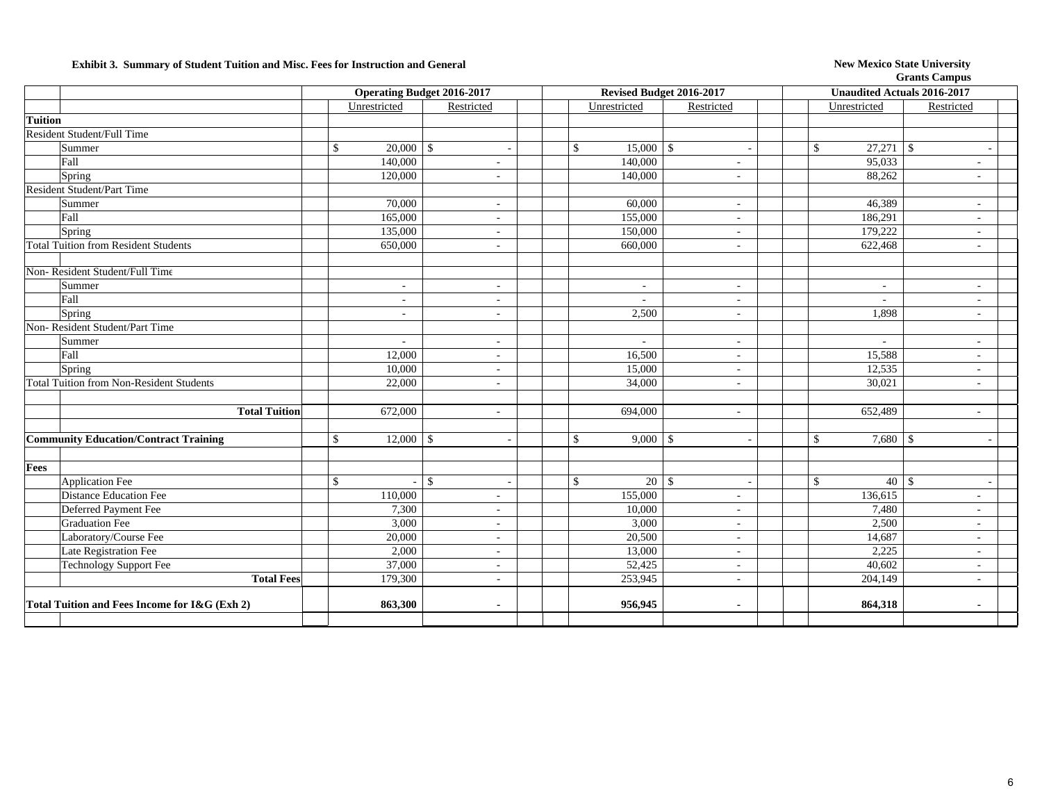**Exhibit 3. Summary of Student Tuition and Misc. Fees for Instruction and General**

**New Mexico State University**
**Grants Campus**

| | Operating Budget 2016-2017 | | Revised Budget 2016-2017 | | Unaudited Actuals 2016-2017 | |
|---|---|---|---|---|---|---|
| | Unrestricted | Restricted | Unrestricted | Restricted | Unrestricted | Restricted |
| **Tuition** | | | | | | |
| Resident Student/Full Time | | | | | | |
| Summer | $ 20,000 | $ - | $ 15,000 | $ - | $ 27,271 | $ - |
| Fall | 140,000 | - | 140,000 | - | 95,033 | - |
| Spring | 120,000 | - | 140,000 | - | 88,262 | - |
| Resident Student/Part Time | | | | | | |
| Summer | 70,000 | - | 60,000 | - | 46,389 | - |
| Fall | 165,000 | - | 155,000 | - | 186,291 | - |
| Spring | 135,000 | - | 150,000 | - | 179,222 | - |
| Total Tuition from Resident Students | 650,000 | - | 660,000 | - | 622,468 | - |
| | | | | | | |
| Non- Resident Student/Full Time | | | | | | |
| Summer | - | - | - | - | - | - |
| Fall | - | - | - | - | - | - |
| Spring | - | - | 2,500 | - | 1,898 | - |
| Non- Resident Student/Part Time | | | | | | |
| Summer | - | - | - | - | - | - |
| Fall | 12,000 | - | 16,500 | - | 15,588 | - |
| Spring | 10,000 | - | 15,000 | - | 12,535 | - |
| Total Tuition from Non-Resident Students | 22,000 | - | 34,000 | - | 30,021 | - |
| | | | | | | |
| **Total Tuition** | 672,000 | - | 694,000 | - | 652,489 | - |
| | | | | | | |
| **Community Education/Contract Training** | $ 12,000 | $ - | $ 9,000 | $ - | $ 7,680 | $ - |
| | | | | | | |
| **Fees** | | | | | | |
| Application Fee | $ - | $ - | $ 20 | $ - | $ 40 | $ - |
| Distance Education Fee | 110,000 | - | 155,000 | - | 136,615 | - |
| Deferred Payment Fee | 7,300 | - | 10,000 | - | 7,480 | - |
| Graduation Fee | 3,000 | - | 3,000 | - | 2,500 | - |
| Laboratory/Course Fee | 20,000 | - | 20,500 | - | 14,687 | - |
| Late Registration Fee | 2,000 | - | 13,000 | - | 2,225 | - |
| Technology Support Fee | 37,000 | - | 52,425 | - | 40,602 | - |
| **Total Fees** | 179,300 | - | 253,945 | - | 204,149 | - |
| | | | | | | |
| **Total Tuition and Fees Income for I&G (Exh 2)** | **863,300** | **-** | **956,945** | **-** | **864,318** | **-** |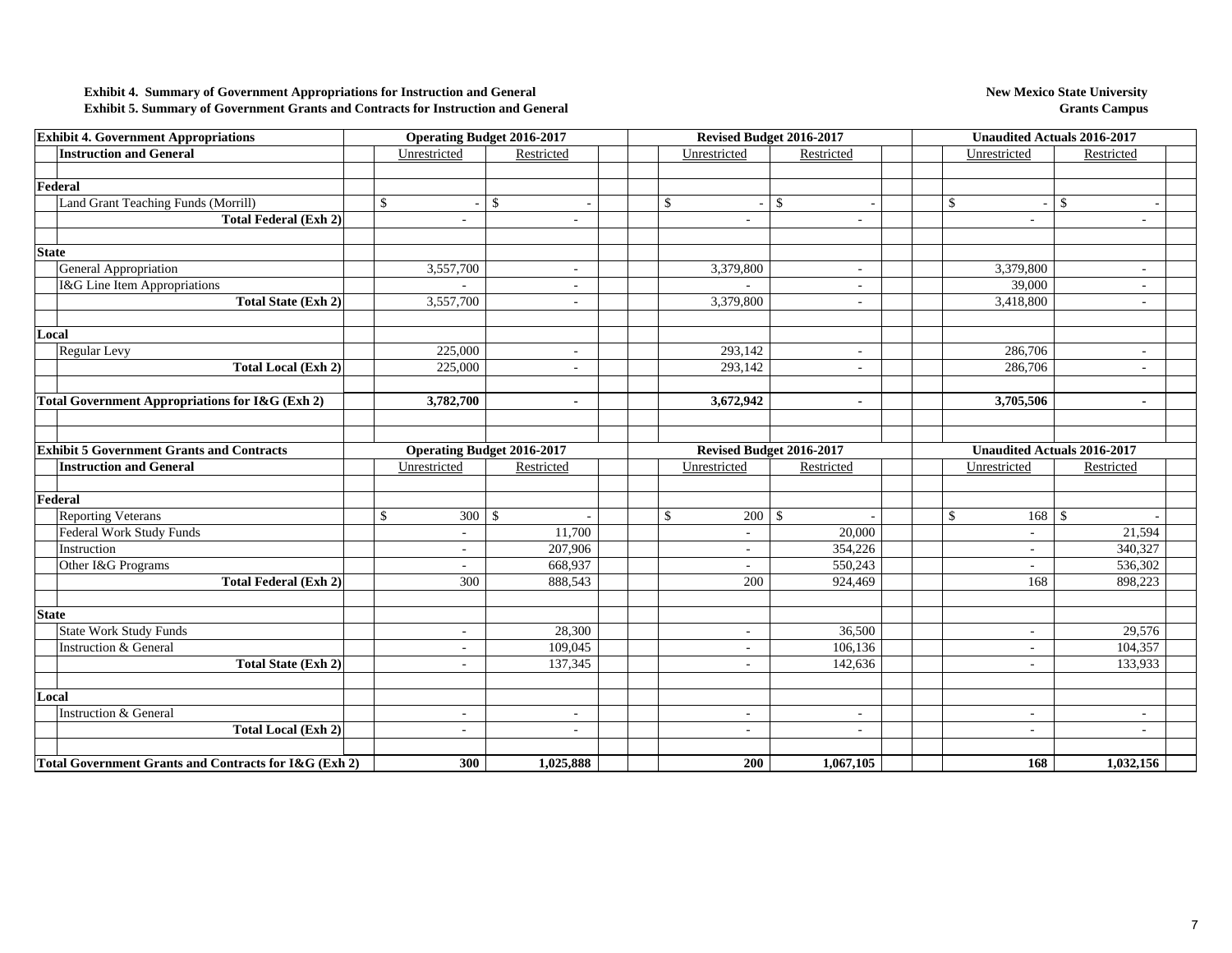**Exhibit 4. Summary of Government Appropriations for Instruction and General**
**Exhibit 5. Summary of Government Grants and Contracts for Instruction and General**

**New Mexico State University**
**Grants Campus**

| Exhibit 4. Government Appropriations | Operating Budget 2016-2017 | | Revised Budget 2016-2017 | | Unaudited Actuals 2016-2017 | |
|---|---|---|---|---|---|---|
| **Instruction and General** | Unrestricted | Restricted | Unrestricted | Restricted | Unrestricted | Restricted |
| **Federal** | | | | | | |
| Land Grant Teaching Funds (Morrill) | $ - | $ - | $ - | $ - | $ - | $ - |
| **Total Federal (Exh 2)** | - | - | - | - | - | - |
| **State** | | | | | | |
| General Appropriation | 3,557,700 | - | 3,379,800 | - | 3,379,800 | - |
| I&G Line Item Appropriations | - | - | - | - | 39,000 | - |
| **Total State (Exh 2)** | 3,557,700 | - | 3,379,800 | - | 3,418,800 | - |
| **Local** | | | | | | |
| Regular Levy | 225,000 | - | 293,142 | - | 286,706 | - |
| **Total Local (Exh 2)** | 225,000 | - | 293,142 | - | 286,706 | - |
| **Total Government Appropriations for I&G (Exh 2)** | **3,782,700** | **-** | **3,672,942** | **-** | **3,705,506** | **-** |

| Exhibit 5 Government Grants and Contracts | Operating Budget 2016-2017 | | Revised Budget 2016-2017 | | Unaudited Actuals 2016-2017 | |
|---|---|---|---|---|---|---|
| **Instruction and General** | Unrestricted | Restricted | Unrestricted | Restricted | Unrestricted | Restricted |
| **Federal** | | | | | | |
| Reporting Veterans | $ 300 | $ - | $ 200 | $ - | $ 168 | $ - |
| Federal Work Study Funds | - | 11,700 | - | 20,000 | - | 21,594 |
| Instruction | - | 207,906 | - | 354,226 | - | 340,327 |
| Other I&G Programs | - | 668,937 | - | 550,243 | - | 536,302 |
| **Total Federal (Exh 2)** | 300 | 888,543 | 200 | 924,469 | 168 | 898,223 |
| **State** | | | | | | |
| State Work Study Funds | - | 28,300 | - | 36,500 | - | 29,576 |
| Instruction & General | - | 109,045 | - | 106,136 | - | 104,357 |
| **Total State (Exh 2)** | - | 137,345 | - | 142,636 | - | 133,933 |
| **Local** | | | | | | |
| Instruction & General | - | - | - | - | - | - |
| **Total Local (Exh 2)** | - | - | - | - | - | - |
| **Total Government Grants and Contracts for I&G (Exh 2)** | **300** | **1,025,888** | **200** | **1,067,105** | **168** | **1,032,156** |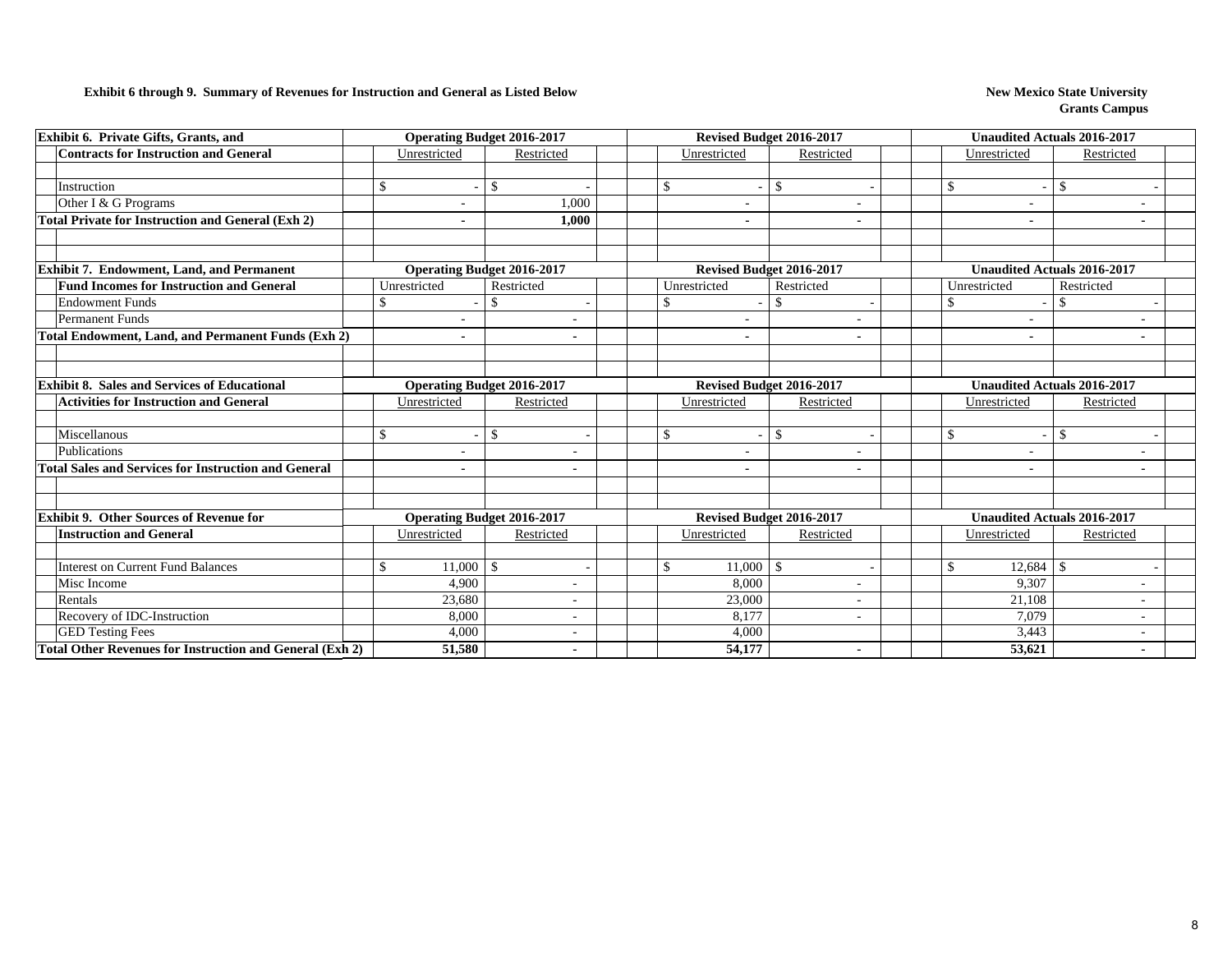**Exhibit 6 through 9. Summary of Revenues for Instruction and General as Listed Below**

**New Mexico State University**
**Grants Campus**

| **Exhibit 6. Private Gifts, Grants, and Contracts for Instruction and General** | **Operating Budget 2016-2017** | | **Revised Budget 2016-2017** | | **Unaudited Actuals 2016-2017** | |
|---|---|---|---|---|---|---|
| | Unrestricted | Restricted | Unrestricted | Restricted | Unrestricted | Restricted |
| Instruction | $ - | $ - | $ - | $ - | $ - | $ - |
| Other I & G Programs | - | 1,000 | - | - | - | - |
| **Total Private for Instruction and General (Exh 2)** | **-** | **1,000** | **-** | **-** | **-** | **-** |

| **Exhibit 7. Endowment, Land, and Permanent Fund Incomes for Instruction and General** | **Operating Budget 2016-2017** | | **Revised Budget 2016-2017** | | **Unaudited Actuals 2016-2017** | |
|---|---|---|---|---|---|---|
| | Unrestricted | Restricted | Unrestricted | Restricted | Unrestricted | Restricted |
| Endowment Funds | $ - | $ - | $ - | $ - | $ - | $ - |
| Permanent Funds | - | - | - | - | - | - |
| **Total Endowment, Land, and Permanent Funds (Exh 2)** | **-** | **-** | **-** | **-** | **-** | **-** |

| **Exhibit 8. Sales and Services of Educational Activities for Instruction and General** | **Operating Budget 2016-2017** | | **Revised Budget 2016-2017** | | **Unaudited Actuals 2016-2017** | |
|---|---|---|---|---|---|---|
| | Unrestricted | Restricted | Unrestricted | Restricted | Unrestricted | Restricted |
| Miscellanous | $ - | $ - | $ - | $ - | $ - | $ - |
| Publications | - | - | - | - | - | - |
| **Total Sales and Services for Instruction and General** | **-** | **-** | **-** | **-** | **-** | **-** |

| **Exhibit 9. Other Sources of Revenue for Instruction and General** | **Operating Budget 2016-2017** | | **Revised Budget 2016-2017** | | **Unaudited Actuals 2016-2017** | |
|---|---|---|---|---|---|---|
| | Unrestricted | Restricted | Unrestricted | Restricted | Unrestricted | Restricted |
| Interest on Current Fund Balances | $ 11,000 | $ - | $ 11,000 | $ - | $ 12,684 | $ - |
| Misc Income | 4,900 | - | 8,000 | - | 9,307 | - |
| Rentals | 23,680 | - | 23,000 | - | 21,108 | - |
| Recovery of IDC-Instruction | 8,000 | - | 8,177 | - | 7,079 | - |
| GED Testing Fees | 4,000 | - | 4,000 | | 3,443 | - |
| **Total Other Revenues for Instruction and General (Exh 2)** | **51,580** | **-** | **54,177** | **-** | **53,621** | **-** |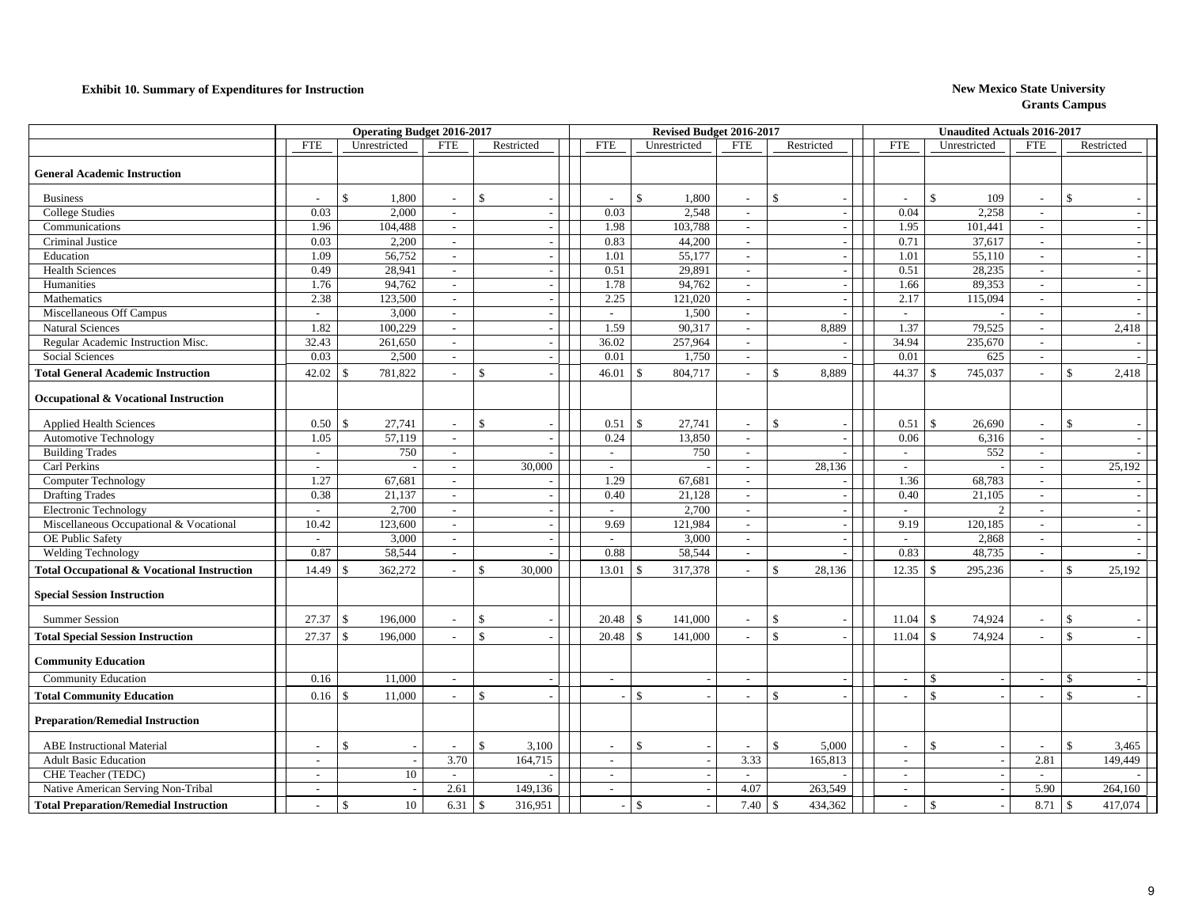**Exhibit 10. Summary of Expenditures for Instruction**

**New Mexico State University**
**Grants Campus**

| | Operating Budget 2016-2017 | | | | Revised Budget 2016-2017 | | | | Unaudited Actuals 2016-2017 | | | |
|---|---|---|---|---|---|---|---|---|---|---|---|---|
| | FTE | Unrestricted | FTE | Restricted | FTE | Unrestricted | FTE | Restricted | FTE | Unrestricted | FTE | Restricted |
| **General Academic Instruction** | | | | | | | | | | | | |
| Business | - | $ 1,800 | - | $ - | - | $ 1,800 | - | $ - | - | $ 109 | - | $ - |
| College Studies | 0.03 | 2,000 | - | - | 0.03 | 2,548 | - | - | 0.04 | 2,258 | - | - |
| Communications | 1.96 | 104,488 | - | - | 1.98 | 103,788 | - | - | 1.95 | 101,441 | - | - |
| Criminal Justice | 0.03 | 2,200 | - | - | 0.83 | 44,200 | - | - | 0.71 | 37,617 | - | - |
| Education | 1.09 | 56,752 | - | - | 1.01 | 55,177 | - | - | 1.01 | 55,110 | - | - |
| Health Sciences | 0.49 | 28,941 | - | - | 0.51 | 29,891 | - | - | 0.51 | 28,235 | - | - |
| Humanities | 1.76 | 94,762 | - | - | 1.78 | 94,762 | - | - | 1.66 | 89,353 | - | - |
| Mathematics | 2.38 | 123,500 | - | - | 2.25 | 121,020 | - | - | 2.17 | 115,094 | - | - |
| Miscellaneous Off Campus | - | 3,000 | - | - | - | 1,500 | - | - | - | - | - | - |
| Natural Sciences | 1.82 | 100,229 | - | - | 1.59 | 90,317 | - | 8,889 | 1.37 | 79,525 | - | 2,418 |
| Regular Academic Instruction Misc. | 32.43 | 261,650 | - | - | 36.02 | 257,964 | - | - | 34.94 | 235,670 | - | - |
| Social Sciences | 0.03 | 2,500 | - | - | 0.01 | 1,750 | - | - | 0.01 | 625 | - | - |
| **Total General Academic Instruction** | 42.02 | $ 781,822 | - | $ - | 46.01 | $ 804,717 | - | $ 8,889 | 44.37 | $ 745,037 | - | $ 2,418 |
| **Occupational & Vocational Instruction** | | | | | | | | | | | | |
| Applied Health Sciences | 0.50 | $ 27,741 | - | $ - | 0.51 | $ 27,741 | - | $ - | 0.51 | $ 26,690 | - | $ - |
| Automotive Technology | 1.05 | 57,119 | - | - | 0.24 | 13,850 | - | - | 0.06 | 6,316 | - | - |
| Building Trades | - | 750 | - | - | - | 750 | - | - | - | 552 | - | - |
| Carl Perkins | - | - | - | 30,000 | - | - | - | 28,136 | - | - | - | 25,192 |
| Computer Technology | 1.27 | 67,681 | - | - | 1.29 | 67,681 | - | - | 1.36 | 68,783 | - | - |
| Drafting Trades | 0.38 | 21,137 | - | - | 0.40 | 21,128 | - | - | 0.40 | 21,105 | - | - |
| Electronic Technology | - | 2,700 | - | - | - | 2,700 | - | - | - | 2 | - | - |
| Miscellaneous Occupational & Vocational | 10.42 | 123,600 | - | - | 9.69 | 121,984 | - | - | 9.19 | 120,185 | - | - |
| OE Public Safety | - | 3,000 | - | - | - | 3,000 | - | - | - | 2,868 | - | - |
| Welding Technology | 0.87 | 58,544 | - | - | 0.88 | 58,544 | - | - | 0.83 | 48,735 | - | - |
| **Total Occupational & Vocational Instruction** | 14.49 | $ 362,272 | - | $ 30,000 | 13.01 | $ 317,378 | - | $ 28,136 | 12.35 | $ 295,236 | - | $ 25,192 |
| **Special Session Instruction** | | | | | | | | | | | | |
| Summer Session | 27.37 | $ 196,000 | - | $ - | 20.48 | $ 141,000 | - | $ - | 11.04 | $ 74,924 | - | $ - |
| **Total Special Session Instruction** | 27.37 | $ 196,000 | - | $ - | 20.48 | $ 141,000 | - | $ - | 11.04 | $ 74,924 | - | $ - |
| **Community Education** | | | | | | | | | | | | |
| Community Education | 0.16 | 11,000 | - | - | - | - | - | - | - | $ - | - | $ - |
| **Total Community Education** | 0.16 | $ 11,000 | - | $ - | - | $ - | - | $ - | - | $ - | - | $ - |
| **Preparation/Remedial Instruction** | | | | | | | | | | | | |
| ABE Instructional Material | - | $ - | - | $ 3,100 | - | $ - | - | $ 5,000 | - | $ - | - | $ 3,465 |
| Adult Basic Education | - | - | 3.70 | 164,715 | - | - | 3.33 | 165,813 | - | - | 2.81 | 149,449 |
| CHE Teacher (TEDC) | - | 10 | - | - | - | - | - | - | - | - | - | - |
| Native American Serving Non-Tribal | - | - | 2.61 | 149,136 | - | - | 4.07 | 263,549 | - | - | 5.90 | 264,160 |
| **Total Preparation/Remedial Instruction** | - | $ 10 | 6.31 | $ 316,951 | - | $ - | 7.40 | $ 434,362 | - | $ - | 8.71 | $ 417,074 |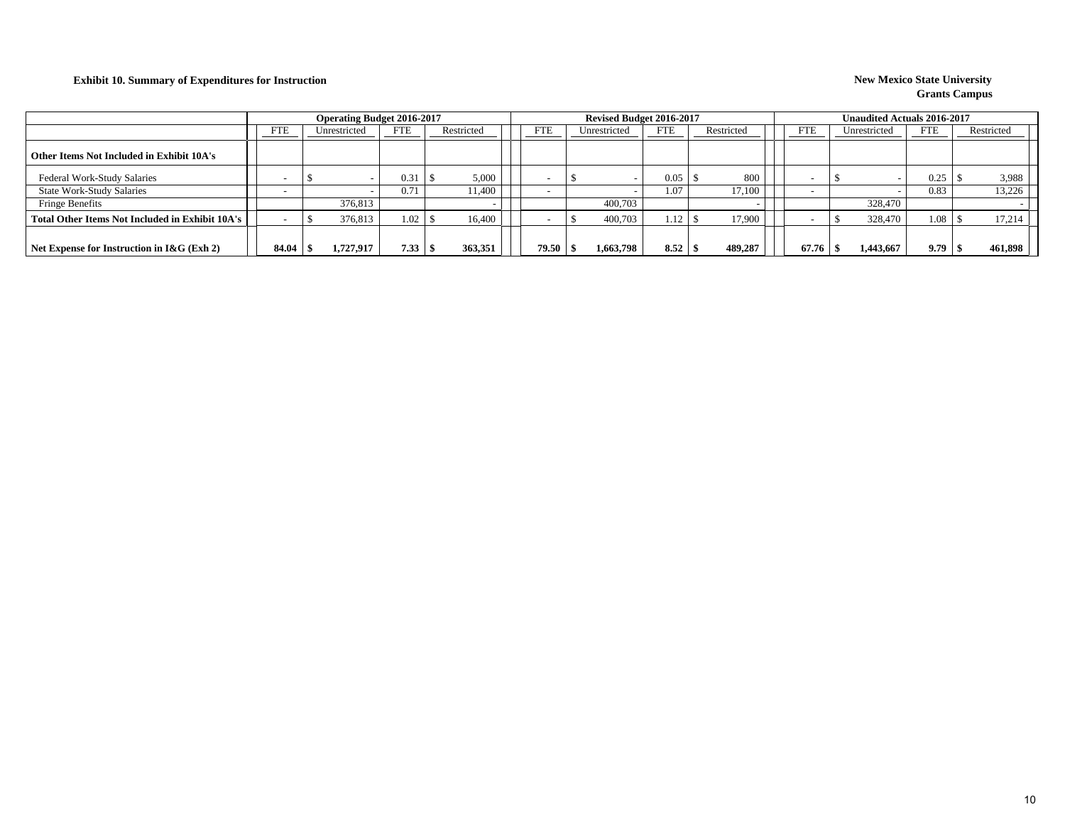**Exhibit 10. Summary of Expenditures for Instruction**

**New Mexico State University**
**Grants Campus**

| | Operating Budget 2016-2017 | | | | Revised Budget 2016-2017 | | | | Unaudited Actuals 2016-2017 | | | |
|---|---|---|---|---|---|---|---|---|---|---|---|---|
| | FTE | Unrestricted | FTE | Restricted | FTE | Unrestricted | FTE | Restricted | FTE | Unrestricted | FTE | Restricted |
| **Other Items Not Included in Exhibit 10A's** | | | | | | | | | | | | |
| Federal Work-Study Salaries | - | $ - | 0.31 | $ 5,000 | - | $ - | 0.05 | $ 800 | - | $ - | 0.25 | $ 3,988 |
| State Work-Study Salaries | - | - | 0.71 | 11,400 | - | - | 1.07 | 17,100 | - | - | 0.83 | 13,226 |
| Fringe Benefits | | 376,813 | | - | | 400,703 | | - | | 328,470 | | - |
| **Total Other Items Not Included in Exhibit 10A's** | - | $ 376,813 | 1.02 | $ 16,400 | - | $ 400,703 | 1.12 | $ 17,900 | - | $ 328,470 | 1.08 | $ 17,214 |
| **Net Expense for Instruction in I&G (Exh 2)** | **84.04** | **$ 1,727,917** | **7.33** | **$ 363,351** | **79.50** | **$ 1,663,798** | **8.52** | **$ 489,287** | **67.76** | **$ 1,443,667** | **9.79** | **$ 461,898** |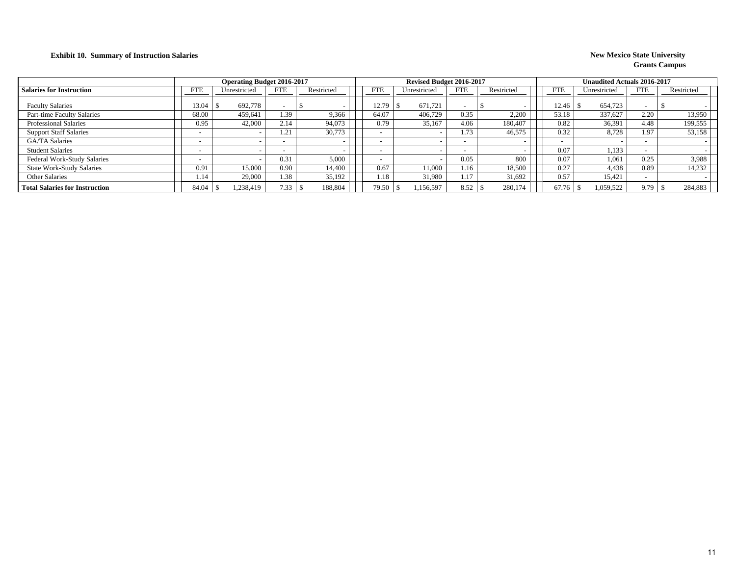**Exhibit 10. Summary of Instruction Salaries**

**New Mexico State University**
**Grants Campus**

| Salaries for Instruction | Operating Budget 2016-2017 | | | | Revised Budget 2016-2017 | | | | Unaudited Actuals 2016-2017 | | | |
|---|---|---|---|---|---|---|---|---|---|---|---|---|
| | FTE | Unrestricted | FTE | Restricted | FTE | Unrestricted | FTE | Restricted | FTE | Unrestricted | FTE | Restricted |
| Faculty Salaries | 13.04 | $ 692,778 | - | $ - | 12.79 | $ 671,721 | - | $ - | 12.46 | $ 654,723 | - | $ - |
| Part-time Faculty Salaries | 68.00 | 459,641 | 1.39 | 9,366 | 64.07 | 406,729 | 0.35 | 2,200 | 53.18 | 337,627 | 2.20 | 13,950 |
| Professional Salaries | 0.95 | 42,000 | 2.14 | 94,073 | 0.79 | 35,167 | 4.06 | 180,407 | 0.82 | 36,391 | 4.48 | 199,555 |
| Support Staff Salaries | - | - | 1.21 | 30,773 | - | - | 1.73 | 46,575 | 0.32 | 8,728 | 1.97 | 53,158 |
| GA/TA Salaries | - | - | - | - | - | - | - | - | - | - | - | - |
| Student Salaries | - | - | - | - | - | - | - | - | 0.07 | 1,133 | - | - |
| Federal Work-Study Salaries | - | - | 0.31 | 5,000 | - | - | 0.05 | 800 | 0.07 | 1,061 | 0.25 | 3,988 |
| State Work-Study Salaries | 0.91 | 15,000 | 0.90 | 14,400 | 0.67 | 11,000 | 1.16 | 18,500 | 0.27 | 4,438 | 0.89 | 14,232 |
| Other Salaries | 1.14 | 29,000 | 1.38 | 35,192 | 1.18 | 31,980 | 1.17 | 31,692 | 0.57 | 15,421 | - | - |
| **Total Salaries for Instruction** | 84.04 | $ 1,238,419 | 7.33 | $ 188,804 | 79.50 | $ 1,156,597 | 8.52 | $ 280,174 | 67.76 | $ 1,059,522 | 9.79 | $ 284,883 |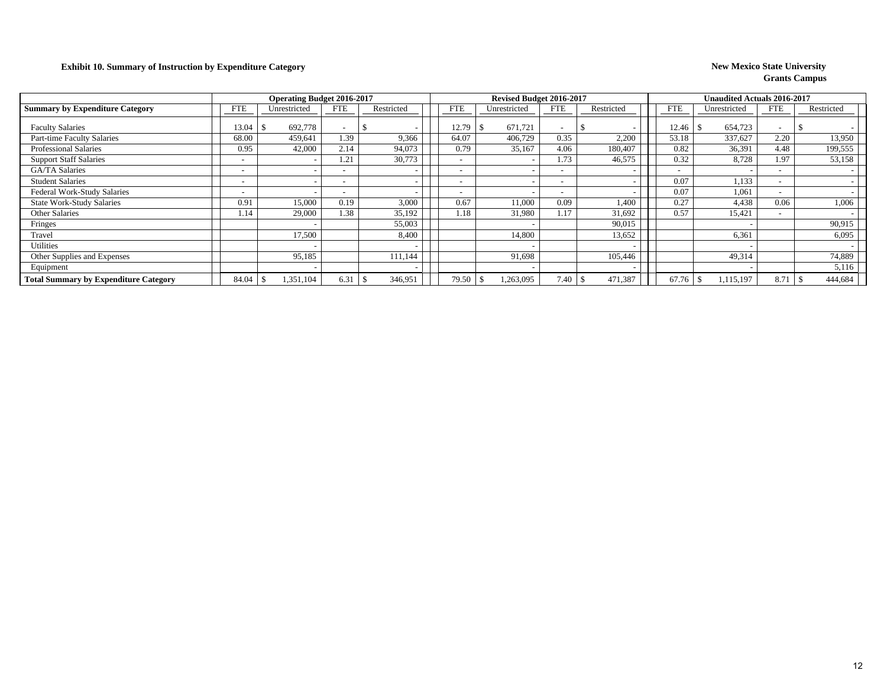**Exhibit 10. Summary of Instruction by Expenditure Category**

**New Mexico State University**
**Grants Campus**

| | Operating Budget 2016-2017 | | | | Revised Budget 2016-2017 | | | | Unaudited Actuals 2016-2017 | | | |
|---|---|---|---|---|---|---|---|---|---|---|---|---|
| **Summary by Expenditure Category** | FTE | Unrestricted | FTE | Restricted | FTE | Unrestricted | FTE | Restricted | FTE | Unrestricted | FTE | Restricted |
| Faculty Salaries | 13.04 | $ 692,778 | - | $ - | 12.79 | $ 671,721 | - | $ - | 12.46 | $ 654,723 | - | $ - |
| Part-time Faculty Salaries | 68.00 | 459,641 | 1.39 | 9,366 | 64.07 | 406,729 | 0.35 | 2,200 | 53.18 | 337,627 | 2.20 | 13,950 |
| Professional Salaries | 0.95 | 42,000 | 2.14 | 94,073 | 0.79 | 35,167 | 4.06 | 180,407 | 0.82 | 36,391 | 4.48 | 199,555 |
| Support Staff Salaries | - | - | 1.21 | 30,773 | - | - | 1.73 | 46,575 | 0.32 | 8,728 | 1.97 | 53,158 |
| GA/TA Salaries | - | - | - | - | - | - | - | - | - | - | - | - |
| Student Salaries | - | - | - | - | - | - | - | - | 0.07 | 1,133 | - | - |
| Federal Work-Study Salaries | - | - | - | - | - | - | - | - | 0.07 | 1,061 | - | - |
| State Work-Study Salaries | 0.91 | 15,000 | 0.19 | 3,000 | 0.67 | 11,000 | 0.09 | 1,400 | 0.27 | 4,438 | 0.06 | 1,006 |
| Other Salaries | 1.14 | 29,000 | 1.38 | 35,192 | 1.18 | 31,980 | 1.17 | 31,692 | 0.57 | 15,421 | - | - |
| Fringes | | - | | 55,003 | | - | | 90,015 | | - | | 90,915 |
| Travel | | 17,500 | | 8,400 | | 14,800 | | 13,652 | | 6,361 | | 6,095 |
| Utilities | | - | | - | | - | | - | | - | | - |
| Other Supplies and Expenses | | 95,185 | | 111,144 | | 91,698 | | 105,446 | | 49,314 | | 74,889 |
| Equipment | | - | | - | | - | | - | | - | | 5,116 |
| **Total Summary by Expenditure Category** | 84.04 | $ 1,351,104 | 6.31 | $ 346,951 | 79.50 | $ 1,263,095 | 7.40 | $ 471,387 | 67.76 | $ 1,115,197 | 8.71 | $ 444,684 |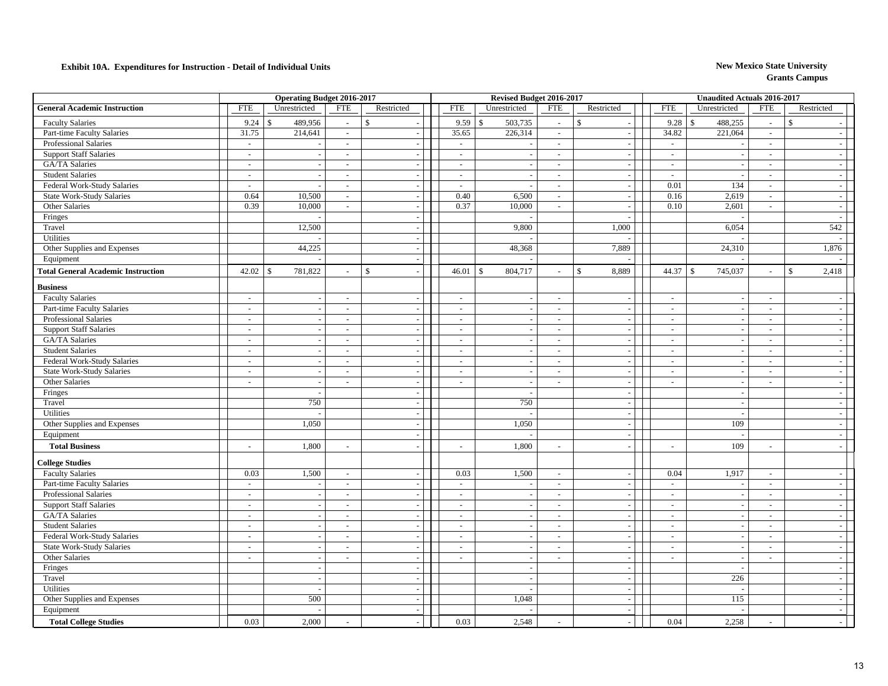# Exhibit 10A. Expenditures for Instruction - Detail of Individual Units

**New Mexico State University**
**Grants Campus**

| | Operating Budget 2016-2017 | | | | Revised Budget 2016-2017 | | | | Unaudited Actuals 2016-2017 | | | |
|---|---|---|---|---|---|---|---|---|---|---|---|---|
| **General Academic Instruction** | FTE | Unrestricted | FTE | Restricted | FTE | Unrestricted | FTE | Restricted | FTE | Unrestricted | FTE | Restricted |
| Faculty Salaries | 9.24 | $ 489,956 | - | $ - | 9.59 | $ 503,735 | - | $ - | 9.28 | $ 488,255 | - | $ - |
| Part-time Faculty Salaries | 31.75 | 214,641 | - | - | 35.65 | 226,314 | - | - | 34.82 | 221,064 | - | - |
| Professional Salaries | - | - | - | - | - | - | - | - | - | - | - | - |
| Support Staff Salaries | - | - | - | - | - | - | - | - | - | - | - | - |
| GA/TA Salaries | - | - | - | - | - | - | - | - | - | - | - | - |
| Student Salaries | - | - | - | - | - | - | - | - | - | - | - | - |
| Federal Work-Study Salaries | - | - | - | - | - | - | - | - | 0.01 | 134 | - | - |
| State Work-Study Salaries | 0.64 | 10,500 | - | - | 0.40 | 6,500 | - | - | 0.16 | 2,619 | - | - |
| Other Salaries | 0.39 | 10,000 | - | - | 0.37 | 10,000 | - | - | 0.10 | 2,601 | - | - |
| Fringes | | - | | - | | - | | - | | - | | - |
| Travel | | 12,500 | | - | | 9,800 | | 1,000 | | 6,054 | | 542 |
| Utilities | | - | | - | | - | | - | | - | | - |
| Other Supplies and Expenses | | 44,225 | | - | | 48,368 | | 7,889 | | 24,310 | | 1,876 |
| Equipment | | - | | - | | - | | - | | - | | - |
| **Total General Academic Instruction** | 42.02 | $ 781,822 | - | $ - | 46.01 | $ 804,717 | - | $ 8,889 | 44.37 | $ 745,037 | - | $ 2,418 |
| **Business** | | | | | | | | | | | | |
| Faculty Salaries | - | - | - | - | - | - | - | - | - | - | - | - |
| Part-time Faculty Salaries | - | - | - | - | - | - | - | - | - | - | - | - |
| Professional Salaries | - | - | - | - | - | - | - | - | - | - | - | - |
| Support Staff Salaries | - | - | - | - | - | - | - | - | - | - | - | - |
| GA/TA Salaries | - | - | - | - | - | - | - | - | - | - | - | - |
| Student Salaries | - | - | - | - | - | - | - | - | - | - | - | - |
| Federal Work-Study Salaries | - | - | - | - | - | - | - | - | - | - | - | - |
| State Work-Study Salaries | - | - | - | - | - | - | - | - | - | - | - | - |
| Other Salaries | - | - | - | - | - | - | - | - | - | - | - | - |
| Fringes | | - | | - | | - | | - | | - | | - |
| Travel | | 750 | | - | | 750 | | - | | - | | - |
| Utilities | | - | | - | | - | | - | | - | | - |
| Other Supplies and Expenses | | 1,050 | | - | | 1,050 | | - | | 109 | | - |
| Equipment | | | | - | | - | | - | | - | | - |
| **Total Business** | - | 1,800 | - | - | - | 1,800 | - | - | - | 109 | - | - |
| **College Studies** | | | | | | | | | | | | |
| Faculty Salaries | 0.03 | 1,500 | - | - | 0.03 | 1,500 | - | - | 0.04 | 1,917 | - | - |
| Part-time Faculty Salaries | - | - | - | - | - | - | - | - | - | - | - | - |
| Professional Salaries | - | - | - | - | - | - | - | - | - | - | - | - |
| Support Staff Salaries | - | - | - | - | - | - | - | - | - | - | - | - |
| GA/TA Salaries | - | - | - | - | - | - | - | - | - | - | - | - |
| Student Salaries | - | - | - | - | - | - | - | - | - | - | - | - |
| Federal Work-Study Salaries | - | - | - | - | - | - | - | - | - | - | - | - |
| State Work-Study Salaries | - | - | - | - | - | - | - | - | - | - | - | - |
| Other Salaries | - | - | - | - | - | - | - | - | - | - | - | - |
| Fringes | | - | | - | | - | | - | | - | | - |
| Travel | | - | | - | | - | | - | | 226 | | - |
| Utilities | | - | | - | | - | | - | | - | | - |
| Other Supplies and Expenses | | 500 | | - | | 1,048 | | - | | 115 | | - |
| Equipment | | - | | - | | - | | - | | - | | - |
| **Total College Studies** | 0.03 | 2,000 | - | - | 0.03 | 2,548 | - | - | 0.04 | 2,258 | - | - |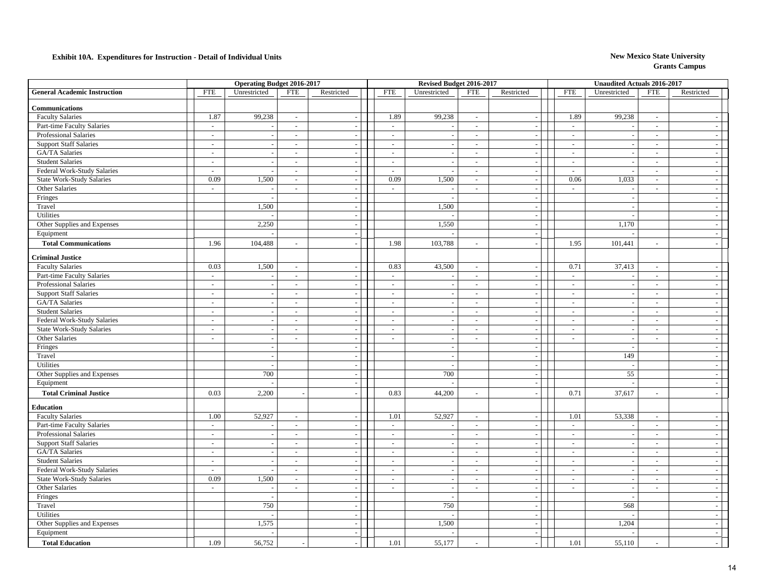**Exhibit 10A. Expenditures for Instruction - Detail of Individual Units**

**New Mexico State University**
**Grants Campus**

| General Academic Instruction | Operating Budget 2016-2017 FTE | Unrestricted | FTE | Restricted | Revised Budget 2016-2017 FTE | Unrestricted | FTE | Restricted | Unaudited Actuals 2016-2017 FTE | Unrestricted | FTE | Restricted |
|---|---|---|---|---|---|---|---|---|---|---|---|---|
| **Communications** | | | | | | | | | | | | |
| Faculty Salaries | 1.87 | 99,238 | - | - | 1.89 | 99,238 | - | - | 1.89 | 99,238 | - | - |
| Part-time Faculty Salaries | - | - | - | - | - | - | - | - | - | - | - | - |
| Professional Salaries | - | - | - | - | - | - | - | - | - | - | - | - |
| Support Staff Salaries | - | - | - | - | - | - | - | - | - | - | - | - |
| GA/TA Salaries | - | - | - | - | - | - | - | - | - | - | - | - |
| Student Salaries | - | - | - | - | - | - | - | - | - | - | - | - |
| Federal Work-Study Salaries | - | - | - | - | - | - | - | - | - | - | - | - |
| State Work-Study Salaries | 0.09 | 1,500 | - | - | 0.09 | 1,500 | - | - | 0.06 | 1,033 | - | - |
| Other Salaries | - | - | - | - | - | - | - | - | - | - | - | - |
| Fringes | | - | | - | | - | | - | | - | | - |
| Travel | | 1,500 | | - | | 1,500 | | - | | - | | - |
| Utilities | | - | | - | | - | | - | | - | | - |
| Other Supplies and Expenses | | 2,250 | | - | | 1,550 | | - | | 1,170 | | - |
| Equipment | | - | | - | | - | | - | | - | | - |
| **Total Communications** | 1.96 | 104,488 | - | - | 1.98 | 103,788 | - | - | 1.95 | 101,441 | - | - |
| **Criminal Justice** | | | | | | | | | | | | |
| Faculty Salaries | 0.03 | 1,500 | - | - | 0.83 | 43,500 | - | - | 0.71 | 37,413 | - | - |
| Part-time Faculty Salaries | - | - | - | - | - | - | - | - | - | - | - | - |
| Professional Salaries | - | - | - | - | - | - | - | - | - | - | - | - |
| Support Staff Salaries | - | - | - | - | - | - | - | - | - | - | - | - |
| GA/TA Salaries | - | - | - | - | - | - | - | - | - | - | - | - |
| Student Salaries | - | - | - | - | - | - | - | - | - | - | - | - |
| Federal Work-Study Salaries | - | - | - | - | - | - | - | - | - | - | - | - |
| State Work-Study Salaries | - | - | - | - | - | - | - | - | - | - | - | - |
| Other Salaries | - | - | - | - | - | - | - | - | - | - | - | - |
| Fringes | | - | | - | | - | | - | | - | | - |
| Travel | | - | | - | | - | | - | | 149 | | - |
| Utilities | | - | | - | | - | | - | | - | | - |
| Other Supplies and Expenses | | 700 | | - | | 700 | | - | | 55 | | - |
| Equipment | | - | | - | | - | | - | | - | | - |
| **Total Criminal Justice** | 0.03 | 2,200 | - | - | 0.83 | 44,200 | - | - | 0.71 | 37,617 | - | - |
| **Education** | | | | | | | | | | | | |
| Faculty Salaries | 1.00 | 52,927 | - | - | 1.01 | 52,927 | - | - | 1.01 | 53,338 | - | - |
| Part-time Faculty Salaries | - | - | - | - | - | - | - | - | - | - | - | - |
| Professional Salaries | - | - | - | - | - | - | - | - | - | - | - | - |
| Support Staff Salaries | - | - | - | - | - | - | - | - | - | - | - | - |
| GA/TA Salaries | - | - | - | - | - | - | - | - | - | - | - | - |
| Student Salaries | - | - | - | - | - | - | - | - | - | - | - | - |
| Federal Work-Study Salaries | - | - | - | - | - | - | - | - | - | - | - | - |
| State Work-Study Salaries | 0.09 | 1,500 | - | - | - | - | - | - | - | - | - | - |
| Other Salaries | - | - | - | - | - | - | - | - | - | - | - | - |
| Fringes | | - | | - | | - | | - | | - | | - |
| Travel | | 750 | | - | | 750 | | - | | 568 | | - |
| Utilities | | - | | - | | - | | - | | - | | - |
| Other Supplies and Expenses | | 1,575 | | - | | 1,500 | | - | | 1,204 | | - |
| Equipment | | - | | - | | - | | - | | - | | - |
| **Total Education** | 1.09 | 56,752 | - | - | 1.01 | 55,177 | - | - | 1.01 | 55,110 | - | - |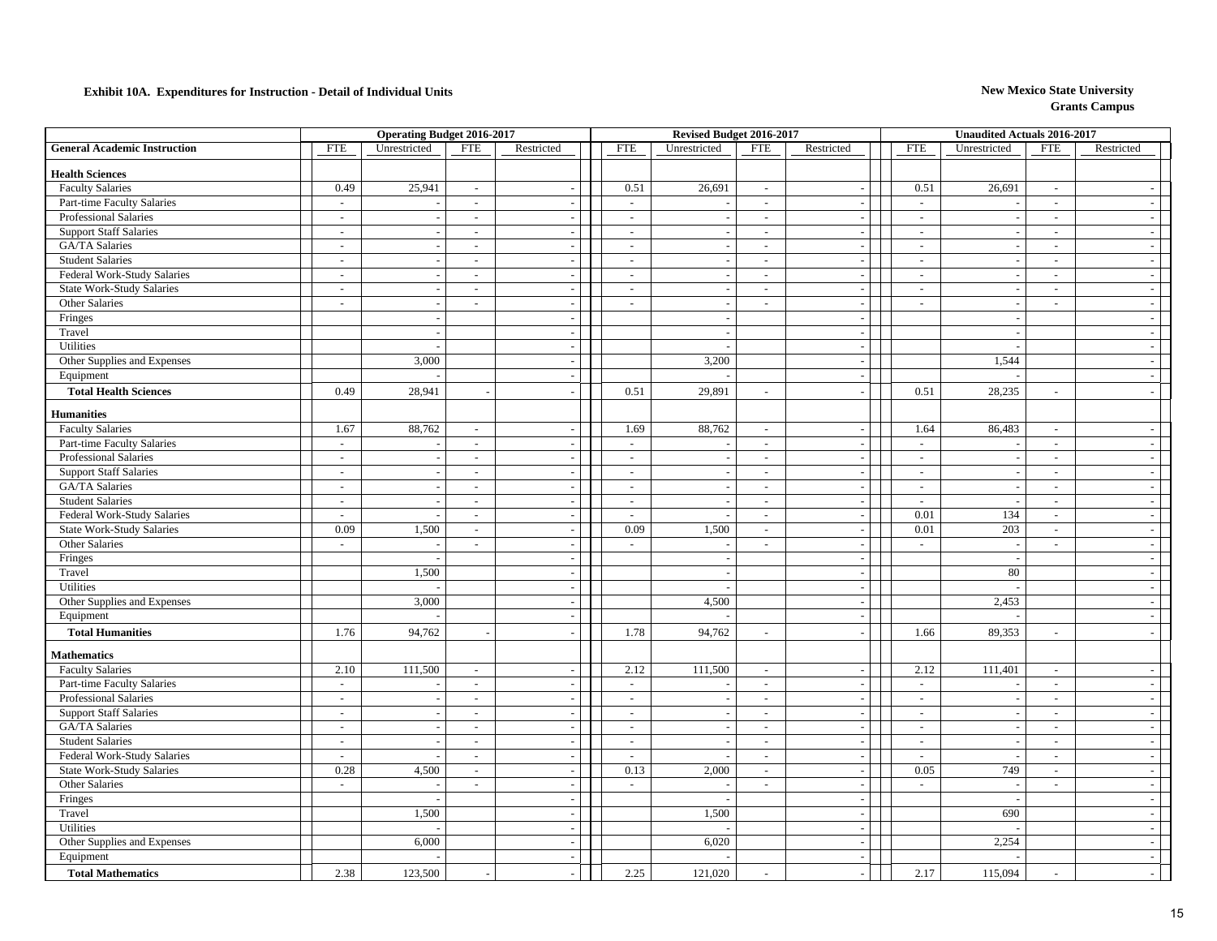**Exhibit 10A. Expenditures for Instruction - Detail of Individual Units**

**New Mexico State University**
**Grants Campus**

| General Academic Instruction | Operating Budget 2016-2017 | | | | Revised Budget 2016-2017 | | | | Unaudited Actuals 2016-2017 | | | |
|---|---|---|---|---|---|---|---|---|---|---|---|---|
| | FTE | Unrestricted | FTE | Restricted | FTE | Unrestricted | FTE | Restricted | FTE | Unrestricted | FTE | Restricted |
| **Health Sciences** | | | | | | | | | | | | |
| Faculty Salaries | 0.49 | 25,941 | - | - | 0.51 | 26,691 | - | - | 0.51 | 26,691 | - | - |
| Part-time Faculty Salaries | - | - | - | - | - | - | - | - | - | - | - | - |
| Professional Salaries | - | - | - | - | - | - | - | - | - | - | - | - |
| Support Staff Salaries | - | - | - | - | - | - | - | - | - | - | - | - |
| GA/TA Salaries | - | - | - | - | - | - | - | - | - | - | - | - |
| Student Salaries | - | - | - | - | - | - | - | - | - | - | - | - |
| Federal Work-Study Salaries | - | - | - | - | - | - | - | - | - | - | - | - |
| State Work-Study Salaries | - | - | - | - | - | - | - | - | - | - | - | - |
| Other Salaries | - | - | - | - | - | - | - | - | - | - | - | - |
| Fringes | | - | | - | | - | | - | | - | | - |
| Travel | | - | | - | | - | | - | | - | | - |
| Utilities | | - | | - | | - | | - | | - | | - |
| Other Supplies and Expenses | | 3,000 | | - | | 3,200 | | - | | 1,544 | | - |
| Equipment | | - | | - | | - | | - | | - | | - |
| **Total Health Sciences** | 0.49 | 28,941 | - | - | 0.51 | 29,891 | - | - | 0.51 | 28,235 | - | - |
| **Humanities** | | | | | | | | | | | | |
| Faculty Salaries | 1.67 | 88,762 | - | - | 1.69 | 88,762 | - | - | 1.64 | 86,483 | - | - |
| Part-time Faculty Salaries | - | - | - | - | - | - | - | - | - | - | - | - |
| Professional Salaries | - | - | - | - | - | - | - | - | - | - | - | - |
| Support Staff Salaries | - | - | - | - | - | - | - | - | - | - | - | - |
| GA/TA Salaries | - | - | - | - | - | - | - | - | - | - | - | - |
| Student Salaries | - | - | - | - | - | - | - | - | - | - | - | - |
| Federal Work-Study Salaries | - | - | - | - | - | - | - | - | 0.01 | 134 | - | - |
| State Work-Study Salaries | 0.09 | 1,500 | - | - | 0.09 | 1,500 | - | - | 0.01 | 203 | - | - |
| Other Salaries | - | - | - | - | - | - | - | - | - | - | - | - |
| Fringes | | - | | - | | - | | - | | - | | - |
| Travel | | 1,500 | | - | | - | | - | | 80 | | - |
| Utilities | | - | | - | | - | | - | | - | | - |
| Other Supplies and Expenses | | 3,000 | | - | | 4,500 | | - | | 2,453 | | - |
| Equipment | | - | | - | | - | | - | | - | | - |
| **Total Humanities** | 1.76 | 94,762 | - | - | 1.78 | 94,762 | - | - | 1.66 | 89,353 | - | - |
| **Mathematics** | | | | | | | | | | | | |
| Faculty Salaries | 2.10 | 111,500 | - | - | 2.12 | 111,500 | - | - | 2.12 | 111,401 | - | - |
| Part-time Faculty Salaries | - | - | - | - | - | - | - | - | - | - | - | - |
| Professional Salaries | - | - | - | - | - | - | - | - | - | - | - | - |
| Support Staff Salaries | - | - | - | - | - | - | - | - | - | - | - | - |
| GA/TA Salaries | - | - | - | - | - | - | - | - | - | - | - | - |
| Student Salaries | - | - | - | - | - | - | - | - | - | - | - | - |
| Federal Work-Study Salaries | - | - | - | - | - | - | - | - | - | - | - | - |
| State Work-Study Salaries | 0.28 | 4,500 | - | - | 0.13 | 2,000 | - | - | 0.05 | 749 | - | - |
| Other Salaries | - | - | - | - | - | - | - | - | - | - | - | - |
| Fringes | | - | | - | | - | | - | | - | | - |
| Travel | | 1,500 | | - | | 1,500 | | - | | 690 | | - |
| Utilities | | - | | - | | - | | - | | - | | - |
| Other Supplies and Expenses | | 6,000 | | - | | 6,020 | | - | | 2,254 | | - |
| Equipment | | - | | - | | - | | - | | - | | - |
| **Total Mathematics** | 2.38 | 123,500 | - | - | 2.25 | 121,020 | - | - | 2.17 | 115,094 | - | - |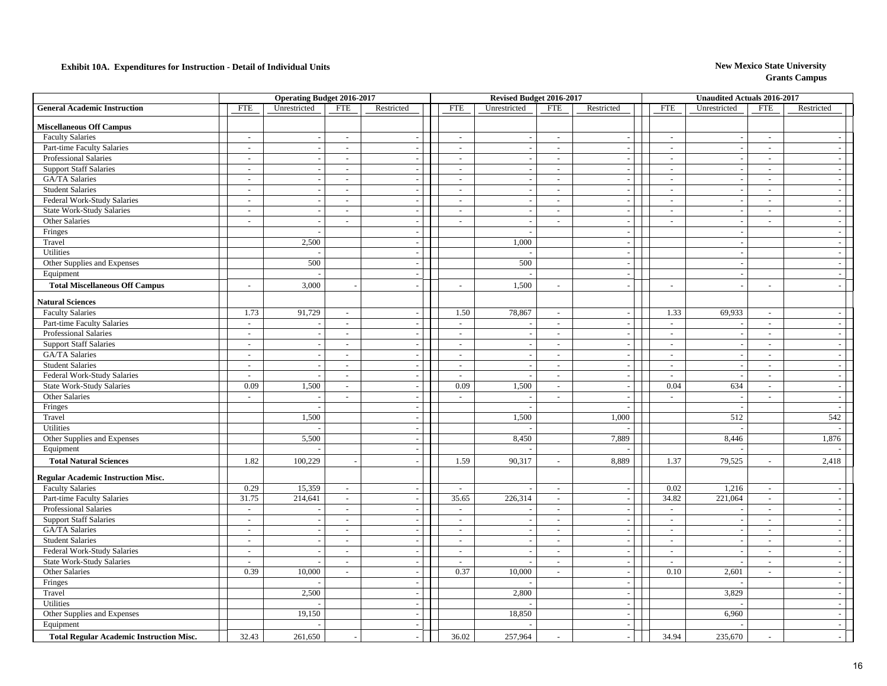**Exhibit 10A. Expenditures for Instruction - Detail of Individual Units**

**New Mexico State University**
**Grants Campus**

| General Academic Instruction | Operating Budget 2016-2017 | | | | Revised Budget 2016-2017 | | | | Unaudited Actuals 2016-2017 | | | |
|---|---|---|---|---|---|---|---|---|---|---|---|---|
| | FTE | Unrestricted | FTE | Restricted | FTE | Unrestricted | FTE | Restricted | FTE | Unrestricted | FTE | Restricted |
| **Miscellaneous Off Campus** | | | | | | | | | | | | |
| Faculty Salaries | - | - | - | - | - | - | - | - | - | - | - | - |
| Part-time Faculty Salaries | - | - | - | - | - | - | - | - | - | - | - | - |
| Professional Salaries | - | - | - | - | - | - | - | - | - | - | - | - |
| Support Staff Salaries | - | - | - | - | - | - | - | - | - | - | - | - |
| GA/TA Salaries | - | - | - | - | - | - | - | - | - | - | - | - |
| Student Salaries | - | - | - | - | - | - | - | - | - | - | - | - |
| Federal Work-Study Salaries | - | - | - | - | - | - | - | - | - | - | - | - |
| State Work-Study Salaries | - | - | - | - | - | - | - | - | - | - | - | - |
| Other Salaries | - | - | - | - | - | - | - | - | - | - | - | - |
| Fringes | | - | | - | | - | | - | | - | | - |
| Travel | | 2,500 | | - | | 1,000 | | - | | - | | - |
| Utilities | | - | | - | | - | | - | | - | | - |
| Other Supplies and Expenses | | 500 | | - | | 500 | | - | | - | | - |
| Equipment | | - | | - | | - | | - | | - | | - |
| **Total Miscellaneous Off Campus** | - | 3,000 | - | - | - | 1,500 | - | - | - | - | - | - |
| **Natural Sciences** | | | | | | | | | | | | |
| Faculty Salaries | 1.73 | 91,729 | - | - | 1.50 | 78,867 | - | - | 1.33 | 69,933 | - | - |
| Part-time Faculty Salaries | - | - | - | - | - | - | - | - | - | - | - | - |
| Professional Salaries | - | - | - | - | - | - | - | - | - | - | - | - |
| Support Staff Salaries | - | - | - | - | - | - | - | - | - | - | - | - |
| GA/TA Salaries | - | - | - | - | - | - | - | - | - | - | - | - |
| Student Salaries | - | - | - | - | - | - | - | - | - | - | - | - |
| Federal Work-Study Salaries | - | - | - | - | - | - | - | - | - | - | - | - |
| State Work-Study Salaries | 0.09 | 1,500 | - | - | 0.09 | 1,500 | - | - | 0.04 | 634 | - | - |
| Other Salaries | - | - | - | - | - | - | - | - | - | - | - | - |
| Fringes | | - | | - | | - | | - | | - | | - |
| Travel | | 1,500 | | - | | 1,500 | | 1,000 | | 512 | | 542 |
| Utilities | | - | | - | | - | | - | | - | | - |
| Other Supplies and Expenses | | 5,500 | | - | | 8,450 | | 7,889 | | 8,446 | | 1,876 |
| Equipment | | - | | - | | - | | - | | - | | - |
| **Total Natural Sciences** | 1.82 | 100,229 | - | - | 1.59 | 90,317 | - | 8,889 | 1.37 | 79,525 | - | 2,418 |
| **Regular Academic Instruction Misc.** | | | | | | | | | | | | |
| Faculty Salaries | 0.29 | 15,359 | - | - | - | - | - | - | 0.02 | 1,216 | - | - |
| Part-time Faculty Salaries | 31.75 | 214,641 | - | - | 35.65 | 226,314 | - | - | 34.82 | 221,064 | - | - |
| Professional Salaries | - | - | - | - | - | - | - | - | - | - | - | - |
| Support Staff Salaries | - | - | - | - | - | - | - | - | - | - | - | - |
| GA/TA Salaries | - | - | - | - | - | - | - | - | - | - | - | - |
| Student Salaries | - | - | - | - | - | - | - | - | - | - | - | - |
| Federal Work-Study Salaries | - | - | - | - | - | - | - | - | - | - | - | - |
| State Work-Study Salaries | - | - | - | - | - | - | - | - | - | - | - | - |
| Other Salaries | 0.39 | 10,000 | - | - | 0.37 | 10,000 | - | - | 0.10 | 2,601 | - | - |
| Fringes | | - | | - | | - | | - | | - | | - |
| Travel | | 2,500 | | - | | 2,800 | | - | | 3,829 | | - |
| Utilities | | - | | - | | - | | - | | - | | - |
| Other Supplies and Expenses | | 19,150 | | - | | 18,850 | | - | | 6,960 | | - |
| Equipment | | - | | - | | - | | - | | - | | - |
| **Total Regular Academic Instruction Misc.** | 32.43 | 261,650 | - | - | 36.02 | 257,964 | - | - | 34.94 | 235,670 | - | - |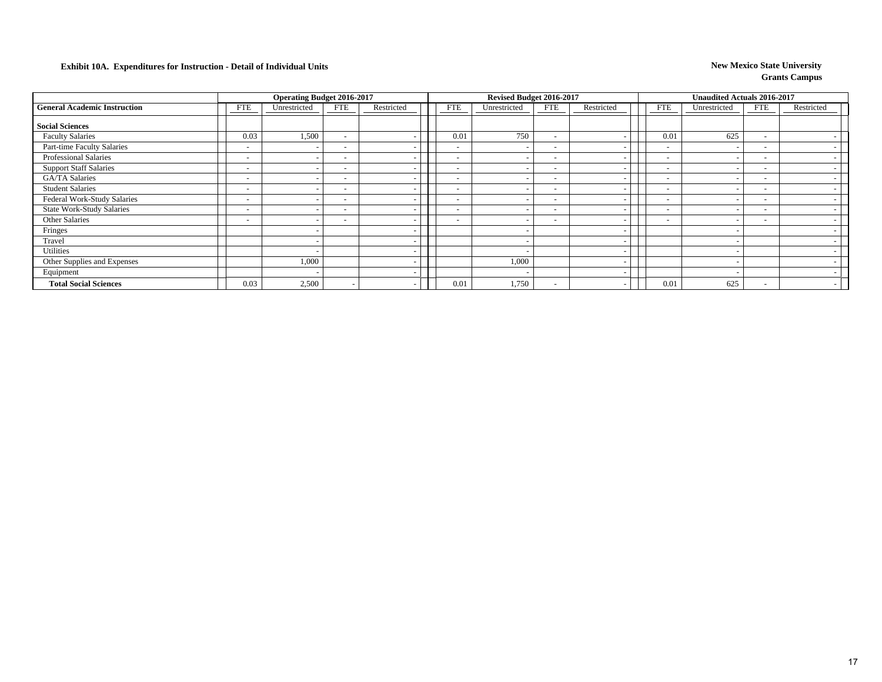**Exhibit 10A. Expenditures for Instruction - Detail of Individual Units**

**New Mexico State University**
**Grants Campus**

| | Operating Budget 2016-2017 | | | | Revised Budget 2016-2017 | | | | Unaudited Actuals 2016-2017 | | | |
|---|---|---|---|---|---|---|---|---|---|---|---|---|
| **General Academic Instruction** | FTE | Unrestricted | FTE | Restricted | FTE | Unrestricted | FTE | Restricted | FTE | Unrestricted | FTE | Restricted |
| **Social Sciences** | | | | | | | | | | | | |
| Faculty Salaries | 0.03 | 1,500 | - | - | 0.01 | 750 | - | - | 0.01 | 625 | - | - |
| Part-time Faculty Salaries | - | - | - | - | - | - | - | - | - | - | - | - |
| Professional Salaries | - | - | - | - | - | - | - | - | - | - | - | - |
| Support Staff Salaries | - | - | - | - | - | - | - | - | - | - | - | - |
| GA/TA Salaries | - | - | - | - | - | - | - | - | - | - | - | - |
| Student Salaries | - | - | - | - | - | - | - | - | - | - | - | - |
| Federal Work-Study Salaries | - | - | - | - | - | - | - | - | - | - | - | - |
| State Work-Study Salaries | - | - | - | - | - | - | - | - | - | - | - | - |
| Other Salaries | - | - | - | - | - | - | - | - | - | - | - | - |
| Fringes | | - | | - | | - | | - | | - | | - |
| Travel | | - | | - | | - | | - | | - | | - |
| Utilities | | - | | - | | - | | - | | - | | - |
| Other Supplies and Expenses | | 1,000 | | - | | 1,000 | | - | | - | | - |
| Equipment | | - | | - | | - | | - | | - | | - |
| **Total Social Sciences** | 0.03 | 2,500 | - | - | 0.01 | 1,750 | - | - | 0.01 | 625 | - | - |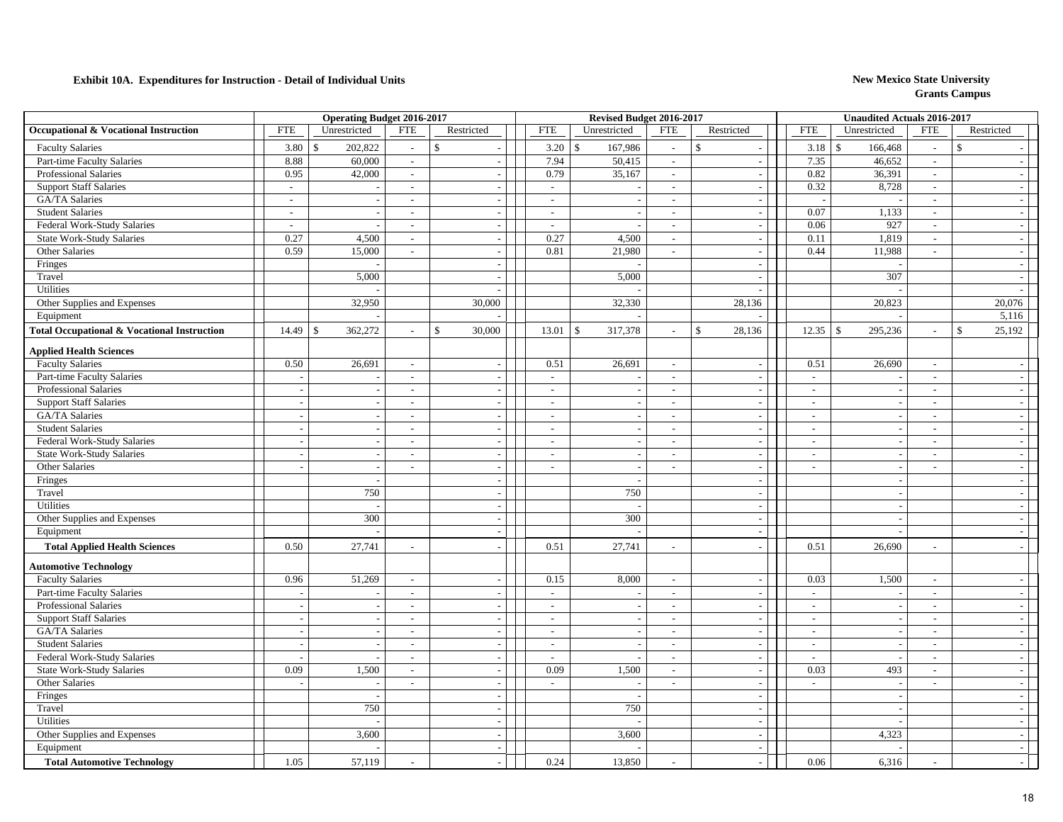**Exhibit 10A. Expenditures for Instruction - Detail of Individual Units**

**New Mexico State University**
**Grants Campus**

| | Operating Budget 2016-2017 | | | | Revised Budget 2016-2017 | | | | Unaudited Actuals 2016-2017 | | | |
|---|---|---|---|---|---|---|---|---|---|---|---|---|
| **Occupational & Vocational Instruction** | FTE | Unrestricted | FTE | Restricted | FTE | Unrestricted | FTE | Restricted | FTE | Unrestricted | FTE | Restricted |
| Faculty Salaries | 3.80 | $ 202,822 | - | $ - | 3.20 | $ 167,986 | - | $ - | 3.18 | $ 166,468 | - | $ - |
| Part-time Faculty Salaries | 8.88 | 60,000 | - | - | 7.94 | 50,415 | - | - | 7.35 | 46,652 | - | - |
| Professional Salaries | 0.95 | 42,000 | - | - | 0.79 | 35,167 | - | - | 0.82 | 36,391 | - | - |
| Support Staff Salaries | - | - | - | - | - | - | - | - | 0.32 | 8,728 | - | - |
| GA/TA Salaries | - | - | - | - | - | - | - | - | - | - | - | - |
| Student Salaries | - | - | - | - | - | - | - | - | 0.07 | 1,133 | - | - |
| Federal Work-Study Salaries | - | - | - | - | - | - | - | - | 0.06 | 927 | - | - |
| State Work-Study Salaries | 0.27 | 4,500 | - | - | 0.27 | 4,500 | - | - | 0.11 | 1,819 | - | - |
| Other Salaries | 0.59 | 15,000 | - | - | 0.81 | 21,980 | - | - | 0.44 | 11,988 | - | - |
| Fringes | | - | | - | | - | | - | | - | | - |
| Travel | | 5,000 | | - | | 5,000 | | - | | 307 | | - |
| Utilities | | - | | - | | - | | - | | - | | - |
| Other Supplies and Expenses | | 32,950 | | 30,000 | | 32,330 | | 28,136 | | 20,823 | | 20,076 |
| Equipment | | - | | - | | - | | - | | - | | 5,116 |
| **Total Occupational & Vocational Instruction** | 14.49 | $ 362,272 | - | $ 30,000 | 13.01 | $ 317,378 | - | $ 28,136 | 12.35 | $ 295,236 | - | $ 25,192 |
| **Applied Health Sciences** | | | | | | | | | | | | |
| Faculty Salaries | 0.50 | 26,691 | - | - | 0.51 | 26,691 | - | - | 0.51 | 26,690 | - | - |
| Part-time Faculty Salaries | - | - | - | - | - | - | - | - | - | - | - | - |
| Professional Salaries | - | - | - | - | - | - | - | - | - | - | - | - |
| Support Staff Salaries | - | - | - | - | - | - | - | - | - | - | - | - |
| GA/TA Salaries | - | - | - | - | - | - | - | - | - | - | - | - |
| Student Salaries | - | - | - | - | - | - | - | - | - | - | - | - |
| Federal Work-Study Salaries | - | - | - | - | - | - | - | - | - | - | - | - |
| State Work-Study Salaries | - | - | - | - | - | - | - | - | - | - | - | - |
| Other Salaries | - | - | - | - | - | - | - | - | - | - | - | - |
| Fringes | | - | | - | | - | | - | | - | | - |
| Travel | | 750 | | - | | 750 | | - | | - | | - |
| Utilities | | - | | - | | - | | - | | - | | - |
| Other Supplies and Expenses | | 300 | | - | | 300 | | - | | - | | - |
| Equipment | | - | | - | | - | | - | | - | | - |
| **Total Applied Health Sciences** | 0.50 | 27,741 | - | - | 0.51 | 27,741 | - | - | 0.51 | 26,690 | - | - |
| **Automotive Technology** | | | | | | | | | | | | |
| Faculty Salaries | 0.96 | 51,269 | - | - | 0.15 | 8,000 | - | - | 0.03 | 1,500 | - | - |
| Part-time Faculty Salaries | - | - | - | - | - | - | - | - | - | - | - | - |
| Professional Salaries | - | - | - | - | - | - | - | - | - | - | - | - |
| Support Staff Salaries | - | - | - | - | - | - | - | - | - | - | - | - |
| GA/TA Salaries | - | - | - | - | - | - | - | - | - | - | - | - |
| Student Salaries | - | - | - | - | - | - | - | - | - | - | - | - |
| Federal Work-Study Salaries | - | - | - | - | - | - | - | - | - | - | - | - |
| State Work-Study Salaries | 0.09 | 1,500 | - | - | 0.09 | 1,500 | - | - | 0.03 | 493 | - | - |
| Other Salaries | - | - | - | - | - | - | - | - | - | - | - | - |
| Fringes | | - | | - | | - | | - | | - | | - |
| Travel | | 750 | | - | | 750 | | - | | - | | - |
| Utilities | | - | | - | | - | | - | | - | | - |
| Other Supplies and Expenses | | 3,600 | | - | | 3,600 | | - | | 4,323 | | - |
| Equipment | | - | | - | | - | | - | | - | | - |
| **Total Automotive Technology** | 1.05 | 57,119 | - | - | 0.24 | 13,850 | - | - | 0.06 | 6,316 | - | - |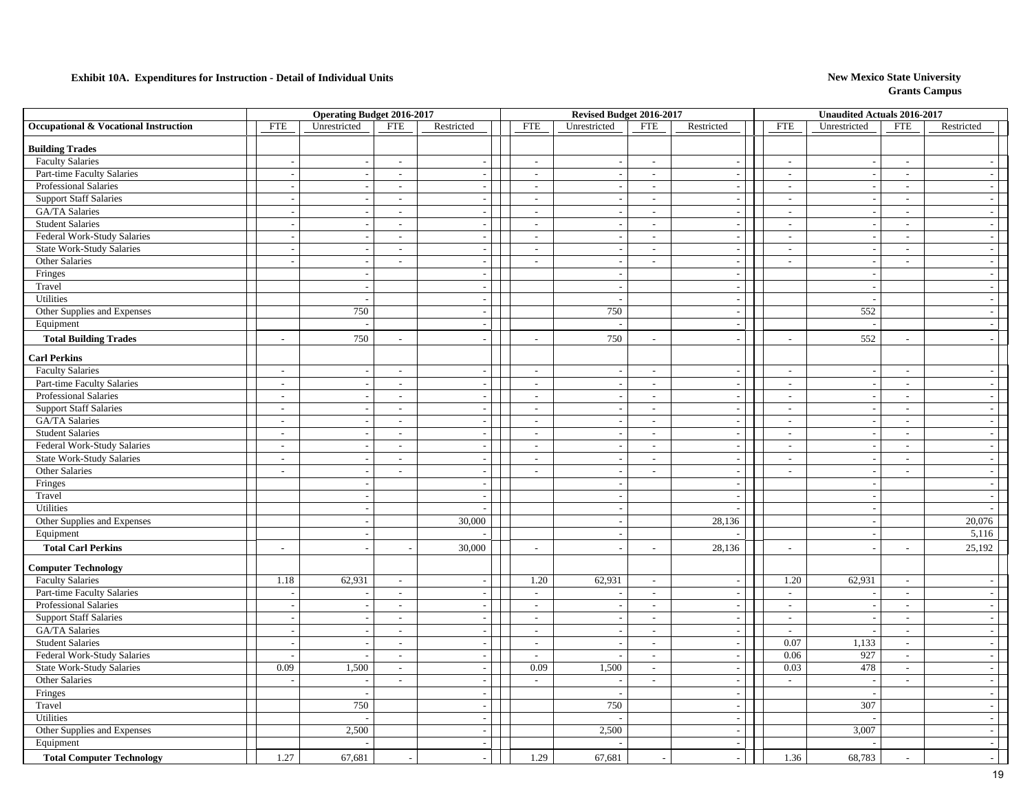**Exhibit 10A. Expenditures for Instruction - Detail of Individual Units**

**New Mexico State University**
**Grants Campus**

| Occupational & Vocational Instruction | Operating Budget 2016-2017 | | | | Revised Budget 2016-2017 | | | | Unaudited Actuals 2016-2017 | | | |
|---|---|---|---|---|---|---|---|---|---|---|---|---|
| | FTE | Unrestricted | FTE | Restricted | FTE | Unrestricted | FTE | Restricted | FTE | Unrestricted | FTE | Restricted |
| **Building Trades** | | | | | | | | | | | | |
| Faculty Salaries | - | - | - | - | - | - | - | - | - | - | - | - |
| Part-time Faculty Salaries | - | - | - | - | - | - | - | - | - | - | - | - |
| Professional Salaries | - | - | - | - | - | - | - | - | - | - | - | - |
| Support Staff Salaries | - | - | - | - | - | - | - | - | - | - | - | - |
| GA/TA Salaries | - | - | - | - | - | - | - | - | - | - | - | - |
| Student Salaries | - | - | - | - | - | - | - | - | - | - | - | - |
| Federal Work-Study Salaries | - | - | - | - | - | - | - | - | - | - | - | - |
| State Work-Study Salaries | - | - | - | - | - | - | - | - | - | - | - | - |
| Other Salaries | - | - | - | - | - | - | - | - | - | - | - | - |
| Fringes | | - | | - | | - | | - | | - | | - |
| Travel | | - | | - | | - | | - | | - | | - |
| Utilities | | - | | - | | - | | - | | - | | - |
| Other Supplies and Expenses | | 750 | | - | | 750 | | - | | 552 | | - |
| Equipment | | - | | - | | - | | - | | - | | - |
| **Total Building Trades** | - | 750 | - | - | - | 750 | - | - | - | 552 | - | - |
| **Carl Perkins** | | | | | | | | | | | | |
| Faculty Salaries | - | - | - | - | - | - | - | - | - | - | - | - |
| Part-time Faculty Salaries | - | - | - | - | - | - | - | - | - | - | - | - |
| Professional Salaries | - | - | - | - | - | - | - | - | - | - | - | - |
| Support Staff Salaries | - | - | - | - | - | - | - | - | - | - | - | - |
| GA/TA Salaries | - | - | - | - | - | - | - | - | - | - | - | - |
| Student Salaries | - | - | - | - | - | - | - | - | - | - | - | - |
| Federal Work-Study Salaries | - | - | - | - | - | - | - | - | - | - | - | - |
| State Work-Study Salaries | - | - | - | - | - | - | - | - | - | - | - | - |
| Other Salaries | - | - | - | - | - | - | - | - | - | - | - | - |
| Fringes | | - | | - | | - | | - | | - | | - |
| Travel | | - | | - | | - | | - | | - | | - |
| Utilities | | - | | - | | - | | - | | - | | - |
| Other Supplies and Expenses | | - | | 30,000 | | - | | 28,136 | | - | | 20,076 |
| Equipment | | - | | - | | - | | - | | - | | 5,116 |
| **Total Carl Perkins** | - | - | - | 30,000 | - | - | - | 28,136 | - | - | - | 25,192 |
| **Computer Technology** | | | | | | | | | | | | |
| Faculty Salaries | 1.18 | 62,931 | - | - | 1.20 | 62,931 | - | - | 1.20 | 62,931 | - | - |
| Part-time Faculty Salaries | - | - | - | - | - | - | - | - | - | - | - | - |
| Professional Salaries | - | - | - | - | - | - | - | - | - | - | - | - |
| Support Staff Salaries | - | - | - | - | - | - | - | - | - | - | - | - |
| GA/TA Salaries | - | - | - | - | - | - | - | - | - | - | - | - |
| Student Salaries | - | - | - | - | - | - | - | - | 0.07 | 1,133 | - | - |
| Federal Work-Study Salaries | - | - | - | - | - | - | - | - | 0.06 | 927 | - | - |
| State Work-Study Salaries | 0.09 | 1,500 | - | - | 0.09 | 1,500 | - | - | 0.03 | 478 | - | - |
| Other Salaries | - | - | - | - | - | - | - | - | - | - | - | - |
| Fringes | | - | | - | | - | | - | | - | | - |
| Travel | | 750 | | - | | 750 | | - | | 307 | | - |
| Utilities | | - | | - | | - | | - | | - | | - |
| Other Supplies and Expenses | | 2,500 | | - | | 2,500 | | - | | 3,007 | | - |
| Equipment | | - | | - | | - | | - | | - | | - |
| **Total Computer Technology** | 1.27 | 67,681 | - | - | 1.29 | 67,681 | - | - | 1.36 | 68,783 | - | - |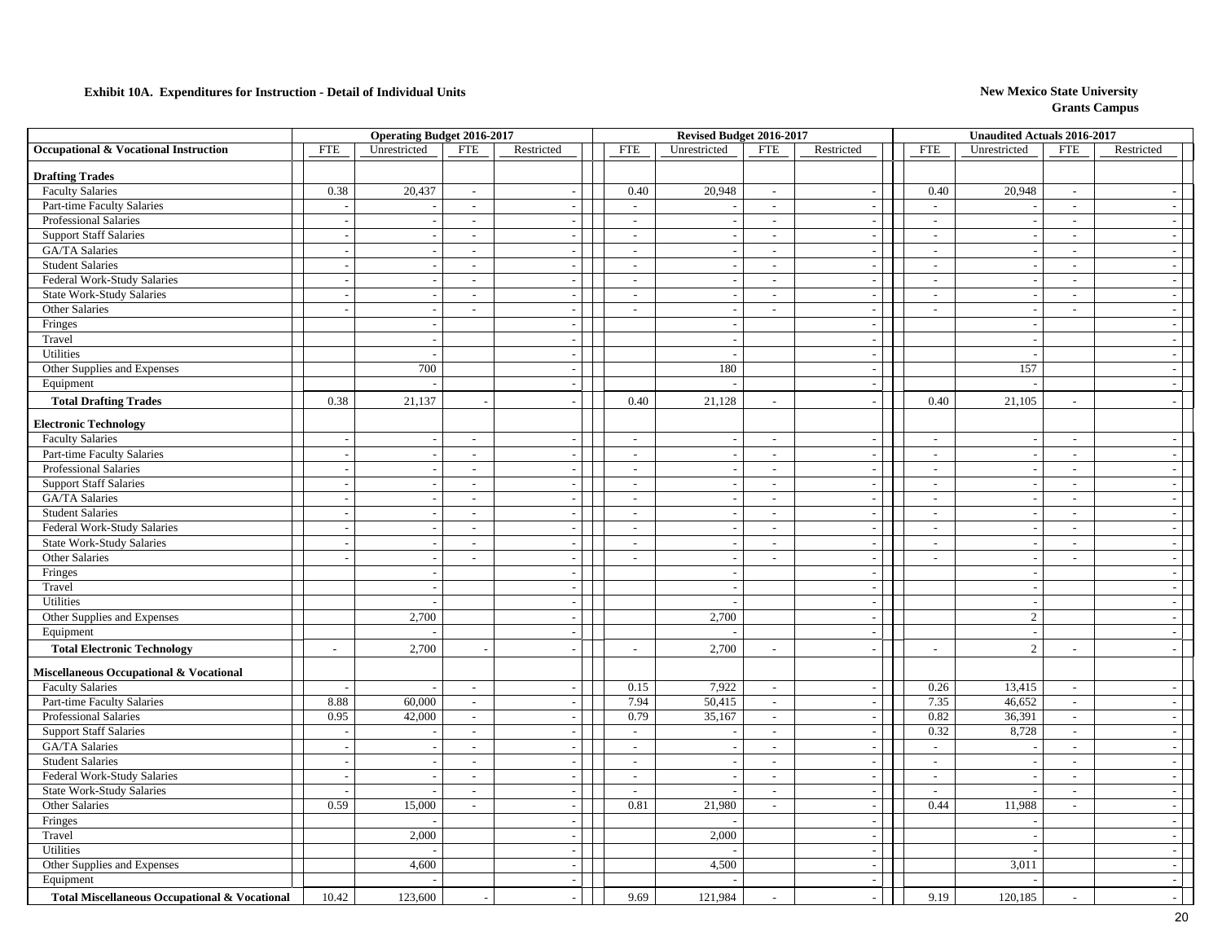**Exhibit 10A. Expenditures for Instruction - Detail of Individual Units**

**New Mexico State University**
**Grants Campus**

| | Operating Budget 2016-2017 | | | | Revised Budget 2016-2017 | | | | Unaudited Actuals 2016-2017 | | | |
|---|---|---|---|---|---|---|---|---|---|---|---|---|
| **Occupational & Vocational Instruction** | FTE | Unrestricted | FTE | Restricted | FTE | Unrestricted | FTE | Restricted | FTE | Unrestricted | FTE | Restricted |
| **Drafting Trades** | | | | | | | | | | | | |
| Faculty Salaries | 0.38 | 20,437 | - | - | 0.40 | 20,948 | - | - | 0.40 | 20,948 | - | - |
| Part-time Faculty Salaries | - | - | - | - | - | - | - | - | - | - | - | - |
| Professional Salaries | - | - | - | - | - | - | - | - | - | - | - | - |
| Support Staff Salaries | - | - | - | - | - | - | - | - | - | - | - | - |
| GA/TA Salaries | - | - | - | - | - | - | - | - | - | - | - | - |
| Student Salaries | - | - | - | - | - | - | - | - | - | - | - | - |
| Federal Work-Study Salaries | - | - | - | - | - | - | - | - | - | - | - | - |
| State Work-Study Salaries | - | - | - | - | - | - | - | - | - | - | - | - |
| Other Salaries | - | - | - | - | - | - | - | - | - | - | - | - |
| Fringes | | - | | - | | - | | - | | - | | - |
| Travel | | - | | - | | - | | - | | - | | - |
| Utilities | | - | | - | | - | | - | | - | | - |
| Other Supplies and Expenses | | 700 | | - | | 180 | | - | | 157 | | - |
| Equipment | | - | | - | | - | | - | | - | | - |
| **Total Drafting Trades** | 0.38 | 21,137 | - | - | 0.40 | 21,128 | - | - | 0.40 | 21,105 | - | - |
| **Electronic Technology** | | | | | | | | | | | | |
| Faculty Salaries | - | - | - | - | - | - | - | - | - | - | - | - |
| Part-time Faculty Salaries | - | - | - | - | - | - | - | - | - | - | - | - |
| Professional Salaries | - | - | - | - | - | - | - | - | - | - | - | - |
| Support Staff Salaries | - | - | - | - | - | - | - | - | - | - | - | - |
| GA/TA Salaries | - | - | - | - | - | - | - | - | - | - | - | - |
| Student Salaries | - | - | - | - | - | - | - | - | - | - | - | - |
| Federal Work-Study Salaries | - | - | - | - | - | - | - | - | - | - | - | - |
| State Work-Study Salaries | - | - | - | - | - | - | - | - | - | - | - | - |
| Other Salaries | - | - | - | - | - | - | - | - | - | - | - | - |
| Fringes | | - | | - | | - | | - | | - | | - |
| Travel | | - | | - | | - | | - | | - | | - |
| Utilities | | - | | - | | - | | - | | - | | - |
| Other Supplies and Expenses | | 2,700 | | - | | 2,700 | | - | | 2 | | - |
| Equipment | | - | | - | | - | | - | | - | | - |
| **Total Electronic Technology** | - | 2,700 | - | - | - | 2,700 | - | - | - | 2 | - | - |
| **Miscellaneous Occupational & Vocational** | | | | | | | | | | | | |
| Faculty Salaries | - | - | - | - | 0.15 | 7,922 | - | - | 0.26 | 13,415 | - | - |
| Part-time Faculty Salaries | 8.88 | 60,000 | - | - | 7.94 | 50,415 | - | - | 7.35 | 46,652 | - | - |
| Professional Salaries | 0.95 | 42,000 | - | - | 0.79 | 35,167 | - | - | 0.82 | 36,391 | - | - |
| Support Staff Salaries | - | - | - | - | - | - | - | - | 0.32 | 8,728 | - | - |
| GA/TA Salaries | - | - | - | - | - | - | - | - | - | - | - | - |
| Student Salaries | - | - | - | - | - | - | - | - | - | - | - | - |
| Federal Work-Study Salaries | - | - | - | - | - | - | - | - | - | - | - | - |
| State Work-Study Salaries | - | - | - | - | - | - | - | - | - | - | - | - |
| Other Salaries | 0.59 | 15,000 | - | - | 0.81 | 21,980 | - | - | 0.44 | 11,988 | - | - |
| Fringes | | - | | - | | - | | - | | - | | - |
| Travel | | 2,000 | | - | | 2,000 | | - | | - | | - |
| Utilities | | - | | - | | - | | - | | - | | - |
| Other Supplies and Expenses | | 4,600 | | - | | 4,500 | | - | | 3,011 | | - |
| Equipment | | - | | - | | - | | - | | - | | - |
| **Total Miscellaneous Occupational & Vocational** | 10.42 | 123,600 | - | - | 9.69 | 121,984 | - | - | 9.19 | 120,185 | - | - |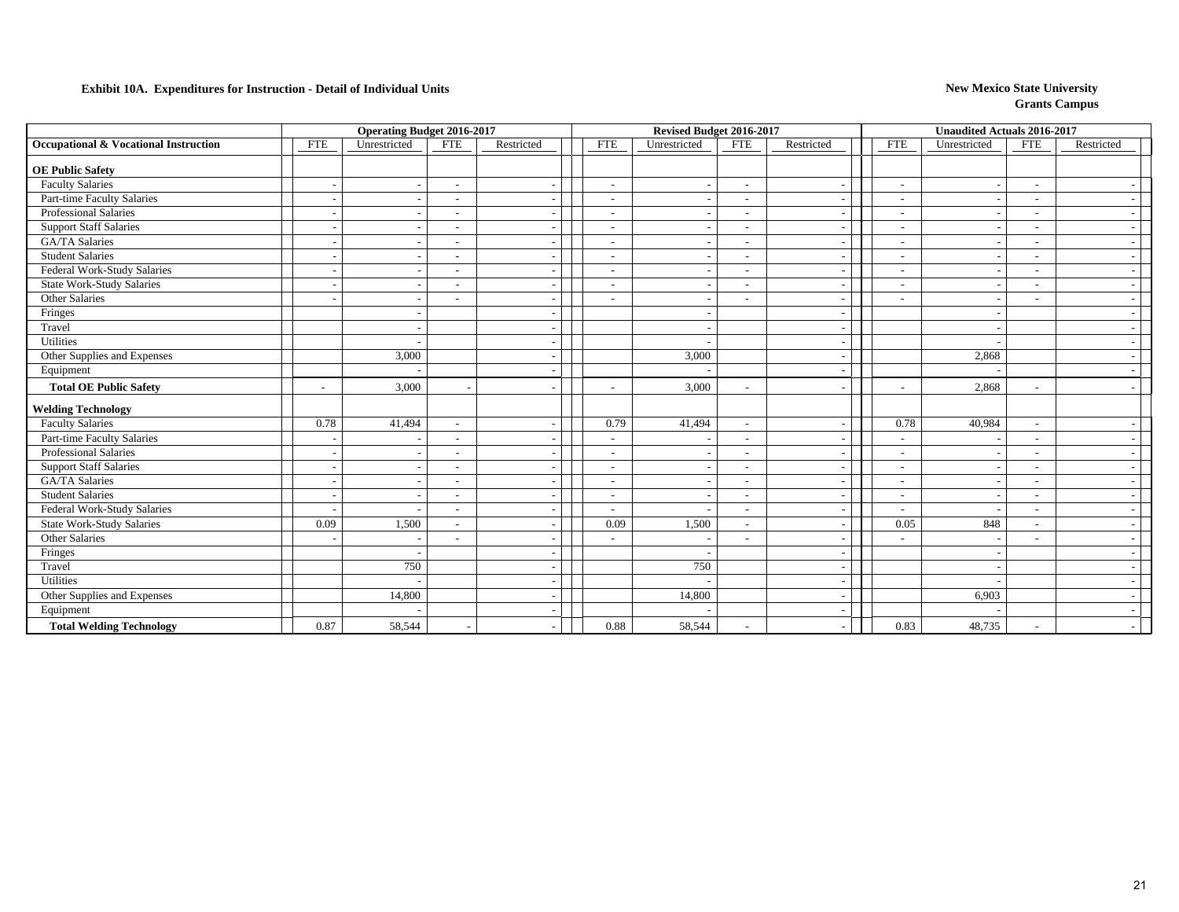**Exhibit 10A. Expenditures for Instruction - Detail of Individual Units**

**New Mexico State University**
**Grants Campus**

| | Operating Budget 2016-2017 | | | | Revised Budget 2016-2017 | | | | Unaudited Actuals 2016-2017 | | | |
|---|---|---|---|---|---|---|---|---|---|---|---|---|
| **Occupational & Vocational Instruction** | FTE | Unrestricted | FTE | Restricted | FTE | Unrestricted | FTE | Restricted | FTE | Unrestricted | FTE | Restricted |
| **OE Public Safety** | | | | | | | | | | | | |
| Faculty Salaries | - | - | - | - | - | - | - | - | - | - | - | - |
| Part-time Faculty Salaries | - | - | - | - | - | - | - | - | - | - | - | - |
| Professional Salaries | - | - | - | - | - | - | - | - | - | - | - | - |
| Support Staff Salaries | - | - | - | - | - | - | - | - | - | - | - | - |
| GA/TA Salaries | - | - | - | - | - | - | - | - | - | - | - | - |
| Student Salaries | - | - | - | - | - | - | - | - | - | - | - | - |
| Federal Work-Study Salaries | - | - | - | - | - | - | - | - | - | - | - | - |
| State Work-Study Salaries | - | - | - | - | - | - | - | - | - | - | - | - |
| Other Salaries | - | - | - | - | - | - | - | - | - | - | - | - |
| Fringes | | - | | - | | - | | - | | - | | - |
| Travel | | - | | - | | - | | - | | - | | - |
| Utilities | | - | | - | | - | | - | | - | | - |
| Other Supplies and Expenses | | 3,000 | | - | | 3,000 | | - | | 2,868 | | - |
| Equipment | | - | | - | | - | | - | | - | | - |
| **Total OE Public Safety** | - | 3,000 | - | - | - | 3,000 | - | - | - | 2,868 | - | - |
| **Welding Technology** | | | | | | | | | | | | |
| Faculty Salaries | 0.78 | 41,494 | - | - | 0.79 | 41,494 | - | - | 0.78 | 40,984 | - | - |
| Part-time Faculty Salaries | - | - | - | - | - | - | - | - | - | - | - | - |
| Professional Salaries | - | - | - | - | - | - | - | - | - | - | - | - |
| Support Staff Salaries | - | - | - | - | - | - | - | - | - | - | - | - |
| GA/TA Salaries | - | - | - | - | - | - | - | - | - | - | - | - |
| Student Salaries | - | - | - | - | - | - | - | - | - | - | - | - |
| Federal Work-Study Salaries | - | - | - | - | - | - | - | - | - | - | - | - |
| State Work-Study Salaries | 0.09 | 1,500 | - | - | 0.09 | 1,500 | - | - | 0.05 | 848 | - | - |
| Other Salaries | - | - | - | - | - | - | - | - | - | - | - | - |
| Fringes | | - | | - | | - | | - | | - | | - |
| Travel | | 750 | | - | | 750 | | - | | - | | - |
| Utilities | | - | | - | | - | | - | | - | | - |
| Other Supplies and Expenses | | 14,800 | | - | | 14,800 | | - | | 6,903 | | - |
| Equipment | | - | | - | | - | | - | | - | | - |
| **Total Welding Technology** | 0.87 | 58,544 | - | - | 0.88 | 58,544 | - | - | 0.83 | 48,735 | - | - |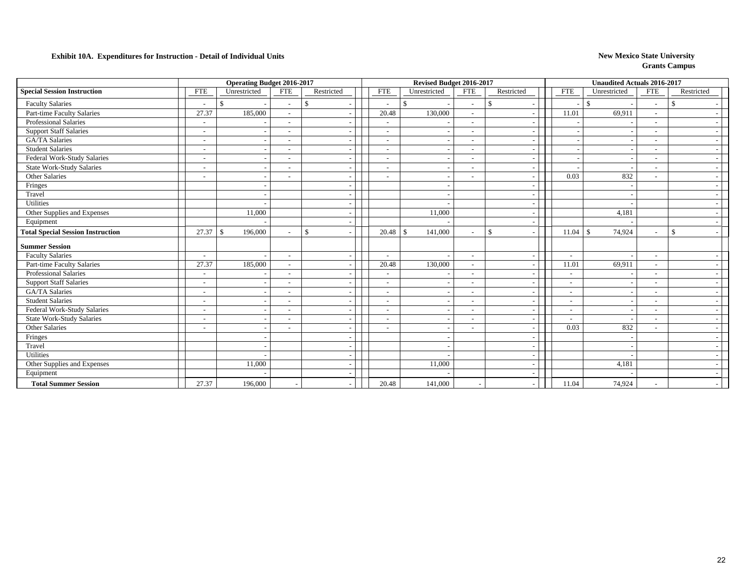**Exhibit 10A. Expenditures for Instruction - Detail of Individual Units**

**New Mexico State University**
**Grants Campus**

| | Operating Budget 2016-2017 | | | | Revised Budget 2016-2017 | | | | Unaudited Actuals 2016-2017 | | | |
|---|---|---|---|---|---|---|---|---|---|---|---|---|
| **Special Session Instruction** | FTE | Unrestricted | FTE | Restricted | FTE | Unrestricted | FTE | Restricted | FTE | Unrestricted | FTE | Restricted |
| Faculty Salaries | - | $ - | - | $ - | - | $ - | - | $ - | - | $ - | - | $ - |
| Part-time Faculty Salaries | 27.37 | 185,000 | - | - | 20.48 | 130,000 | - | - | 11.01 | 69,911 | - | - |
| Professional Salaries | - | - | - | - | - | - | - | - | - | - | - | - |
| Support Staff Salaries | - | - | - | - | - | - | - | - | - | - | - | - |
| GA/TA Salaries | - | - | - | - | - | - | - | - | - | - | - | - |
| Student Salaries | - | - | - | - | - | - | - | - | - | - | - | - |
| Federal Work-Study Salaries | - | - | - | - | - | - | - | - | - | - | - | - |
| State Work-Study Salaries | - | - | - | - | - | - | - | - | - | - | - | - |
| Other Salaries | - | - | - | - | - | - | - | - | 0.03 | 832 | - | - |
| Fringes | | - | | - | | - | | - | | - | | - |
| Travel | | - | | - | | - | | - | | - | | - |
| Utilities | | - | | - | | - | | - | | - | | - |
| Other Supplies and Expenses | | 11,000 | | - | | 11,000 | | - | | 4,181 | | - |
| Equipment | | - | | - | | - | | - | | - | | - |
| **Total Special Session Instruction** | 27.37 | $ 196,000 | - | $ - | 20.48 | $ 141,000 | - | $ - | 11.04 | $ 74,924 | - | $ - |
| **Summer Session** | | | | | | | | | | | | |
| Faculty Salaries | - | - | - | - | - | - | - | - | - | - | - | - |
| Part-time Faculty Salaries | 27.37 | 185,000 | - | - | 20.48 | 130,000 | - | - | 11.01 | 69,911 | - | - |
| Professional Salaries | - | - | - | - | - | - | - | - | - | - | - | - |
| Support Staff Salaries | - | - | - | - | - | - | - | - | - | - | - | - |
| GA/TA Salaries | - | - | - | - | - | - | - | - | - | - | - | - |
| Student Salaries | - | - | - | - | - | - | - | - | - | - | - | - |
| Federal Work-Study Salaries | - | - | - | - | - | - | - | - | - | - | - | - |
| State Work-Study Salaries | - | - | - | - | - | - | - | - | - | - | - | - |
| Other Salaries | - | - | - | - | - | - | - | - | 0.03 | 832 | - | - |
| Fringes | | - | | - | | - | | - | | - | | - |
| Travel | | - | | - | | - | | - | | - | | - |
| Utilities | | - | | - | | - | | - | | - | | - |
| Other Supplies and Expenses | | 11,000 | | - | | 11,000 | | - | | 4,181 | | - |
| Equipment | | - | | - | | - | | - | | - | | - |
| **Total Summer Session** | 27.37 | 196,000 | - | - | 20.48 | 141,000 | - | - | 11.04 | 74,924 | - | - |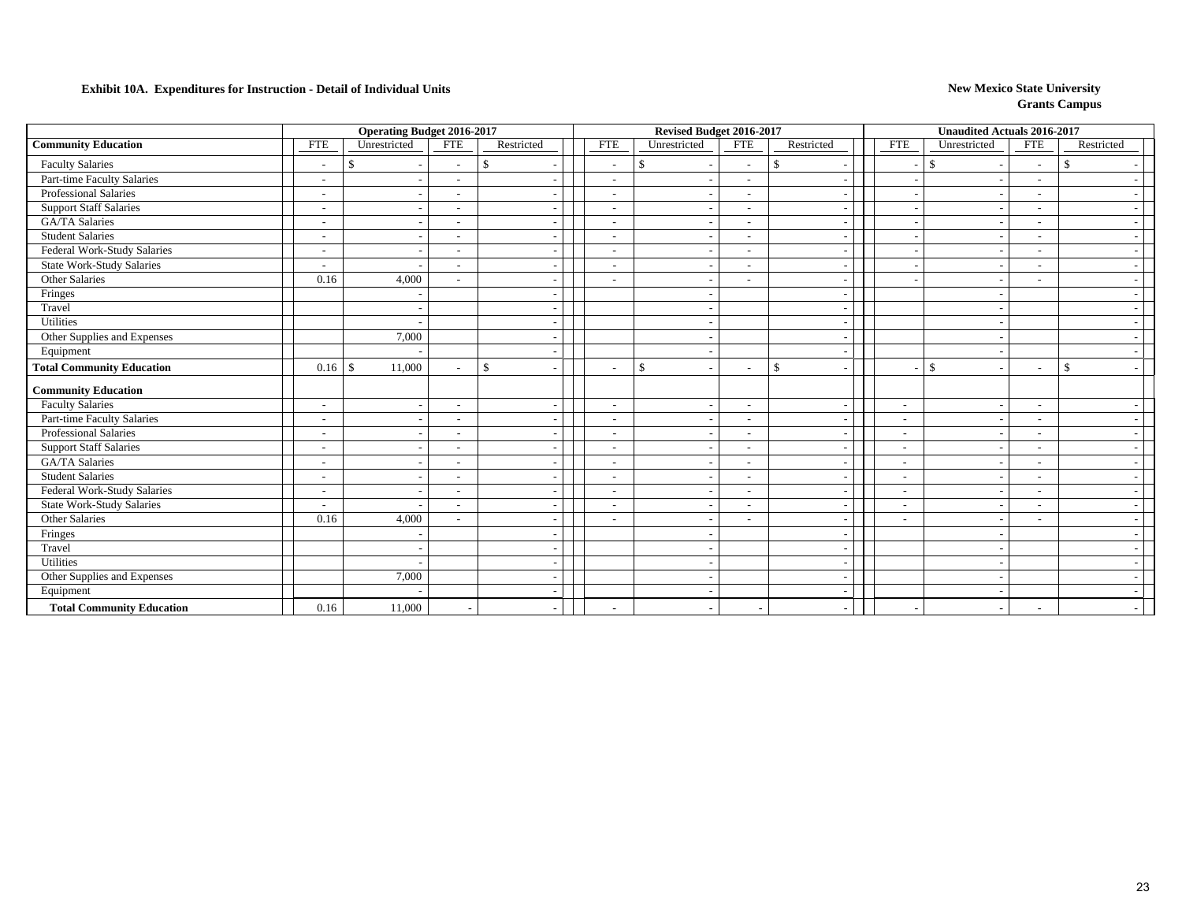**Exhibit 10A. Expenditures for Instruction - Detail of Individual Units**

**New Mexico State University**
**Grants Campus**

| | Operating Budget 2016-2017 | | | | Revised Budget 2016-2017 | | | | Unaudited Actuals 2016-2017 | | | |
|---|---|---|---|---|---|---|---|---|---|---|---|---|
| **Community Education** | FTE | Unrestricted | FTE | Restricted | FTE | Unrestricted | FTE | Restricted | FTE | Unrestricted | FTE | Restricted |
| Faculty Salaries | - | $ - | - | $ - | - | $ - | - | $ - | - | $ - | - | $ - |
| Part-time Faculty Salaries | - | - | - | - | - | - | - | - | - | - | - | - |
| Professional Salaries | - | - | - | - | - | - | - | - | - | - | - | - |
| Support Staff Salaries | - | - | - | - | - | - | - | - | - | - | - | - |
| GA/TA Salaries | - | - | - | - | - | - | - | - | - | - | - | - |
| Student Salaries | - | - | - | - | - | - | - | - | - | - | - | - |
| Federal Work-Study Salaries | - | - | - | - | - | - | - | - | - | - | - | - |
| State Work-Study Salaries | - | - | - | - | - | - | - | - | - | - | - | - |
| Other Salaries | 0.16 | 4,000 | - | - | - | - | - | - | - | - | - | - |
| Fringes | | - | | - | | - | | - | | - | | - |
| Travel | | - | | - | | - | | - | | - | | - |
| Utilities | | - | | - | | - | | - | | - | | - |
| Other Supplies and Expenses | | 7,000 | | - | | - | | - | | - | | - |
| Equipment | | - | | - | | - | | - | | - | | - |
| **Total Community Education** | 0.16 | $ 11,000 | - | $ - | - | $ - | - | $ - | - | $ - | - | $ - |
| **Community Education** | | | | | | | | | | | | |
| Faculty Salaries | - | - | - | - | - | - | - | - | - | - | - | - |
| Part-time Faculty Salaries | - | - | - | - | - | - | - | - | - | - | - | - |
| Professional Salaries | - | - | - | - | - | - | - | - | - | - | - | - |
| Support Staff Salaries | - | - | - | - | - | - | - | - | - | - | - | - |
| GA/TA Salaries | - | - | - | - | - | - | - | - | - | - | - | - |
| Student Salaries | - | - | - | - | - | - | - | - | - | - | - | - |
| Federal Work-Study Salaries | - | - | - | - | - | - | - | - | - | - | - | - |
| State Work-Study Salaries | - | - | - | - | - | - | - | - | - | - | - | - |
| Other Salaries | 0.16 | 4,000 | - | - | - | - | - | - | - | - | - | - |
| Fringes | | - | | - | | - | | - | | - | | - |
| Travel | | - | | - | | - | | - | | - | | - |
| Utilities | | - | | - | | - | | - | | - | | - |
| Other Supplies and Expenses | | 7,000 | | - | | - | | - | | - | | - |
| Equipment | | - | | - | | - | | - | | - | | - |
| **Total Community Education** | 0.16 | 11,000 | - | - | - | - | - | - | - | - | - | - |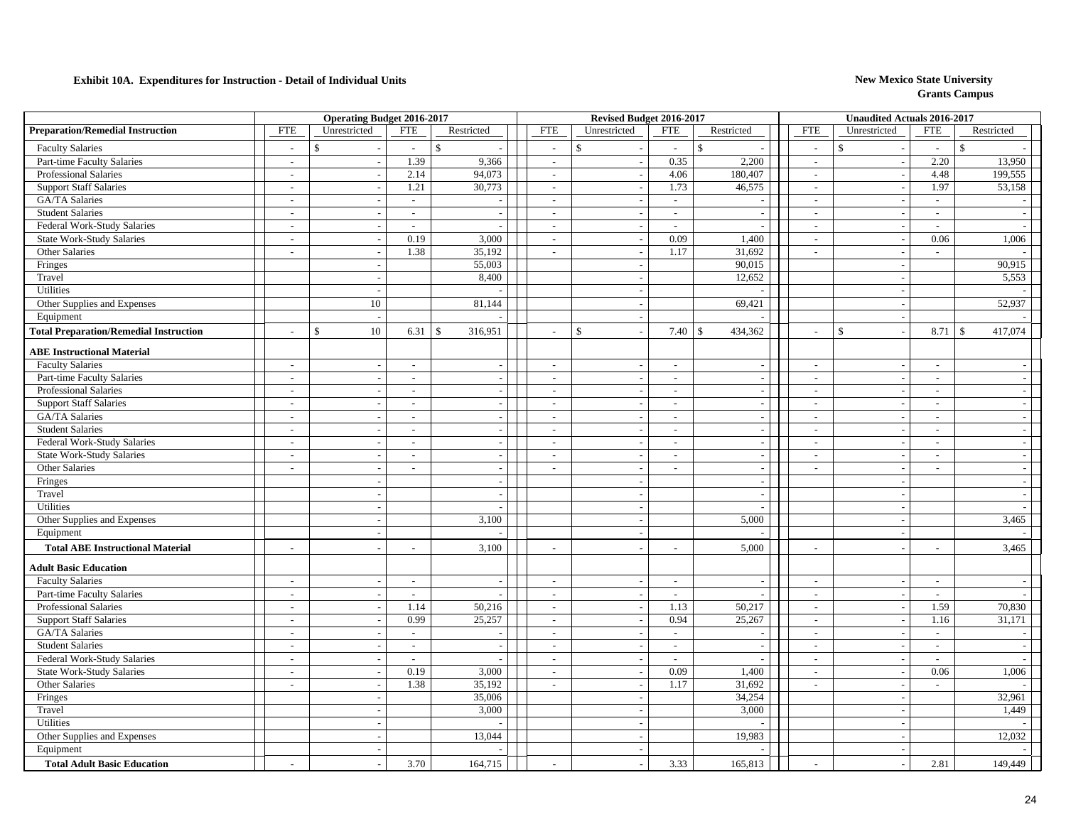**Exhibit 10A. Expenditures for Instruction - Detail of Individual Units**

**New Mexico State University**
**Grants Campus**

| | Operating Budget 2016-2017 | | | | Revised Budget 2016-2017 | | | | Unaudited Actuals 2016-2017 | | | |
|---|---|---|---|---|---|---|---|---|---|---|---|---|
| **Preparation/Remedial Instruction** | FTE | Unrestricted | FTE | Restricted | FTE | Unrestricted | FTE | Restricted | FTE | Unrestricted | FTE | Restricted |
| Faculty Salaries | - | $ - | - | $ - | - | $ - | - | $ - | - | $ - | - | $ - |
| Part-time Faculty Salaries | - | - | 1.39 | 9,366 | - | - | 0.35 | 2,200 | - | - | 2.20 | 13,950 |
| Professional Salaries | - | - | 2.14 | 94,073 | - | - | 4.06 | 180,407 | - | - | 4.48 | 199,555 |
| Support Staff Salaries | - | - | 1.21 | 30,773 | - | - | 1.73 | 46,575 | - | - | 1.97 | 53,158 |
| GA/TA Salaries | - | - | - | - | - | - | - | - | - | - | - | - |
| Student Salaries | - | - | - | - | - | - | - | - | - | - | - | - |
| Federal Work-Study Salaries | - | - | - | - | - | - | - | - | - | - | - | - |
| State Work-Study Salaries | - | - | 0.19 | 3,000 | - | - | 0.09 | 1,400 | - | - | 0.06 | 1,006 |
| Other Salaries | - | - | 1.38 | 35,192 | - | - | 1.17 | 31,692 | - | - | - | - |
| Fringes | | - | | 55,003 | | - | | 90,015 | | - | | 90,915 |
| Travel | | - | | 8,400 | | - | | 12,652 | | - | | 5,553 |
| Utilities | | - | | - | | - | | - | | - | | - |
| Other Supplies and Expenses | | 10 | | 81,144 | | - | | 69,421 | | - | | 52,937 |
| Equipment | | - | | - | | - | | - | | - | | - |
| **Total Preparation/Remedial Instruction** | - | $ 10 | 6.31 | $ 316,951 | - | $ - | 7.40 | $ 434,362 | - | $ - | 8.71 | $ 417,074 |
| **ABE Instructional Material** | | | | | | | | | | | | |
| Faculty Salaries | - | - | - | - | - | - | - | - | - | - | - | - |
| Part-time Faculty Salaries | - | - | - | - | - | - | - | - | - | - | - | - |
| Professional Salaries | - | - | - | - | - | - | - | - | - | - | - | - |
| Support Staff Salaries | - | - | - | - | - | - | - | - | - | - | - | - |
| GA/TA Salaries | - | - | - | - | - | - | - | - | - | - | - | - |
| Student Salaries | - | - | - | - | - | - | - | - | - | - | - | - |
| Federal Work-Study Salaries | - | - | - | - | - | - | - | - | - | - | - | - |
| State Work-Study Salaries | - | - | - | - | - | - | - | - | - | - | - | - |
| Other Salaries | - | - | - | - | - | - | - | - | - | - | - | - |
| Fringes | | - | | - | | - | | - | | - | | - |
| Travel | | - | | - | | - | | - | | - | | - |
| Utilities | | - | | - | | - | | - | | - | | - |
| Other Supplies and Expenses | | - | | 3,100 | | - | | 5,000 | | - | | 3,465 |
| Equipment | | - | | - | | - | | - | | - | | - |
| **Total ABE Instructional Material** | - | - | - | 3,100 | - | - | - | 5,000 | - | - | - | 3,465 |
| **Adult Basic Education** | | | | | | | | | | | | |
| Faculty Salaries | - | - | - | - | - | - | - | - | - | - | - | - |
| Part-time Faculty Salaries | - | - | - | - | - | - | - | - | - | - | - | - |
| Professional Salaries | - | - | 1.14 | 50,216 | - | - | 1.13 | 50,217 | - | - | 1.59 | 70,830 |
| Support Staff Salaries | - | - | 0.99 | 25,257 | - | - | 0.94 | 25,267 | - | - | 1.16 | 31,171 |
| GA/TA Salaries | - | - | - | - | - | - | - | - | - | - | - | - |
| Student Salaries | - | - | - | - | - | - | - | - | - | - | - | - |
| Federal Work-Study Salaries | - | - | - | - | - | - | - | - | - | - | - | - |
| State Work-Study Salaries | - | - | 0.19 | 3,000 | - | - | 0.09 | 1,400 | - | - | 0.06 | 1,006 |
| Other Salaries | - | - | 1.38 | 35,192 | - | - | 1.17 | 31,692 | - | - | - | - |
| Fringes | | - | | 35,006 | | - | | 34,254 | | - | | 32,961 |
| Travel | | - | | 3,000 | | - | | 3,000 | | - | | 1,449 |
| Utilities | | - | | - | | - | | - | | - | | - |
| Other Supplies and Expenses | | - | | 13,044 | | - | | 19,983 | | - | | 12,032 |
| Equipment | | - | | - | | - | | - | | - | | - |
| **Total Adult Basic Education** | - | - | 3.70 | 164,715 | - | - | 3.33 | 165,813 | - | - | 2.81 | 149,449 |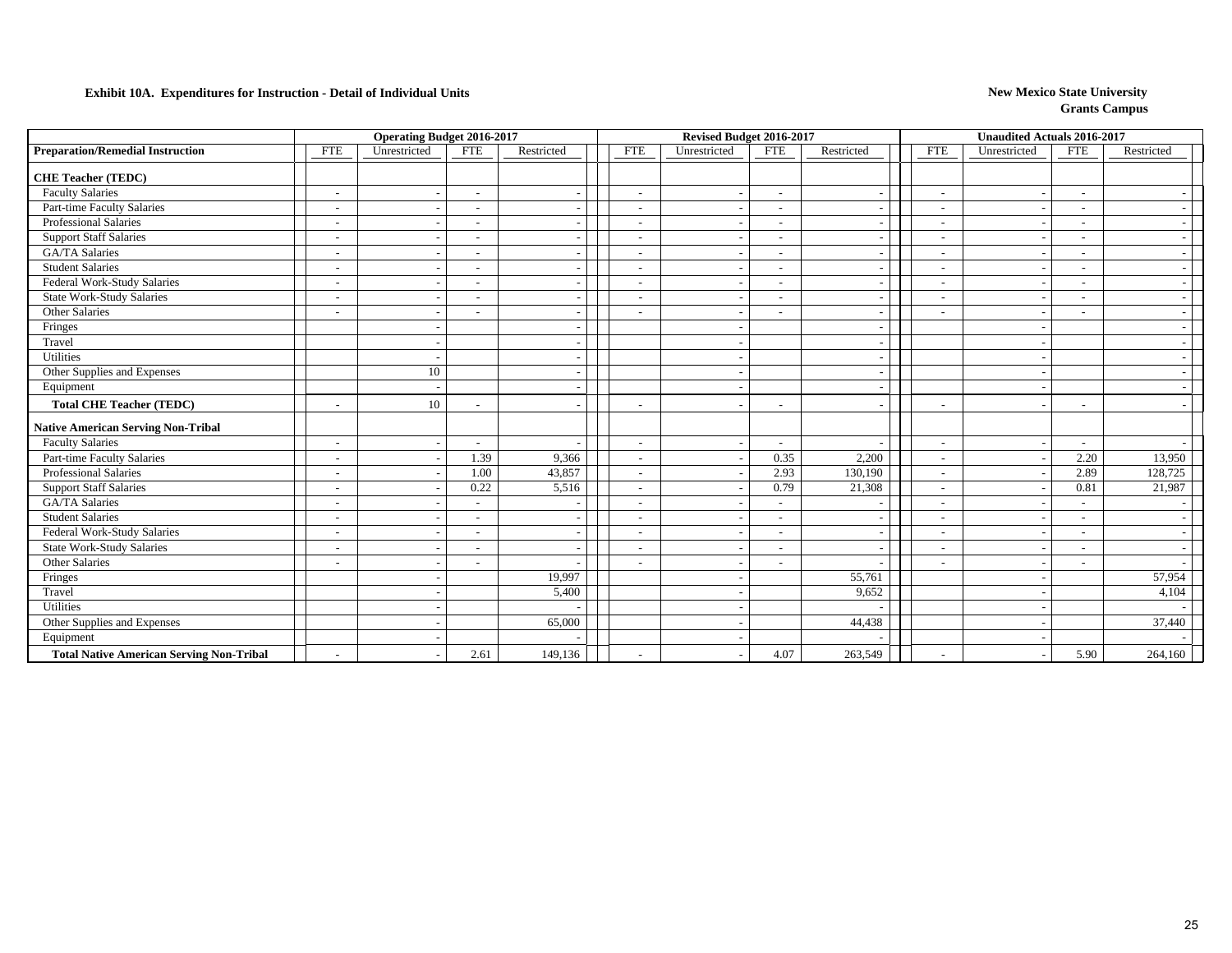**Exhibit 10A. Expenditures for Instruction - Detail of Individual Units**

**New Mexico State University**
**Grants Campus**

| | Operating Budget 2016-2017 | | | | Revised Budget 2016-2017 | | | | Unaudited Actuals 2016-2017 | | | |
|---|---|---|---|---|---|---|---|---|---|---|---|---|
| **Preparation/Remedial Instruction** | FTE | Unrestricted | FTE | Restricted | FTE | Unrestricted | FTE | Restricted | FTE | Unrestricted | FTE | Restricted |
| **CHE Teacher (TEDC)** | | | | | | | | | | | | |
| Faculty Salaries | - | - | - | - | - | - | - | - | - | - | - | - |
| Part-time Faculty Salaries | - | - | - | - | - | - | - | - | - | - | - | - |
| Professional Salaries | - | - | - | - | - | - | - | - | - | - | - | - |
| Support Staff Salaries | - | - | - | - | - | - | - | - | - | - | - | - |
| GA/TA Salaries | - | - | - | - | - | - | - | - | - | - | - | - |
| Student Salaries | - | - | - | - | - | - | - | - | - | - | - | - |
| Federal Work-Study Salaries | - | - | - | - | - | - | - | - | - | - | - | - |
| State Work-Study Salaries | - | - | - | - | - | - | - | - | - | - | - | - |
| Other Salaries | - | - | - | - | - | - | - | - | - | - | - | - |
| Fringes | | - | | - | | - | | - | | - | | - |
| Travel | | - | | - | | - | | - | | - | | - |
| Utilities | | - | | - | | - | | - | | - | | - |
| Other Supplies and Expenses | | 10 | | - | | - | | - | | - | | - |
| Equipment | | - | | - | | - | | - | | - | | - |
| **Total CHE Teacher (TEDC)** | - | 10 | - | - | - | - | - | - | - | - | - | - |
| **Native American Serving Non-Tribal** | | | | | | | | | | | | |
| Faculty Salaries | - | - | - | - | - | - | - | - | - | - | - | - |
| Part-time Faculty Salaries | - | - | 1.39 | 9,366 | - | - | 0.35 | 2,200 | - | - | 2.20 | 13,950 |
| Professional Salaries | - | - | 1.00 | 43,857 | - | - | 2.93 | 130,190 | - | - | 2.89 | 128,725 |
| Support Staff Salaries | - | - | 0.22 | 5,516 | - | - | 0.79 | 21,308 | - | - | 0.81 | 21,987 |
| GA/TA Salaries | - | - | - | - | - | - | - | - | - | - | - | - |
| Student Salaries | - | - | - | - | - | - | - | - | - | - | - | - |
| Federal Work-Study Salaries | - | - | - | - | - | - | - | - | - | - | - | - |
| State Work-Study Salaries | - | - | - | - | - | - | - | - | - | - | - | - |
| Other Salaries | - | - | - | - | - | - | - | - | - | - | - | - |
| Fringes | | - | | 19,997 | | - | | 55,761 | | - | | 57,954 |
| Travel | | - | | 5,400 | | - | | 9,652 | | - | | 4,104 |
| Utilities | | - | | - | | - | | - | | - | | - |
| Other Supplies and Expenses | | - | | 65,000 | | - | | 44,438 | | - | | 37,440 |
| Equipment | | - | | - | | - | | - | | - | | - |
| **Total Native American Serving Non-Tribal** | - | - | 2.61 | 149,136 | - | - | 4.07 | 263,549 | - | - | 5.90 | 264,160 |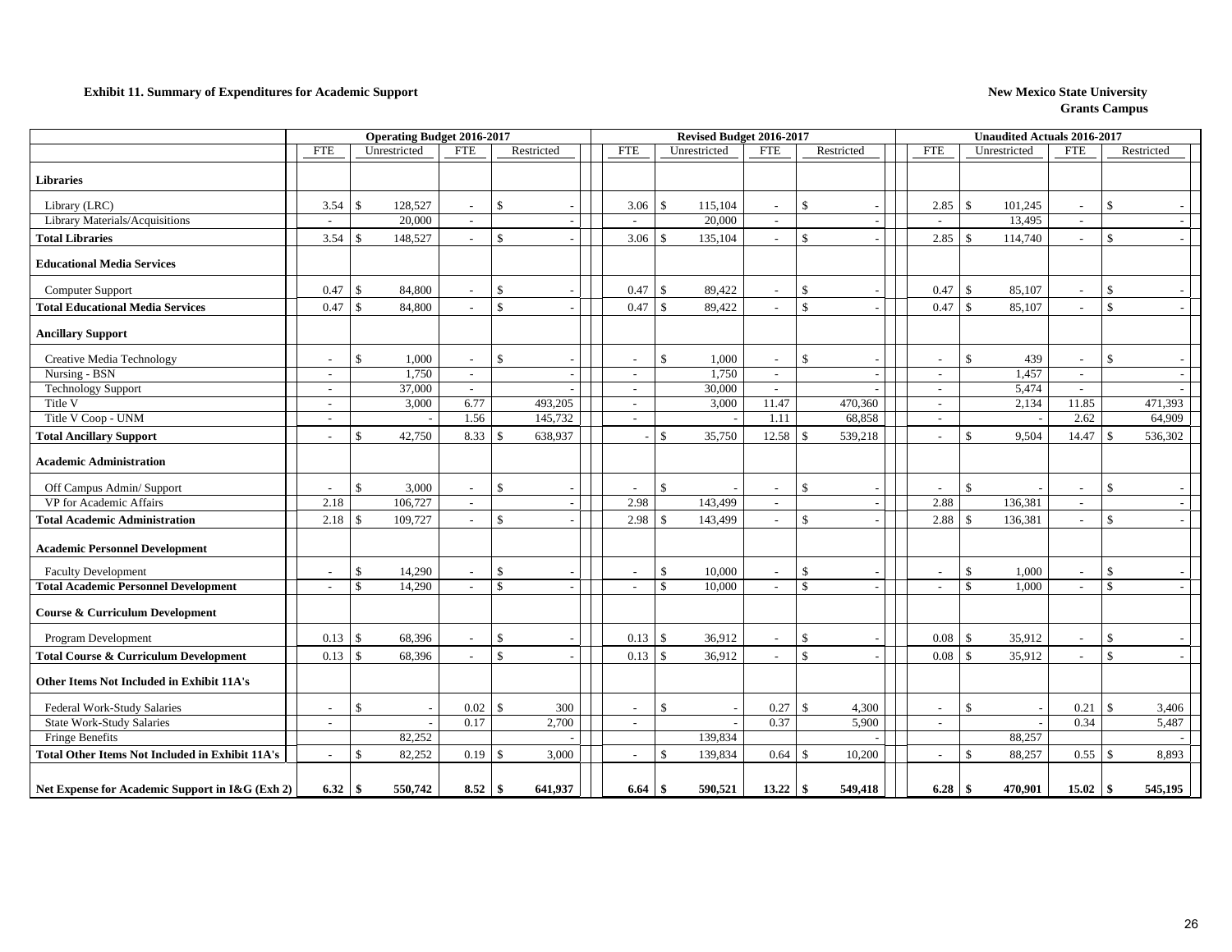**Exhibit 11. Summary of Expenditures for Academic Support**

**New Mexico State University**
**Grants Campus**

| | Operating Budget 2016-2017 | | | | Revised Budget 2016-2017 | | | | Unaudited Actuals 2016-2017 | | | |
|---|---|---|---|---|---|---|---|---|---|---|---|---|
| | FTE | Unrestricted | FTE | Restricted | FTE | Unrestricted | FTE | Restricted | FTE | Unrestricted | FTE | Restricted |
| **Libraries** | | | | | | | | | | | | |
| Library (LRC) | 3.54 | $ 128,527 | - | $ - | 3.06 | $ 115,104 | - | $ - | 2.85 | $ 101,245 | - | $ - |
| Library Materials/Acquisitions | - | 20,000 | - | - | - | 20,000 | - | - | - | 13,495 | - | - |
| **Total Libraries** | 3.54 | $ 148,527 | - | $ - | 3.06 | $ 135,104 | - | $ - | 2.85 | $ 114,740 | - | $ - |
| **Educational Media Services** | | | | | | | | | | | | |
| Computer Support | 0.47 | $ 84,800 | - | $ - | 0.47 | $ 89,422 | - | $ - | 0.47 | $ 85,107 | - | $ - |
| **Total Educational Media Services** | 0.47 | $ 84,800 | - | $ - | 0.47 | $ 89,422 | - | $ - | 0.47 | $ 85,107 | - | $ - |
| **Ancillary Support** | | | | | | | | | | | | |
| Creative Media Technology | - | $ 1,000 | - | $ - | - | $ 1,000 | - | $ - | - | $ 439 | - | $ - |
| Nursing - BSN | - | 1,750 | - | - | - | 1,750 | - | - | - | 1,457 | - | - |
| Technology Support | - | 37,000 | - | - | - | 30,000 | - | - | - | 5,474 | - | - |
| Title V | - | 3,000 | 6.77 | 493,205 | - | 3,000 | 11.47 | 470,360 | - | 2,134 | 11.85 | 471,393 |
| Title V Coop - UNM | - | - | 1.56 | 145,732 | - | - | 1.11 | 68,858 | - | - | 2.62 | 64,909 |
| **Total Ancillary Support** | - | $ 42,750 | 8.33 | $ 638,937 | - | $ 35,750 | 12.58 | $ 539,218 | - | $ 9,504 | 14.47 | $ 536,302 |
| **Academic Administration** | | | | | | | | | | | | |
| Off Campus Admin/ Support | - | $ 3,000 | - | $ - | - | $ - | - | $ - | - | $ - | - | $ - |
| VP for Academic Affairs | 2.18 | 106,727 | - | - | 2.98 | 143,499 | - | - | 2.88 | 136,381 | - | - |
| **Total Academic Administration** | 2.18 | $ 109,727 | - | $ - | 2.98 | $ 143,499 | - | $ - | 2.88 | $ 136,381 | - | $ - |
| **Academic Personnel Development** | | | | | | | | | | | | |
| Faculty Development | - | $ 14,290 | - | $ - | - | $ 10,000 | - | $ - | - | $ 1,000 | - | $ - |
| **Total Academic Personnel Development** | - | $ 14,290 | - | $ - | - | $ 10,000 | - | $ - | - | $ 1,000 | - | $ - |
| **Course & Curriculum Development** | | | | | | | | | | | | |
| Program Development | 0.13 | $ 68,396 | - | $ - | 0.13 | $ 36,912 | - | $ - | 0.08 | $ 35,912 | - | $ - |
| **Total Course & Curriculum Development** | 0.13 | $ 68,396 | - | $ - | 0.13 | $ 36,912 | - | $ - | 0.08 | $ 35,912 | - | $ - |
| **Other Items Not Included in Exhibit 11A's** | | | | | | | | | | | | |
| Federal Work-Study Salaries | - | $ - | 0.02 | $ 300 | - | $ - | 0.27 | $ 4,300 | - | $ - | 0.21 | $ 3,406 |
| State Work-Study Salaries | - | - | 0.17 | 2,700 | - | - | 0.37 | 5,900 | - | - | 0.34 | 5,487 |
| Fringe Benefits | | 82,252 | | - | | 139,834 | | - | | 88,257 | | - |
| **Total Other Items Not Included in Exhibit 11A's** | - | $ 82,252 | 0.19 | $ 3,000 | - | $ 139,834 | 0.64 | $ 10,200 | - | $ 88,257 | 0.55 | $ 8,893 |
| **Net Expense for Academic Support in I&G (Exh 2)** | **6.32** | **$ 550,742** | **8.52** | **$ 641,937** | **6.64** | **$ 590,521** | **13.22** | **$ 549,418** | **6.28** | **$ 470,901** | **15.02** | **$ 545,195** |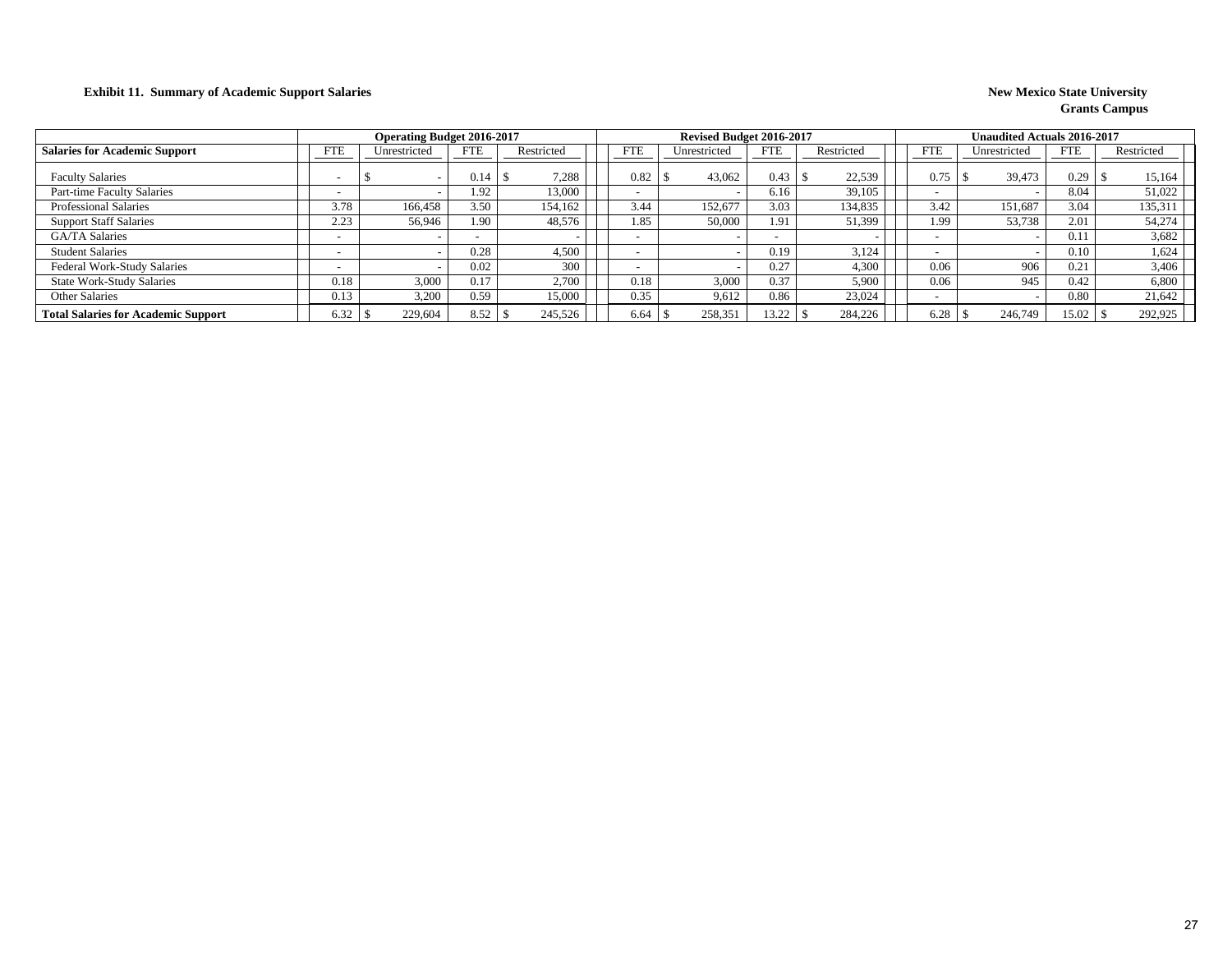**Exhibit 11. Summary of Academic Support Salaries**

**New Mexico State University**
**Grants Campus**

| | Operating Budget 2016-2017 | | | | Revised Budget 2016-2017 | | | | Unaudited Actuals 2016-2017 | | | |
|---|---|---|---|---|---|---|---|---|---|---|---|---|
| **Salaries for Academic Support** | FTE | Unrestricted | FTE | Restricted | FTE | Unrestricted | FTE | Restricted | FTE | Unrestricted | FTE | Restricted |
| Faculty Salaries | - | $ - | 0.14 | $ 7,288 | 0.82 | $ 43,062 | 0.43 | $ 22,539 | 0.75 | $ 39,473 | 0.29 | $ 15,164 |
| Part-time Faculty Salaries | - | - | 1.92 | 13,000 | - | - | 6.16 | 39,105 | - | - | 8.04 | 51,022 |
| Professional Salaries | 3.78 | 166,458 | 3.50 | 154,162 | 3.44 | 152,677 | 3.03 | 134,835 | 3.42 | 151,687 | 3.04 | 135,311 |
| Support Staff Salaries | 2.23 | 56,946 | 1.90 | 48,576 | 1.85 | 50,000 | 1.91 | 51,399 | 1.99 | 53,738 | 2.01 | 54,274 |
| GA/TA Salaries | - | - | - | - | - | - | - | - | - | - | 0.11 | 3,682 |
| Student Salaries | - | - | 0.28 | 4,500 | - | - | 0.19 | 3,124 | - | - | 0.10 | 1,624 |
| Federal Work-Study Salaries | - | - | 0.02 | 300 | - | - | 0.27 | 4,300 | 0.06 | 906 | 0.21 | 3,406 |
| State Work-Study Salaries | 0.18 | 3,000 | 0.17 | 2,700 | 0.18 | 3,000 | 0.37 | 5,900 | 0.06 | 945 | 0.42 | 6,800 |
| Other Salaries | 0.13 | 3,200 | 0.59 | 15,000 | 0.35 | 9,612 | 0.86 | 23,024 | - | - | 0.80 | 21,642 |
| **Total Salaries for Academic Support** | 6.32 | $ 229,604 | 8.52 | $ 245,526 | 6.64 | $ 258,351 | 13.22 | $ 284,226 | 6.28 | $ 246,749 | 15.02 | $ 292,925 |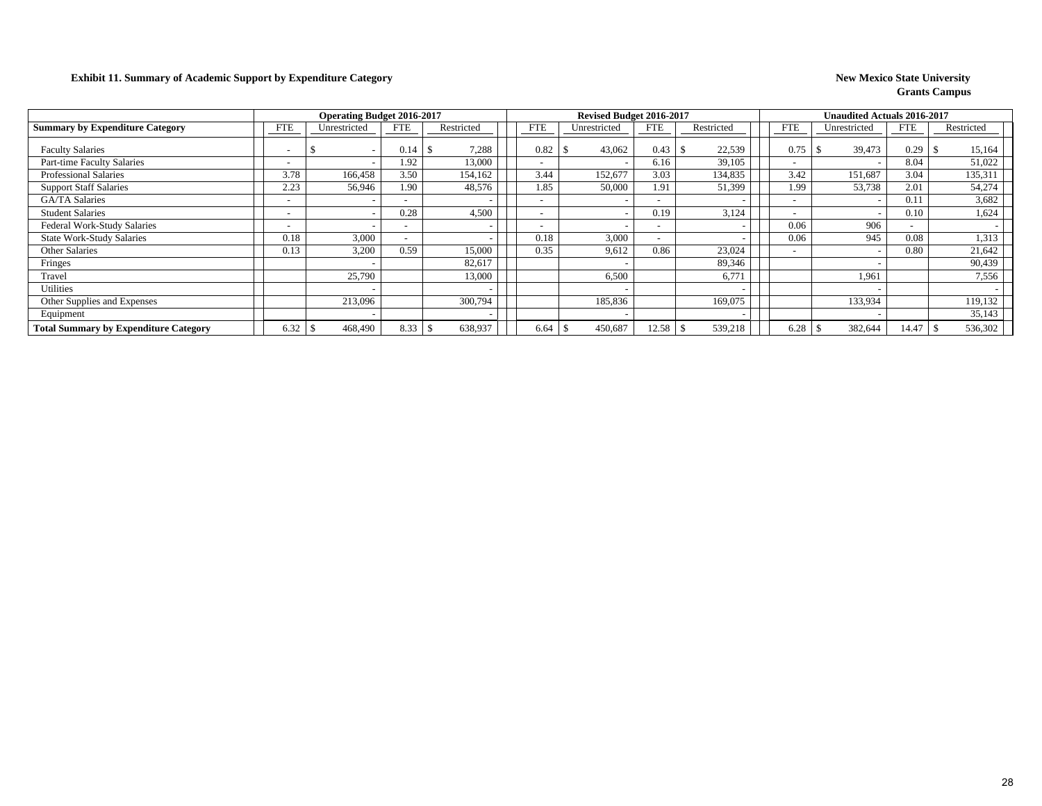**Exhibit 11. Summary of Academic Support by Expenditure Category**

**New Mexico State University**
**Grants Campus**

| | Operating Budget 2016-2017 | | | | Revised Budget 2016-2017 | | | | Unaudited Actuals 2016-2017 | | | |
|---|---|---|---|---|---|---|---|---|---|---|---|---|
| **Summary by Expenditure Category** | FTE | Unrestricted | FTE | Restricted | FTE | Unrestricted | FTE | Restricted | FTE | Unrestricted | FTE | Restricted |
| Faculty Salaries | - | $ - | 0.14 | $ 7,288 | 0.82 | $ 43,062 | 0.43 | $ 22,539 | 0.75 | $ 39,473 | 0.29 | $ 15,164 |
| Part-time Faculty Salaries | - | - | 1.92 | 13,000 | - | - | 6.16 | 39,105 | - | - | 8.04 | 51,022 |
| Professional Salaries | 3.78 | 166,458 | 3.50 | 154,162 | 3.44 | 152,677 | 3.03 | 134,835 | 3.42 | 151,687 | 3.04 | 135,311 |
| Support Staff Salaries | 2.23 | 56,946 | 1.90 | 48,576 | 1.85 | 50,000 | 1.91 | 51,399 | 1.99 | 53,738 | 2.01 | 54,274 |
| GA/TA Salaries | - | - | - | - | - | - | - | - | - | - | 0.11 | 3,682 |
| Student Salaries | - | - | 0.28 | 4,500 | - | - | 0.19 | 3,124 | - | - | 0.10 | 1,624 |
| Federal Work-Study Salaries | - | - | - | - | - | - | - | - | 0.06 | 906 | - | - |
| State Work-Study Salaries | 0.18 | 3,000 | - | - | 0.18 | 3,000 | - | - | 0.06 | 945 | 0.08 | 1,313 |
| Other Salaries | 0.13 | 3,200 | 0.59 | 15,000 | 0.35 | 9,612 | 0.86 | 23,024 | - | - | 0.80 | 21,642 |
| Fringes | | - | | 82,617 | | - | | 89,346 | | - | | 90,439 |
| Travel | | 25,790 | | 13,000 | | 6,500 | | 6,771 | | 1,961 | | 7,556 |
| Utilities | | - | | - | | - | | - | | - | | - |
| Other Supplies and Expenses | | 213,096 | | 300,794 | | 185,836 | | 169,075 | | 133,934 | | 119,132 |
| Equipment | | - | | - | | - | | - | | - | | 35,143 |
| **Total Summary by Expenditure Category** | 6.32 | $ 468,490 | 8.33 | $ 638,937 | 6.64 | $ 450,687 | 12.58 | $ 539,218 | 6.28 | $ 382,644 | 14.47 | $ 536,302 |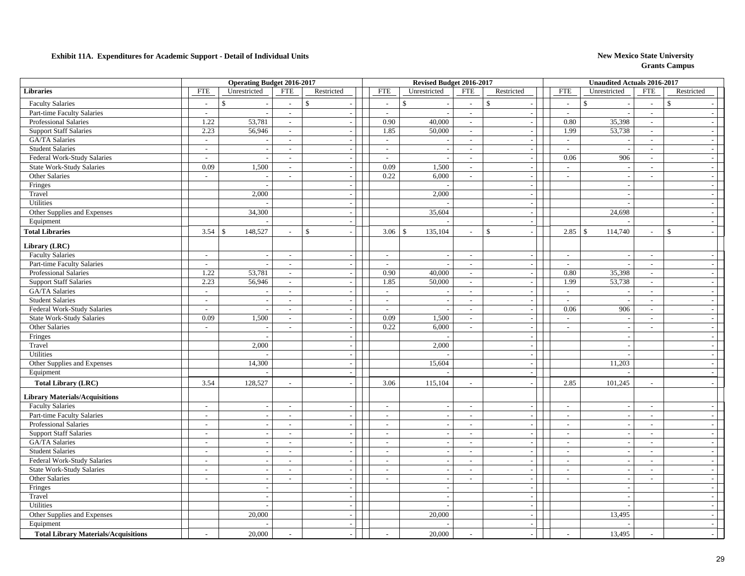**Exhibit 11A. Expenditures for Academic Support - Detail of Individual Units**

**New Mexico State University**
**Grants Campus**

| | Operating Budget 2016-2017 | | | | Revised Budget 2016-2017 | | | | Unaudited Actuals 2016-2017 | | | |
|---|---|---|---|---|---|---|---|---|---|---|---|---|
| **Libraries** | FTE | Unrestricted | FTE | Restricted | FTE | Unrestricted | FTE | Restricted | FTE | Unrestricted | FTE | Restricted |
| Faculty Salaries | - | $ - | - | $ - | - | $ - | - | $ - | - | $ - | - | $ - |
| Part-time Faculty Salaries | - | - | - | - | - | - | - | - | - | - | - | - |
| Professional Salaries | 1.22 | 53,781 | - | - | 0.90 | 40,000 | - | - | 0.80 | 35,398 | - | - |
| Support Staff Salaries | 2.23 | 56,946 | - | - | 1.85 | 50,000 | - | - | 1.99 | 53,738 | - | - |
| GA/TA Salaries | - | - | - | - | - | - | - | - | - | - | - | - |
| Student Salaries | - | - | - | - | - | - | - | - | - | - | - | - |
| Federal Work-Study Salaries | - | - | - | - | - | - | - | - | 0.06 | 906 | - | - |
| State Work-Study Salaries | 0.09 | 1,500 | - | - | 0.09 | 1,500 | - | - | - | - | - | - |
| Other Salaries | - | - | - | - | 0.22 | 6,000 | - | - | - | - | - | - |
| Fringes | | - | | - | | - | | - | | - | | - |
| Travel | | 2,000 | | - | | 2,000 | | - | | - | | - |
| Utilities | | - | | - | | - | | - | | - | | - |
| Other Supplies and Expenses | | 34,300 | | - | | 35,604 | | - | | 24,698 | | - |
| Equipment | | - | | - | | - | | - | | - | | - |
| **Total Libraries** | 3.54 | $ 148,527 | - | $ - | 3.06 | $ 135,104 | - | $ - | 2.85 | $ 114,740 | - | $ - |
| **Library (LRC)** | | | | | | | | | | | | |
| Faculty Salaries | - | - | - | - | - | - | - | - | - | - | - | - |
| Part-time Faculty Salaries | - | - | - | - | - | - | - | - | - | - | - | - |
| Professional Salaries | 1.22 | 53,781 | - | - | 0.90 | 40,000 | - | - | 0.80 | 35,398 | - | - |
| Support Staff Salaries | 2.23 | 56,946 | - | - | 1.85 | 50,000 | - | - | 1.99 | 53,738 | - | - |
| GA/TA Salaries | - | - | - | - | - | - | - | - | - | - | - | - |
| Student Salaries | - | - | - | - | - | - | - | - | - | - | - | - |
| Federal Work-Study Salaries | - | - | - | - | - | - | - | - | 0.06 | 906 | - | - |
| State Work-Study Salaries | 0.09 | 1,500 | - | - | 0.09 | 1,500 | - | - | - | - | - | - |
| Other Salaries | - | - | - | - | 0.22 | 6,000 | - | - | - | - | - | - |
| Fringes | | - | | - | | - | | - | | - | | - |
| Travel | | 2,000 | | - | | 2,000 | | - | | - | | - |
| Utilities | | - | | - | | - | | - | | - | | - |
| Other Supplies and Expenses | | 14,300 | | - | | 15,604 | | - | | 11,203 | | - |
| Equipment | | - | | - | | - | | - | | - | | - |
| **Total Library (LRC)** | 3.54 | 128,527 | - | - | 3.06 | 115,104 | - | - | 2.85 | 101,245 | - | - |
| **Library Materials/Acquisitions** | | | | | | | | | | | | |
| Faculty Salaries | - | - | - | - | - | - | - | - | - | - | - | - |
| Part-time Faculty Salaries | - | - | - | - | - | - | - | - | - | - | - | - |
| Professional Salaries | - | - | - | - | - | - | - | - | - | - | - | - |
| Support Staff Salaries | - | - | - | - | - | - | - | - | - | - | - | - |
| GA/TA Salaries | - | - | - | - | - | - | - | - | - | - | - | - |
| Student Salaries | - | - | - | - | - | - | - | - | - | - | - | - |
| Federal Work-Study Salaries | - | - | - | - | - | - | - | - | - | - | - | - |
| State Work-Study Salaries | - | - | - | - | - | - | - | - | - | - | - | - |
| Other Salaries | - | - | - | - | - | - | - | - | - | - | - | - |
| Fringes | | - | | - | | - | | - | | - | | - |
| Travel | | - | | - | | - | | - | | - | | - |
| Utilities | | - | | - | | - | | - | | - | | - |
| Other Supplies and Expenses | | 20,000 | | - | | 20,000 | | - | | 13,495 | | - |
| Equipment | | - | | - | | - | | - | | - | | - |
| **Total Library Materials/Acquisitions** | - | 20,000 | - | - | - | 20,000 | - | - | - | 13,495 | - | - |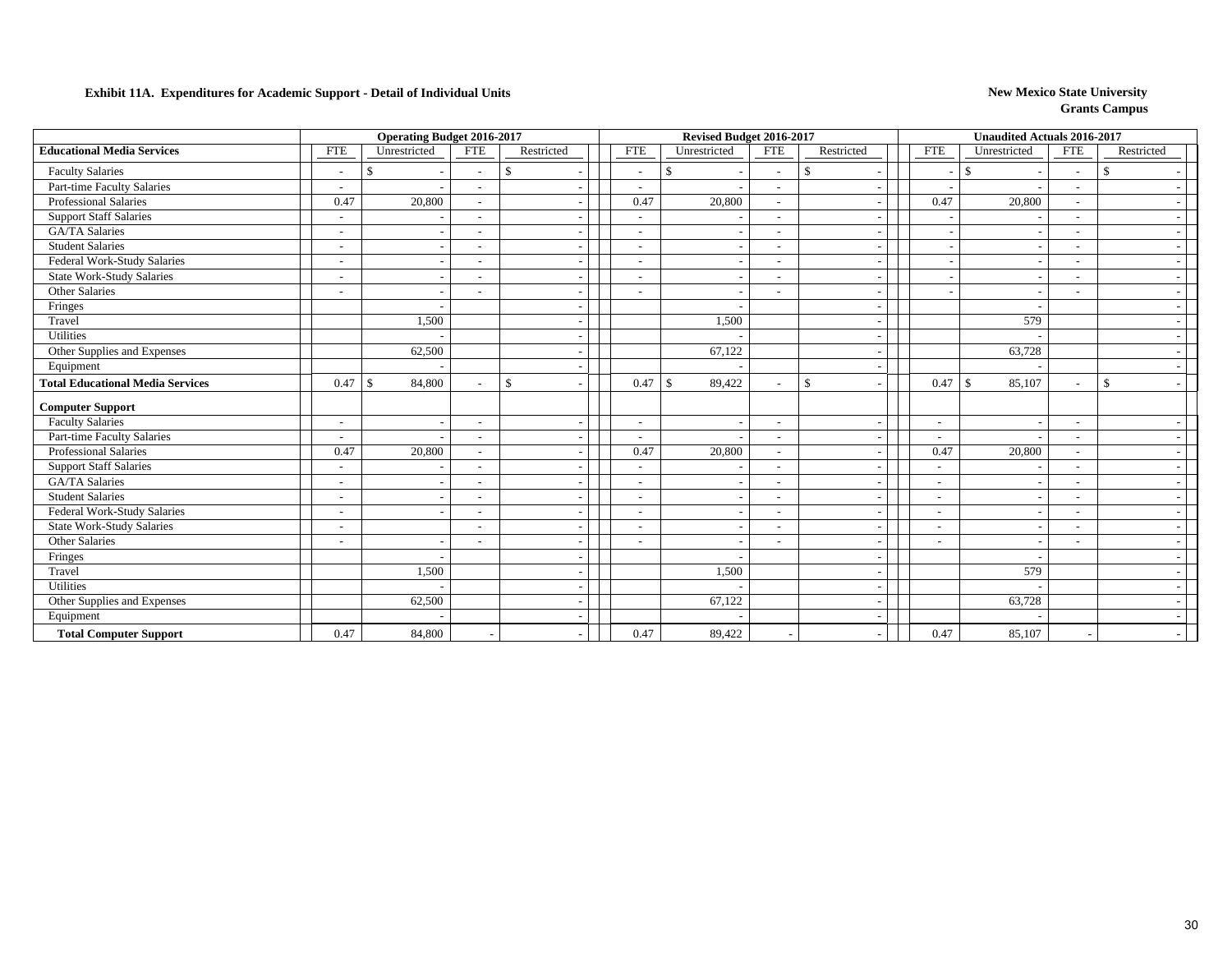**Exhibit 11A. Expenditures for Academic Support - Detail of Individual Units**

**New Mexico State University**
**Grants Campus**

| | Operating Budget 2016-2017 | | | | Revised Budget 2016-2017 | | | | Unaudited Actuals 2016-2017 | | | |
|---|---|---|---|---|---|---|---|---|---|---|---|---|
| **Educational Media Services** | FTE | Unrestricted | FTE | Restricted | FTE | Unrestricted | FTE | Restricted | FTE | Unrestricted | FTE | Restricted |
| Faculty Salaries | - | $ - | - | $ - | - | $ - | - | $ - | - | $ - | - | $ - |
| Part-time Faculty Salaries | - | - | - | - | - | - | - | - | - | - | - | - |
| Professional Salaries | 0.47 | 20,800 | - | - | 0.47 | 20,800 | - | - | 0.47 | 20,800 | - | - |
| Support Staff Salaries | - | - | - | - | - | - | - | - | - | - | - | - |
| GA/TA Salaries | - | - | - | - | - | - | - | - | - | - | - | - |
| Student Salaries | - | - | - | - | - | - | - | - | - | - | - | - |
| Federal Work-Study Salaries | - | - | - | - | - | - | - | - | - | - | - | - |
| State Work-Study Salaries | - | - | - | - | - | - | - | - | - | - | - | - |
| Other Salaries | - | - | - | - | - | - | - | - | - | - | - | - |
| Fringes | | - | | - | | - | | - | | - | | - |
| Travel | | 1,500 | | - | | 1,500 | | - | | 579 | | - |
| Utilities | | - | | - | | - | | - | | - | | - |
| Other Supplies and Expenses | | 62,500 | | - | | 67,122 | | - | | 63,728 | | - |
| Equipment | | - | | - | | - | | - | | - | | - |
| **Total Educational Media Services** | 0.47 | $ 84,800 | - | $ - | 0.47 | $ 89,422 | - | $ - | 0.47 | $ 85,107 | - | $ - |
| **Computer Support** | | | | | | | | | | | | |
| Faculty Salaries | - | - | - | - | - | - | - | - | - | - | - | - |
| Part-time Faculty Salaries | - | - | - | - | - | - | - | - | - | - | - | - |
| Professional Salaries | 0.47 | 20,800 | - | - | 0.47 | 20,800 | - | - | 0.47 | 20,800 | - | - |
| Support Staff Salaries | - | - | - | - | - | - | - | - | - | - | - | - |
| GA/TA Salaries | - | - | - | - | - | - | - | - | - | - | - | - |
| Student Salaries | - | - | - | - | - | - | - | - | - | - | - | - |
| Federal Work-Study Salaries | - | - | - | - | - | - | - | - | - | - | - | - |
| State Work-Study Salaries | - | | - | - | - | - | - | - | - | - | - | - |
| Other Salaries | - | - | - | - | - | - | - | - | - | - | - | - |
| Fringes | | - | | - | | - | | - | | - | | - |
| Travel | | 1,500 | | - | | 1,500 | | - | | 579 | | - |
| Utilities | | - | | - | | - | | - | | - | | - |
| Other Supplies and Expenses | | 62,500 | | - | | 67,122 | | - | | 63,728 | | - |
| Equipment | | - | | - | | - | | - | | - | | - |
| **Total Computer Support** | 0.47 | 84,800 | - | - | 0.47 | 89,422 | - | - | 0.47 | 85,107 | - | - |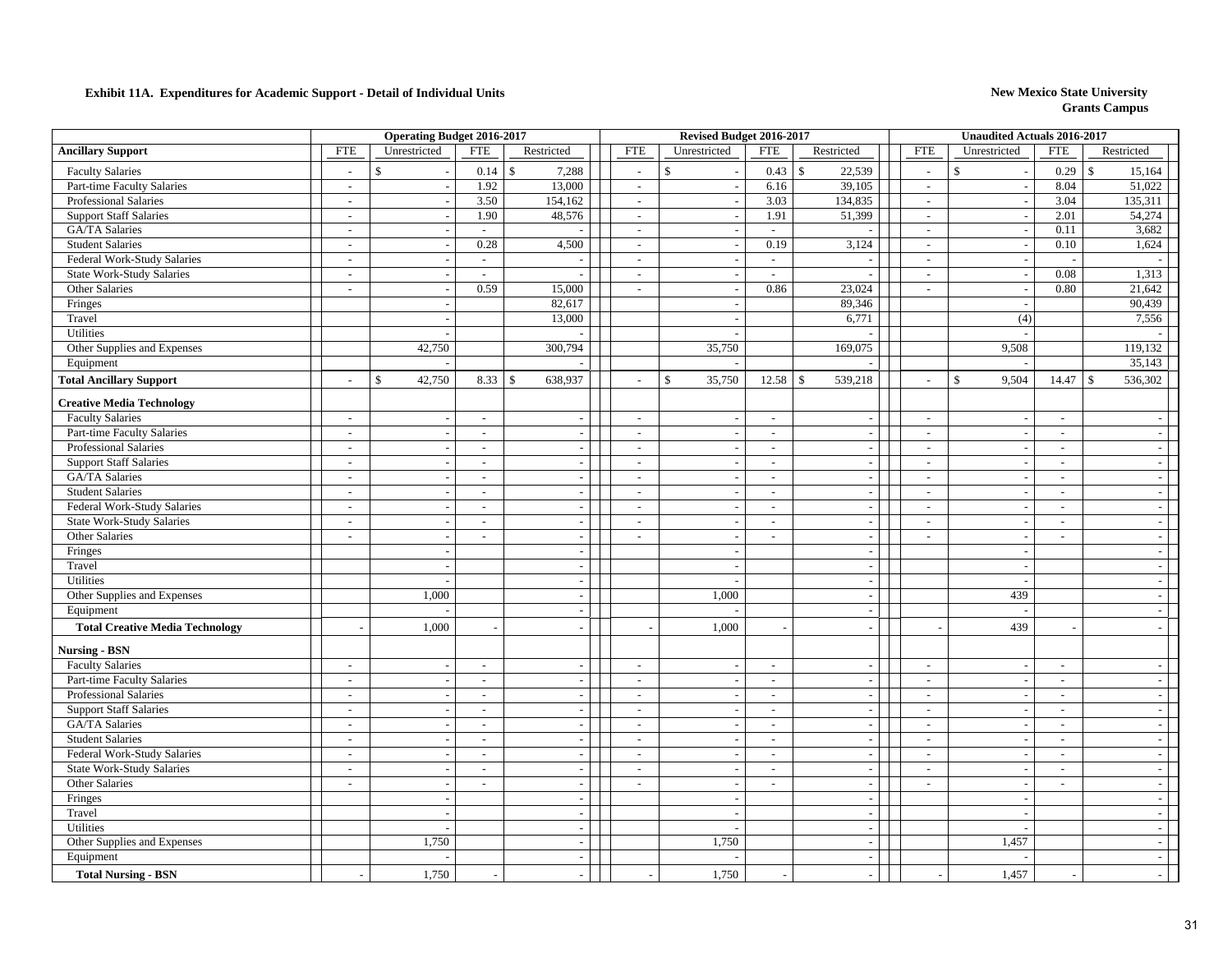**Exhibit 11A. Expenditures for Academic Support - Detail of Individual Units**

**New Mexico State University**
**Grants Campus**

| | Operating Budget 2016-2017 | | | | Revised Budget 2016-2017 | | | | Unaudited Actuals 2016-2017 | | | |
|---|---|---|---|---|---|---|---|---|---|---|---|---|
| **Ancillary Support** | FTE | Unrestricted | FTE | Restricted | FTE | Unrestricted | FTE | Restricted | FTE | Unrestricted | FTE | Restricted |
| Faculty Salaries | - | $ - | 0.14 | $ 7,288 | - | $ - | 0.43 | $ 22,539 | - | $ - | 0.29 | $ 15,164 |
| Part-time Faculty Salaries | - | - | 1.92 | 13,000 | - | - | 6.16 | 39,105 | - | - | 8.04 | 51,022 |
| Professional Salaries | - | - | 3.50 | 154,162 | - | - | 3.03 | 134,835 | - | - | 3.04 | 135,311 |
| Support Staff Salaries | - | - | 1.90 | 48,576 | - | - | 1.91 | 51,399 | - | - | 2.01 | 54,274 |
| GA/TA Salaries | - | - | - | - | - | - | - | - | - | - | 0.11 | 3,682 |
| Student Salaries | - | - | 0.28 | 4,500 | - | - | 0.19 | 3,124 | - | - | 0.10 | 1,624 |
| Federal Work-Study Salaries | - | - | - | - | - | - | - | - | - | - | - | - |
| State Work-Study Salaries | - | - | - | - | - | - | - | - | - | - | 0.08 | 1,313 |
| Other Salaries | - | - | 0.59 | 15,000 | - | - | 0.86 | 23,024 | - | - | 0.80 | 21,642 |
| Fringes | | - | | 82,617 | | - | | 89,346 | | - | | 90,439 |
| Travel | | - | | 13,000 | | - | | 6,771 | | (4) | | 7,556 |
| Utilities | | - | | - | | - | | - | | - | | - |
| Other Supplies and Expenses | | 42,750 | | 300,794 | | 35,750 | | 169,075 | | 9,508 | | 119,132 |
| Equipment | | - | | - | | - | | - | | - | | 35,143 |
| **Total Ancillary Support** | - | $ 42,750 | 8.33 | $ 638,937 | - | $ 35,750 | 12.58 | $ 539,218 | - | $ 9,504 | 14.47 | $ 536,302 |
| **Creative Media Technology** | | | | | | | | | | | | |
| Faculty Salaries | - | - | - | - | - | - | - | - | - | - | - | - |
| Part-time Faculty Salaries | - | - | - | - | - | - | - | - | - | - | - | - |
| Professional Salaries | - | - | - | - | - | - | - | - | - | - | - | - |
| Support Staff Salaries | - | - | - | - | - | - | - | - | - | - | - | - |
| GA/TA Salaries | - | - | - | - | - | - | - | - | - | - | - | - |
| Student Salaries | - | - | - | - | - | - | - | - | - | - | - | - |
| Federal Work-Study Salaries | - | - | - | - | - | - | - | - | - | - | - | - |
| State Work-Study Salaries | - | - | - | - | - | - | - | - | - | - | - | - |
| Other Salaries | - | - | - | - | - | - | - | - | - | - | - | - |
| Fringes | | - | | - | | - | | - | | - | | - |
| Travel | | - | | - | | - | | - | | - | | - |
| Utilities | | - | | - | | - | | - | | - | | - |
| Other Supplies and Expenses | | 1,000 | | - | | 1,000 | | - | | 439 | | - |
| Equipment | | - | | - | | - | | - | | - | | - |
| **Total Creative Media Technology** | - | 1,000 | - | - | - | 1,000 | - | - | - | 439 | - | - |
| **Nursing - BSN** | | | | | | | | | | | | |
| Faculty Salaries | - | - | - | - | - | - | - | - | - | - | - | - |
| Part-time Faculty Salaries | - | - | - | - | - | - | - | - | - | - | - | - |
| Professional Salaries | - | - | - | - | - | - | - | - | - | - | - | - |
| Support Staff Salaries | - | - | - | - | - | - | - | - | - | - | - | - |
| GA/TA Salaries | - | - | - | - | - | - | - | - | - | - | - | - |
| Student Salaries | - | - | - | - | - | - | - | - | - | - | - | - |
| Federal Work-Study Salaries | - | - | - | - | - | - | - | - | - | - | - | - |
| State Work-Study Salaries | - | - | - | - | - | - | - | - | - | - | - | - |
| Other Salaries | - | - | - | - | - | - | - | - | - | - | - | - |
| Fringes | | - | | - | | - | | - | | - | | - |
| Travel | | - | | - | | - | | - | | - | | - |
| Utilities | | - | | - | | - | | - | | - | | - |
| Other Supplies and Expenses | | 1,750 | | - | | 1,750 | | - | | 1,457 | | - |
| Equipment | | - | | - | | - | | - | | - | | - |
| **Total Nursing - BSN** | - | 1,750 | - | - | - | 1,750 | - | - | - | 1,457 | - | - |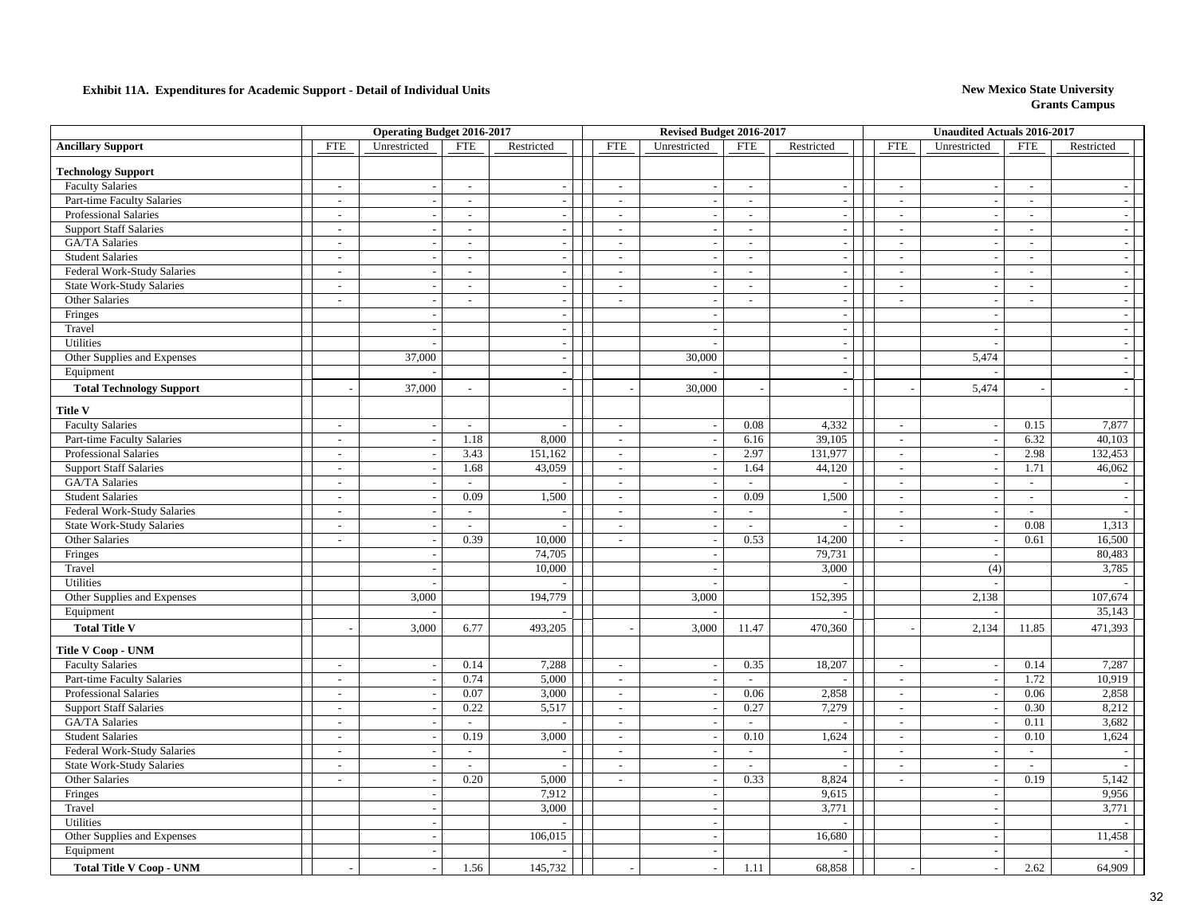**Exhibit 11A. Expenditures for Academic Support - Detail of Individual Units**

**New Mexico State University**
**Grants Campus**

| Ancillary Support | Operating Budget 2016-2017 | | | | Revised Budget 2016-2017 | | | | Unaudited Actuals 2016-2017 | | | |
|---|---|---|---|---|---|---|---|---|---|---|---|---|
| | FTE | Unrestricted | FTE | Restricted | FTE | Unrestricted | FTE | Restricted | FTE | Unrestricted | FTE | Restricted |
| **Technology Support** | | | | | | | | | | | | |
| Faculty Salaries | - | - | - | - | - | - | - | - | - | - | - | - |
| Part-time Faculty Salaries | - | - | - | - | - | - | - | - | - | - | - | - |
| Professional Salaries | - | - | - | - | - | - | - | - | - | - | - | - |
| Support Staff Salaries | - | - | - | - | - | - | - | - | - | - | - | - |
| GA/TA Salaries | - | - | - | - | - | - | - | - | - | - | - | - |
| Student Salaries | - | - | - | - | - | - | - | - | - | - | - | - |
| Federal Work-Study Salaries | - | - | - | - | - | - | - | - | - | - | - | - |
| State Work-Study Salaries | - | - | - | - | - | - | - | - | - | - | - | - |
| Other Salaries | - | - | - | - | - | - | - | - | - | - | - | - |
| Fringes | | - | | - | | - | | - | | - | | - |
| Travel | | - | | - | | - | | - | | - | | - |
| Utilities | | - | | - | | - | | - | | - | | - |
| Other Supplies and Expenses | | 37,000 | | - | | 30,000 | | - | | 5,474 | | - |
| Equipment | | - | | - | | - | | - | | - | | - |
| **Total Technology Support** | - | 37,000 | - | - | - | 30,000 | - | - | - | 5,474 | - | - |
| **Title V** | | | | | | | | | | | | |
| Faculty Salaries | - | - | - | - | - | - | 0.08 | 4,332 | - | - | 0.15 | 7,877 |
| Part-time Faculty Salaries | - | - | 1.18 | 8,000 | - | - | 6.16 | 39,105 | - | - | 6.32 | 40,103 |
| Professional Salaries | - | - | 3.43 | 151,162 | - | - | 2.97 | 131,977 | - | - | 2.98 | 132,453 |
| Support Staff Salaries | - | - | 1.68 | 43,059 | - | - | 1.64 | 44,120 | - | - | 1.71 | 46,062 |
| GA/TA Salaries | - | - | - | - | - | - | - | - | - | - | - | - |
| Student Salaries | - | - | 0.09 | 1,500 | - | - | 0.09 | 1,500 | - | - | - | - |
| Federal Work-Study Salaries | - | - | - | - | - | - | - | - | - | - | - | - |
| State Work-Study Salaries | - | - | - | - | - | - | - | - | - | - | 0.08 | 1,313 |
| Other Salaries | - | - | 0.39 | 10,000 | - | - | 0.53 | 14,200 | - | - | 0.61 | 16,500 |
| Fringes | | - | | 74,705 | | - | | 79,731 | | - | | 80,483 |
| Travel | | - | | 10,000 | | - | | 3,000 | | (4) | | 3,785 |
| Utilities | | - | | - | | - | | - | | - | | - |
| Other Supplies and Expenses | | 3,000 | | 194,779 | | 3,000 | | 152,395 | | 2,138 | | 107,674 |
| Equipment | | - | | - | | - | | - | | - | | 35,143 |
| **Total Title V** | - | 3,000 | 6.77 | 493,205 | - | 3,000 | 11.47 | 470,360 | - | 2,134 | 11.85 | 471,393 |
| **Title V Coop - UNM** | | | | | | | | | | | | |
| Faculty Salaries | - | - | 0.14 | 7,288 | - | - | 0.35 | 18,207 | - | - | 0.14 | 7,287 |
| Part-time Faculty Salaries | - | - | 0.74 | 5,000 | - | - | - | - | - | - | 1.72 | 10,919 |
| Professional Salaries | - | - | 0.07 | 3,000 | - | - | 0.06 | 2,858 | - | - | 0.06 | 2,858 |
| Support Staff Salaries | - | - | 0.22 | 5,517 | - | - | 0.27 | 7,279 | - | - | 0.30 | 8,212 |
| GA/TA Salaries | - | - | - | - | - | - | - | - | - | - | 0.11 | 3,682 |
| Student Salaries | - | - | 0.19 | 3,000 | - | - | 0.10 | 1,624 | - | - | 0.10 | 1,624 |
| Federal Work-Study Salaries | - | - | - | - | - | - | - | - | - | - | - | - |
| State Work-Study Salaries | - | - | - | - | - | - | - | - | - | - | - | - |
| Other Salaries | - | - | 0.20 | 5,000 | - | - | 0.33 | 8,824 | - | - | 0.19 | 5,142 |
| Fringes | | - | | 7,912 | | - | | 9,615 | | - | | 9,956 |
| Travel | | - | | 3,000 | | - | | 3,771 | | - | | 3,771 |
| Utilities | | - | | - | | - | | - | | - | | - |
| Other Supplies and Expenses | | - | | 106,015 | | - | | 16,680 | | - | | 11,458 |
| Equipment | | - | | - | | - | | - | | - | | - |
| **Total Title V Coop - UNM** | - | - | 1.56 | 145,732 | - | - | 1.11 | 68,858 | - | - | 2.62 | 64,909 |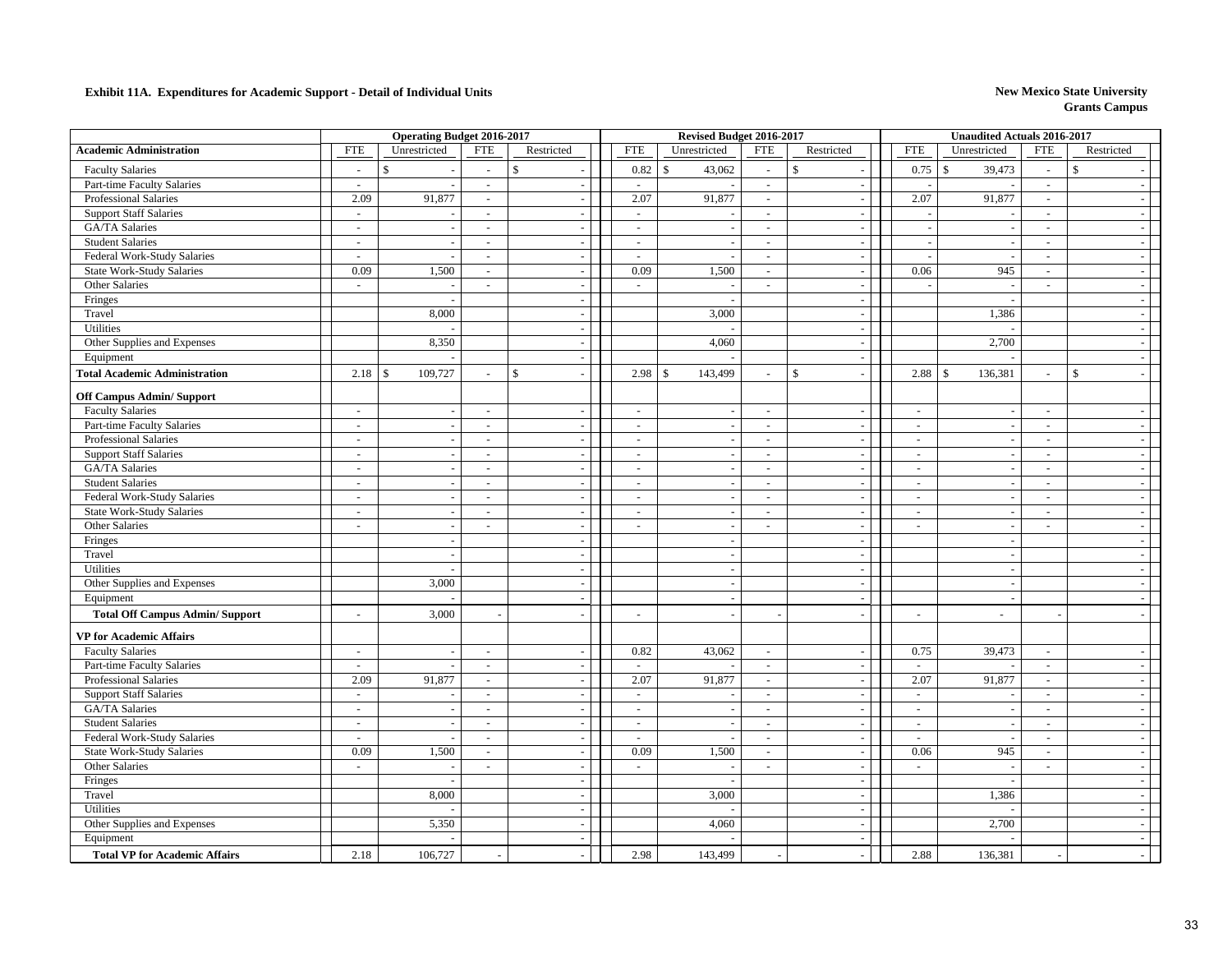**Exhibit 11A. Expenditures for Academic Support - Detail of Individual Units**

**New Mexico State University**
**Grants Campus**

| | Operating Budget 2016-2017 | | | | Revised Budget 2016-2017 | | | | Unaudited Actuals 2016-2017 | | | |
|---|---|---|---|---|---|---|---|---|---|---|---|---|
| **Academic Administration** | FTE | Unrestricted | FTE | Restricted | FTE | Unrestricted | FTE | Restricted | FTE | Unrestricted | FTE | Restricted |
| Faculty Salaries | - | $ - | - | $ - | 0.82 | $ 43,062 | - | $ - | 0.75 | $ 39,473 | - | $ - |
| Part-time Faculty Salaries | - | - | - | - | - | - | - | - | - | - | - | - |
| Professional Salaries | 2.09 | 91,877 | - | - | 2.07 | 91,877 | - | - | 2.07 | 91,877 | - | - |
| Support Staff Salaries | - | - | - | - | - | - | - | - | - | - | - | - |
| GA/TA Salaries | - | - | - | - | - | - | - | - | - | - | - | - |
| Student Salaries | - | - | - | - | - | - | - | - | - | - | - | - |
| Federal Work-Study Salaries | - | - | - | - | - | - | - | - | - | - | - | - |
| State Work-Study Salaries | 0.09 | 1,500 | - | - | 0.09 | 1,500 | - | - | 0.06 | 945 | - | - |
| Other Salaries | - | - | - | - | - | - | - | - | - | - | - | - |
| Fringes | | - | | - | | - | | - | | - | | - |
| Travel | | 8,000 | | - | | 3,000 | | - | | 1,386 | | - |
| Utilities | | - | | - | | - | | - | | - | | - |
| Other Supplies and Expenses | | 8,350 | | - | | 4,060 | | - | | 2,700 | | - |
| Equipment | | - | | - | | - | | - | | - | | - |
| **Total Academic Administration** | 2.18 | $ 109,727 | - | $ - | 2.98 | $ 143,499 | - | $ - | 2.88 | $ 136,381 | - | $ - |
| **Off Campus Admin/ Support** | | | | | | | | | | | | |
| Faculty Salaries | - | - | - | - | - | - | - | - | - | - | - | - |
| Part-time Faculty Salaries | - | - | - | - | - | - | - | - | - | - | - | - |
| Professional Salaries | - | - | - | - | - | - | - | - | - | - | - | - |
| Support Staff Salaries | - | - | - | - | - | - | - | - | - | - | - | - |
| GA/TA Salaries | - | - | - | - | - | - | - | - | - | - | - | - |
| Student Salaries | - | - | - | - | - | - | - | - | - | - | - | - |
| Federal Work-Study Salaries | - | - | - | - | - | - | - | - | - | - | - | - |
| State Work-Study Salaries | - | - | - | - | - | - | - | - | - | - | - | - |
| Other Salaries | - | - | - | - | - | - | - | - | - | - | - | - |
| Fringes | | - | | - | | - | | - | | - | | - |
| Travel | | - | | - | | - | | - | | - | | - |
| Utilities | | - | | - | | - | | - | | - | | - |
| Other Supplies and Expenses | | 3,000 | | - | | - | | - | | - | | - |
| Equipment | | - | | - | | - | | - | | - | | - |
| **Total Off Campus Admin/ Support** | - | 3,000 | - | - | - | - | - | - | - | - | - | - |
| **VP for Academic Affairs** | | | | | | | | | | | | |
| Faculty Salaries | - | - | - | - | 0.82 | 43,062 | - | - | 0.75 | 39,473 | - | - |
| Part-time Faculty Salaries | - | - | - | - | - | - | - | - | - | - | - | - |
| Professional Salaries | 2.09 | 91,877 | - | - | 2.07 | 91,877 | - | - | 2.07 | 91,877 | - | - |
| Support Staff Salaries | - | - | - | - | - | - | - | - | - | - | - | - |
| GA/TA Salaries | - | - | - | - | - | - | - | - | - | - | - | - |
| Student Salaries | - | - | - | - | - | - | - | - | - | - | - | - |
| Federal Work-Study Salaries | - | - | - | - | - | - | - | - | - | - | - | - |
| State Work-Study Salaries | 0.09 | 1,500 | - | - | 0.09 | 1,500 | - | - | 0.06 | 945 | - | - |
| Other Salaries | - | - | - | - | - | - | - | - | - | - | - | - |
| Fringes | | - | | - | | - | | - | | - | | - |
| Travel | | 8,000 | | - | | 3,000 | | - | | 1,386 | | - |
| Utilities | | - | | - | | - | | - | | - | | - |
| Other Supplies and Expenses | | 5,350 | | - | | 4,060 | | - | | 2,700 | | - |
| Equipment | | - | | - | | - | | - | | - | | - |
| **Total VP for Academic Affairs** | 2.18 | 106,727 | - | - | 2.98 | 143,499 | - | - | 2.88 | 136,381 | - | - |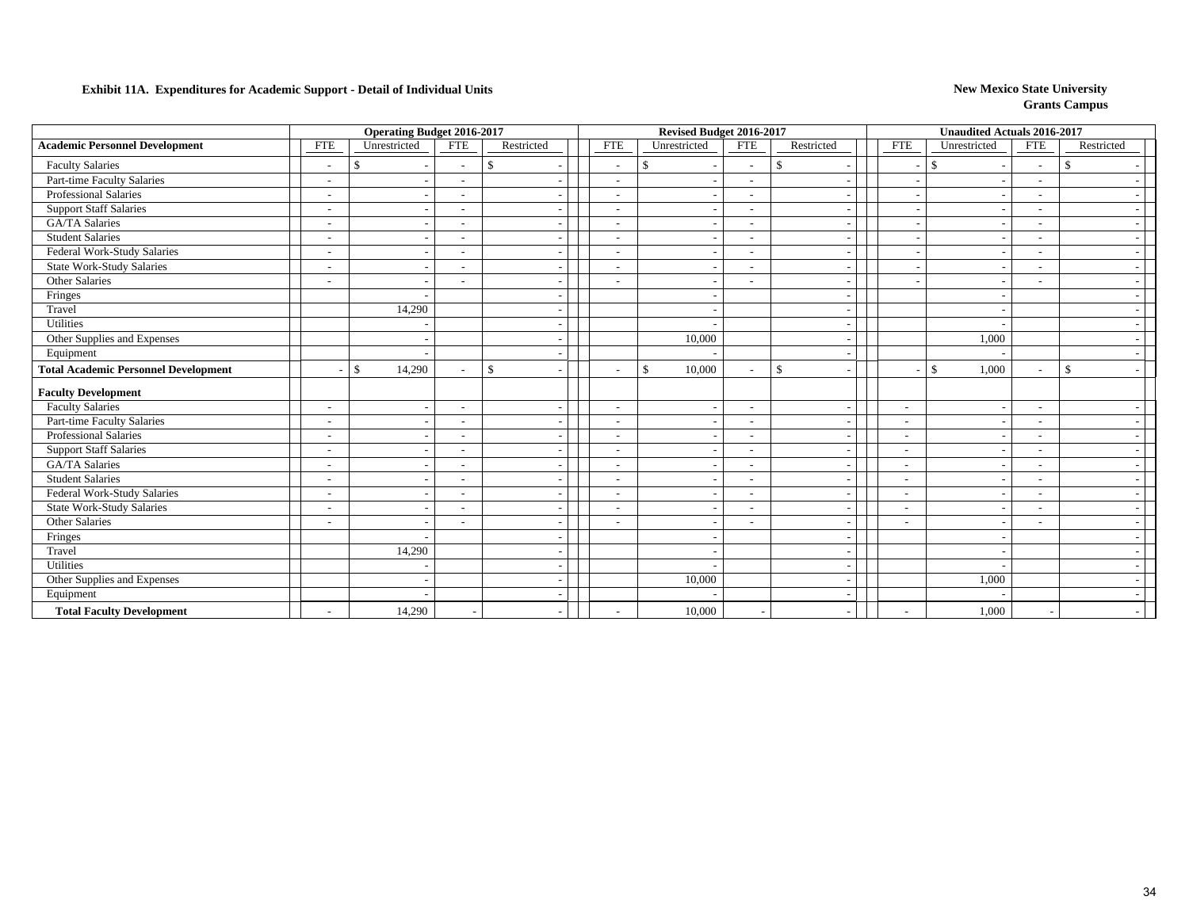**Exhibit 11A. Expenditures for Academic Support - Detail of Individual Units**

**New Mexico State University**
**Grants Campus**

| | Operating Budget 2016-2017 | | | | Revised Budget 2016-2017 | | | | Unaudited Actuals 2016-2017 | | | |
|---|---|---|---|---|---|---|---|---|---|---|---|---|
| **Academic Personnel Development** | FTE | Unrestricted | FTE | Restricted | FTE | Unrestricted | FTE | Restricted | FTE | Unrestricted | FTE | Restricted |
| Faculty Salaries | - | $ - | - | $ - | - | $ - | - | $ - | - | $ - | - | $ - |
| Part-time Faculty Salaries | - | - | - | - | - | - | - | - | - | - | - | - |
| Professional Salaries | - | - | - | - | - | - | - | - | - | - | - | - |
| Support Staff Salaries | - | - | - | - | - | - | - | - | - | - | - | - |
| GA/TA Salaries | - | - | - | - | - | - | - | - | - | - | - | - |
| Student Salaries | - | - | - | - | - | - | - | - | - | - | - | - |
| Federal Work-Study Salaries | - | - | - | - | - | - | - | - | - | - | - | - |
| State Work-Study Salaries | - | - | - | - | - | - | - | - | - | - | - | - |
| Other Salaries | - | - | - | - | - | - | - | - | - | - | - | - |
| Fringes | | - | | - | | - | | - | | - | | - |
| Travel | | 14,290 | | - | | - | | - | | - | | - |
| Utilities | | - | | - | | - | | - | | - | | - |
| Other Supplies and Expenses | | - | | - | | 10,000 | | - | | 1,000 | | - |
| Equipment | | - | | - | | - | | - | | - | | - |
| **Total Academic Personnel Development** | - | $ 14,290 | - | $ - | - | $ 10,000 | - | $ - | - | $ 1,000 | - | $ - |
| **Faculty Development** | | | | | | | | | | | | |
| Faculty Salaries | - | - | - | - | - | - | - | - | - | - | - | - |
| Part-time Faculty Salaries | - | - | - | - | - | - | - | - | - | - | - | - |
| Professional Salaries | - | - | - | - | - | - | - | - | - | - | - | - |
| Support Staff Salaries | - | - | - | - | - | - | - | - | - | - | - | - |
| GA/TA Salaries | - | - | - | - | - | - | - | - | - | - | - | - |
| Student Salaries | - | - | - | - | - | - | - | - | - | - | - | - |
| Federal Work-Study Salaries | - | - | - | - | - | - | - | - | - | - | - | - |
| State Work-Study Salaries | - | - | - | - | - | - | - | - | - | - | - | - |
| Other Salaries | - | - | - | - | - | - | - | - | - | - | - | - |
| Fringes | | - | | - | | - | | - | | - | | - |
| Travel | | 14,290 | | - | | - | | - | | - | | - |
| Utilities | | - | | - | | - | | - | | - | | - |
| Other Supplies and Expenses | | - | | - | | 10,000 | | - | | 1,000 | | - |
| Equipment | | - | | - | | - | | - | | - | | - |
| **Total Faculty Development** | - | 14,290 | - | - | - | 10,000 | - | - | - | 1,000 | - | - |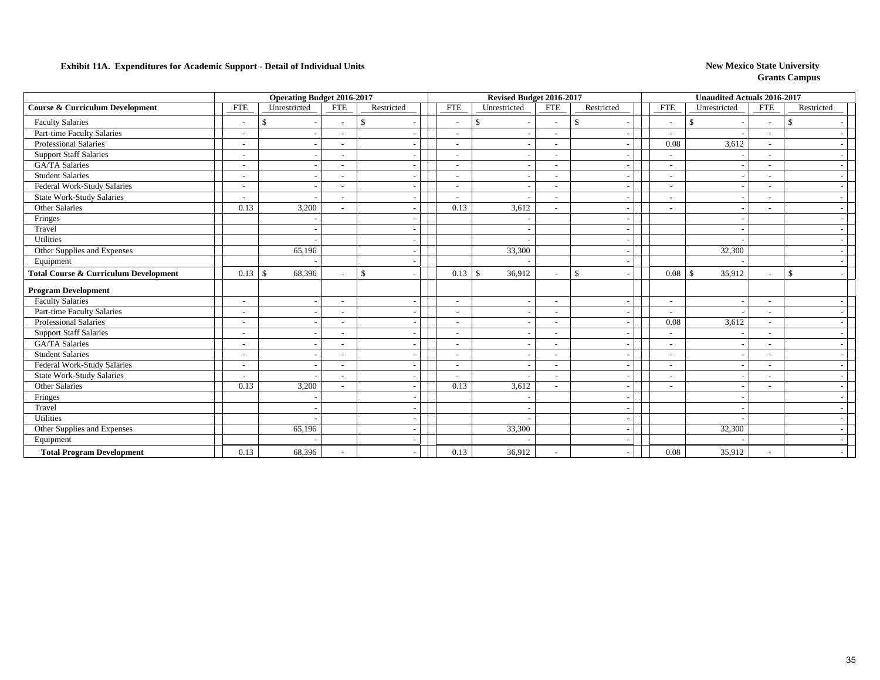**Exhibit 11A. Expenditures for Academic Support - Detail of Individual Units**

**New Mexico State University**
**Grants Campus**

| | Operating Budget 2016-2017 | | | | Revised Budget 2016-2017 | | | | Unaudited Actuals 2016-2017 | | | |
|---|---|---|---|---|---|---|---|---|---|---|---|---|
| **Course & Curriculum Development** | FTE | Unrestricted | FTE | Restricted | FTE | Unrestricted | FTE | Restricted | FTE | Unrestricted | FTE | Restricted |
| Faculty Salaries | - | $ - | - | $ - | - | $ - | - | $ - | - | $ - | - | $ - |
| Part-time Faculty Salaries | - | - | - | - | - | - | - | - | - | - | - | - |
| Professional Salaries | - | - | - | - | - | - | - | - | 0.08 | 3,612 | - | - |
| Support Staff Salaries | - | - | - | - | - | - | - | - | - | - | - | - |
| GA/TA Salaries | - | - | - | - | - | - | - | - | - | - | - | - |
| Student Salaries | - | - | - | - | - | - | - | - | - | - | - | - |
| Federal Work-Study Salaries | - | - | - | - | - | - | - | - | - | - | - | - |
| State Work-Study Salaries | - | - | - | - | - | - | - | - | - | - | - | - |
| Other Salaries | 0.13 | 3,200 | - | - | 0.13 | 3,612 | - | - | - | - | - | - |
| Fringes | | - | | - | | - | | - | | - | | - |
| Travel | | - | | - | | - | | - | | - | | - |
| Utilities | | - | | - | | - | | - | | - | | - |
| Other Supplies and Expenses | | 65,196 | | - | | 33,300 | | - | | 32,300 | | - |
| Equipment | | - | | - | | - | | - | | - | | - |
| **Total Course & Curriculum Development** | 0.13 | $ 68,396 | - | $ - | 0.13 | $ 36,912 | - | $ - | 0.08 | $ 35,912 | - | $ - |
| **Program Development** | | | | | | | | | | | | |
| Faculty Salaries | - | - | - | - | - | - | - | - | - | - | - | - |
| Part-time Faculty Salaries | - | - | - | - | - | - | - | - | - | - | - | - |
| Professional Salaries | - | - | - | - | - | - | - | - | 0.08 | 3,612 | - | - |
| Support Staff Salaries | - | - | - | - | - | - | - | - | - | - | - | - |
| GA/TA Salaries | - | - | - | - | - | - | - | - | - | - | - | - |
| Student Salaries | - | - | - | - | - | - | - | - | - | - | - | - |
| Federal Work-Study Salaries | - | - | - | - | - | - | - | - | - | - | - | - |
| State Work-Study Salaries | - | - | - | - | - | - | - | - | - | - | - | - |
| Other Salaries | 0.13 | 3,200 | - | - | 0.13 | 3,612 | - | - | - | - | - | - |
| Fringes | | - | | - | | - | | - | | - | | - |
| Travel | | - | | - | | - | | - | | - | | - |
| Utilities | | - | | - | | - | | - | | - | | - |
| Other Supplies and Expenses | | 65,196 | | - | | 33,300 | | - | | 32,300 | | - |
| Equipment | | - | | - | | - | | - | | - | | - |
| **Total Program Development** | 0.13 | 68,396 | - | - | 0.13 | 36,912 | - | - | 0.08 | 35,912 | - | - |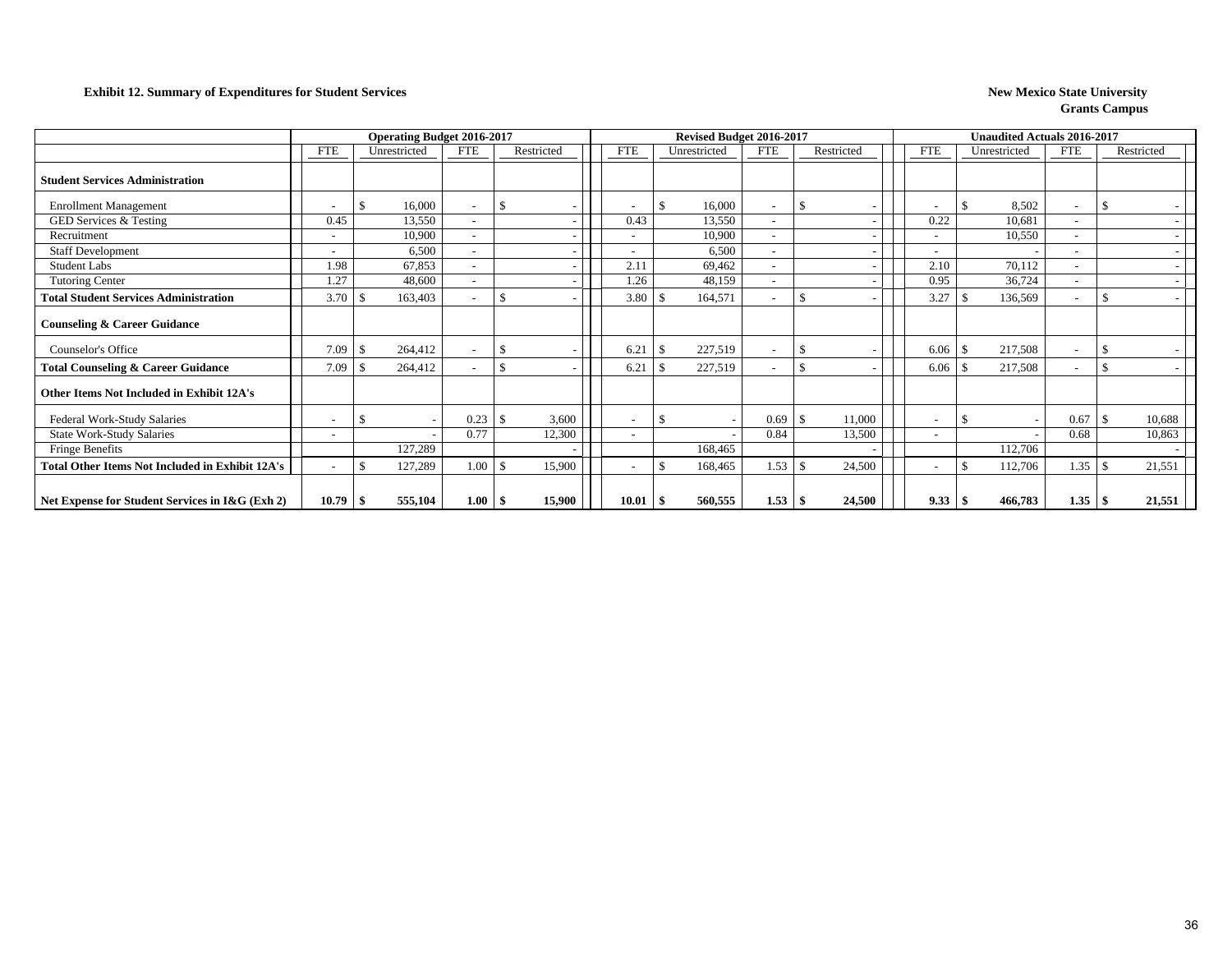**Exhibit 12. Summary of Expenditures for Student Services**

**New Mexico State University**
**Grants Campus**

| | Operating Budget 2016-2017 | | | | Revised Budget 2016-2017 | | | | Unaudited Actuals 2016-2017 | | | |
|---|---|---|---|---|---|---|---|---|---|---|---|---|
| | FTE | Unrestricted | FTE | Restricted | FTE | Unrestricted | FTE | Restricted | FTE | Unrestricted | FTE | Restricted |
| **Student Services Administration** | | | | | | | | | | | | |
| Enrollment Management | - | $ 16,000 | - | $ - | - | $ 16,000 | - | $ - | - | $ 8,502 | - | $ - |
| GED Services & Testing | 0.45 | 13,550 | - | - | 0.43 | 13,550 | - | - | 0.22 | 10,681 | - | - |
| Recruitment | - | 10,900 | - | - | - | 10,900 | - | - | - | 10,550 | - | - |
| Staff Development | - | 6,500 | - | - | - | 6,500 | - | - | - | - | - | - |
| Student Labs | 1.98 | 67,853 | - | - | 2.11 | 69,462 | - | - | 2.10 | 70,112 | - | - |
| Tutoring Center | 1.27 | 48,600 | - | - | 1.26 | 48,159 | - | - | 0.95 | 36,724 | - | - |
| **Total Student Services Administration** | 3.70 | $ 163,403 | - | $ - | 3.80 | $ 164,571 | - | $ - | 3.27 | $ 136,569 | - | $ - |
| **Counseling & Career Guidance** | | | | | | | | | | | | |
| Counselor's Office | 7.09 | $ 264,412 | - | $ - | 6.21 | $ 227,519 | - | $ - | 6.06 | $ 217,508 | - | $ - |
| **Total Counseling & Career Guidance** | 7.09 | $ 264,412 | - | $ - | 6.21 | $ 227,519 | - | $ - | 6.06 | $ 217,508 | - | $ - |
| **Other Items Not Included in Exhibit 12A's** | | | | | | | | | | | | |
| Federal Work-Study Salaries | - | $ - | 0.23 | $ 3,600 | - | $ - | 0.69 | $ 11,000 | - | $ - | 0.67 | $ 10,688 |
| State Work-Study Salaries | - | - | 0.77 | 12,300 | - | - | 0.84 | 13,500 | - | - | 0.68 | 10,863 |
| Fringe Benefits | | 127,289 | | - | | 168,465 | | - | | 112,706 | | - |
| **Total Other Items Not Included in Exhibit 12A's** | - | $ 127,289 | 1.00 | $ 15,900 | - | $ 168,465 | 1.53 | $ 24,500 | - | $ 112,706 | 1.35 | $ 21,551 |
| **Net Expense for Student Services in I&G (Exh 2)** | **10.79** | **$ 555,104** | **1.00** | **$ 15,900** | **10.01** | **$ 560,555** | **1.53** | **$ 24,500** | **9.33** | **$ 466,783** | **1.35** | **$ 21,551** |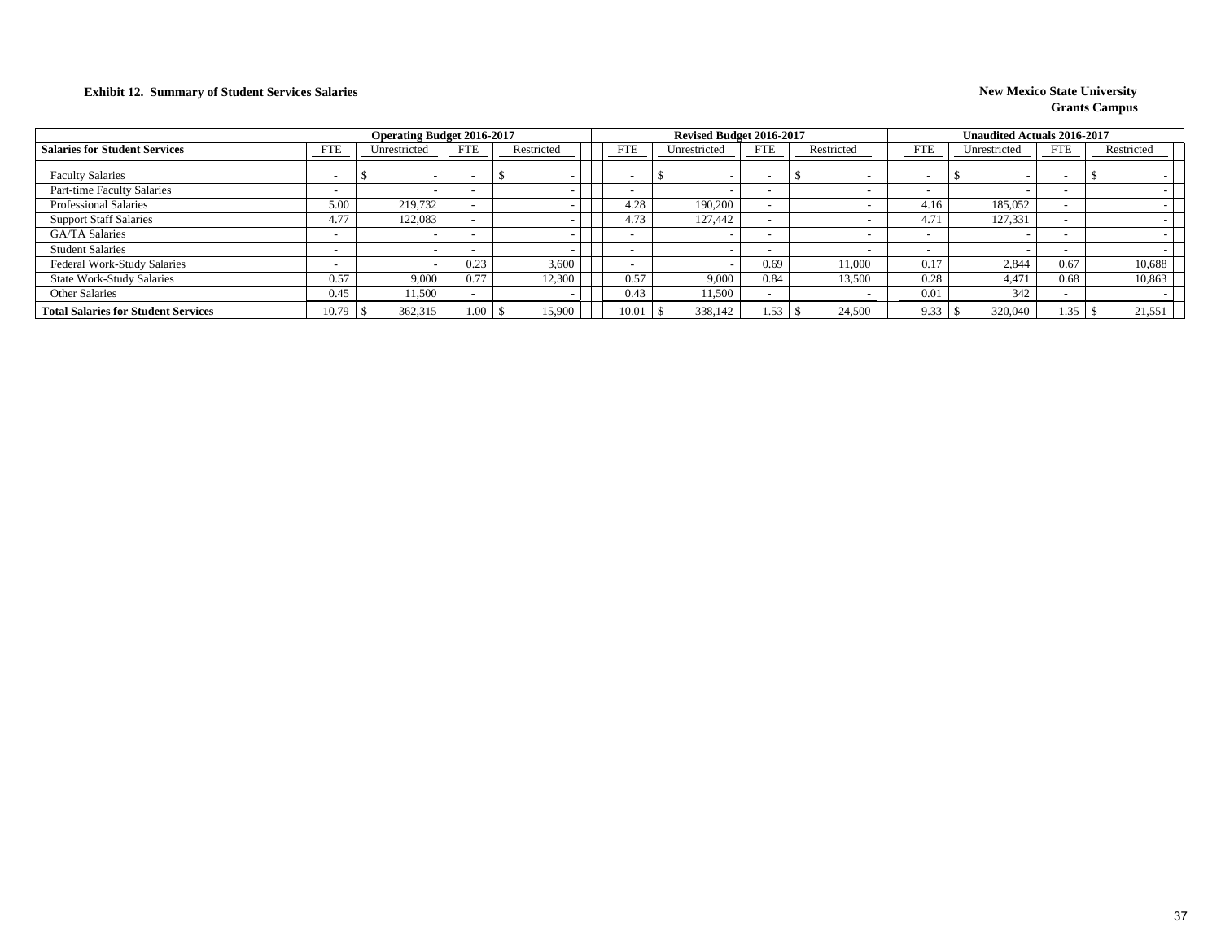**Exhibit 12. Summary of Student Services Salaries**

**New Mexico State University**
**Grants Campus**

| | Operating Budget 2016-2017 | | | | Revised Budget 2016-2017 | | | | Unaudited Actuals 2016-2017 | | | |
|---|---|---|---|---|---|---|---|---|---|---|---|---|
| **Salaries for Student Services** | FTE | Unrestricted | FTE | Restricted | FTE | Unrestricted | FTE | Restricted | FTE | Unrestricted | FTE | Restricted |
| Faculty Salaries | - | $ - | - | $ - | - | $ - | - | $ - | - | $ - | - | $ - |
| Part-time Faculty Salaries | - | - | - | - | - | - | - | - | - | - | - | - |
| Professional Salaries | 5.00 | 219,732 | - | - | 4.28 | 190,200 | - | - | 4.16 | 185,052 | - | - |
| Support Staff Salaries | 4.77 | 122,083 | - | - | 4.73 | 127,442 | - | - | 4.71 | 127,331 | - | - |
| GA/TA Salaries | - | - | - | - | - | - | - | - | - | - | - | - |
| Student Salaries | - | - | - | - | - | - | - | - | - | - | - | - |
| Federal Work-Study Salaries | - | - | 0.23 | 3,600 | - | - | 0.69 | 11,000 | 0.17 | 2,844 | 0.67 | 10,688 |
| State Work-Study Salaries | 0.57 | 9,000 | 0.77 | 12,300 | 0.57 | 9,000 | 0.84 | 13,500 | 0.28 | 4,471 | 0.68 | 10,863 |
| Other Salaries | 0.45 | 11,500 | - | - | 0.43 | 11,500 | - | - | 0.01 | 342 | - | - |
| **Total Salaries for Student Services** | 10.79 | $ 362,315 | 1.00 | $ 15,900 | 10.01 | $ 338,142 | 1.53 | $ 24,500 | 9.33 | $ 320,040 | 1.35 | $ 21,551 |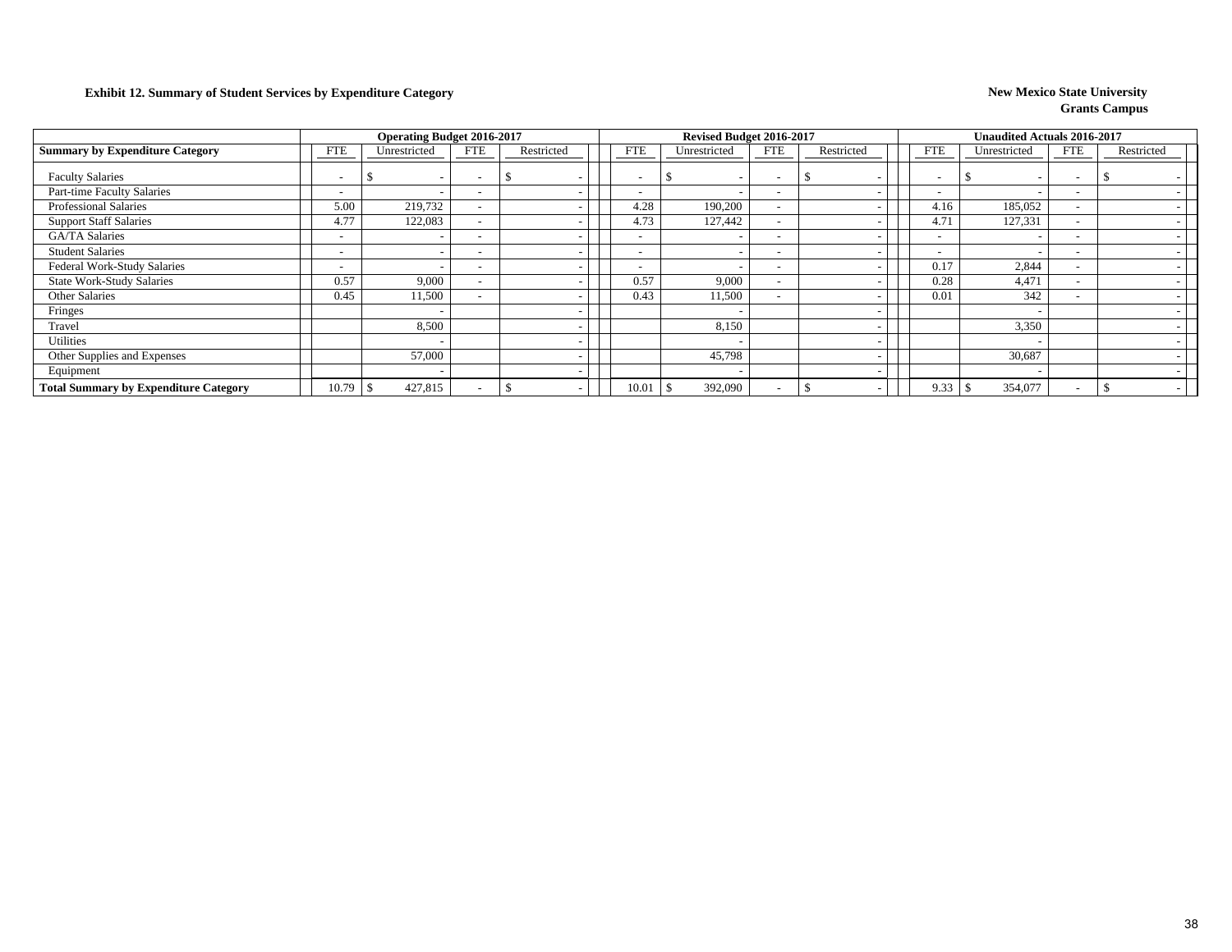**Exhibit 12. Summary of Student Services by Expenditure Category**

**New Mexico State University**
**Grants Campus**

| Summary by Expenditure Category | Operating Budget 2016-2017 | | | | Revised Budget 2016-2017 | | | | Unaudited Actuals 2016-2017 | | | |
|---|---|---|---|---|---|---|---|---|---|---|---|---|
| | FTE | Unrestricted | FTE | Restricted | FTE | Unrestricted | FTE | Restricted | FTE | Unrestricted | FTE | Restricted |
| Faculty Salaries | - | $ - | - | $ - | - | $ - | - | $ - | - | $ - | - | $ - |
| Part-time Faculty Salaries | - | - | - | - | - | - | - | - | - | - | - | - |
| Professional Salaries | 5.00 | 219,732 | - | - | 4.28 | 190,200 | - | - | 4.16 | 185,052 | - | - |
| Support Staff Salaries | 4.77 | 122,083 | - | - | 4.73 | 127,442 | - | - | 4.71 | 127,331 | - | - |
| GA/TA Salaries | - | - | - | - | - | - | - | - | - | - | - | - |
| Student Salaries | - | - | - | - | - | - | - | - | - | - | - | - |
| Federal Work-Study Salaries | - | - | - | - | - | - | - | - | 0.17 | 2,844 | - | - |
| State Work-Study Salaries | 0.57 | 9,000 | - | - | 0.57 | 9,000 | - | - | 0.28 | 4,471 | - | - |
| Other Salaries | 0.45 | 11,500 | - | - | 0.43 | 11,500 | - | - | 0.01 | 342 | - | - |
| Fringes | | - | | - | | - | | - | | - | | - |
| Travel | | 8,500 | | - | | 8,150 | | - | | 3,350 | | - |
| Utilities | | - | | - | | - | | - | | - | | - |
| Other Supplies and Expenses | | 57,000 | | - | | 45,798 | | - | | 30,687 | | - |
| Equipment | | - | | - | | - | | - | | - | | - |
| **Total Summary by Expenditure Category** | 10.79 | $ 427,815 | - | $ - | 10.01 | $ 392,090 | - | $ - | 9.33 | $ 354,077 | - | $ - |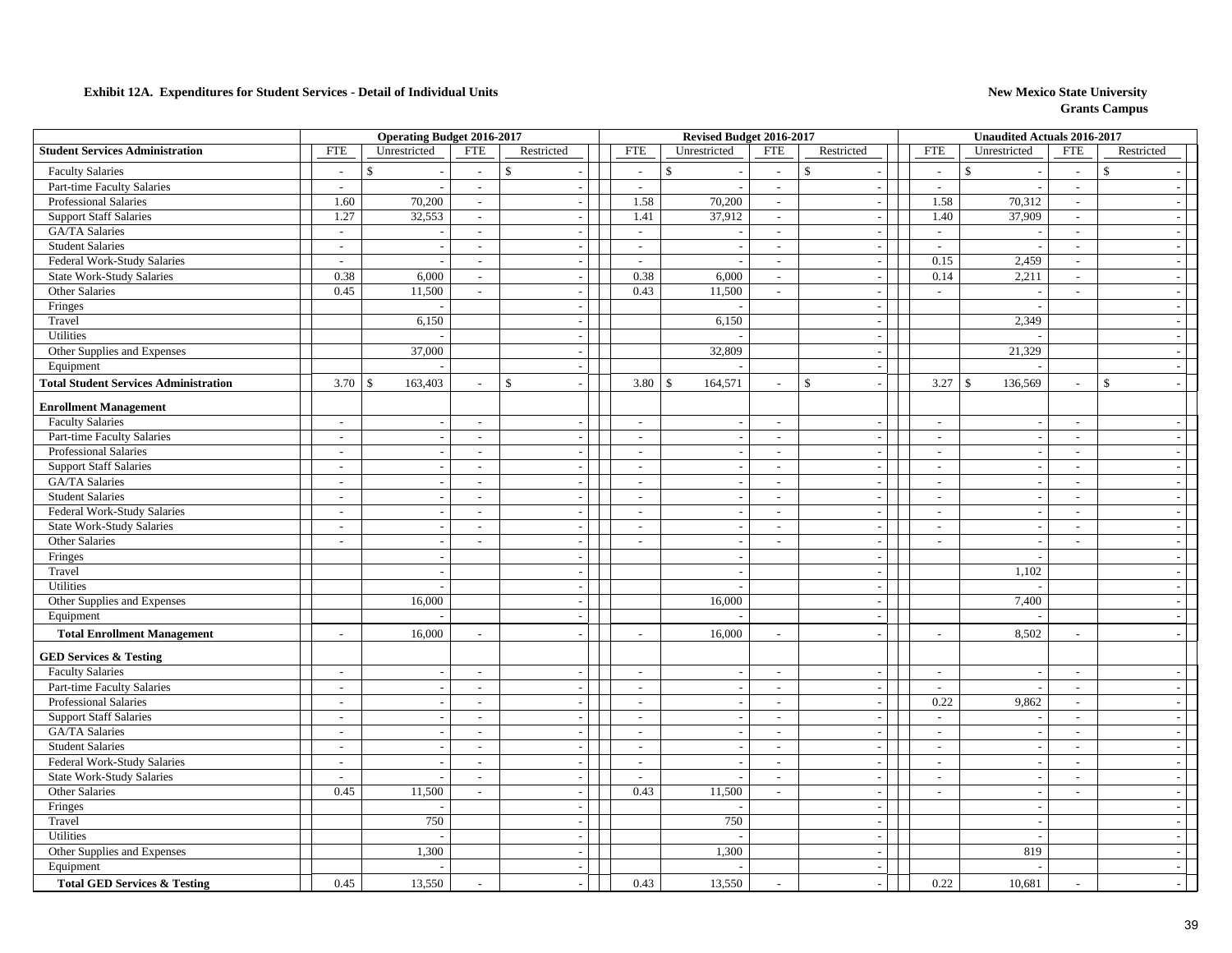**Exhibit 12A. Expenditures for Student Services - Detail of Individual Units**

**New Mexico State University**
**Grants Campus**

| | Operating Budget 2016-2017 | | | | Revised Budget 2016-2017 | | | | Unaudited Actuals 2016-2017 | | | |
|---|---|---|---|---|---|---|---|---|---|---|---|---|
| **Student Services Administration** | FTE | Unrestricted | FTE | Restricted | FTE | Unrestricted | FTE | Restricted | FTE | Unrestricted | FTE | Restricted |
| Faculty Salaries | - | $ - | - | $ - | - | $ - | - | $ - | - | $ - | - | $ - |
| Part-time Faculty Salaries | - | - | - | - | - | - | - | - | - | - | - | - |
| Professional Salaries | 1.60 | 70,200 | - | - | 1.58 | 70,200 | - | - | 1.58 | 70,312 | - | - |
| Support Staff Salaries | 1.27 | 32,553 | - | - | 1.41 | 37,912 | - | - | 1.40 | 37,909 | - | - |
| GA/TA Salaries | - | - | - | - | - | - | - | - | - | - | - | - |
| Student Salaries | - | - | - | - | - | - | - | - | - | - | - | - |
| Federal Work-Study Salaries | - | - | - | - | - | - | - | - | 0.15 | 2,459 | - | - |
| State Work-Study Salaries | 0.38 | 6,000 | - | - | 0.38 | 6,000 | - | - | 0.14 | 2,211 | - | - |
| Other Salaries | 0.45 | 11,500 | - | - | 0.43 | 11,500 | - | - | - | - | - | - |
| Fringes | | - | | - | | - | | - | | - | | - |
| Travel | | 6,150 | | - | | 6,150 | | - | | 2,349 | | - |
| Utilities | | - | | - | | - | | - | | - | | - |
| Other Supplies and Expenses | | 37,000 | | - | | 32,809 | | - | | 21,329 | | - |
| Equipment | | - | | - | | - | | - | | - | | - |
| **Total Student Services Administration** | 3.70 | $ 163,403 | - | $ - | 3.80 | $ 164,571 | - | $ - | 3.27 | $ 136,569 | - | $ - |
| **Enrollment Management** | | | | | | | | | | | | |
| Faculty Salaries | - | - | - | - | - | - | - | - | - | - | - | - |
| Part-time Faculty Salaries | - | - | - | - | - | - | - | - | - | - | - | - |
| Professional Salaries | - | - | - | - | - | - | - | - | - | - | - | - |
| Support Staff Salaries | - | - | - | - | - | - | - | - | - | - | - | - |
| GA/TA Salaries | - | - | - | - | - | - | - | - | - | - | - | - |
| Student Salaries | - | - | - | - | - | - | - | - | - | - | - | - |
| Federal Work-Study Salaries | - | - | - | - | - | - | - | - | - | - | - | - |
| State Work-Study Salaries | - | - | - | - | - | - | - | - | - | - | - | - |
| Other Salaries | - | - | - | - | - | - | - | - | - | - | - | - |
| Fringes | | - | | - | | - | | - | | - | | - |
| Travel | | - | | - | | - | | - | | 1,102 | | - |
| Utilities | | - | | - | | - | | - | | - | | - |
| Other Supplies and Expenses | | 16,000 | | - | | 16,000 | | - | | 7,400 | | - |
| Equipment | | - | | - | | - | | - | | - | | - |
| **Total Enrollment Management** | - | 16,000 | - | - | - | 16,000 | - | - | - | 8,502 | - | - |
| **GED Services & Testing** | | | | | | | | | | | | |
| Faculty Salaries | - | - | - | - | - | - | - | - | - | - | - | - |
| Part-time Faculty Salaries | - | - | - | - | - | - | - | - | - | - | - | - |
| Professional Salaries | - | - | - | - | - | - | - | - | 0.22 | 9,862 | - | - |
| Support Staff Salaries | - | - | - | - | - | - | - | - | - | - | - | - |
| GA/TA Salaries | - | - | - | - | - | - | - | - | - | - | - | - |
| Student Salaries | - | - | - | - | - | - | - | - | - | - | - | - |
| Federal Work-Study Salaries | - | - | - | - | - | - | - | - | - | - | - | - |
| State Work-Study Salaries | - | - | - | - | - | - | - | - | - | - | - | - |
| Other Salaries | 0.45 | 11,500 | - | - | 0.43 | 11,500 | - | - | - | - | - | - |
| Fringes | | - | | - | | - | | - | | - | | - |
| Travel | | 750 | | - | | 750 | | - | | - | | - |
| Utilities | | - | | - | | - | | - | | - | | - |
| Other Supplies and Expenses | | 1,300 | | - | | 1,300 | | - | | 819 | | - |
| Equipment | | - | | - | | - | | - | | - | | - |
| **Total GED Services & Testing** | 0.45 | 13,550 | - | - | 0.43 | 13,550 | - | - | 0.22 | 10,681 | - | - |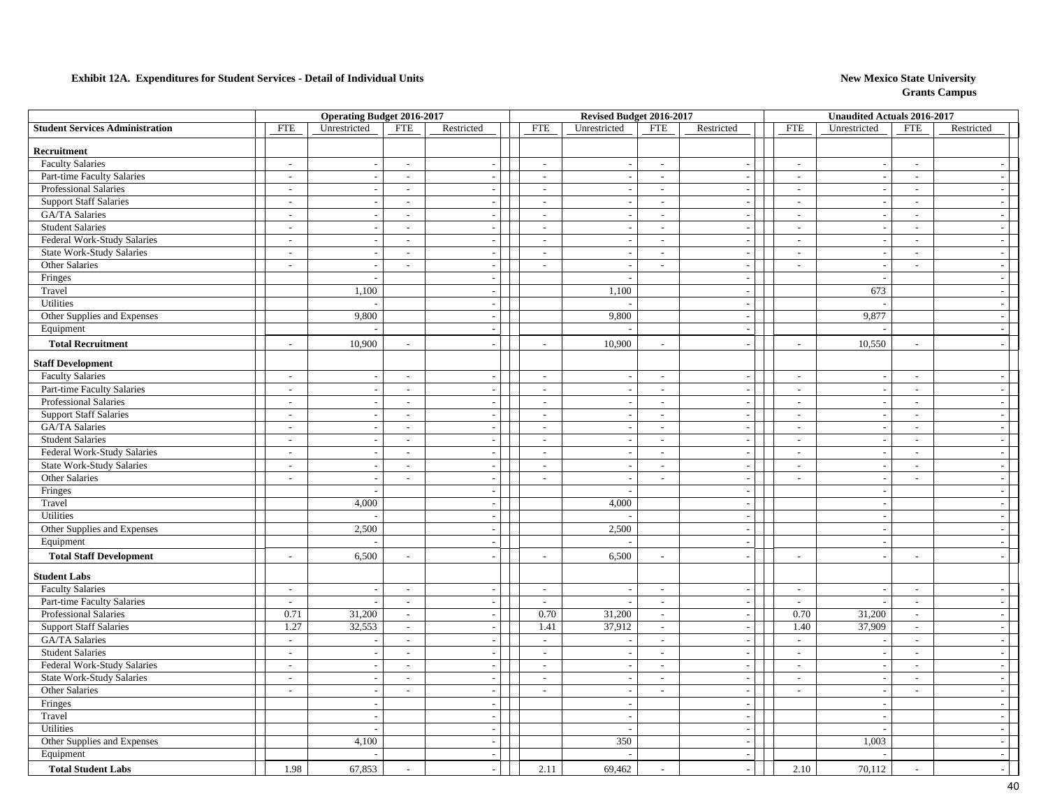**Exhibit 12A. Expenditures for Student Services - Detail of Individual Units**

**New Mexico State University**
**Grants Campus**

| Student Services Administration | Operating Budget 2016-2017 FTE | Unrestricted | FTE | Restricted | Revised Budget 2016-2017 FTE | Unrestricted | FTE | Restricted | Unaudited Actuals 2016-2017 FTE | Unrestricted | FTE | Restricted |
|---|---|---|---|---|---|---|---|---|---|---|---|---|
| **Recruitment** | | | | | | | | | | | | |
| Faculty Salaries | - | - | - | - | - | - | - | - | - | - | - | - |
| Part-time Faculty Salaries | - | - | - | - | - | - | - | - | - | - | - | - |
| Professional Salaries | - | - | - | - | - | - | - | - | - | - | - | - |
| Support Staff Salaries | - | - | - | - | - | - | - | - | - | - | - | - |
| GA/TA Salaries | - | - | - | - | - | - | - | - | - | - | - | - |
| Student Salaries | - | - | - | - | - | - | - | - | - | - | - | - |
| Federal Work-Study Salaries | - | - | - | - | - | - | - | - | - | - | - | - |
| State Work-Study Salaries | - | - | - | - | - | - | - | - | - | - | - | - |
| Other Salaries | - | - | - | - | - | - | - | - | - | - | - | - |
| Fringes | | - | | - | | - | | - | | - | | - |
| Travel | | 1,100 | | - | | 1,100 | | - | | 673 | | - |
| Utilities | | - | | - | | - | | - | | - | | - |
| Other Supplies and Expenses | | 9,800 | | - | | 9,800 | | - | | 9,877 | | - |
| Equipment | | - | | - | | - | | - | | - | | - |
| **Total Recruitment** | - | 10,900 | - | - | - | 10,900 | - | - | - | 10,550 | - | - |
| **Staff Development** | | | | | | | | | | | | |
| Faculty Salaries | - | - | - | - | - | - | - | - | - | - | - | - |
| Part-time Faculty Salaries | - | - | - | - | - | - | - | - | - | - | - | - |
| Professional Salaries | - | - | - | - | - | - | - | - | - | - | - | - |
| Support Staff Salaries | - | - | - | - | - | - | - | - | - | - | - | - |
| GA/TA Salaries | - | - | - | - | - | - | - | - | - | - | - | - |
| Student Salaries | - | - | - | - | - | - | - | - | - | - | - | - |
| Federal Work-Study Salaries | - | - | - | - | - | - | - | - | - | - | - | - |
| State Work-Study Salaries | - | - | - | - | - | - | - | - | - | - | - | - |
| Other Salaries | - | - | - | - | - | - | - | - | - | - | - | - |
| Fringes | | - | | - | | - | | - | | - | | - |
| Travel | | 4,000 | | - | | 4,000 | | - | | - | | - |
| Utilities | | - | | - | | - | | - | | - | | - |
| Other Supplies and Expenses | | 2,500 | | - | | 2,500 | | - | | - | | - |
| Equipment | | - | | - | | - | | - | | - | | - |
| **Total Staff Development** | - | 6,500 | - | - | - | 6,500 | - | - | - | - | - | - |
| **Student Labs** | | | | | | | | | | | | |
| Faculty Salaries | - | - | - | - | - | - | - | - | - | - | - | - |
| Part-time Faculty Salaries | - | - | - | - | - | - | - | - | - | - | - | - |
| Professional Salaries | 0.71 | 31,200 | - | - | 0.70 | 31,200 | - | - | 0.70 | 31,200 | - | - |
| Support Staff Salaries | 1.27 | 32,553 | - | - | 1.41 | 37,912 | - | - | 1.40 | 37,909 | - | - |
| GA/TA Salaries | - | - | - | - | - | - | - | - | - | - | - | - |
| Student Salaries | - | - | - | - | - | - | - | - | - | - | - | - |
| Federal Work-Study Salaries | - | - | - | - | - | - | - | - | - | - | - | - |
| State Work-Study Salaries | - | - | - | - | - | - | - | - | - | - | - | - |
| Other Salaries | - | - | - | - | - | - | - | - | - | - | - | - |
| Fringes | | - | | - | | - | | - | | - | | - |
| Travel | | - | | - | | - | | - | | - | | - |
| Utilities | | - | | - | | - | | - | | - | | - |
| Other Supplies and Expenses | | 4,100 | | - | | 350 | | - | | 1,003 | | - |
| Equipment | | - | | - | | - | | - | | - | | - |
| **Total Student Labs** | 1.98 | 67,853 | - | - | 2.11 | 69,462 | - | - | 2.10 | 70,112 | - | - |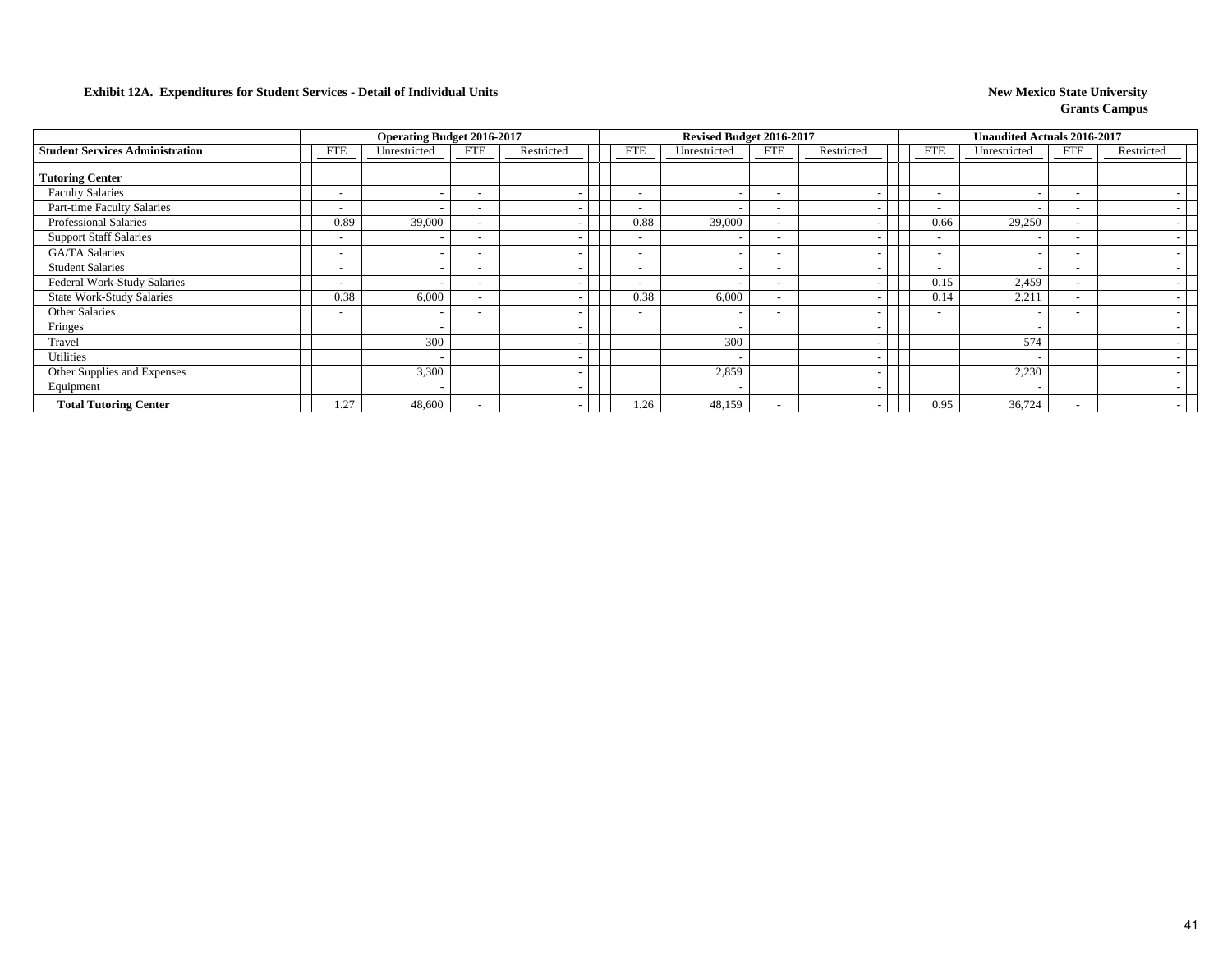**Exhibit 12A. Expenditures for Student Services - Detail of Individual Units**

**New Mexico State University**
**Grants Campus**

| | Operating Budget 2016-2017 | | | | Revised Budget 2016-2017 | | | | Unaudited Actuals 2016-2017 | | | |
|---|---|---|---|---|---|---|---|---|---|---|---|---|
| **Student Services Administration** | FTE | Unrestricted | FTE | Restricted | FTE | Unrestricted | FTE | Restricted | FTE | Unrestricted | FTE | Restricted |
| **Tutoring Center** | | | | | | | | | | | | |
| Faculty Salaries | - | - | - | - | - | - | - | - | - | - | - | - |
| Part-time Faculty Salaries | - | - | - | - | - | - | - | - | - | - | - | - |
| Professional Salaries | 0.89 | 39,000 | - | - | 0.88 | 39,000 | - | - | 0.66 | 29,250 | - | - |
| Support Staff Salaries | - | - | - | - | - | - | - | - | - | - | - | - |
| GA/TA Salaries | - | - | - | - | - | - | - | - | - | - | - | - |
| Student Salaries | - | - | - | - | - | - | - | - | - | - | - | - |
| Federal Work-Study Salaries | - | - | - | - | - | - | - | - | 0.15 | 2,459 | - | - |
| State Work-Study Salaries | 0.38 | 6,000 | - | - | 0.38 | 6,000 | - | - | 0.14 | 2,211 | - | - |
| Other Salaries | - | - | - | - | - | - | - | - | - | - | - | - |
| Fringes | | - | | - | | - | | - | | - | | - |
| Travel | | 300 | | - | | 300 | | - | | 574 | | - |
| Utilities | | - | | - | | - | | - | | - | | - |
| Other Supplies and Expenses | | 3,300 | | - | | 2,859 | | - | | 2,230 | | - |
| Equipment | | - | | - | | - | | - | | - | | - |
| **Total Tutoring Center** | 1.27 | 48,600 | - | - | 1.26 | 48,159 | - | - | 0.95 | 36,724 | - | - |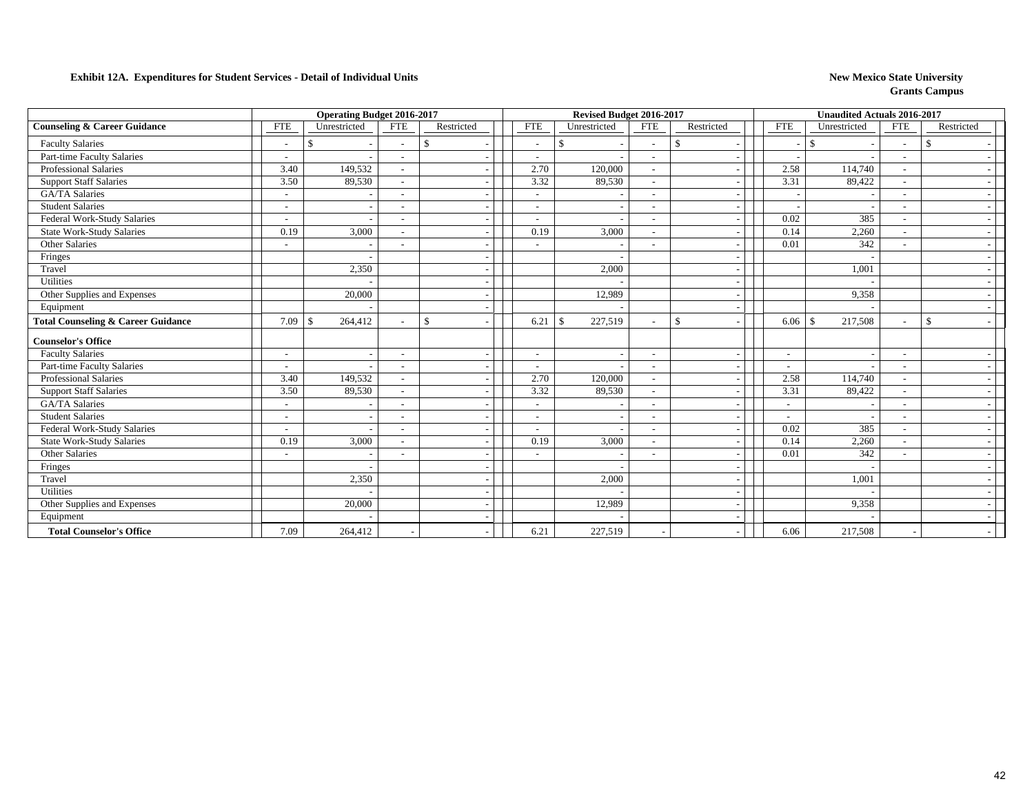**Exhibit 12A. Expenditures for Student Services - Detail of Individual Units**

**New Mexico State University**
**Grants Campus**

| | Operating Budget 2016-2017 | | | | Revised Budget 2016-2017 | | | | Unaudited Actuals 2016-2017 | | | |
|---|---|---|---|---|---|---|---|---|---|---|---|---|
| **Counseling & Career Guidance** | FTE | Unrestricted | FTE | Restricted | FTE | Unrestricted | FTE | Restricted | FTE | Unrestricted | FTE | Restricted |
| Faculty Salaries | - | $ - | - | $ - | - | $ - | - | $ - | - | $ - | - | $ - |
| Part-time Faculty Salaries | - | - | - | - | - | - | - | - | - | - | - | - |
| Professional Salaries | 3.40 | 149,532 | - | - | 2.70 | 120,000 | - | - | 2.58 | 114,740 | - | - |
| Support Staff Salaries | 3.50 | 89,530 | - | - | 3.32 | 89,530 | - | - | 3.31 | 89,422 | - | - |
| GA/TA Salaries | - | - | - | - | - | - | - | - | - | - | - | - |
| Student Salaries | - | - | - | - | - | - | - | - | - | - | - | - |
| Federal Work-Study Salaries | - | - | - | - | - | - | - | - | 0.02 | 385 | - | - |
| State Work-Study Salaries | 0.19 | 3,000 | - | - | 0.19 | 3,000 | - | - | 0.14 | 2,260 | - | - |
| Other Salaries | - | - | - | - | - | - | - | - | 0.01 | 342 | - | - |
| Fringes | | - | | - | | - | | - | | - | | - |
| Travel | | 2,350 | | - | | 2,000 | | - | | 1,001 | | - |
| Utilities | | - | | - | | - | | - | | - | | - |
| Other Supplies and Expenses | | 20,000 | | - | | 12,989 | | - | | 9,358 | | - |
| Equipment | | - | | - | | - | | - | | - | | - |
| **Total Counseling & Career Guidance** | 7.09 | $ 264,412 | - | $ - | 6.21 | $ 227,519 | - | $ - | 6.06 | $ 217,508 | - | $ - |
| **Counselor's Office** | | | | | | | | | | | | |
| Faculty Salaries | - | - | - | - | - | - | - | - | - | - | - | - |
| Part-time Faculty Salaries | - | - | - | - | - | - | - | - | - | - | - | - |
| Professional Salaries | 3.40 | 149,532 | - | - | 2.70 | 120,000 | - | - | 2.58 | 114,740 | - | - |
| Support Staff Salaries | 3.50 | 89,530 | - | - | 3.32 | 89,530 | - | - | 3.31 | 89,422 | - | - |
| GA/TA Salaries | - | - | - | - | - | - | - | - | - | - | - | - |
| Student Salaries | - | - | - | - | - | - | - | - | - | - | - | - |
| Federal Work-Study Salaries | - | - | - | - | - | - | - | - | 0.02 | 385 | - | - |
| State Work-Study Salaries | 0.19 | 3,000 | - | - | 0.19 | 3,000 | - | - | 0.14 | 2,260 | - | - |
| Other Salaries | - | - | - | - | - | - | - | - | 0.01 | 342 | - | - |
| Fringes | | - | | - | | - | | - | | - | | - |
| Travel | | 2,350 | | - | | 2,000 | | - | | 1,001 | | - |
| Utilities | | - | | - | | - | | - | | - | | - |
| Other Supplies and Expenses | | 20,000 | | - | | 12,989 | | - | | 9,358 | | - |
| Equipment | | - | | - | | - | | - | | - | | - |
| **Total Counselor's Office** | 7.09 | 264,412 | - | - | 6.21 | 227,519 | - | - | 6.06 | 217,508 | - | - |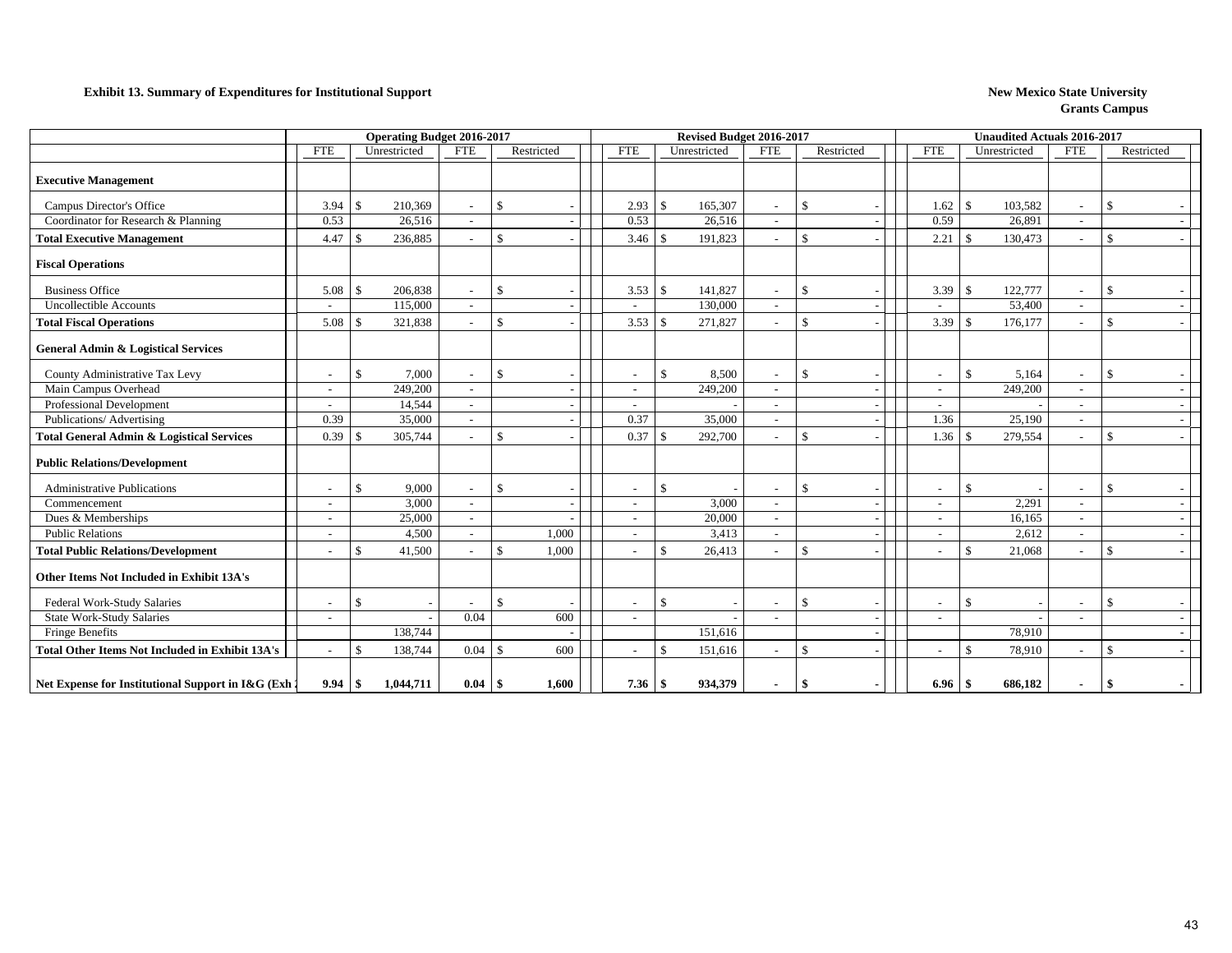**Exhibit 13. Summary of Expenditures for Institutional Support**

**New Mexico State University**
**Grants Campus**

| | Operating Budget 2016-2017 | | | | Revised Budget 2016-2017 | | | | Unaudited Actuals 2016-2017 | | | |
|---|---|---|---|---|---|---|---|---|---|---|---|---|
| | FTE | Unrestricted | FTE | Restricted | FTE | Unrestricted | FTE | Restricted | FTE | Unrestricted | FTE | Restricted |
| **Executive Management** | | | | | | | | | | | | |
| Campus Director's Office | 3.94 | $ 210,369 | - | $ - | 2.93 | $ 165,307 | - | $ - | 1.62 | $ 103,582 | - | $ - |
| Coordinator for Research & Planning | 0.53 | 26,516 | - | - | 0.53 | 26,516 | - | - | 0.59 | 26,891 | - | - |
| **Total Executive Management** | 4.47 | $ 236,885 | - | $ - | 3.46 | $ 191,823 | - | $ - | 2.21 | $ 130,473 | - | $ - |
| **Fiscal Operations** | | | | | | | | | | | | |
| Business Office | 5.08 | $ 206,838 | - | $ - | 3.53 | $ 141,827 | - | $ - | 3.39 | $ 122,777 | - | $ - |
| Uncollectible Accounts | - | 115,000 | - | - | - | 130,000 | - | - | - | 53,400 | - | - |
| **Total Fiscal Operations** | 5.08 | $ 321,838 | - | $ - | 3.53 | $ 271,827 | - | $ - | 3.39 | $ 176,177 | - | $ - |
| **General Admin & Logistical Services** | | | | | | | | | | | | |
| County Administrative Tax Levy | - | $ 7,000 | - | $ - | - | $ 8,500 | - | $ - | - | $ 5,164 | - | $ - |
| Main Campus Overhead | - | 249,200 | - | - | - | 249,200 | - | - | - | 249,200 | - | - |
| Professional Development | - | 14,544 | - | - | - | - | - | - | - | - | - | - |
| Publications/ Advertising | 0.39 | 35,000 | - | - | 0.37 | 35,000 | - | - | 1.36 | 25,190 | - | - |
| **Total General Admin & Logistical Services** | 0.39 | $ 305,744 | - | $ - | 0.37 | $ 292,700 | - | $ - | 1.36 | $ 279,554 | - | $ - |
| **Public Relations/Development** | | | | | | | | | | | | |
| Administrative Publications | - | $ 9,000 | - | $ - | - | $ - | - | $ - | - | $ - | - | $ - |
| Commencement | - | 3,000 | - | - | - | 3,000 | - | - | - | 2,291 | - | - |
| Dues & Memberships | - | 25,000 | - | - | - | 20,000 | - | - | - | 16,165 | - | - |
| Public Relations | - | 4,500 | - | 1,000 | - | 3,413 | - | - | - | 2,612 | - | - |
| **Total Public Relations/Development** | - | $ 41,500 | - | $ 1,000 | - | $ 26,413 | - | $ - | - | $ 21,068 | - | $ - |
| **Other Items Not Included in Exhibit 13A's** | | | | | | | | | | | | |
| Federal Work-Study Salaries | - | $ - | - | $ - | - | $ - | - | $ - | - | $ - | - | $ - |
| State Work-Study Salaries | - | - | 0.04 | 600 | - | - | - | - | - | - | - | - |
| Fringe Benefits | | 138,744 | | - | | 151,616 | | - | | 78,910 | | - |
| **Total Other Items Not Included in Exhibit 13A's** | - | $ 138,744 | 0.04 | $ 600 | - | $ 151,616 | - | $ - | - | $ 78,910 | - | $ - |
| **Net Expense for Institutional Support in I&G (Exh 2** | **9.94** | **$ 1,044,711** | **0.04** | **$ 1,600** | **7.36** | **$ 934,379** | **-** | **$ -** | **6.96** | **$ 686,182** | **-** | **$ -** |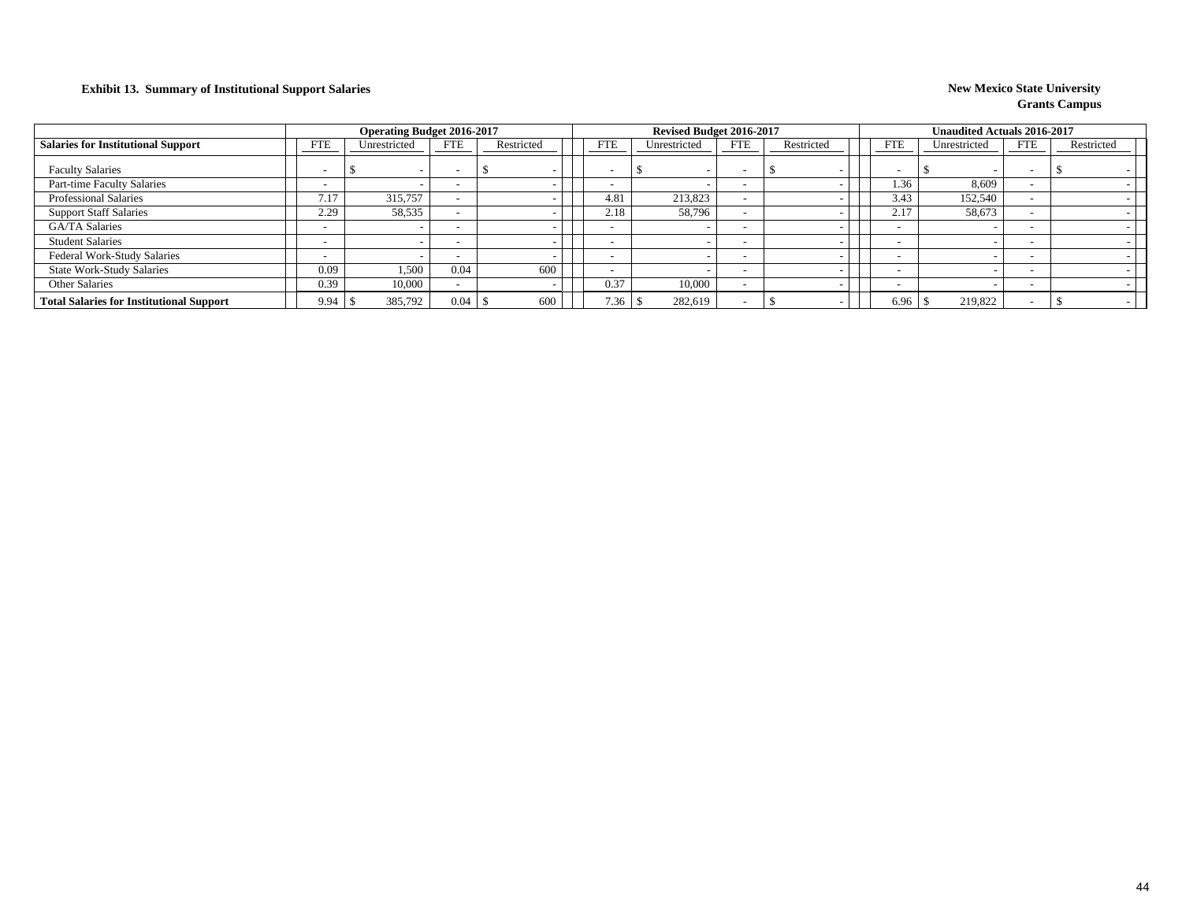**Exhibit 13. Summary of Institutional Support Salaries**

**New Mexico State University**
**Grants Campus**

| Salaries for Institutional Support | Operating Budget 2016-2017 | | | | Revised Budget 2016-2017 | | | | Unaudited Actuals 2016-2017 | | | |
|---|---|---|---|---|---|---|---|---|---|---|---|---|
| | FTE | Unrestricted | FTE | Restricted | FTE | Unrestricted | FTE | Restricted | FTE | Unrestricted | FTE | Restricted |
| Faculty Salaries | - | $ - | - | $ - | - | $ - | - | $ - | - | $ - | - | $ - |
| Part-time Faculty Salaries | - | - | - | - | - | - | - | - | 1.36 | 8,609 | - | - |
| Professional Salaries | 7.17 | 315,757 | - | - | 4.81 | 213,823 | - | - | 3.43 | 152,540 | - | - |
| Support Staff Salaries | 2.29 | 58,535 | - | - | 2.18 | 58,796 | - | - | 2.17 | 58,673 | - | - |
| GA/TA Salaries | - | - | - | - | - | - | - | - | - | - | - | - |
| Student Salaries | - | - | - | - | - | - | - | - | - | - | - | - |
| Federal Work-Study Salaries | - | - | - | - | - | - | - | - | - | - | - | - |
| State Work-Study Salaries | 0.09 | 1,500 | 0.04 | 600 | - | - | - | - | - | - | - | - |
| Other Salaries | 0.39 | 10,000 | - | - | 0.37 | 10,000 | - | - | - | - | - | - |
| **Total Salaries for Institutional Support** | 9.94 | $ 385,792 | 0.04 | $ 600 | 7.36 | $ 282,619 | - | $ - | 6.96 | $ 219,822 | - | $ - |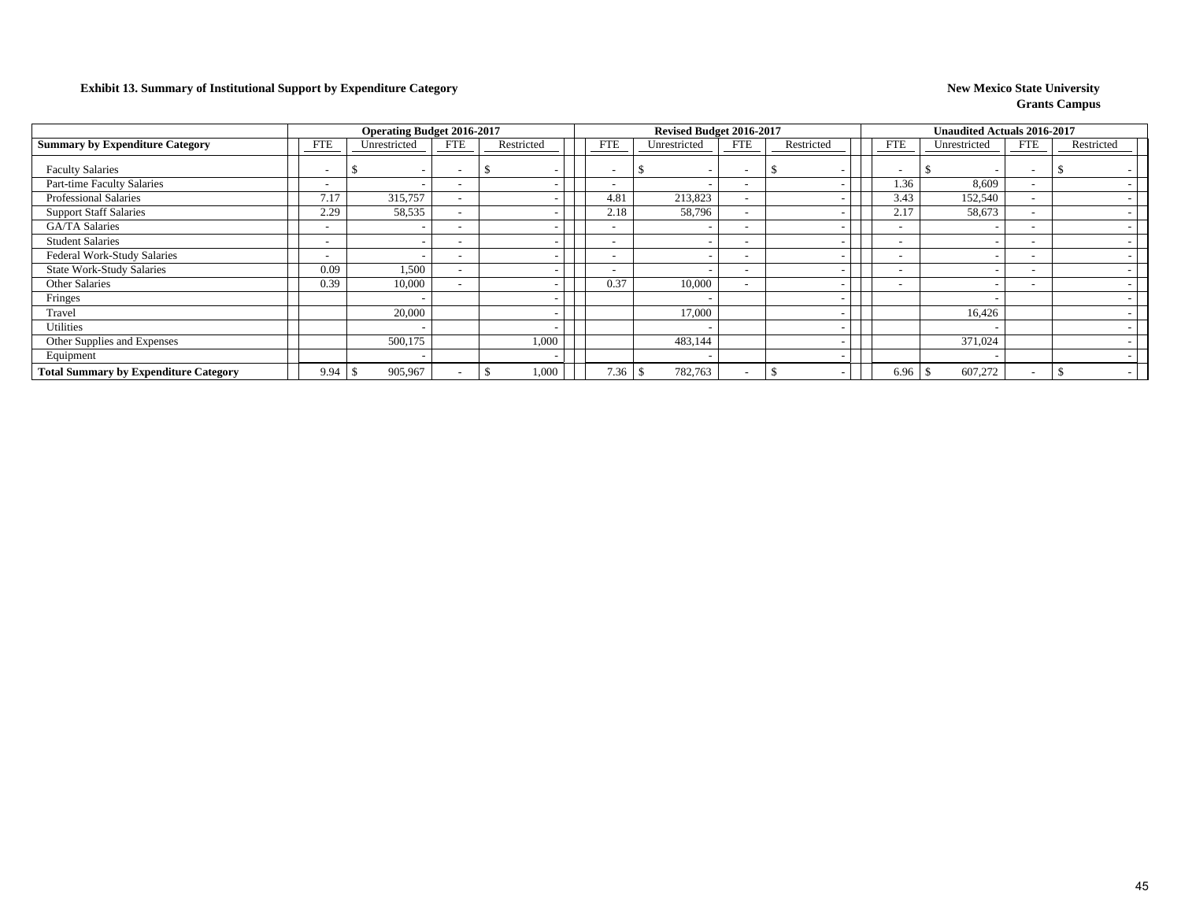**Exhibit 13. Summary of Institutional Support by Expenditure Category**

**New Mexico State University**
**Grants Campus**

| | Operating Budget 2016-2017 | | | | Revised Budget 2016-2017 | | | | Unaudited Actuals 2016-2017 | | | |
|---|---|---|---|---|---|---|---|---|---|---|---|---|
| **Summary by Expenditure Category** | FTE | Unrestricted | FTE | Restricted | FTE | Unrestricted | FTE | Restricted | FTE | Unrestricted | FTE | Restricted |
| Faculty Salaries | - | $ - | - | $ - | - | $ - | - | $ - | - | $ - | - | $ - |
| Part-time Faculty Salaries | - | - | - | - | - | - | - | - | 1.36 | 8,609 | - | - |
| Professional Salaries | 7.17 | 315,757 | - | - | 4.81 | 213,823 | - | - | 3.43 | 152,540 | - | - |
| Support Staff Salaries | 2.29 | 58,535 | - | - | 2.18 | 58,796 | - | - | 2.17 | 58,673 | - | - |
| GA/TA Salaries | - | - | - | - | - | - | - | - | - | - | - | - |
| Student Salaries | - | - | - | - | - | - | - | - | - | - | - | - |
| Federal Work-Study Salaries | - | - | - | - | - | - | - | - | - | - | - | - |
| State Work-Study Salaries | 0.09 | 1,500 | - | - | - | - | - | - | - | - | - | - |
| Other Salaries | 0.39 | 10,000 | - | - | 0.37 | 10,000 | - | - | - | - | - | - |
| Fringes | | - | | - | | - | | - | | - | | - |
| Travel | | 20,000 | | - | | 17,000 | | - | | 16,426 | | - |
| Utilities | | - | | - | | - | | - | | - | | - |
| Other Supplies and Expenses | | 500,175 | | 1,000 | | 483,144 | | - | | 371,024 | | - |
| Equipment | | - | | - | | - | | - | | - | | - |
| **Total Summary by Expenditure Category** | 9.94 | $ 905,967 | - | $ 1,000 | 7.36 | $ 782,763 | - | $ - | 6.96 | $ 607,272 | - | $ - |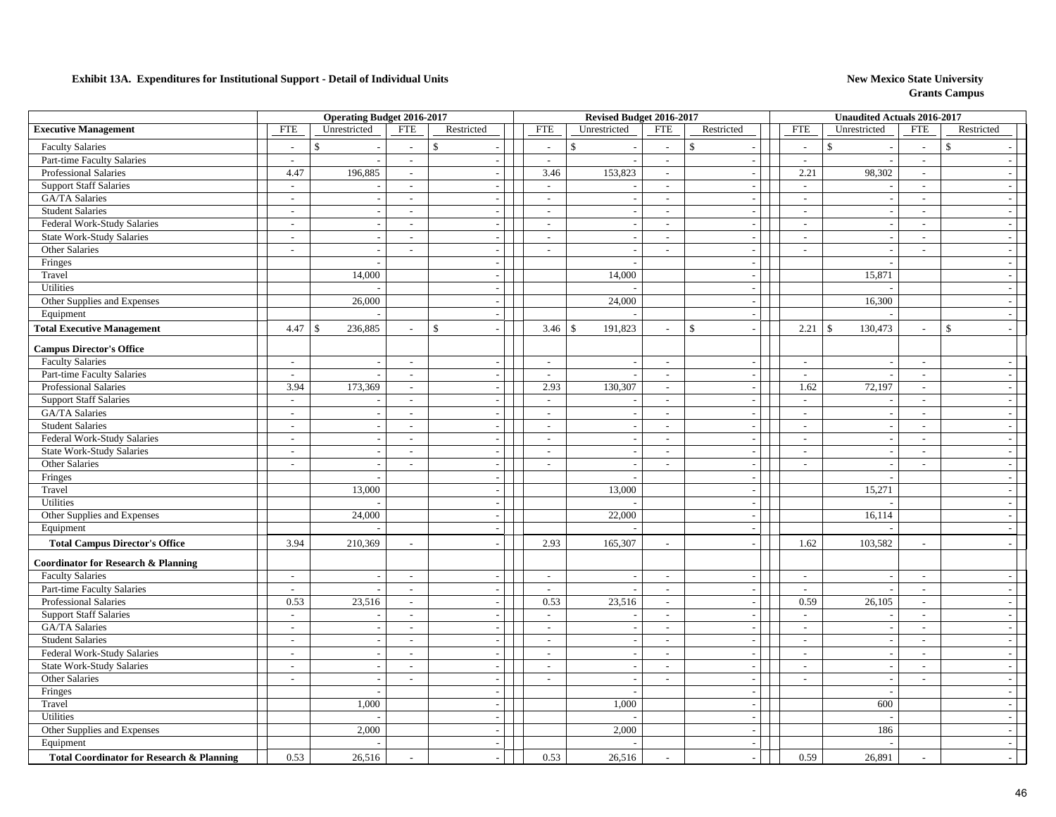**Exhibit 13A. Expenditures for Institutional Support - Detail of Individual Units**

**New Mexico State University**
**Grants Campus**

| | Operating Budget 2016-2017 | | | | Revised Budget 2016-2017 | | | | Unaudited Actuals 2016-2017 | | | |
|---|---|---|---|---|---|---|---|---|---|---|---|---|
| **Executive Management** | FTE | Unrestricted | FTE | Restricted | FTE | Unrestricted | FTE | Restricted | FTE | Unrestricted | FTE | Restricted |
| Faculty Salaries | - | $ - | - | $ - | - | $ - | - | $ - | - | $ - | - | $ - |
| Part-time Faculty Salaries | - | - | - | - | - | - | - | - | - | - | - | - |
| Professional Salaries | 4.47 | 196,885 | - | - | 3.46 | 153,823 | - | - | 2.21 | 98,302 | - | - |
| Support Staff Salaries | - | - | - | - | - | - | - | - | - | - | - | - |
| GA/TA Salaries | - | - | - | - | - | - | - | - | - | - | - | - |
| Student Salaries | - | - | - | - | - | - | - | - | - | - | - | - |
| Federal Work-Study Salaries | - | - | - | - | - | - | - | - | - | - | - | - |
| State Work-Study Salaries | - | - | - | - | - | - | - | - | - | - | - | - |
| Other Salaries | - | - | - | - | - | - | - | - | - | - | - | - |
| Fringes | | - | | - | | - | | - | | - | | - |
| Travel | | 14,000 | | - | | 14,000 | | - | | 15,871 | | - |
| Utilities | | - | | - | | - | | - | | - | | - |
| Other Supplies and Expenses | | 26,000 | | - | | 24,000 | | - | | 16,300 | | - |
| Equipment | | - | | - | | - | | - | | - | | - |
| **Total Executive Management** | 4.47 | $ 236,885 | - | $ - | 3.46 | $ 191,823 | - | $ - | 2.21 | $ 130,473 | - | $ - |
| **Campus Director's Office** | | | | | | | | | | | | |
| Faculty Salaries | - | - | - | - | - | - | - | - | - | - | - | - |
| Part-time Faculty Salaries | - | - | - | - | - | - | - | - | - | - | - | - |
| Professional Salaries | 3.94 | 173,369 | - | - | 2.93 | 130,307 | - | - | 1.62 | 72,197 | - | - |
| Support Staff Salaries | - | - | - | - | - | - | - | - | - | - | - | - |
| GA/TA Salaries | - | - | - | - | - | - | - | - | - | - | - | - |
| Student Salaries | - | - | - | - | - | - | - | - | - | - | - | - |
| Federal Work-Study Salaries | - | - | - | - | - | - | - | - | - | - | - | - |
| State Work-Study Salaries | - | - | - | - | - | - | - | - | - | - | - | - |
| Other Salaries | - | - | - | - | - | - | - | - | - | - | - | - |
| Fringes | | - | | - | | - | | - | | - | | - |
| Travel | | 13,000 | | - | | 13,000 | | - | | 15,271 | | - |
| Utilities | | - | | - | | - | | - | | - | | - |
| Other Supplies and Expenses | | 24,000 | | - | | 22,000 | | - | | 16,114 | | - |
| Equipment | | - | | - | | - | | - | | - | | - |
| **Total Campus Director's Office** | 3.94 | 210,369 | - | - | 2.93 | 165,307 | - | - | 1.62 | 103,582 | - | - |
| **Coordinator for Research & Planning** | | | | | | | | | | | | |
| Faculty Salaries | - | - | - | - | - | - | - | - | - | - | - | - |
| Part-time Faculty Salaries | - | - | - | - | - | - | - | - | - | - | - | - |
| Professional Salaries | 0.53 | 23,516 | - | - | 0.53 | 23,516 | - | - | 0.59 | 26,105 | - | - |
| Support Staff Salaries | - | - | - | - | - | - | - | - | - | - | - | - |
| GA/TA Salaries | - | - | - | - | - | - | - | - | - | - | - | - |
| Student Salaries | - | - | - | - | - | - | - | - | - | - | - | - |
| Federal Work-Study Salaries | - | - | - | - | - | - | - | - | - | - | - | - |
| State Work-Study Salaries | - | - | - | - | - | - | - | - | - | - | - | - |
| Other Salaries | - | - | - | - | - | - | - | - | - | - | - | - |
| Fringes | | - | | - | | - | | - | | - | | - |
| Travel | | 1,000 | | - | | 1,000 | | - | | 600 | | - |
| Utilities | | - | | - | | - | | - | | - | | - |
| Other Supplies and Expenses | | 2,000 | | - | | 2,000 | | - | | 186 | | - |
| Equipment | | - | | - | | - | | - | | - | | - |
| **Total Coordinator for Research & Planning** | 0.53 | 26,516 | - | - | 0.53 | 26,516 | - | - | 0.59 | 26,891 | - | - |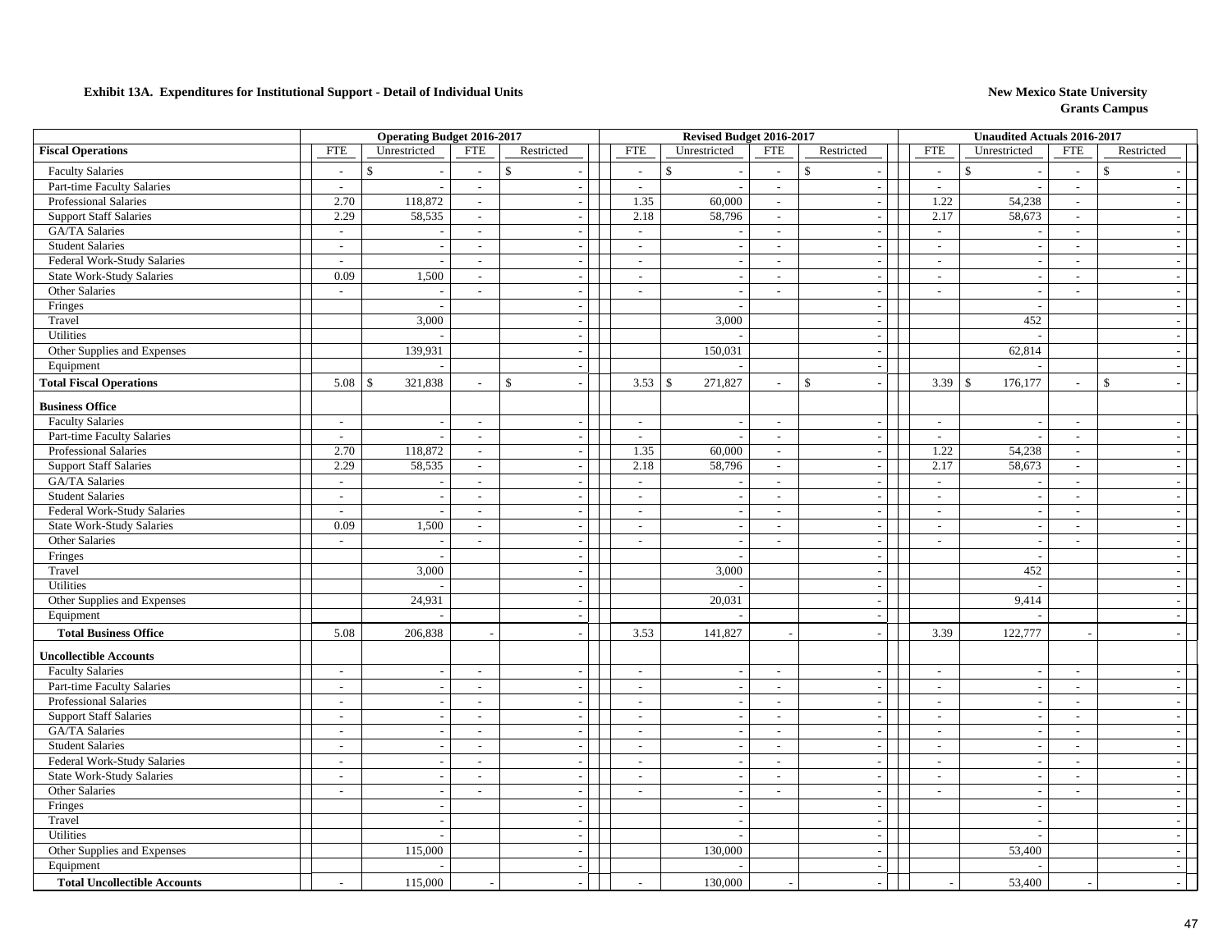**Exhibit 13A. Expenditures for Institutional Support - Detail of Individual Units**

**New Mexico State University**
**Grants Campus**

| | Operating Budget 2016-2017 | | | | Revised Budget 2016-2017 | | | | Unaudited Actuals 2016-2017 | | | |
|---|---|---|---|---|---|---|---|---|---|---|---|---|
| **Fiscal Operations** | FTE | Unrestricted | FTE | Restricted | FTE | Unrestricted | FTE | Restricted | FTE | Unrestricted | FTE | Restricted |
| Faculty Salaries | - | $ - | - | $ - | - | $ - | - | $ - | - | $ - | - | $ - |
| Part-time Faculty Salaries | - | - | - | - | - | - | - | - | - | - | - | - |
| Professional Salaries | 2.70 | 118,872 | - | - | 1.35 | 60,000 | - | - | 1.22 | 54,238 | - | - |
| Support Staff Salaries | 2.29 | 58,535 | - | - | 2.18 | 58,796 | - | - | 2.17 | 58,673 | - | - |
| GA/TA Salaries | - | - | - | - | - | - | - | - | - | - | - | - |
| Student Salaries | - | - | - | - | - | - | - | - | - | - | - | - |
| Federal Work-Study Salaries | - | - | - | - | - | - | - | - | - | - | - | - |
| State Work-Study Salaries | 0.09 | 1,500 | - | - | - | - | - | - | - | - | - | - |
| Other Salaries | - | - | - | - | - | - | - | - | - | - | - | - |
| Fringes | | - | | - | | - | | - | | - | | - |
| Travel | | 3,000 | | - | | 3,000 | | - | | 452 | | - |
| Utilities | | - | | - | | - | | - | | - | | - |
| Other Supplies and Expenses | | 139,931 | | - | | 150,031 | | - | | 62,814 | | - |
| Equipment | | - | | - | | - | | - | | - | | - |
| **Total Fiscal Operations** | 5.08 | $ 321,838 | - | $ - | 3.53 | $ 271,827 | - | $ - | 3.39 | $ 176,177 | - | $ - |
| **Business Office** | | | | | | | | | | | | |
| Faculty Salaries | - | - | - | - | - | - | - | - | - | - | - | - |
| Part-time Faculty Salaries | - | - | - | - | - | - | - | - | - | - | - | - |
| Professional Salaries | 2.70 | 118,872 | - | - | 1.35 | 60,000 | - | - | 1.22 | 54,238 | - | - |
| Support Staff Salaries | 2.29 | 58,535 | - | - | 2.18 | 58,796 | - | - | 2.17 | 58,673 | - | - |
| GA/TA Salaries | - | - | - | - | - | - | - | - | - | - | - | - |
| Student Salaries | - | - | - | - | - | - | - | - | - | - | - | - |
| Federal Work-Study Salaries | - | - | - | - | - | - | - | - | - | - | - | - |
| State Work-Study Salaries | 0.09 | 1,500 | - | - | - | - | - | - | - | - | - | - |
| Other Salaries | - | - | - | - | - | - | - | - | - | - | - | - |
| Fringes | | - | | - | | - | | - | | - | | - |
| Travel | | 3,000 | | - | | 3,000 | | - | | 452 | | - |
| Utilities | | - | | - | | - | | - | | - | | - |
| Other Supplies and Expenses | | 24,931 | | - | | 20,031 | | - | | 9,414 | | - |
| Equipment | | - | | - | | - | | - | | - | | - |
| **Total Business Office** | 5.08 | 206,838 | - | - | 3.53 | 141,827 | - | - | 3.39 | 122,777 | - | - |
| **Uncollectible Accounts** | | | | | | | | | | | | |
| Faculty Salaries | - | - | - | - | - | - | - | - | - | - | - | - |
| Part-time Faculty Salaries | - | - | - | - | - | - | - | - | - | - | - | - |
| Professional Salaries | - | - | - | - | - | - | - | - | - | - | - | - |
| Support Staff Salaries | - | - | - | - | - | - | - | - | - | - | - | - |
| GA/TA Salaries | - | - | - | - | - | - | - | - | - | - | - | - |
| Student Salaries | - | - | - | - | - | - | - | - | - | - | - | - |
| Federal Work-Study Salaries | - | - | - | - | - | - | - | - | - | - | - | - |
| State Work-Study Salaries | - | - | - | - | - | - | - | - | - | - | - | - |
| Other Salaries | - | - | - | - | - | - | - | - | - | - | - | - |
| Fringes | | - | | - | | - | | - | | - | | - |
| Travel | | - | | - | | - | | - | | - | | - |
| Utilities | | - | | - | | - | | - | | - | | - |
| Other Supplies and Expenses | | 115,000 | | - | | 130,000 | | - | | 53,400 | | - |
| Equipment | | - | | - | | - | | - | | - | | - |
| **Total Uncollectible Accounts** | - | 115,000 | - | - | - | 130,000 | - | - | - | 53,400 | - | - |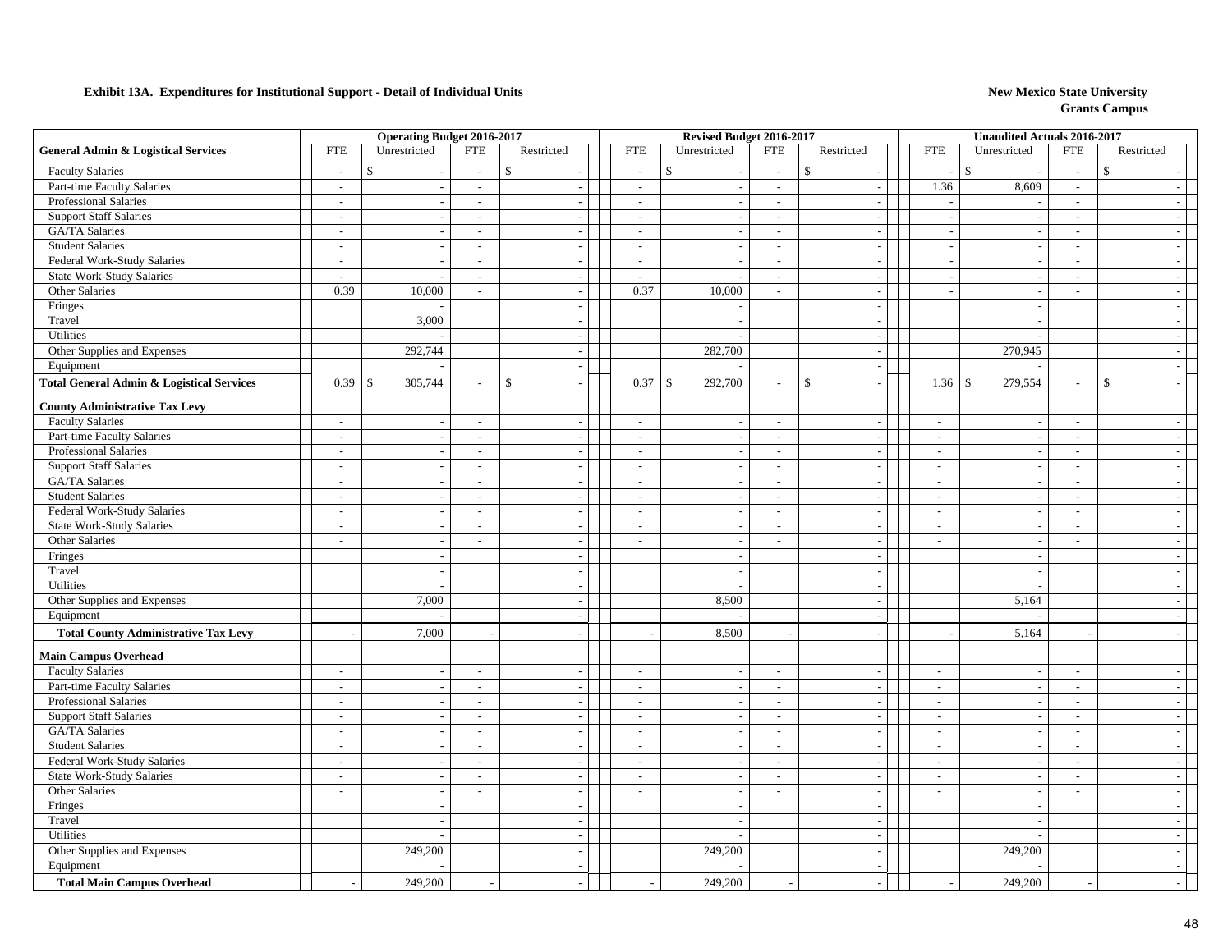**Exhibit 13A. Expenditures for Institutional Support - Detail of Individual Units**

**New Mexico State University**
**Grants Campus**

| | Operating Budget 2016-2017 | | | | Revised Budget 2016-2017 | | | | Unaudited Actuals 2016-2017 | | | |
|---|---|---|---|---|---|---|---|---|---|---|---|---|
| **General Admin & Logistical Services** | FTE | Unrestricted | FTE | Restricted | FTE | Unrestricted | FTE | Restricted | FTE | Unrestricted | FTE | Restricted |
| Faculty Salaries | - | $ - | - | $ - | - | $ - | - | $ - | - | $ - | - | $ - |
| Part-time Faculty Salaries | - | - | - | - | - | - | - | - | 1.36 | 8,609 | - | - |
| Professional Salaries | - | - | - | - | - | - | - | - | - | - | - | - |
| Support Staff Salaries | - | - | - | - | - | - | - | - | - | - | - | - |
| GA/TA Salaries | - | - | - | - | - | - | - | - | - | - | - | - |
| Student Salaries | - | - | - | - | - | - | - | - | - | - | - | - |
| Federal Work-Study Salaries | - | - | - | - | - | - | - | - | - | - | - | - |
| State Work-Study Salaries | - | - | - | - | - | - | - | - | - | - | - | - |
| Other Salaries | 0.39 | 10,000 | - | - | 0.37 | 10,000 | - | - | - | - | - | - |
| Fringes | | - | | - | | - | | - | | - | | - |
| Travel | | 3,000 | | - | | - | | - | | - | | - |
| Utilities | | - | | - | | - | | - | | - | | - |
| Other Supplies and Expenses | | 292,744 | | - | | 282,700 | | - | | 270,945 | | - |
| Equipment | | - | | - | | - | | - | | - | | - |
| **Total General Admin & Logistical Services** | 0.39 | $ 305,744 | - | $ - | 0.37 | $ 292,700 | - | $ - | 1.36 | $ 279,554 | - | $ - |
| **County Administrative Tax Levy** | | | | | | | | | | | | |
| Faculty Salaries | - | - | - | - | - | - | - | - | - | - | - | - |
| Part-time Faculty Salaries | - | - | - | - | - | - | - | - | - | - | - | - |
| Professional Salaries | - | - | - | - | - | - | - | - | - | - | - | - |
| Support Staff Salaries | - | - | - | - | - | - | - | - | - | - | - | - |
| GA/TA Salaries | - | - | - | - | - | - | - | - | - | - | - | - |
| Student Salaries | - | - | - | - | - | - | - | - | - | - | - | - |
| Federal Work-Study Salaries | - | - | - | - | - | - | - | - | - | - | - | - |
| State Work-Study Salaries | - | - | - | - | - | - | - | - | - | - | - | - |
| Other Salaries | - | - | - | - | - | - | - | - | - | - | - | - |
| Fringes | | - | | - | | - | | - | | - | | - |
| Travel | | - | | - | | - | | - | | - | | - |
| Utilities | | - | | - | | - | | - | | - | | - |
| Other Supplies and Expenses | | 7,000 | | - | | 8,500 | | - | | 5,164 | | - |
| Equipment | | - | | - | | - | | - | | - | | - |
| **Total County Administrative Tax Levy** | - | 7,000 | - | - | - | 8,500 | - | - | - | 5,164 | - | - |
| **Main Campus Overhead** | | | | | | | | | | | | |
| Faculty Salaries | - | - | - | - | - | - | - | - | - | - | - | - |
| Part-time Faculty Salaries | - | - | - | - | - | - | - | - | - | - | - | - |
| Professional Salaries | - | - | - | - | - | - | - | - | - | - | - | - |
| Support Staff Salaries | - | - | - | - | - | - | - | - | - | - | - | - |
| GA/TA Salaries | - | - | - | - | - | - | - | - | - | - | - | - |
| Student Salaries | - | - | - | - | - | - | - | - | - | - | - | - |
| Federal Work-Study Salaries | - | - | - | - | - | - | - | - | - | - | - | - |
| State Work-Study Salaries | - | - | - | - | - | - | - | - | - | - | - | - |
| Other Salaries | - | - | - | - | - | - | - | - | - | - | - | - |
| Fringes | | - | | - | | - | | - | | - | | - |
| Travel | | - | | - | | - | | - | | - | | - |
| Utilities | | - | | - | | - | | - | | - | | - |
| Other Supplies and Expenses | | 249,200 | | - | | 249,200 | | - | | 249,200 | | - |
| Equipment | | - | | - | | - | | - | | - | | - |
| **Total Main Campus Overhead** | - | 249,200 | - | - | - | 249,200 | - | - | - | 249,200 | - | - |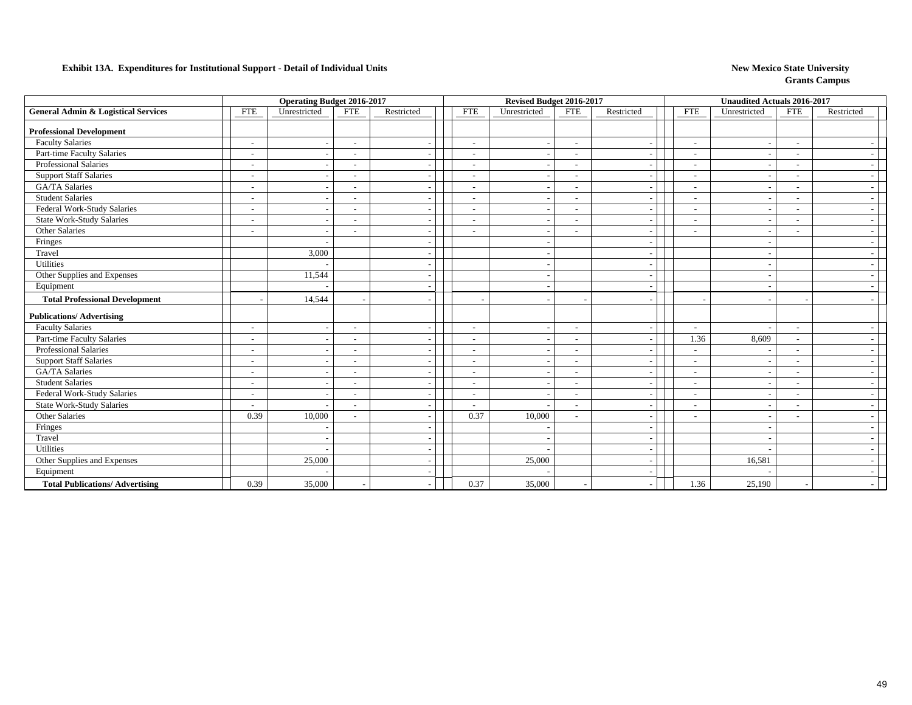**Exhibit 13A. Expenditures for Institutional Support - Detail of Individual Units**

**New Mexico State University**
**Grants Campus**

| | Operating Budget 2016-2017 | | | | Revised Budget 2016-2017 | | | | Unaudited Actuals 2016-2017 | | | |
|---|---|---|---|---|---|---|---|---|---|---|---|---|
| **General Admin & Logistical Services** | FTE | Unrestricted | FTE | Restricted | FTE | Unrestricted | FTE | Restricted | FTE | Unrestricted | FTE | Restricted |
| **Professional Development** | | | | | | | | | | | | |
| Faculty Salaries | - | - | - | - | - | - | - | - | - | - | - | - |
| Part-time Faculty Salaries | - | - | - | - | - | - | - | - | - | - | - | - |
| Professional Salaries | - | - | - | - | - | - | - | - | - | - | - | - |
| Support Staff Salaries | - | - | - | - | - | - | - | - | - | - | - | - |
| GA/TA Salaries | - | - | - | - | - | - | - | - | - | - | - | - |
| Student Salaries | - | - | - | - | - | - | - | - | - | - | - | - |
| Federal Work-Study Salaries | - | - | - | - | - | - | - | - | - | - | - | - |
| State Work-Study Salaries | - | - | - | - | - | - | - | - | - | - | - | - |
| Other Salaries | - | - | - | - | - | - | - | - | - | - | - | - |
| Fringes | | - | | - | | - | | - | | - | | - |
| Travel | | 3,000 | | - | | - | | - | | - | | - |
| Utilities | | - | | - | | - | | - | | - | | - |
| Other Supplies and Expenses | | 11,544 | | - | | - | | - | | - | | - |
| Equipment | | - | | - | | - | | - | | - | | - |
| **Total Professional Development** | - | 14,544 | - | - | - | - | - | - | - | - | - | - |
| **Publications/ Advertising** | | | | | | | | | | | | |
| Faculty Salaries | - | - | - | - | - | - | - | - | - | - | - | - |
| Part-time Faculty Salaries | - | - | - | - | - | - | - | - | 1.36 | 8,609 | - | - |
| Professional Salaries | - | - | - | - | - | - | - | - | - | - | - | - |
| Support Staff Salaries | - | - | - | - | - | - | - | - | - | - | - | - |
| GA/TA Salaries | - | - | - | - | - | - | - | - | - | - | - | - |
| Student Salaries | - | - | - | - | - | - | - | - | - | - | - | - |
| Federal Work-Study Salaries | - | - | - | - | - | - | - | - | - | - | - | - |
| State Work-Study Salaries | - | - | - | - | - | - | - | - | - | - | - | - |
| Other Salaries | 0.39 | 10,000 | - | - | 0.37 | 10,000 | - | - | - | - | - | - |
| Fringes | | - | | - | | - | | - | | - | | - |
| Travel | | - | | - | | - | | - | | - | | - |
| Utilities | | - | | - | | - | | - | | - | | - |
| Other Supplies and Expenses | | 25,000 | | - | | 25,000 | | - | | 16,581 | | - |
| Equipment | | - | | - | | - | | - | | - | | - |
| **Total Publications/ Advertising** | 0.39 | 35,000 | - | - | 0.37 | 35,000 | - | - | 1.36 | 25,190 | - | - |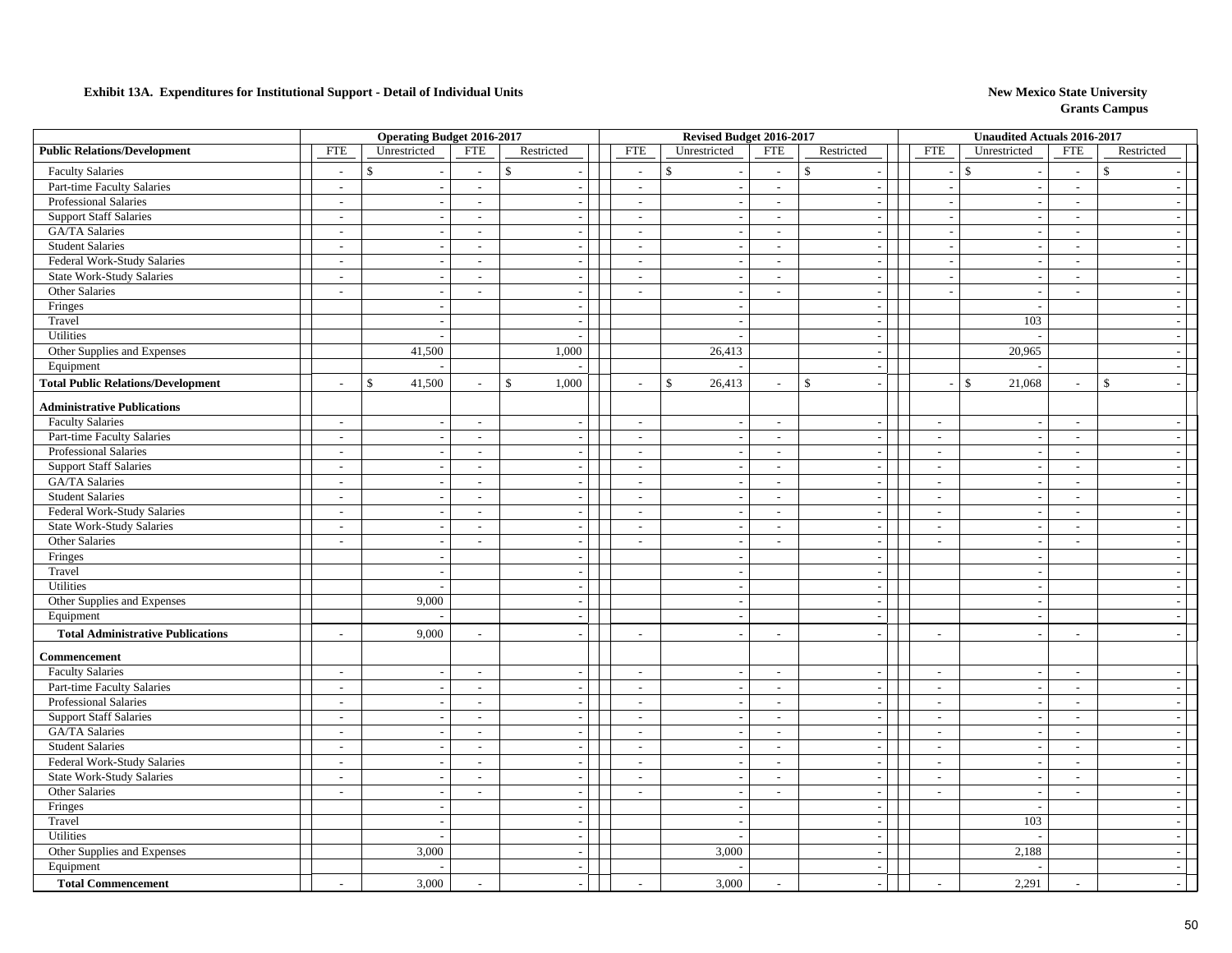**Exhibit 13A. Expenditures for Institutional Support - Detail of Individual Units**

**New Mexico State University**
**Grants Campus**

| | Operating Budget 2016-2017 | | | | Revised Budget 2016-2017 | | | | Unaudited Actuals 2016-2017 | | | |
|---|---|---|---|---|---|---|---|---|---|---|---|---|
| **Public Relations/Development** | FTE | Unrestricted | FTE | Restricted | FTE | Unrestricted | FTE | Restricted | FTE | Unrestricted | FTE | Restricted |
| Faculty Salaries | - | $ - | - | $ - | - | $ - | - | $ - | - | $ - | - | $ - |
| Part-time Faculty Salaries | - | - | - | - | - | - | - | - | - | - | - | - |
| Professional Salaries | - | - | - | - | - | - | - | - | - | - | - | - |
| Support Staff Salaries | - | - | - | - | - | - | - | - | - | - | - | - |
| GA/TA Salaries | - | - | - | - | - | - | - | - | - | - | - | - |
| Student Salaries | - | - | - | - | - | - | - | - | - | - | - | - |
| Federal Work-Study Salaries | - | - | - | - | - | - | - | - | - | - | - | - |
| State Work-Study Salaries | - | - | - | - | - | - | - | - | - | - | - | - |
| Other Salaries | - | - | - | - | - | - | - | - | - | - | - | - |
| Fringes | | - | | - | | - | | - | | - | | - |
| Travel | | - | | - | | - | | - | | 103 | | - |
| Utilities | | - | | - | | - | | - | | - | | - |
| Other Supplies and Expenses | | 41,500 | | 1,000 | | 26,413 | | - | | 20,965 | | - |
| Equipment | | - | | - | | - | | - | | - | | - |
| **Total Public Relations/Development** | - | $ 41,500 | - | $ 1,000 | - | $ 26,413 | - | $ - | - | $ 21,068 | - | $ - |
| **Administrative Publications** | | | | | | | | | | | | |
| Faculty Salaries | - | - | - | - | - | - | - | - | - | - | - | - |
| Part-time Faculty Salaries | - | - | - | - | - | - | - | - | - | - | - | - |
| Professional Salaries | - | - | - | - | - | - | - | - | - | - | - | - |
| Support Staff Salaries | - | - | - | - | - | - | - | - | - | - | - | - |
| GA/TA Salaries | - | - | - | - | - | - | - | - | - | - | - | - |
| Student Salaries | - | - | - | - | - | - | - | - | - | - | - | - |
| Federal Work-Study Salaries | - | - | - | - | - | - | - | - | - | - | - | - |
| State Work-Study Salaries | - | - | - | - | - | - | - | - | - | - | - | - |
| Other Salaries | - | - | - | - | - | - | - | - | - | - | - | - |
| Fringes | | - | | - | | - | | - | | - | | - |
| Travel | | - | | - | | - | | - | | - | | - |
| Utilities | | - | | - | | - | | - | | - | | - |
| Other Supplies and Expenses | | 9,000 | | - | | - | | - | | - | | - |
| Equipment | | - | | - | | - | | - | | - | | - |
| **Total Administrative Publications** | - | 9,000 | - | - | - | - | - | - | - | - | - | - |
| **Commencement** | | | | | | | | | | | | |
| Faculty Salaries | - | - | - | - | - | - | - | - | - | - | - | - |
| Part-time Faculty Salaries | - | - | - | - | - | - | - | - | - | - | - | - |
| Professional Salaries | - | - | - | - | - | - | - | - | - | - | - | - |
| Support Staff Salaries | - | - | - | - | - | - | - | - | - | - | - | - |
| GA/TA Salaries | - | - | - | - | - | - | - | - | - | - | - | - |
| Student Salaries | - | - | - | - | - | - | - | - | - | - | - | - |
| Federal Work-Study Salaries | - | - | - | - | - | - | - | - | - | - | - | - |
| State Work-Study Salaries | - | - | - | - | - | - | - | - | - | - | - | - |
| Other Salaries | - | - | - | - | - | - | - | - | - | - | - | - |
| Fringes | | - | | - | | - | | - | | - | | - |
| Travel | | - | | - | | - | | - | | 103 | | - |
| Utilities | | - | | - | | - | | - | | - | | - |
| Other Supplies and Expenses | | 3,000 | | - | | 3,000 | | - | | 2,188 | | - |
| Equipment | | - | | - | | - | | - | | - | | - |
| **Total Commencement** | - | 3,000 | - | - | - | 3,000 | - | - | - | 2,291 | - | - |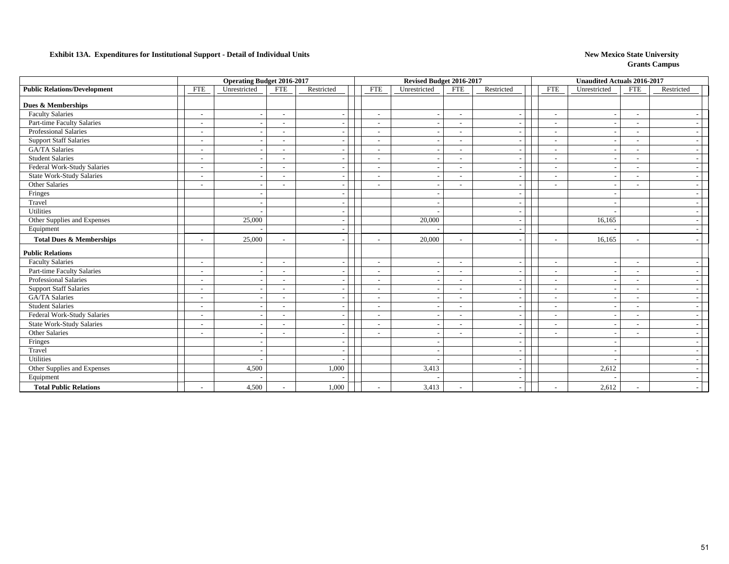**Exhibit 13A. Expenditures for Institutional Support - Detail of Individual Units**

**New Mexico State University**
**Grants Campus**

| | Operating Budget 2016-2017 | | | | Revised Budget 2016-2017 | | | | Unaudited Actuals 2016-2017 | | | |
|---|---|---|---|---|---|---|---|---|---|---|---|---|
| **Public Relations/Development** | FTE | Unrestricted | FTE | Restricted | FTE | Unrestricted | FTE | Restricted | FTE | Unrestricted | FTE | Restricted |
| **Dues & Memberships** | | | | | | | | | | | | |
| Faculty Salaries | - | - | - | - | - | - | - | - | - | - | - | - |
| Part-time Faculty Salaries | - | - | - | - | - | - | - | - | - | - | - | - |
| Professional Salaries | - | - | - | - | - | - | - | - | - | - | - | - |
| Support Staff Salaries | - | - | - | - | - | - | - | - | - | - | - | - |
| GA/TA Salaries | - | - | - | - | - | - | - | - | - | - | - | - |
| Student Salaries | - | - | - | - | - | - | - | - | - | - | - | - |
| Federal Work-Study Salaries | - | - | - | - | - | - | - | - | - | - | - | - |
| State Work-Study Salaries | - | - | - | - | - | - | - | - | - | - | - | - |
| Other Salaries | - | - | - | - | - | - | - | - | - | - | - | - |
| Fringes | | - | | - | | - | | - | | - | | - |
| Travel | | - | | - | | - | | - | | - | | - |
| Utilities | | - | | - | | - | | - | | - | | - |
| Other Supplies and Expenses | | 25,000 | | - | | 20,000 | | - | | 16,165 | | - |
| Equipment | | - | | - | | - | | - | | - | | - |
| **Total Dues & Memberships** | - | 25,000 | - | - | - | 20,000 | - | - | - | 16,165 | - | - |
| **Public Relations** | | | | | | | | | | | | |
| Faculty Salaries | - | - | - | - | - | - | - | - | - | - | - | - |
| Part-time Faculty Salaries | - | - | - | - | - | - | - | - | - | - | - | - |
| Professional Salaries | - | - | - | - | - | - | - | - | - | - | - | - |
| Support Staff Salaries | - | - | - | - | - | - | - | - | - | - | - | - |
| GA/TA Salaries | - | - | - | - | - | - | - | - | - | - | - | - |
| Student Salaries | - | - | - | - | - | - | - | - | - | - | - | - |
| Federal Work-Study Salaries | - | - | - | - | - | - | - | - | - | - | - | - |
| State Work-Study Salaries | - | - | - | - | - | - | - | - | - | - | - | - |
| Other Salaries | - | - | - | - | - | - | - | - | - | - | - | - |
| Fringes | | - | | - | | - | | - | | - | | - |
| Travel | | - | | - | | - | | - | | - | | - |
| Utilities | | - | | - | | - | | - | | - | | - |
| Other Supplies and Expenses | | 4,500 | | 1,000 | | 3,413 | | - | | 2,612 | | - |
| Equipment | | - | | - | | - | | - | | - | | - |
| **Total Public Relations** | - | 4,500 | - | 1,000 | - | 3,413 | - | - | - | 2,612 | - | - |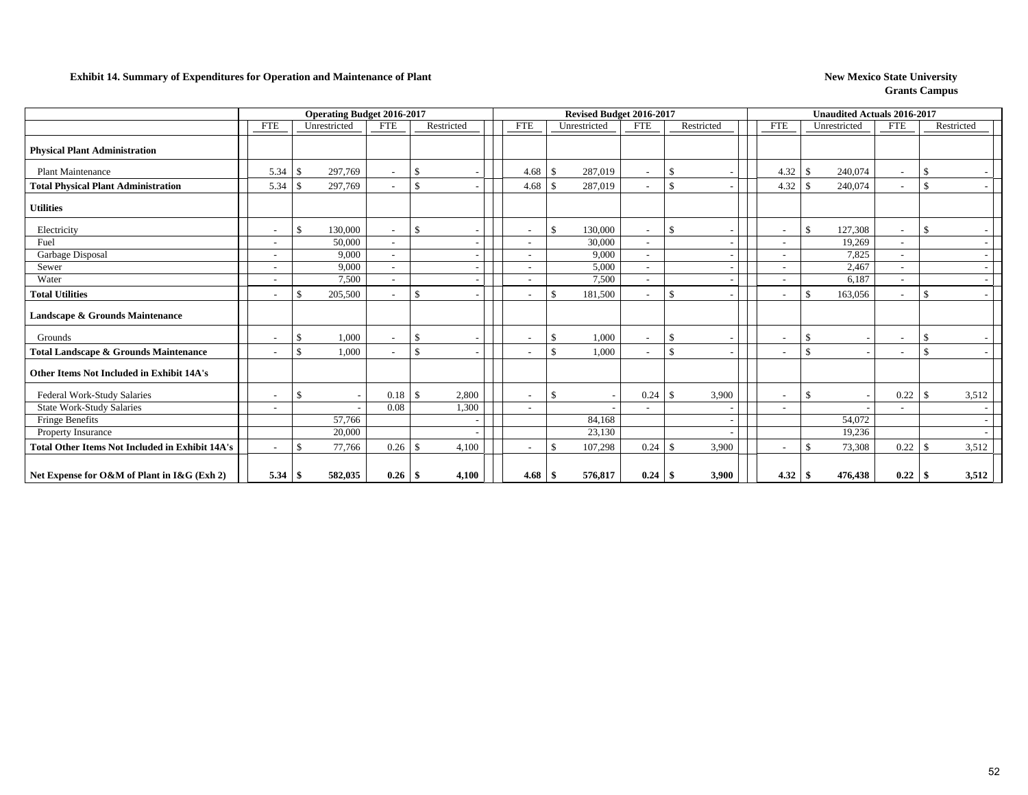**Exhibit 14. Summary of Expenditures for Operation and Maintenance of Plant**

**New Mexico State University**
**Grants Campus**

| | Operating Budget 2016-2017 | | | | Revised Budget 2016-2017 | | | | Unaudited Actuals 2016-2017 | | | |
|---|---|---|---|---|---|---|---|---|---|---|---|---|
| | FTE | Unrestricted | FTE | Restricted | FTE | Unrestricted | FTE | Restricted | FTE | Unrestricted | FTE | Restricted |
| **Physical Plant Administration** | | | | | | | | | | | | |
| Plant Maintenance | 5.34 | $ 297,769 | - | $ - | 4.68 | $ 287,019 | - | $ - | 4.32 | $ 240,074 | - | $ - |
| **Total Physical Plant Administration** | 5.34 | $ 297,769 | - | $ - | 4.68 | $ 287,019 | - | $ - | 4.32 | $ 240,074 | - | $ - |
| **Utilities** | | | | | | | | | | | | |
| Electricity | - | $ 130,000 | - | $ - | - | $ 130,000 | - | $ - | - | $ 127,308 | - | $ - |
| Fuel | - | 50,000 | - | - | - | 30,000 | - | - | - | 19,269 | - | - |
| Garbage Disposal | - | 9,000 | - | - | - | 9,000 | - | - | - | 7,825 | - | - |
| Sewer | - | 9,000 | - | - | - | 5,000 | - | - | - | 2,467 | - | - |
| Water | - | 7,500 | - | - | - | 7,500 | - | - | - | 6,187 | - | - |
| **Total Utilities** | - | $ 205,500 | - | $ - | - | $ 181,500 | - | $ - | - | $ 163,056 | - | $ - |
| **Landscape & Grounds Maintenance** | | | | | | | | | | | | |
| Grounds | - | $ 1,000 | - | $ - | - | $ 1,000 | - | $ - | - | $ - | - | $ - |
| **Total Landscape & Grounds Maintenance** | - | $ 1,000 | - | $ - | - | $ 1,000 | - | $ - | - | $ - | - | $ - |
| **Other Items Not Included in Exhibit 14A's** | | | | | | | | | | | | |
| Federal Work-Study Salaries | - | $ - | 0.18 | $ 2,800 | - | $ - | 0.24 | $ 3,900 | - | $ - | 0.22 | $ 3,512 |
| State Work-Study Salaries | - | - | 0.08 | 1,300 | - | - | - | - | - | - | - | - |
| Fringe Benefits | | 57,766 | | - | | 84,168 | | - | | 54,072 | | - |
| Property Insurance | | 20,000 | | - | | 23,130 | | - | | 19,236 | | - |
| **Total Other Items Not Included in Exhibit 14A's** | - | $ 77,766 | 0.26 | $ 4,100 | - | $ 107,298 | 0.24 | $ 3,900 | - | $ 73,308 | 0.22 | $ 3,512 |
| **Net Expense for O&M of Plant in I&G (Exh 2)** | **5.34** | **$ 582,035** | **0.26** | **$ 4,100** | **4.68** | **$ 576,817** | **0.24** | **$ 3,900** | **4.32** | **$ 476,438** | **0.22** | **$ 3,512** |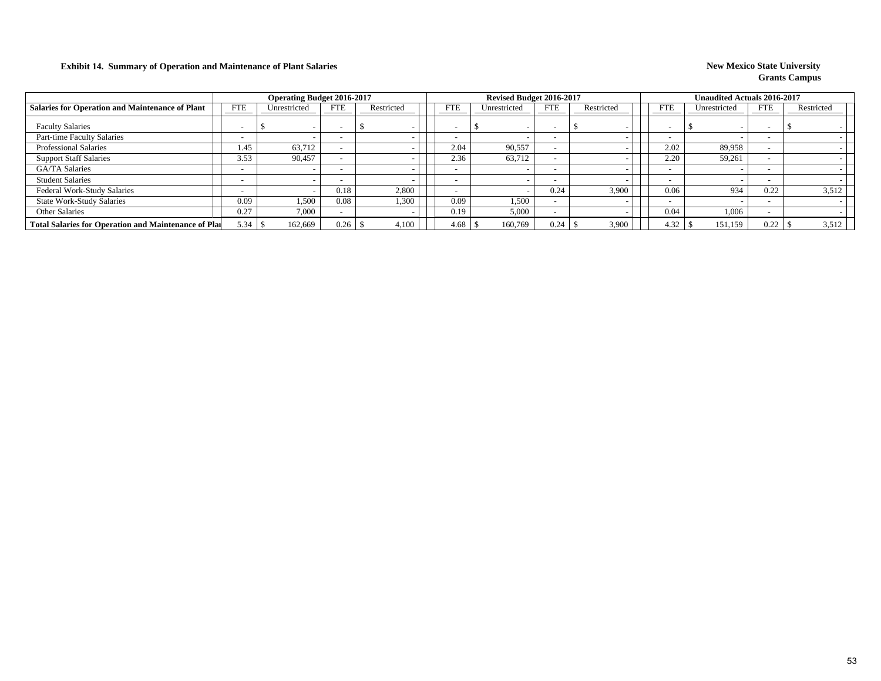**Exhibit 14. Summary of Operation and Maintenance of Plant Salaries**

**New Mexico State University**
**Grants Campus**

| | Operating Budget 2016-2017 | | | | Revised Budget 2016-2017 | | | | Unaudited Actuals 2016-2017 | | | |
|---|---|---|---|---|---|---|---|---|---|---|---|---|
| **Salaries for Operation and Maintenance of Plant** | FTE | Unrestricted | FTE | Restricted | FTE | Unrestricted | FTE | Restricted | FTE | Unrestricted | FTE | Restricted |
| Faculty Salaries | - | $ - | - | $ - | - | $ - | - | $ - | - | $ - | - | $ - |
| Part-time Faculty Salaries | - | - | - | - | - | - | - | - | - | - | - | - |
| Professional Salaries | 1.45 | 63,712 | - | - | 2.04 | 90,557 | - | - | 2.02 | 89,958 | - | - |
| Support Staff Salaries | 3.53 | 90,457 | - | - | 2.36 | 63,712 | - | - | 2.20 | 59,261 | - | - |
| GA/TA Salaries | - | - | - | - | - | - | - | - | - | - | - | - |
| Student Salaries | - | - | - | - | - | - | - | - | - | - | - | - |
| Federal Work-Study Salaries | - | - | 0.18 | 2,800 | - | - | 0.24 | 3,900 | 0.06 | 934 | 0.22 | 3,512 |
| State Work-Study Salaries | 0.09 | 1,500 | 0.08 | 1,300 | 0.09 | 1,500 | - | - | - | - | - | - |
| Other Salaries | 0.27 | 7,000 | - | - | 0.19 | 5,000 | - | - | 0.04 | 1,006 | - | - |
| **Total Salaries for Operation and Maintenance of Plant** | 5.34 | $ 162,669 | 0.26 | $ 4,100 | 4.68 | $ 160,769 | 0.24 | $ 3,900 | 4.32 | $ 151,159 | 0.22 | $ 3,512 |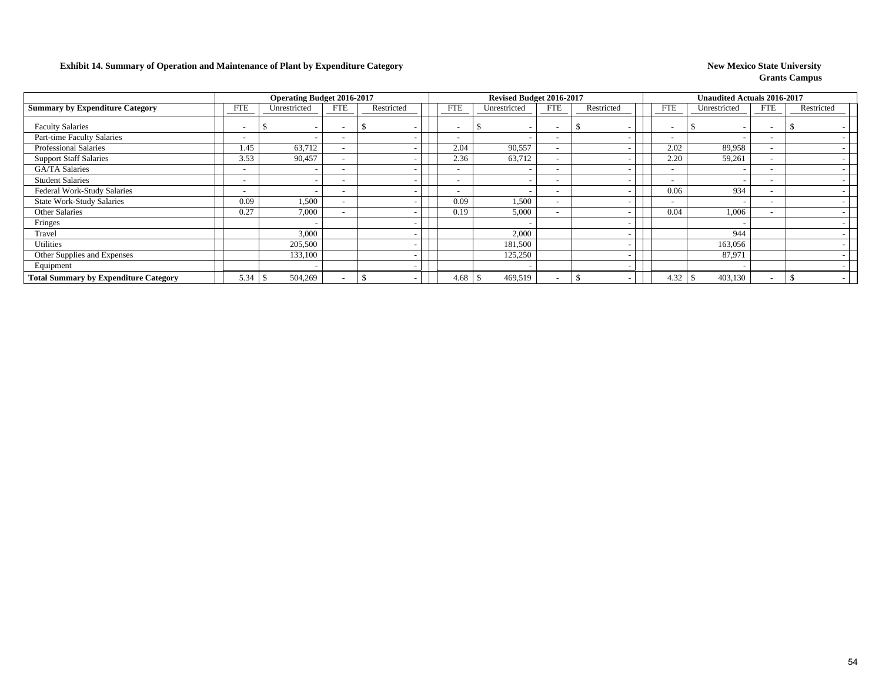**Exhibit 14. Summary of Operation and Maintenance of Plant by Expenditure Category**

**New Mexico State University**
**Grants Campus**

| | Operating Budget 2016-2017 | | | | Revised Budget 2016-2017 | | | | Unaudited Actuals 2016-2017 | | | |
|---|---|---|---|---|---|---|---|---|---|---|---|---|
| **Summary by Expenditure Category** | FTE | Unrestricted | FTE | Restricted | FTE | Unrestricted | FTE | Restricted | FTE | Unrestricted | FTE | Restricted |
| Faculty Salaries | - | $ - | - | $ - | - | $ - | - | $ - | - | $ - | - | $ - |
| Part-time Faculty Salaries | - | - | - | - | - | - | - | - | - | - | - | - |
| Professional Salaries | 1.45 | 63,712 | - | - | 2.04 | 90,557 | - | - | 2.02 | 89,958 | - | - |
| Support Staff Salaries | 3.53 | 90,457 | - | - | 2.36 | 63,712 | - | - | 2.20 | 59,261 | - | - |
| GA/TA Salaries | - | - | - | - | - | - | - | - | - | - | - | - |
| Student Salaries | - | - | - | - | - | - | - | - | - | - | - | - |
| Federal Work-Study Salaries | - | - | - | - | - | - | - | - | 0.06 | 934 | - | - |
| State Work-Study Salaries | 0.09 | 1,500 | - | - | 0.09 | 1,500 | - | - | - | - | - | - |
| Other Salaries | 0.27 | 7,000 | - | - | 0.19 | 5,000 | - | - | 0.04 | 1,006 | - | - |
| Fringes | | - | | - | | - | | - | | - | | - |
| Travel | | 3,000 | | - | | 2,000 | | - | | 944 | | - |
| Utilities | | 205,500 | | - | | 181,500 | | - | | 163,056 | | - |
| Other Supplies and Expenses | | 133,100 | | - | | 125,250 | | - | | 87,971 | | - |
| Equipment | | - | | - | | - | | - | | - | | - |
| **Total Summary by Expenditure Category** | 5.34 | $ 504,269 | - | $ - | 4.68 | $ 469,519 | - | $ - | 4.32 | $ 403,130 | - | $ - |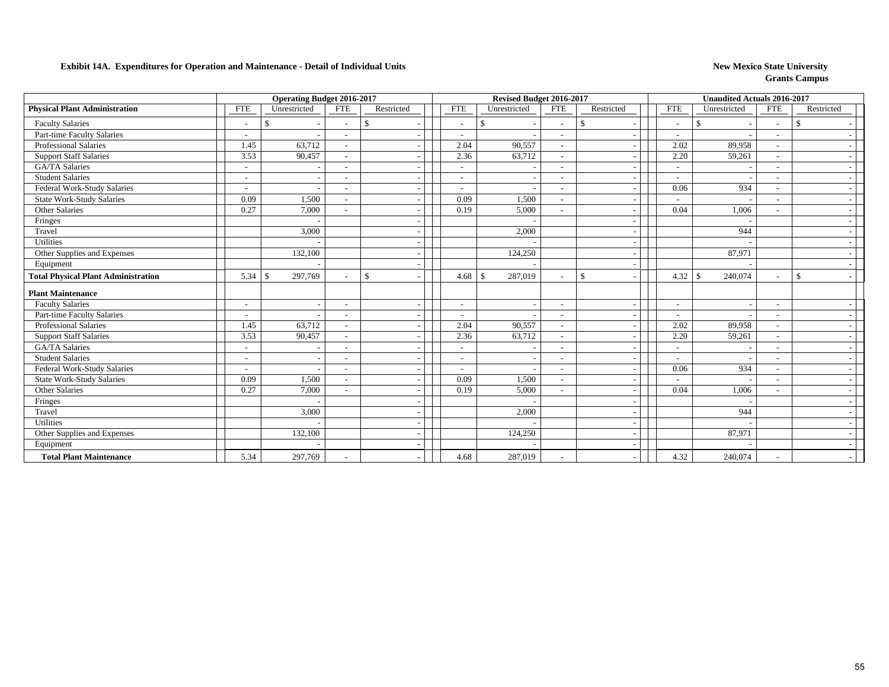**Exhibit 14A. Expenditures for Operation and Maintenance - Detail of Individual Units**

**New Mexico State University**
**Grants Campus**

| | Operating Budget 2016-2017 | | | | Revised Budget 2016-2017 | | | | Unaudited Actuals 2016-2017 | | | |
|---|---|---|---|---|---|---|---|---|---|---|---|---|
| **Physical Plant Administration** | FTE | Unrestricted | FTE | Restricted | FTE | Unrestricted | FTE | Restricted | FTE | Unrestricted | FTE | Restricted |
| Faculty Salaries | - | $ - | - | $ - | - | $ - | - | $ - | - | $ - | - | $ - |
| Part-time Faculty Salaries | - | - | - | - | - | - | - | - | - | - | - | - |
| Professional Salaries | 1.45 | 63,712 | - | - | 2.04 | 90,557 | - | - | 2.02 | 89,958 | - | - |
| Support Staff Salaries | 3.53 | 90,457 | - | - | 2.36 | 63,712 | - | - | 2.20 | 59,261 | - | - |
| GA/TA Salaries | - | - | - | - | - | - | - | - | - | - | - | - |
| Student Salaries | - | - | - | - | - | - | - | - | - | - | - | - |
| Federal Work-Study Salaries | - | - | - | - | - | - | - | - | 0.06 | 934 | - | - |
| State Work-Study Salaries | 0.09 | 1,500 | - | - | 0.09 | 1,500 | - | - | - | - | - | - |
| Other Salaries | 0.27 | 7,000 | - | - | 0.19 | 5,000 | - | - | 0.04 | 1,006 | - | - |
| Fringes | | - | | - | | - | | - | | - | | - |
| Travel | | 3,000 | | - | | 2,000 | | - | | 944 | | - |
| Utilities | | - | | - | | - | | - | | - | | - |
| Other Supplies and Expenses | | 132,100 | | - | | 124,250 | | - | | 87,971 | | - |
| Equipment | | - | | - | | - | | - | | - | | - |
| **Total Physical Plant Administration** | 5.34 | $ 297,769 | - | $ - | 4.68 | $ 287,019 | - | $ - | 4.32 | $ 240,074 | - | $ - |
| **Plant Maintenance** | | | | | | | | | | | | |
| Faculty Salaries | - | - | - | - | - | - | - | - | - | - | - | - |
| Part-time Faculty Salaries | - | - | - | - | - | - | - | - | - | - | - | - |
| Professional Salaries | 1.45 | 63,712 | - | - | 2.04 | 90,557 | - | - | 2.02 | 89,958 | - | - |
| Support Staff Salaries | 3.53 | 90,457 | - | - | 2.36 | 63,712 | - | - | 2.20 | 59,261 | - | - |
| GA/TA Salaries | - | - | - | - | - | - | - | - | - | - | - | - |
| Student Salaries | - | - | - | - | - | - | - | - | - | - | - | - |
| Federal Work-Study Salaries | - | - | - | - | - | - | - | - | 0.06 | 934 | - | - |
| State Work-Study Salaries | 0.09 | 1,500 | - | - | 0.09 | 1,500 | - | - | - | - | - | - |
| Other Salaries | 0.27 | 7,000 | - | - | 0.19 | 5,000 | - | - | 0.04 | 1,006 | - | - |
| Fringes | | - | | - | | - | | - | | - | | - |
| Travel | | 3,000 | | - | | 2,000 | | - | | 944 | | - |
| Utilities | | - | | - | | - | | - | | - | | - |
| Other Supplies and Expenses | | 132,100 | | - | | 124,250 | | - | | 87,971 | | - |
| Equipment | | - | | - | | - | | - | | - | | - |
| **Total Plant Maintenance** | 5.34 | 297,769 | - | - | 4.68 | 287,019 | - | - | 4.32 | 240,074 | - | - |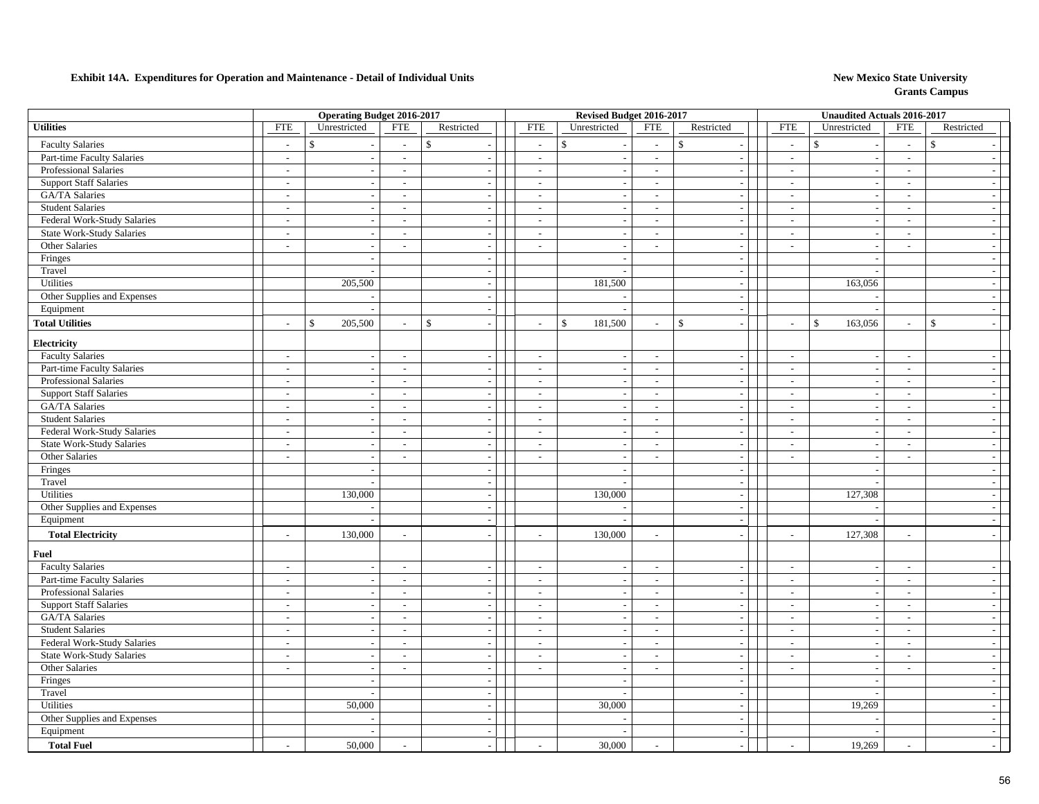**Exhibit 14A. Expenditures for Operation and Maintenance - Detail of Individual Units**

**New Mexico State University**
**Grants Campus**

| | Operating Budget 2016-2017 | | | | Revised Budget 2016-2017 | | | | Unaudited Actuals 2016-2017 | | | |
|---|---|---|---|---|---|---|---|---|---|---|---|---|
| **Utilities** | FTE | Unrestricted | FTE | Restricted | FTE | Unrestricted | FTE | Restricted | FTE | Unrestricted | FTE | Restricted |
| Faculty Salaries | - | $ - | - | $ - | - | $ - | - | $ - | - | $ - | - | $ - |
| Part-time Faculty Salaries | - | - | - | - | - | - | - | - | - | - | - | - |
| Professional Salaries | - | - | - | - | - | - | - | - | - | - | - | - |
| Support Staff Salaries | - | - | - | - | - | - | - | - | - | - | - | - |
| GA/TA Salaries | - | - | - | - | - | - | - | - | - | - | - | - |
| Student Salaries | - | - | - | - | - | - | - | - | - | - | - | - |
| Federal Work-Study Salaries | - | - | - | - | - | - | - | - | - | - | - | - |
| State Work-Study Salaries | - | - | - | - | - | - | - | - | - | - | - | - |
| Other Salaries | - | - | - | - | - | - | - | - | - | - | - | - |
| Fringes | | - | | - | | - | | - | | - | | - |
| Travel | | - | | - | | - | | - | | - | | - |
| Utilities | | 205,500 | | - | | 181,500 | | - | | 163,056 | | - |
| Other Supplies and Expenses | | - | | - | | - | | - | | - | | - |
| Equipment | | - | | - | | - | | - | | - | | - |
| **Total Utilities** | - | $ 205,500 | - | $ - | - | $ 181,500 | - | $ - | - | $ 163,056 | - | $ - |
| **Electricity** | | | | | | | | | | | | |
| Faculty Salaries | - | - | - | - | - | - | - | - | - | - | - | - |
| Part-time Faculty Salaries | - | - | - | - | - | - | - | - | - | - | - | - |
| Professional Salaries | - | - | - | - | - | - | - | - | - | - | - | - |
| Support Staff Salaries | - | - | - | - | - | - | - | - | - | - | - | - |
| GA/TA Salaries | - | - | - | - | - | - | - | - | - | - | - | - |
| Student Salaries | - | - | - | - | - | - | - | - | - | - | - | - |
| Federal Work-Study Salaries | - | - | - | - | - | - | - | - | - | - | - | - |
| State Work-Study Salaries | - | - | - | - | - | - | - | - | - | - | - | - |
| Other Salaries | - | - | - | - | - | - | - | - | - | - | - | - |
| Fringes | | - | | - | | - | | - | | - | | - |
| Travel | | - | | - | | - | | - | | - | | - |
| Utilities | | 130,000 | | - | | 130,000 | | - | | 127,308 | | - |
| Other Supplies and Expenses | | - | | - | | - | | - | | - | | - |
| Equipment | | - | | - | | - | | - | | - | | - |
| **Total Electricity** | - | 130,000 | - | - | - | 130,000 | - | - | - | 127,308 | - | - |
| **Fuel** | | | | | | | | | | | | |
| Faculty Salaries | - | - | - | - | - | - | - | - | - | - | - | - |
| Part-time Faculty Salaries | - | - | - | - | - | - | - | - | - | - | - | - |
| Professional Salaries | - | - | - | - | - | - | - | - | - | - | - | - |
| Support Staff Salaries | - | - | - | - | - | - | - | - | - | - | - | - |
| GA/TA Salaries | - | - | - | - | - | - | - | - | - | - | - | - |
| Student Salaries | - | - | - | - | - | - | - | - | - | - | - | - |
| Federal Work-Study Salaries | - | - | - | - | - | - | - | - | - | - | - | - |
| State Work-Study Salaries | - | - | - | - | - | - | - | - | - | - | - | - |
| Other Salaries | - | - | - | - | - | - | - | - | - | - | - | - |
| Fringes | | - | | - | | - | | - | | - | | - |
| Travel | | - | | - | | - | | - | | - | | - |
| Utilities | | 50,000 | | - | | 30,000 | | - | | 19,269 | | - |
| Other Supplies and Expenses | | - | | - | | - | | - | | - | | - |
| Equipment | | - | | - | | - | | - | | - | | - |
| **Total Fuel** | - | 50,000 | - | - | - | 30,000 | - | - | - | 19,269 | - | - |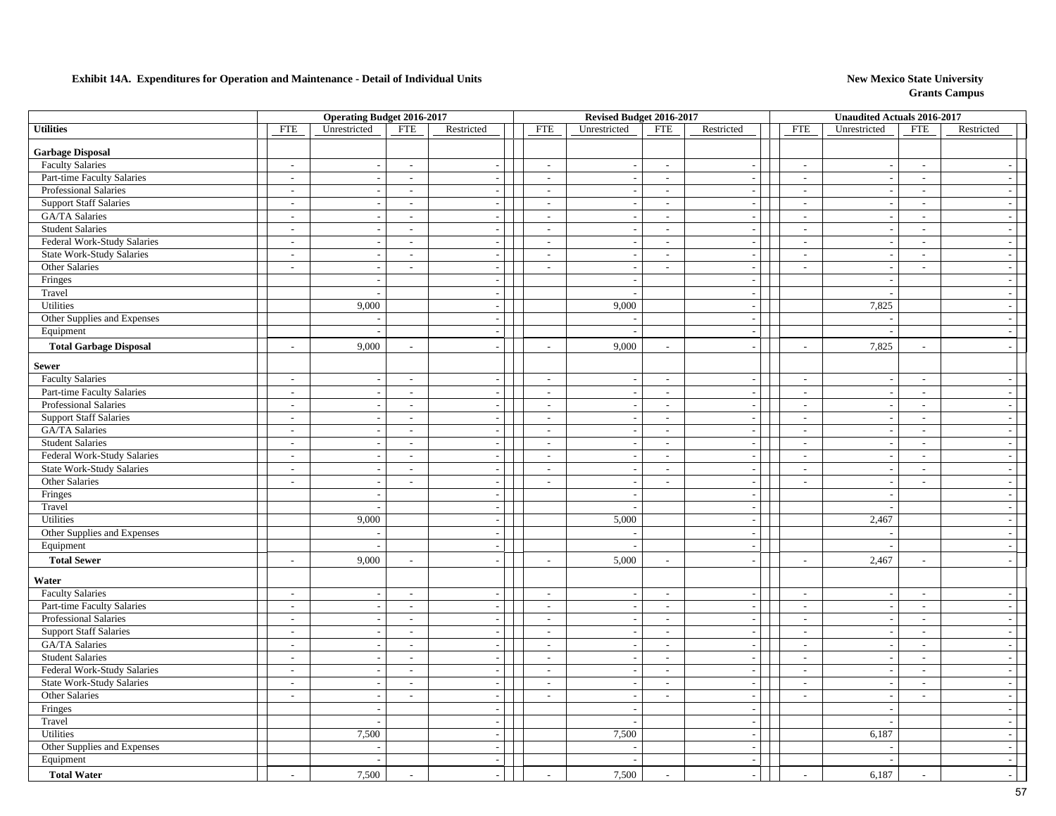**Exhibit 14A. Expenditures for Operation and Maintenance - Detail of Individual Units**

**New Mexico State University**
**Grants Campus**

| | Operating Budget 2016-2017 | | | | Revised Budget 2016-2017 | | | | Unaudited Actuals 2016-2017 | | | |
|---|---|---|---|---|---|---|---|---|---|---|---|---|
| **Utilities** | FTE | Unrestricted | FTE | Restricted | FTE | Unrestricted | FTE | Restricted | FTE | Unrestricted | FTE | Restricted |
| **Garbage Disposal** | | | | | | | | | | | | |
| Faculty Salaries | - | - | - | - | - | - | - | - | - | - | - | - |
| Part-time Faculty Salaries | - | - | - | - | - | - | - | - | - | - | - | - |
| Professional Salaries | - | - | - | - | - | - | - | - | - | - | - | - |
| Support Staff Salaries | - | - | - | - | - | - | - | - | - | - | - | - |
| GA/TA Salaries | - | - | - | - | - | - | - | - | - | - | - | - |
| Student Salaries | - | - | - | - | - | - | - | - | - | - | - | - |
| Federal Work-Study Salaries | - | - | - | - | - | - | - | - | - | - | - | - |
| State Work-Study Salaries | - | - | - | - | - | - | - | - | - | - | - | - |
| Other Salaries | - | - | - | - | - | - | - | - | - | - | - | - |
| Fringes | | - | | - | | - | | - | | - | | - |
| Travel | | - | | - | | - | | - | | - | | - |
| Utilities | | 9,000 | | - | | 9,000 | | - | | 7,825 | | - |
| Other Supplies and Expenses | | - | | - | | - | | - | | - | | - |
| Equipment | | - | | - | | - | | - | | - | | - |
| **Total Garbage Disposal** | - | 9,000 | - | - | - | 9,000 | - | - | - | 7,825 | - | - |
| **Sewer** | | | | | | | | | | | | |
| Faculty Salaries | - | - | - | - | - | - | - | - | - | - | - | - |
| Part-time Faculty Salaries | - | - | - | - | - | - | - | - | - | - | - | - |
| Professional Salaries | - | - | - | - | - | - | - | - | - | - | - | - |
| Support Staff Salaries | - | - | - | - | - | - | - | - | - | - | - | - |
| GA/TA Salaries | - | - | - | - | - | - | - | - | - | - | - | - |
| Student Salaries | - | - | - | - | - | - | - | - | - | - | - | - |
| Federal Work-Study Salaries | - | - | - | - | - | - | - | - | - | - | - | - |
| State Work-Study Salaries | - | - | - | - | - | - | - | - | - | - | - | - |
| Other Salaries | - | - | - | - | - | - | - | - | - | - | - | - |
| Fringes | | - | | - | | - | | - | | - | | - |
| Travel | | - | | - | | - | | - | | - | | - |
| Utilities | | 9,000 | | - | | 5,000 | | - | | 2,467 | | - |
| Other Supplies and Expenses | | - | | - | | - | | - | | - | | - |
| Equipment | | - | | - | | - | | - | | - | | - |
| **Total Sewer** | - | 9,000 | - | - | - | 5,000 | - | - | - | 2,467 | - | - |
| **Water** | | | | | | | | | | | | |
| Faculty Salaries | - | - | - | - | - | - | - | - | - | - | - | - |
| Part-time Faculty Salaries | - | - | - | - | - | - | - | - | - | - | - | - |
| Professional Salaries | - | - | - | - | - | - | - | - | - | - | - | - |
| Support Staff Salaries | - | - | - | - | - | - | - | - | - | - | - | - |
| GA/TA Salaries | - | - | - | - | - | - | - | - | - | - | - | - |
| Student Salaries | - | - | - | - | - | - | - | - | - | - | - | - |
| Federal Work-Study Salaries | - | - | - | - | - | - | - | - | - | - | - | - |
| State Work-Study Salaries | - | - | - | - | - | - | - | - | - | - | - | - |
| Other Salaries | - | - | - | - | - | - | - | - | - | - | - | - |
| Fringes | | - | | - | | - | | - | | - | | - |
| Travel | | - | | - | | - | | - | | - | | - |
| Utilities | | 7,500 | | - | | 7,500 | | - | | 6,187 | | - |
| Other Supplies and Expenses | | - | | - | | - | | - | | - | | - |
| Equipment | | - | | - | | - | | - | | - | | - |
| **Total Water** | - | 7,500 | - | - | - | 7,500 | - | - | - | 6,187 | - | - |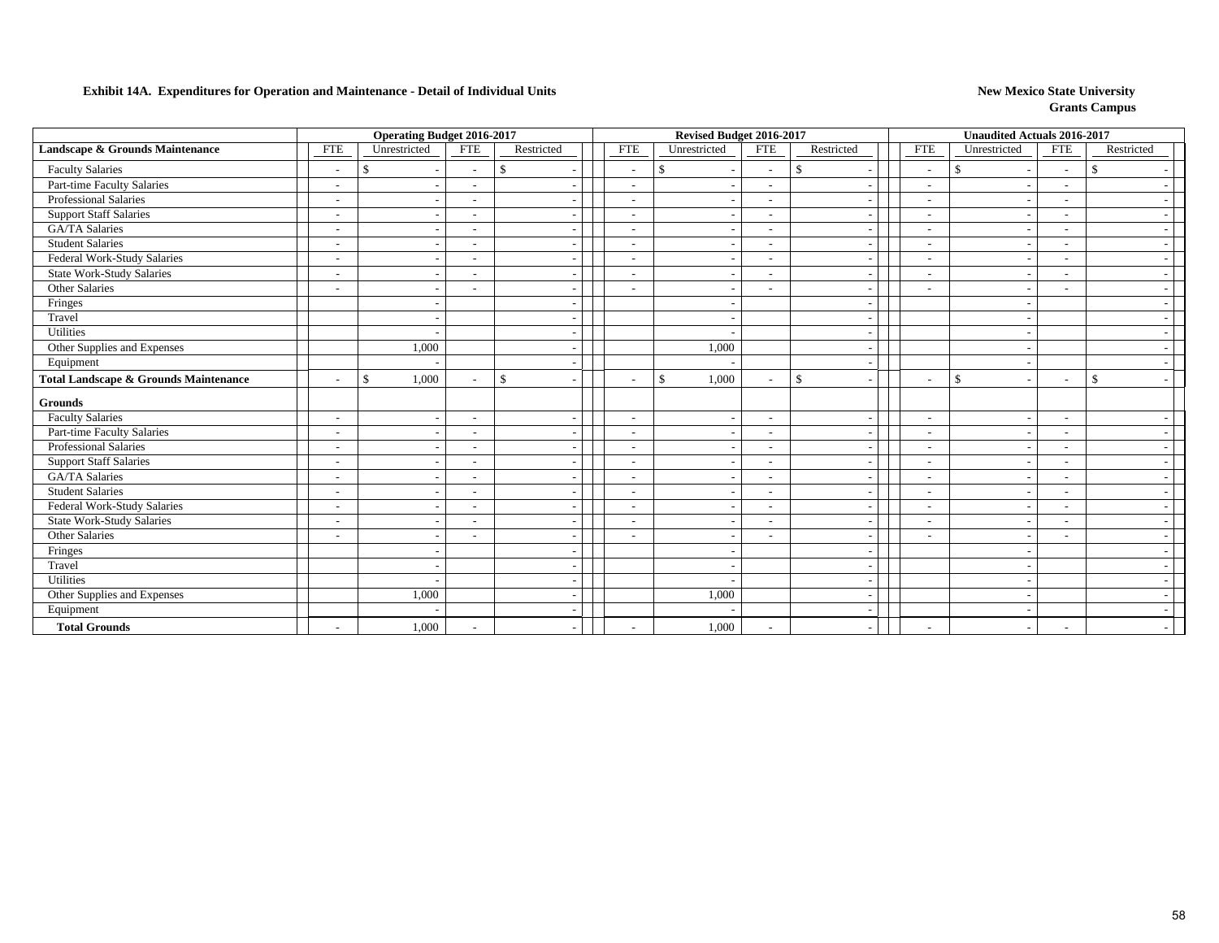**Exhibit 14A. Expenditures for Operation and Maintenance - Detail of Individual Units**

**New Mexico State University**
**Grants Campus**

| | Operating Budget 2016-2017 | | | | Revised Budget 2016-2017 | | | | Unaudited Actuals 2016-2017 | | | |
|---|---|---|---|---|---|---|---|---|---|---|---|---|
| **Landscape & Grounds Maintenance** | FTE | Unrestricted | FTE | Restricted | FTE | Unrestricted | FTE | Restricted | FTE | Unrestricted | FTE | Restricted |
| Faculty Salaries | - | $ - | - | $ - | - | $ - | - | $ - | - | $ - | - | $ - |
| Part-time Faculty Salaries | - | - | - | - | - | - | - | - | - | - | - | - |
| Professional Salaries | - | - | - | - | - | - | - | - | - | - | - | - |
| Support Staff Salaries | - | - | - | - | - | - | - | - | - | - | - | - |
| GA/TA Salaries | - | - | - | - | - | - | - | - | - | - | - | - |
| Student Salaries | - | - | - | - | - | - | - | - | - | - | - | - |
| Federal Work-Study Salaries | - | - | - | - | - | - | - | - | - | - | - | - |
| State Work-Study Salaries | - | - | - | - | - | - | - | - | - | - | - | - |
| Other Salaries | - | - | - | - | - | - | - | - | - | - | - | - |
| Fringes | | - | | - | | - | | - | | - | | - |
| Travel | | - | | - | | - | | - | | - | | - |
| Utilities | | - | | - | | - | | - | | - | | - |
| Other Supplies and Expenses | | 1,000 | | - | | 1,000 | | - | | - | | - |
| Equipment | | - | | - | | - | | - | | - | | - |
| **Total Landscape & Grounds Maintenance** | - | $ 1,000 | - | $ - | - | $ 1,000 | - | $ - | - | $ - | - | $ - |
| **Grounds** | | | | | | | | | | | | |
| Faculty Salaries | - | - | - | - | - | - | - | - | - | - | - | - |
| Part-time Faculty Salaries | - | - | - | - | - | - | - | - | - | - | - | - |
| Professional Salaries | - | - | - | - | - | - | - | - | - | - | - | - |
| Support Staff Salaries | - | - | - | - | - | - | - | - | - | - | - | - |
| GA/TA Salaries | - | - | - | - | - | - | - | - | - | - | - | - |
| Student Salaries | - | - | - | - | - | - | - | - | - | - | - | - |
| Federal Work-Study Salaries | - | - | - | - | - | - | - | - | - | - | - | - |
| State Work-Study Salaries | - | - | - | - | - | - | - | - | - | - | - | - |
| Other Salaries | - | - | - | - | - | - | - | - | - | - | - | - |
| Fringes | | - | | - | | - | | - | | - | | - |
| Travel | | - | | - | | - | | - | | - | | - |
| Utilities | | - | | - | | - | | - | | - | | - |
| Other Supplies and Expenses | | 1,000 | | - | | 1,000 | | - | | - | | - |
| Equipment | | - | | - | | - | | - | | - | | - |
| **Total Grounds** | - | 1,000 | - | - | - | 1,000 | - | - | - | - | - | - |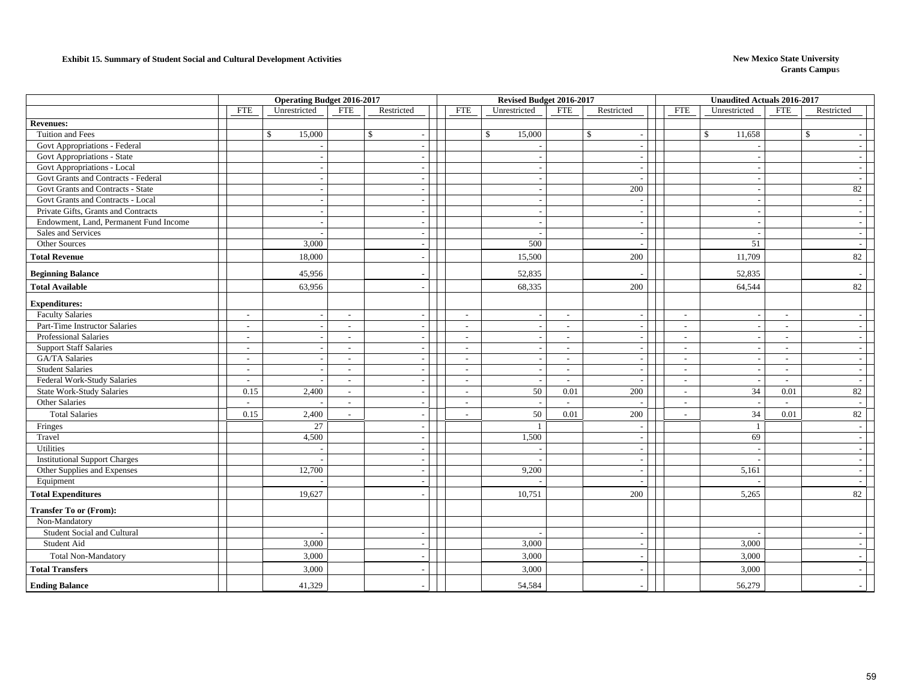**Exhibit 15. Summary of Student Social and Cultural Development Activities**

**New Mexico State University**
**Grants Campus**

| | Operating Budget 2016-2017 | | | | Revised Budget 2016-2017 | | | | Unaudited Actuals 2016-2017 | | | |
|---|---|---|---|---|---|---|---|---|---|---|---|---|
| | FTE | Unrestricted | FTE | Restricted | FTE | Unrestricted | FTE | Restricted | FTE | Unrestricted | FTE | Restricted |
| **Revenues:** | | | | | | | | | | | | |
| Tuition and Fees | | $ 15,000 | | $ - | | $ 15,000 | | $ - | | $ 11,658 | | $ - |
| Govt Appropriations - Federal | | - | | - | | - | | - | | - | | - |
| Govt Appropriations - State | | - | | - | | - | | - | | - | | - |
| Govt Appropriations - Local | | - | | - | | - | | - | | - | | - |
| Govt Grants and Contracts - Federal | | - | | - | | - | | - | | - | | - |
| Govt Grants and Contracts - State | | - | | - | | - | | 200 | | - | | 82 |
| Govt Grants and Contracts - Local | | - | | - | | - | | - | | - | | - |
| Private Gifts, Grants and Contracts | | - | | - | | - | | - | | - | | - |
| Endowment, Land, Permanent Fund Income | | - | | - | | - | | - | | - | | - |
| Sales and Services | | - | | - | | - | | - | | - | | - |
| Other Sources | | 3,000 | | - | | 500 | | - | | 51 | | - |
| **Total Revenue** | | 18,000 | | - | | 15,500 | | 200 | | 11,709 | | 82 |
| **Beginning Balance** | | 45,956 | | - | | 52,835 | | - | | 52,835 | | - |
| **Total Available** | | 63,956 | | - | | 68,335 | | 200 | | 64,544 | | 82 |
| **Expenditures:** | | | | | | | | | | | | |
| Faculty Salaries | - | - | - | - | - | - | - | - | - | - | - | - |
| Part-Time Instructor Salaries | - | - | - | - | - | - | - | - | - | - | - | - |
| Professional Salaries | - | - | - | - | - | - | - | - | - | - | - | - |
| Support Staff Salaries | - | - | - | - | - | - | - | - | - | - | - | - |
| GA/TA Salaries | - | - | - | - | - | - | - | - | - | - | - | - |
| Student Salaries | - | - | - | - | - | - | - | - | - | - | - | - |
| Federal Work-Study Salaries | - | - | - | - | - | - | - | - | - | - | - | - |
| State Work-Study Salaries | 0.15 | 2,400 | - | - | - | 50 | 0.01 | 200 | - | 34 | 0.01 | 82 |
| Other Salaries | - | - | - | - | - | - | - | - | - | - | - | - |
| Total Salaries | 0.15 | 2,400 | - | - | - | 50 | 0.01 | 200 | - | 34 | 0.01 | 82 |
| Fringes | | 27 | | - | | 1 | | - | | 1 | | - |
| Travel | | 4,500 | | - | | 1,500 | | - | | 69 | | - |
| Utilities | | - | | - | | - | | - | | - | | - |
| Institutional Support Charges | | - | | - | | - | | - | | - | | - |
| Other Supplies and Expenses | | 12,700 | | - | | 9,200 | | - | | 5,161 | | - |
| Equipment | | - | | - | | - | | - | | - | | - |
| **Total Expenditures** | | 19,627 | | - | | 10,751 | | 200 | | 5,265 | | 82 |
| **Transfer To or (From):** | | | | | | | | | | | | |
| Non-Mandatory | | | | | | | | | | | | |
| Student Social and Cultural | | - | | - | | - | | - | | - | | - |
| Student Aid | | 3,000 | | - | | 3,000 | | - | | 3,000 | | - |
| Total Non-Mandatory | | 3,000 | | - | | 3,000 | | - | | 3,000 | | - |
| **Total Transfers** | | 3,000 | | - | | 3,000 | | - | | 3,000 | | - |
| **Ending Balance** | | 41,329 | | - | | 54,584 | | - | | 56,279 | | - |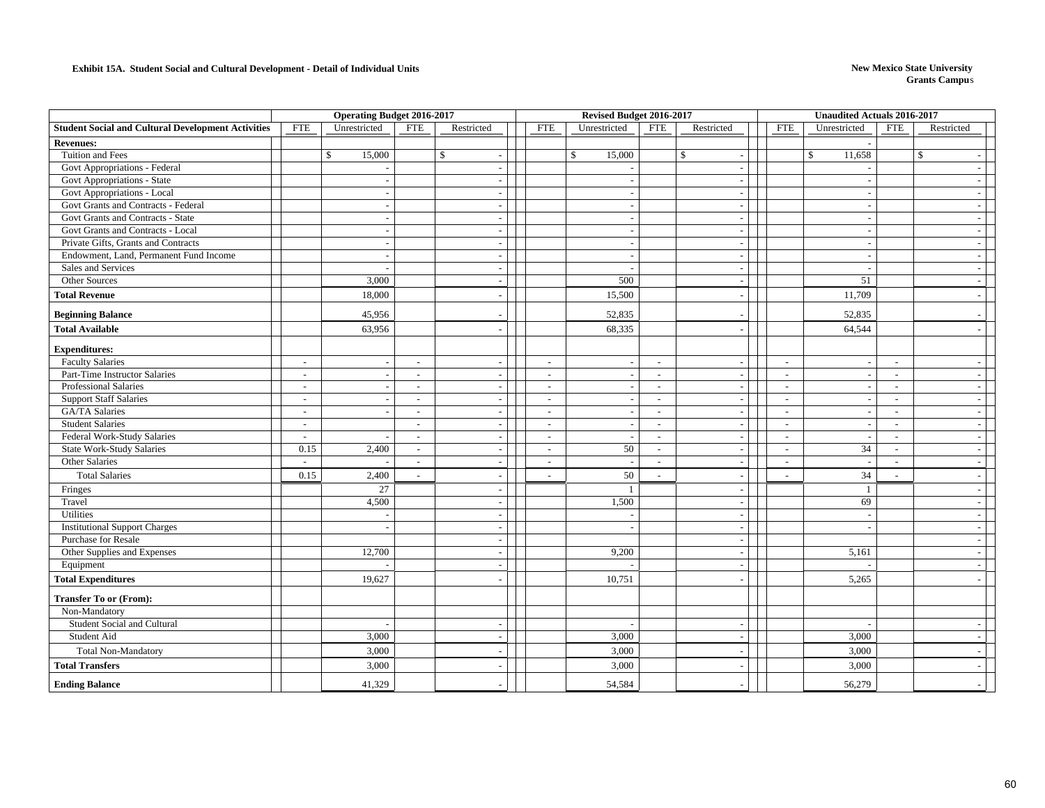**Exhibit 15A. Student Social and Cultural Development - Detail of Individual Units**

**New Mexico State University**
**Grants Campus**

| | Operating Budget 2016-2017 | | | | Revised Budget 2016-2017 | | | | Unaudited Actuals 2016-2017 | | | |
|---|---|---|---|---|---|---|---|---|---|---|---|---|
| **Student Social and Cultural Development Activities** | FTE | Unrestricted | FTE | Restricted | FTE | Unrestricted | FTE | Restricted | FTE | Unrestricted | FTE | Restricted |
| **Revenues:** | | | | | | | | | | - | | |
| Tuition and Fees | | $ 15,000 | | $ - | | $ 15,000 | | $ - | | $ 11,658 | | $ - |
| Govt Appropriations - Federal | | - | | - | | - | | - | | - | | - |
| Govt Appropriations - State | | - | | - | | - | | - | | - | | - |
| Govt Appropriations - Local | | - | | - | | - | | - | | - | | - |
| Govt Grants and Contracts - Federal | | - | | - | | - | | - | | - | | - |
| Govt Grants and Contracts - State | | - | | - | | - | | - | | - | | - |
| Govt Grants and Contracts - Local | | - | | - | | - | | - | | - | | - |
| Private Gifts, Grants and Contracts | | - | | - | | - | | - | | - | | - |
| Endowment, Land, Permanent Fund Income | | - | | - | | - | | - | | - | | - |
| Sales and Services | | - | | - | | - | | - | | - | | - |
| Other Sources | | 3,000 | | - | | 500 | | - | | 51 | | - |
| **Total Revenue** | | 18,000 | | - | | 15,500 | | - | | 11,709 | | - |
| **Beginning Balance** | | 45,956 | | - | | 52,835 | | - | | 52,835 | | - |
| **Total Available** | | 63,956 | | - | | 68,335 | | - | | 64,544 | | - |
| **Expenditures:** | | | | | | | | | | | | |
| Faculty Salaries | - | - | - | - | - | - | - | - | - | - | - | - |
| Part-Time Instructor Salaries | - | - | - | - | - | - | - | - | - | - | - | - |
| Professional Salaries | - | - | - | - | - | - | - | - | - | - | - | - |
| Support Staff Salaries | - | - | - | - | - | - | - | - | - | - | - | - |
| GA/TA Salaries | - | - | - | - | - | - | - | - | - | - | - | - |
| Student Salaries | - | | - | - | - | - | - | - | - | - | - | - |
| Federal Work-Study Salaries | - | - | - | - | - | - | - | - | - | - | - | - |
| State Work-Study Salaries | 0.15 | 2,400 | - | - | - | 50 | - | - | - | 34 | - | - |
| Other Salaries | - | - | - | - | - | - | - | - | - | - | - | - |
| Total Salaries | 0.15 | 2,400 | - | - | - | 50 | - | - | - | 34 | - | - |
| Fringes | | 27 | | - | | 1 | | - | | 1 | | - |
| Travel | | 4,500 | | - | | 1,500 | | - | | 69 | | - |
| Utilities | | - | | - | | - | | - | | - | | - |
| Institutional Support Charges | | - | | - | | - | | - | | - | | - |
| Purchase for Resale | | | | - | | | | - | | | | - |
| Other Supplies and Expenses | | 12,700 | | - | | 9,200 | | - | | 5,161 | | - |
| Equipment | | - | | - | | - | | - | | - | | - |
| **Total Expenditures** | | 19,627 | | - | | 10,751 | | - | | 5,265 | | - |
| **Transfer To or (From):** | | | | | | | | | | | | |
| Non-Mandatory | | | | | | | | | | | | |
| Student Social and Cultural | | - | | - | | - | | - | | - | | - |
| Student Aid | | 3,000 | | - | | 3,000 | | - | | 3,000 | | - |
| Total Non-Mandatory | | 3,000 | | - | | 3,000 | | - | | 3,000 | | - |
| **Total Transfers** | | 3,000 | | - | | 3,000 | | - | | 3,000 | | - |
| **Ending Balance** | | 41,329 | | - | | 54,584 | | - | | 56,279 | | - |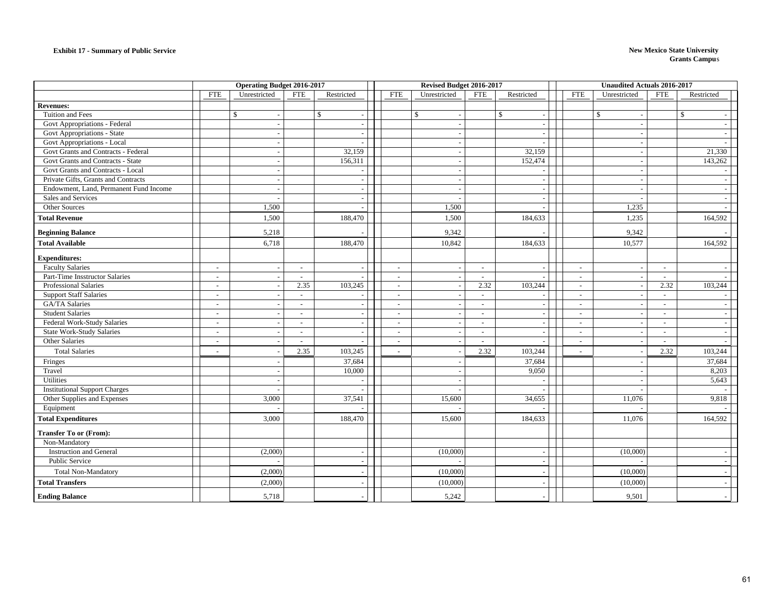**Exhibit 17 - Summary of Public Service**

**New Mexico State University**
**Grants Campus**

| | Operating Budget 2016-2017 | | | | Revised Budget 2016-2017 | | | | Unaudited Actuals 2016-2017 | | | |
|---|---|---|---|---|---|---|---|---|---|---|---|---|
| | FTE | Unrestricted | FTE | Restricted | FTE | Unrestricted | FTE | Restricted | FTE | Unrestricted | FTE | Restricted |
| **Revenues:** | | | | | | | | | | | | |
| Tuition and Fees | | $ - | | $ - | | $ - | | $ - | | $ - | | $ - |
| Govt Appropriations - Federal | | - | | - | | - | | - | | - | | - |
| Govt Appropriations - State | | - | | - | | - | | - | | - | | - |
| Govt Appropriations - Local | | - | | - | | - | | - | | - | | - |
| Govt Grants and Contracts - Federal | | - | | 32,159 | | - | | 32,159 | | - | | 21,330 |
| Govt Grants and Contracts - State | | - | | 156,311 | | - | | 152,474 | | - | | 143,262 |
| Govt Grants and Contracts - Local | | - | | - | | - | | - | | - | | - |
| Private Gifts, Grants and Contracts | | - | | - | | - | | - | | - | | - |
| Endowment, Land, Permanent Fund Income | | - | | - | | - | | - | | - | | - |
| Sales and Services | | - | | - | | - | | - | | - | | - |
| Other Sources | | 1,500 | | - | | 1,500 | | - | | 1,235 | | - |
| **Total Revenue** | | 1,500 | | 188,470 | | 1,500 | | 184,633 | | 1,235 | | 164,592 |
| **Beginning Balance** | | 5,218 | | - | | 9,342 | | - | | 9,342 | | - |
| **Total Available** | | 6,718 | | 188,470 | | 10,842 | | 184,633 | | 10,577 | | 164,592 |
| **Expenditures:** | | | | | | | | | | | | |
| Faculty Salaries | - | - | - | - | - | - | - | - | - | - | - | - |
| Part-Time Insstructor Salaries | - | - | - | - | - | - | - | - | - | - | - | - |
| Professional Salaries | - | - | 2.35 | 103,245 | - | - | 2.32 | 103,244 | - | - | 2.32 | 103,244 |
| Support Staff Salaries | - | - | - | - | - | - | - | - | - | - | - | - |
| GA/TA Salaries | - | - | - | - | - | - | - | - | - | - | - | - |
| Student Salaries | - | - | - | - | - | - | - | - | - | - | - | - |
| Federal Work-Study Salaries | - | - | - | - | - | - | - | - | - | - | - | - |
| State Work-Study Salaries | - | - | - | - | - | - | - | - | - | - | - | - |
| Other Salaries | - | - | - | - | - | - | - | - | - | - | - | - |
| Total Salaries | - | - | 2.35 | 103,245 | - | - | 2.32 | 103,244 | - | - | 2.32 | 103,244 |
| Fringes | | - | | 37,684 | | - | | 37,684 | | - | | 37,684 |
| Travel | | - | | 10,000 | | - | | 9,050 | | - | | 8,203 |
| Utilities | | - | | - | | - | | - | | - | | 5,643 |
| Institutional Support Charges | | - | | - | | - | | - | | - | | - |
| Other Supplies and Expenses | | 3,000 | | 37,541 | | 15,600 | | 34,655 | | 11,076 | | 9,818 |
| Equipment | | - | | - | | - | | - | | - | | - |
| **Total Expenditures** | | 3,000 | | 188,470 | | 15,600 | | 184,633 | | 11,076 | | 164,592 |
| **Transfer To or (From):** | | | | | | | | | | | | |
| Non-Mandatory | | | | | | | | | | | | |
| Instruction and General | | (2,000) | | - | | (10,000) | | - | | (10,000) | | - |
| Public Service | | - | | - | | - | | - | | - | | - |
| Total Non-Mandatory | | (2,000) | | - | | (10,000) | | - | | (10,000) | | - |
| **Total Transfers** | | (2,000) | | - | | (10,000) | | - | | (10,000) | | - |
| **Ending Balance** | | 5,718 | | - | | 5,242 | | - | | 9,501 | | - |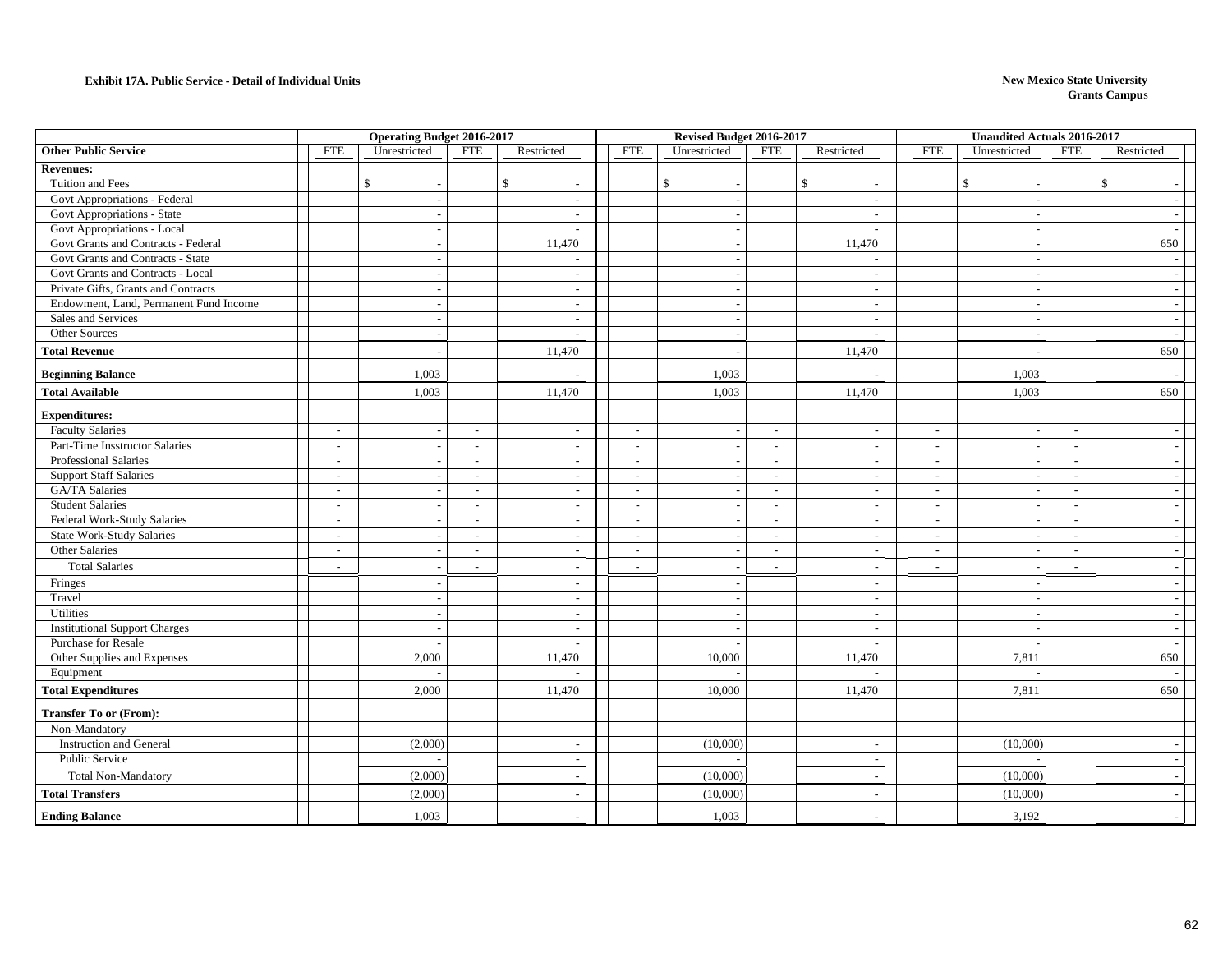**Exhibit 17A. Public Service - Detail of Individual Units**

**New Mexico State University**
**Grants Campus**

| | Operating Budget 2016-2017 | | | | Revised Budget 2016-2017 | | | | Unaudited Actuals 2016-2017 | | | |
|---|---|---|---|---|---|---|---|---|---|---|---|---|
| **Other Public Service** | FTE | Unrestricted | FTE | Restricted | FTE | Unrestricted | FTE | Restricted | FTE | Unrestricted | FTE | Restricted |
| **Revenues:** | | | | | | | | | | | | |
| Tuition and Fees | | $ - | | $ - | | $ - | | $ - | | $ - | | $ - |
| Govt Appropriations - Federal | | - | | - | | - | | - | | - | | - |
| Govt Appropriations - State | | - | | - | | - | | - | | - | | - |
| Govt Appropriations - Local | | - | | - | | - | | - | | - | | - |
| Govt Grants and Contracts - Federal | | - | | 11,470 | | - | | 11,470 | | - | | 650 |
| Govt Grants and Contracts - State | | - | | - | | - | | - | | - | | - |
| Govt Grants and Contracts - Local | | - | | - | | - | | - | | - | | - |
| Private Gifts, Grants and Contracts | | - | | - | | - | | - | | - | | - |
| Endowment, Land, Permanent Fund Income | | - | | - | | - | | - | | - | | - |
| Sales and Services | | - | | - | | - | | - | | - | | - |
| Other Sources | | - | | - | | - | | - | | - | | - |
| **Total Revenue** | | - | | 11,470 | | - | | 11,470 | | - | | 650 |
| **Beginning Balance** | | 1,003 | | - | | 1,003 | | - | | 1,003 | | - |
| **Total Available** | | 1,003 | | 11,470 | | 1,003 | | 11,470 | | 1,003 | | 650 |
| **Expenditures:** | | | | | | | | | | | | |
| Faculty Salaries | - | - | - | - | - | - | - | - | - | - | - | - |
| Part-Time Insstructor Salaries | - | - | - | - | - | - | - | - | - | - | - | - |
| Professional Salaries | - | - | - | - | - | - | - | - | - | - | - | - |
| Support Staff Salaries | - | - | - | - | - | - | - | - | - | - | - | - |
| GA/TA Salaries | - | - | - | - | - | - | - | - | - | - | - | - |
| Student Salaries | - | - | - | - | - | - | - | - | - | - | - | - |
| Federal Work-Study Salaries | - | - | - | - | - | - | - | - | - | - | - | - |
| State Work-Study Salaries | - | - | - | - | - | - | - | - | - | - | - | - |
| Other Salaries | - | - | - | - | - | - | - | - | - | - | - | - |
| Total Salaries | - | - | - | - | - | - | - | - | - | - | - | - |
| Fringes | | - | | - | | - | | - | | - | | - |
| Travel | | - | | - | | - | | - | | - | | - |
| Utilities | | - | | - | | - | | - | | - | | - |
| Institutional Support Charges | | - | | - | | - | | - | | - | | - |
| Purchase for Resale | | - | | - | | - | | - | | - | | - |
| Other Supplies and Expenses | | 2,000 | | 11,470 | | 10,000 | | 11,470 | | 7,811 | | 650 |
| Equipment | | - | | - | | - | | - | | - | | - |
| **Total Expenditures** | | 2,000 | | 11,470 | | 10,000 | | 11,470 | | 7,811 | | 650 |
| **Transfer To or (From):** | | | | | | | | | | | | |
| Non-Mandatory | | | | | | | | | | | | |
| Instruction and General | | (2,000) | | - | | (10,000) | | - | | (10,000) | | - |
| Public Service | | - | | - | | - | | - | | - | | - |
| Total Non-Mandatory | | (2,000) | | - | | (10,000) | | - | | (10,000) | | - |
| **Total Transfers** | | (2,000) | | - | | (10,000) | | - | | (10,000) | | - |
| **Ending Balance** | | 1,003 | | - | | 1,003 | | - | | 3,192 | | - |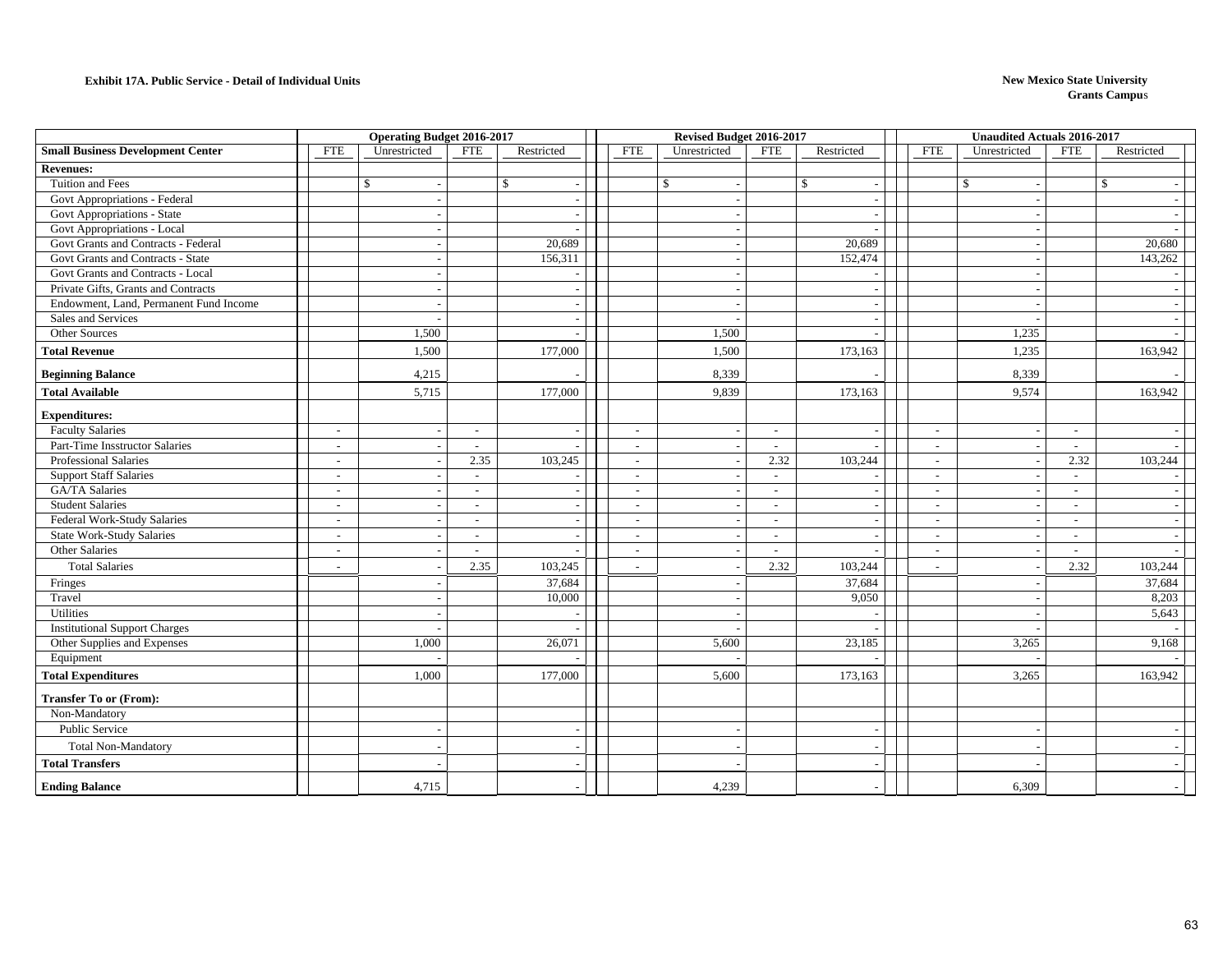**Exhibit 17A. Public Service - Detail of Individual Units**

**New Mexico State University**
**Grants Campus**

| | Operating Budget 2016-2017 | | | | Revised Budget 2016-2017 | | | | Unaudited Actuals 2016-2017 | | | |
|---|---|---|---|---|---|---|---|---|---|---|---|---|
| **Small Business Development Center** | FTE | Unrestricted | FTE | Restricted | FTE | Unrestricted | FTE | Restricted | FTE | Unrestricted | FTE | Restricted |
| **Revenues:** | | | | | | | | | | | | |
| Tuition and Fees | | $ - | | $ - | | $ - | | $ - | | $ - | | $ - |
| Govt Appropriations - Federal | | - | | - | | - | | - | | - | | - |
| Govt Appropriations - State | | - | | - | | - | | - | | - | | - |
| Govt Appropriations - Local | | - | | - | | - | | - | | - | | - |
| Govt Grants and Contracts - Federal | | - | | 20,689 | | - | | 20,689 | | - | | 20,680 |
| Govt Grants and Contracts - State | | - | | 156,311 | | - | | 152,474 | | - | | 143,262 |
| Govt Grants and Contracts - Local | | - | | - | | - | | - | | - | | - |
| Private Gifts, Grants and Contracts | | - | | - | | - | | - | | - | | - |
| Endowment, Land, Permanent Fund Income | | - | | - | | - | | - | | - | | - |
| Sales and Services | | - | | - | | - | | - | | - | | - |
| Other Sources | | 1,500 | | - | | 1,500 | | - | | 1,235 | | - |
| **Total Revenue** | | 1,500 | | 177,000 | | 1,500 | | 173,163 | | 1,235 | | 163,942 |
| **Beginning Balance** | | 4,215 | | - | | 8,339 | | - | | 8,339 | | - |
| **Total Available** | | 5,715 | | 177,000 | | 9,839 | | 173,163 | | 9,574 | | 163,942 |
| **Expenditures:** | | | | | | | | | | | | |
| Faculty Salaries | - | - | - | - | - | - | - | - | - | - | - | - |
| Part-Time Insstructor Salaries | - | - | - | - | - | - | - | - | - | - | - | - |
| Professional Salaries | - | - | 2.35 | 103,245 | - | - | 2.32 | 103,244 | - | - | 2.32 | 103,244 |
| Support Staff Salaries | - | - | - | - | - | - | - | - | - | - | - | - |
| GA/TA Salaries | - | - | - | - | - | - | - | - | - | - | - | - |
| Student Salaries | - | - | - | - | - | - | - | - | - | - | - | - |
| Federal Work-Study Salaries | - | - | - | - | - | - | - | - | - | - | - | - |
| State Work-Study Salaries | - | - | - | - | - | - | - | - | - | - | - | - |
| Other Salaries | - | - | - | - | - | - | - | - | - | - | - | - |
| Total Salaries | - | - | 2.35 | 103,245 | - | - | 2.32 | 103,244 | - | - | 2.32 | 103,244 |
| Fringes | | - | | 37,684 | | - | | 37,684 | | - | | 37,684 |
| Travel | | - | | 10,000 | | - | | 9,050 | | - | | 8,203 |
| Utilities | | - | | - | | - | | - | | - | | 5,643 |
| Institutional Support Charges | | - | | - | | - | | - | | - | | - |
| Other Supplies and Expenses | | 1,000 | | 26,071 | | 5,600 | | 23,185 | | 3,265 | | 9,168 |
| Equipment | | - | | - | | - | | - | | - | | - |
| **Total Expenditures** | | 1,000 | | 177,000 | | 5,600 | | 173,163 | | 3,265 | | 163,942 |
| **Transfer To or (From):** | | | | | | | | | | | | |
| Non-Mandatory | | | | | | | | | | | | |
| Public Service | | - | | - | | - | | - | | - | | - |
| Total Non-Mandatory | | - | | - | | - | | - | | - | | - |
| **Total Transfers** | | - | | - | | - | | - | | - | | - |
| **Ending Balance** | | 4,715 | | - | | 4,239 | | - | | 6,309 | | - |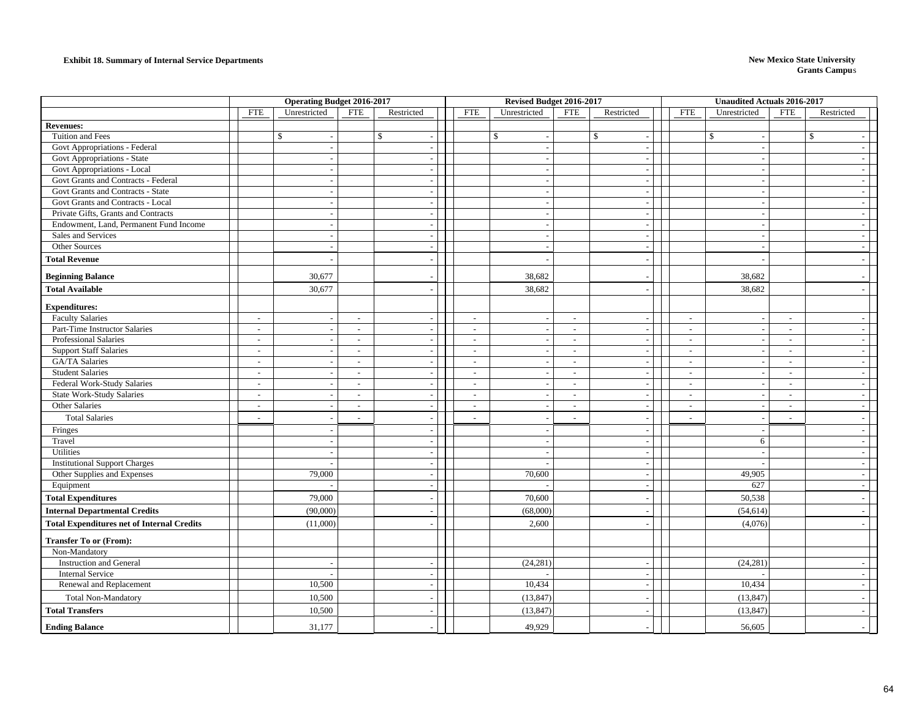**Exhibit 18. Summary of Internal Service Departments**

**New Mexico State University**
**Grants Campus**

| | Operating Budget 2016-2017 | | | | Revised Budget 2016-2017 | | | | Unaudited Actuals 2016-2017 | | | |
|---|---|---|---|---|---|---|---|---|---|---|---|---|
| | FTE | Unrestricted | FTE | Restricted | FTE | Unrestricted | FTE | Restricted | FTE | Unrestricted | FTE | Restricted |
| **Revenues:** | | | | | | | | | | | | |
| Tuition and Fees | | $ - | | $ - | | $ - | | $ - | | $ - | | $ - |
| Govt Appropriations - Federal | | - | | - | | - | | - | | - | | - |
| Govt Appropriations - State | | - | | - | | - | | - | | - | | - |
| Govt Appropriations - Local | | - | | - | | - | | - | | - | | - |
| Govt Grants and Contracts - Federal | | - | | - | | - | | - | | - | | - |
| Govt Grants and Contracts - State | | - | | - | | - | | - | | - | | - |
| Govt Grants and Contracts - Local | | - | | - | | - | | - | | - | | - |
| Private Gifts, Grants and Contracts | | - | | - | | - | | - | | - | | - |
| Endowment, Land, Permanent Fund Income | | - | | - | | - | | - | | - | | - |
| Sales and Services | | - | | - | | - | | - | | - | | - |
| Other Sources | | - | | - | | - | | - | | - | | - |
| **Total Revenue** | | - | | - | | - | | - | | - | | - |
| **Beginning Balance** | | 30,677 | | - | | 38,682 | | - | | 38,682 | | - |
| **Total Available** | | 30,677 | | - | | 38,682 | | - | | 38,682 | | - |
| **Expenditures:** | | | | | | | | | | | | |
| Faculty Salaries | - | - | - | - | - | - | - | - | - | - | - | - |
| Part-Time Instructor Salaries | - | - | - | - | - | - | - | - | - | - | - | - |
| Professional Salaries | - | - | - | - | - | - | - | - | - | - | - | - |
| Support Staff Salaries | - | - | - | - | - | - | - | - | - | - | - | - |
| GA/TA Salaries | - | - | - | - | - | - | - | - | - | - | - | - |
| Student Salaries | - | - | - | - | - | - | - | - | - | - | - | - |
| Federal Work-Study Salaries | - | - | - | - | - | - | - | - | - | - | - | - |
| State Work-Study Salaries | - | - | - | - | - | - | - | - | - | - | - | - |
| Other Salaries | - | - | - | - | - | - | - | - | - | - | - | - |
| Total Salaries | - | - | - | - | - | - | - | - | - | - | - | - |
| Fringes | | - | | - | | - | | - | | - | | - |
| Travel | | - | | - | | - | | - | | 6 | | - |
| Utilities | | - | | - | | - | | - | | - | | - |
| Institutional Support Charges | | - | | - | | - | | - | | - | | - |
| Other Supplies and Expenses | | 79,000 | | - | | 70,600 | | - | | 49,905 | | - |
| Equipment | | - | | - | | - | | - | | 627 | | - |
| **Total Expenditures** | | 79,000 | | - | | 70,600 | | - | | 50,538 | | - |
| **Internal Departmental Credits** | | (90,000) | | - | | (68,000) | | - | | (54,614) | | - |
| **Total Expenditures net of Internal Credits** | | (11,000) | | - | | 2,600 | | - | | (4,076) | | - |
| **Transfer To or (From):** | | | | | | | | | | | | |
| Non-Mandatory | | | | | | | | | | | | |
| Instruction and General | | - | | - | | (24,281) | | - | | (24,281) | | - |
| Internal Service | | - | | - | | - | | - | | - | | - |
| Renewal and Replacement | | 10,500 | | - | | 10,434 | | - | | 10,434 | | - |
| Total Non-Mandatory | | 10,500 | | - | | (13,847) | | - | | (13,847) | | - |
| **Total Transfers** | | 10,500 | | - | | (13,847) | | - | | (13,847) | | - |
| **Ending Balance** | | 31,177 | | - | | 49,929 | | - | | 56,605 | | - |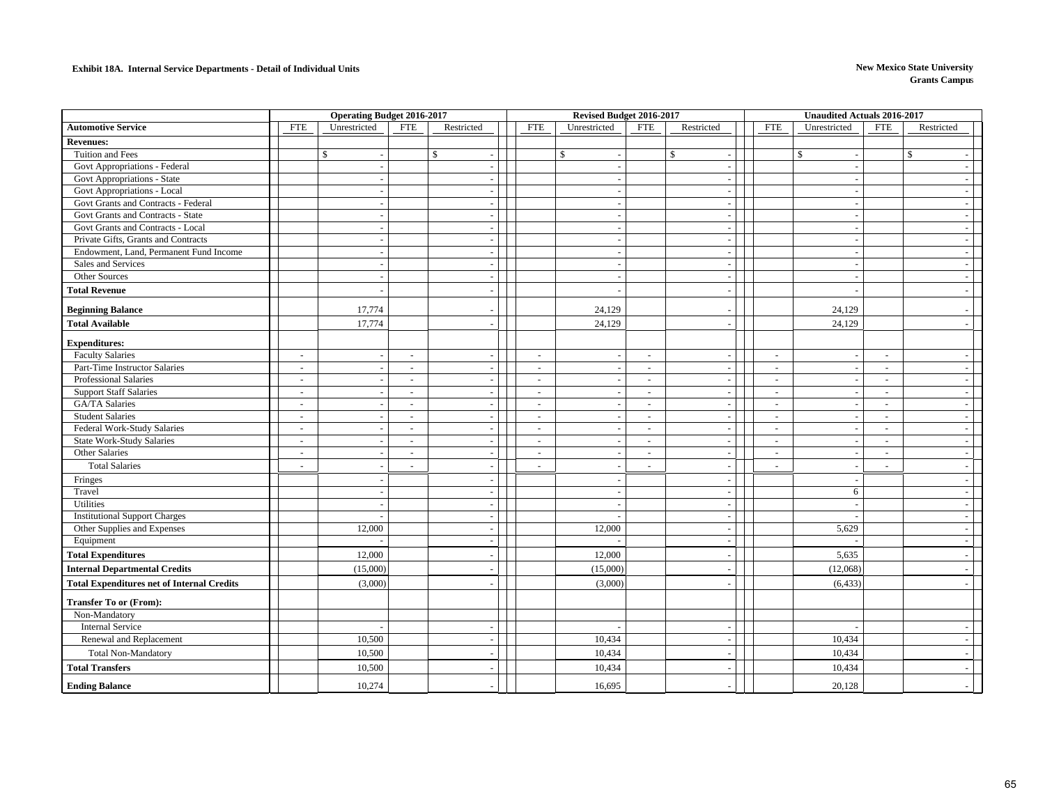**Exhibit 18A. Internal Service Departments - Detail of Individual Units**

**New Mexico State University**
**Grants Campus**

| | Operating Budget 2016-2017 | | | | Revised Budget 2016-2017 | | | | Unaudited Actuals 2016-2017 | | | |
|---|---|---|---|---|---|---|---|---|---|---|---|---|
| **Automotive Service** | FTE | Unrestricted | FTE | Restricted | FTE | Unrestricted | FTE | Restricted | FTE | Unrestricted | FTE | Restricted |
| **Revenues:** | | | | | | | | | | | | |
| Tuition and Fees | | $ - | | $ - | | $ - | | $ - | | $ - | | $ - |
| Govt Appropriations - Federal | | - | | - | | - | | - | | - | | - |
| Govt Appropriations - State | | - | | - | | - | | - | | - | | - |
| Govt Appropriations - Local | | - | | - | | - | | - | | - | | - |
| Govt Grants and Contracts - Federal | | - | | - | | - | | - | | - | | - |
| Govt Grants and Contracts - State | | - | | - | | - | | - | | - | | - |
| Govt Grants and Contracts - Local | | - | | - | | - | | - | | - | | - |
| Private Gifts, Grants and Contracts | | - | | - | | - | | - | | - | | - |
| Endowment, Land, Permanent Fund Income | | - | | - | | - | | - | | - | | - |
| Sales and Services | | - | | - | | - | | - | | - | | - |
| Other Sources | | - | | - | | - | | - | | - | | - |
| **Total Revenue** | | - | | - | | - | | - | | - | | - |
| **Beginning Balance** | | 17,774 | | - | | 24,129 | | - | | 24,129 | | - |
| **Total Available** | | 17,774 | | - | | 24,129 | | - | | 24,129 | | - |
| **Expenditures:** | | | | | | | | | | | | |
| Faculty Salaries | - | - | - | - | - | - | - | - | - | - | - | - |
| Part-Time Instructor Salaries | - | - | - | - | - | - | - | - | - | - | - | - |
| Professional Salaries | - | - | - | - | - | - | - | - | - | - | - | - |
| Support Staff Salaries | - | - | - | - | - | - | - | - | - | - | - | - |
| GA/TA Salaries | - | - | - | - | - | - | - | - | - | - | - | - |
| Student Salaries | - | - | - | - | - | - | - | - | - | - | - | - |
| Federal Work-Study Salaries | - | - | - | - | - | - | - | - | - | - | - | - |
| State Work-Study Salaries | - | - | - | - | - | - | - | - | - | - | - | - |
| Other Salaries | - | - | - | - | - | - | - | - | - | - | - | - |
| Total Salaries | - | - | - | - | - | - | - | - | - | - | - | - |
| Fringes | | - | | - | | - | | - | | - | | - |
| Travel | | - | | - | | - | | - | | 6 | | - |
| Utilities | | - | | - | | - | | - | | - | | - |
| Institutional Support Charges | | - | | - | | - | | - | | - | | - |
| Other Supplies and Expenses | | 12,000 | | - | | 12,000 | | - | | 5,629 | | - |
| Equipment | | - | | - | | - | | - | | - | | - |
| **Total Expenditures** | | 12,000 | | - | | 12,000 | | - | | 5,635 | | - |
| **Internal Departmental Credits** | | (15,000) | | - | | (15,000) | | - | | (12,068) | | - |
| **Total Expenditures net of Internal Credits** | | (3,000) | | - | | (3,000) | | - | | (6,433) | | - |
| **Transfer To or (From):** | | | | | | | | | | | | |
| Non-Mandatory | | | | | | | | | | | | |
| Internal Service | | - | | - | | - | | - | | - | | - |
| Renewal and Replacement | | 10,500 | | - | | 10,434 | | - | | 10,434 | | - |
| Total Non-Mandatory | | 10,500 | | - | | 10,434 | | - | | 10,434 | | - |
| **Total Transfers** | | 10,500 | | - | | 10,434 | | - | | 10,434 | | - |
| **Ending Balance** | | 10,274 | | - | | 16,695 | | - | | 20,128 | | - |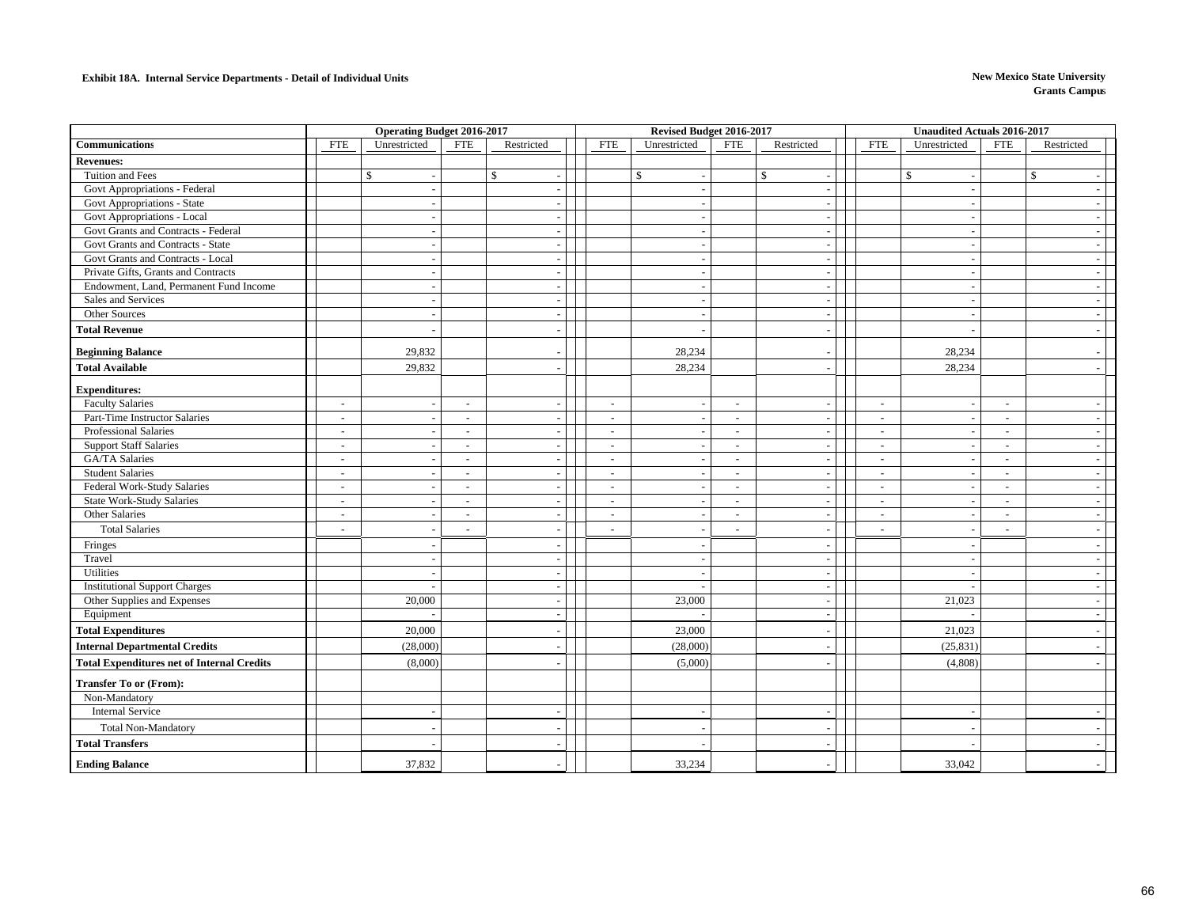**Exhibit 18A. Internal Service Departments - Detail of Individual Units**

**New Mexico State University**
**Grants Campus**

| | Operating Budget 2016-2017 | | | | Revised Budget 2016-2017 | | | | Unaudited Actuals 2016-2017 | | | |
|---|---|---|---|---|---|---|---|---|---|---|---|---|
| **Communications** | FTE | Unrestricted | FTE | Restricted | FTE | Unrestricted | FTE | Restricted | FTE | Unrestricted | FTE | Restricted |
| **Revenues:** | | | | | | | | | | | | |
| Tuition and Fees | | $ - | | $ - | | $ - | | $ - | | $ - | | $ - |
| Govt Appropriations - Federal | | - | | - | | - | | - | | - | | - |
| Govt Appropriations - State | | - | | - | | - | | - | | - | | - |
| Govt Appropriations - Local | | - | | - | | - | | - | | - | | - |
| Govt Grants and Contracts - Federal | | - | | - | | - | | - | | - | | - |
| Govt Grants and Contracts - State | | - | | - | | - | | - | | - | | - |
| Govt Grants and Contracts - Local | | - | | - | | - | | - | | - | | - |
| Private Gifts, Grants and Contracts | | - | | - | | - | | - | | - | | - |
| Endowment, Land, Permanent Fund Income | | - | | - | | - | | - | | - | | - |
| Sales and Services | | - | | - | | - | | - | | - | | - |
| Other Sources | | - | | - | | - | | - | | - | | - |
| **Total Revenue** | | - | | - | | - | | - | | - | | - |
| **Beginning Balance** | | 29,832 | | - | | 28,234 | | - | | 28,234 | | - |
| **Total Available** | | 29,832 | | - | | 28,234 | | - | | 28,234 | | - |
| **Expenditures:** | | | | | | | | | | | | |
| Faculty Salaries | - | - | - | - | - | - | - | - | - | - | - | - |
| Part-Time Instructor Salaries | - | - | - | - | - | - | - | - | - | - | - | - |
| Professional Salaries | - | - | - | - | - | - | - | - | - | - | - | - |
| Support Staff Salaries | - | - | - | - | - | - | - | - | - | - | - | - |
| GA/TA Salaries | - | - | - | - | - | - | - | - | - | - | - | - |
| Student Salaries | - | - | - | - | - | - | - | - | - | - | - | - |
| Federal Work-Study Salaries | - | - | - | - | - | - | - | - | - | - | - | - |
| State Work-Study Salaries | - | - | - | - | - | - | - | - | - | - | - | - |
| Other Salaries | - | - | - | - | - | - | - | - | - | - | - | - |
| Total Salaries | - | - | - | - | - | - | - | - | - | - | - | - |
| Fringes | | - | | - | | - | | - | | - | | - |
| Travel | | - | | - | | - | | - | | - | | - |
| Utilities | | - | | - | | - | | - | | - | | - |
| Institutional Support Charges | | - | | - | | - | | - | | - | | - |
| Other Supplies and Expenses | | 20,000 | | - | | 23,000 | | - | | 21,023 | | - |
| Equipment | | - | | - | | - | | - | | - | | - |
| **Total Expenditures** | | 20,000 | | - | | 23,000 | | - | | 21,023 | | - |
| **Internal Departmental Credits** | | (28,000) | | - | | (28,000) | | - | | (25,831) | | - |
| **Total Expenditures net of Internal Credits** | | (8,000) | | - | | (5,000) | | - | | (4,808) | | - |
| **Transfer To or (From):** | | | | | | | | | | | | |
| Non-Mandatory | | | | | | | | | | | | |
| Internal Service | | - | | - | | - | | - | | - | | - |
| Total Non-Mandatory | | - | | - | | - | | - | | - | | - |
| **Total Transfers** | | - | | - | | - | | - | | - | | - |
| **Ending Balance** | | 37,832 | | - | | 33,234 | | - | | 33,042 | | - |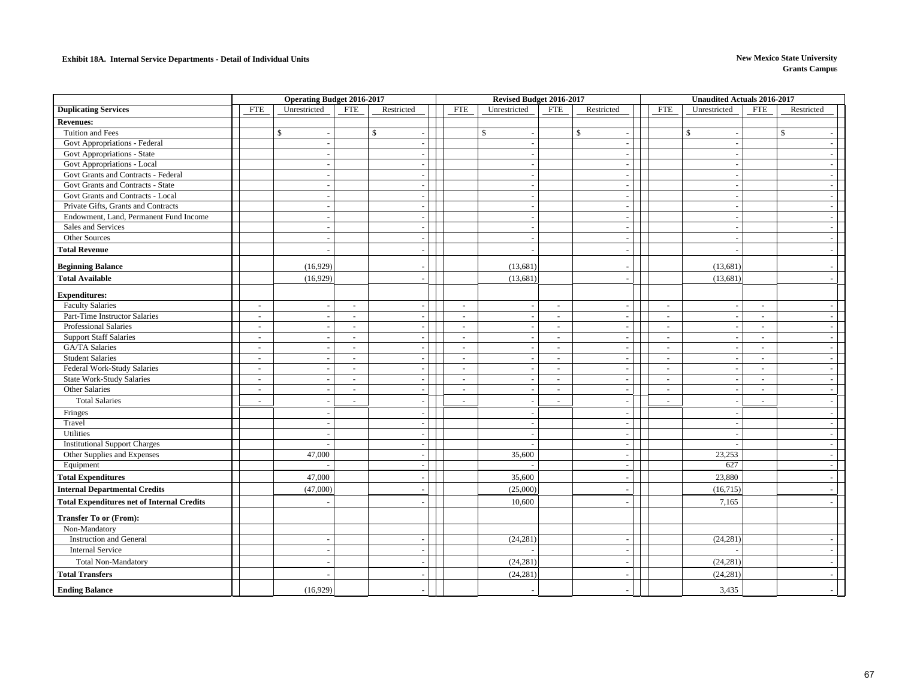**Exhibit 18A. Internal Service Departments - Detail of Individual Units**

**New Mexico State University**
**Grants Campus**

| Duplicating Services | Operating Budget 2016-2017 | | | | Revised Budget 2016-2017 | | | | Unaudited Actuals 2016-2017 | | | |
|---|---|---|---|---|---|---|---|---|---|---|---|---|
| | FTE | Unrestricted | FTE | Restricted | FTE | Unrestricted | FTE | Restricted | FTE | Unrestricted | FTE | Restricted |
| **Revenues:** | | | | | | | | | | | | |
| Tuition and Fees | | $ - | | $ - | | $ - | | $ - | | $ - | | $ - |
| Govt Appropriations - Federal | | - | | - | | - | | - | | - | | - |
| Govt Appropriations - State | | - | | - | | - | | - | | - | | - |
| Govt Appropriations - Local | | - | | - | | - | | - | | - | | - |
| Govt Grants and Contracts - Federal | | - | | - | | - | | - | | - | | - |
| Govt Grants and Contracts - State | | - | | - | | - | | - | | - | | - |
| Govt Grants and Contracts - Local | | - | | - | | - | | - | | - | | - |
| Private Gifts, Grants and Contracts | | - | | - | | - | | - | | - | | - |
| Endowment, Land, Permanent Fund Income | | - | | - | | - | | - | | - | | - |
| Sales and Services | | - | | - | | - | | - | | - | | - |
| Other Sources | | - | | - | | - | | - | | - | | - |
| **Total Revenue** | | - | | - | | - | | - | | - | | - |
| **Beginning Balance** | | (16,929) | | - | | (13,681) | | - | | (13,681) | | - |
| **Total Available** | | (16,929) | | - | | (13,681) | | - | | (13,681) | | - |
| **Expenditures:** | | | | | | | | | | | | |
| Faculty Salaries | - | - | - | - | - | - | - | - | - | - | - | - |
| Part-Time Instructor Salaries | - | - | - | - | - | - | - | - | - | - | - | - |
| Professional Salaries | - | - | - | - | - | - | - | - | - | - | - | - |
| Support Staff Salaries | - | - | - | - | - | - | - | - | - | - | - | - |
| GA/TA Salaries | - | - | - | - | - | - | - | - | - | - | - | - |
| Student Salaries | - | - | - | - | - | - | - | - | - | - | - | - |
| Federal Work-Study Salaries | - | - | - | - | - | - | - | - | - | - | - | - |
| State Work-Study Salaries | - | - | - | - | - | - | - | - | - | - | - | - |
| Other Salaries | - | - | - | - | - | - | - | - | - | - | - | - |
| Total Salaries | - | - | - | - | - | - | - | - | - | - | - | - |
| Fringes | | - | | - | | - | | - | | - | | - |
| Travel | | - | | - | | - | | - | | - | | - |
| Utilities | | - | | - | | - | | - | | - | | - |
| Institutional Support Charges | | - | | - | | - | | - | | - | | - |
| Other Supplies and Expenses | | 47,000 | | - | | 35,600 | | - | | 23,253 | | - |
| Equipment | | - | | - | | - | | - | | 627 | | - |
| **Total Expenditures** | | 47,000 | | - | | 35,600 | | - | | 23,880 | | - |
| **Internal Departmental Credits** | | (47,000) | | - | | (25,000) | | - | | (16,715) | | - |
| **Total Expenditures net of Internal Credits** | | - | | - | | 10,600 | | - | | 7,165 | | - |
| **Transfer To or (From):** | | | | | | | | | | | | |
| Non-Mandatory | | | | | | | | | | | | |
| Instruction and General | | - | | - | | (24,281) | | - | | (24,281) | | - |
| Internal Service | | - | | - | | - | | - | | - | | - |
| Total Non-Mandatory | | - | | - | | (24,281) | | - | | (24,281) | | - |
| **Total Transfers** | | - | | - | | (24,281) | | - | | (24,281) | | - |
| **Ending Balance** | | (16,929) | | - | | - | | - | | 3,435 | | - |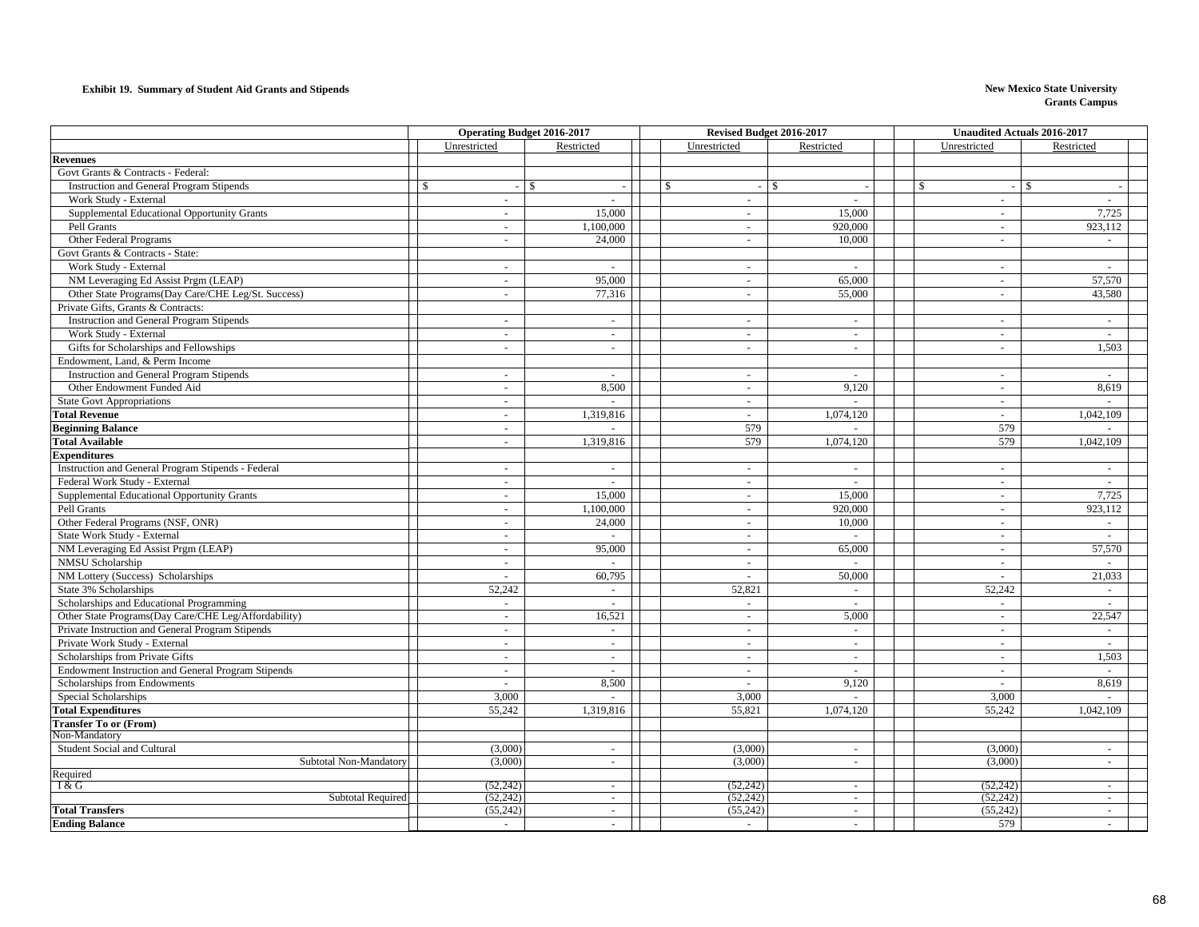**Exhibit 19. Summary of Student Aid Grants and Stipends**

**New Mexico State University**
**Grants Campus**

| | Operating Budget 2016-2017 | | Revised Budget 2016-2017 | | Unaudited Actuals 2016-2017 | |
|---|---|---|---|---|---|---|
| | Unrestricted | Restricted | Unrestricted | Restricted | Unrestricted | Restricted |
| **Revenues** | | | | | | |
| Govt Grants & Contracts - Federal: | | | | | | |
| Instruction and General Program Stipends | $ - | $ - | $ - | $ - | $ - | $ - |
| Work Study - External | - | - | - | - | - | - |
| Supplemental Educational Opportunity Grants | - | 15,000 | - | 15,000 | - | 7,725 |
| Pell Grants | - | 1,100,000 | - | 920,000 | - | 923,112 |
| Other Federal Programs | - | 24,000 | - | 10,000 | - | - |
| Govt Grants & Contracts - State: | | | | | | |
| Work Study - External | - | - | - | - | - | - |
| NM Leveraging Ed Assist Prgm (LEAP) | - | 95,000 | - | 65,000 | - | 57,570 |
| Other State Programs(Day Care/CHE Leg/St. Success) | - | 77,316 | - | 55,000 | - | 43,580 |
| Private Gifts, Grants & Contracts: | | | | | | |
| Instruction and General Program Stipends | - | - | - | - | - | - |
| Work Study - External | - | - | - | - | - | - |
| Gifts for Scholarships and Fellowships | - | - | - | - | - | 1,503 |
| Endowment, Land, & Perm Income | | | | | | |
| Instruction and General Program Stipends | - | - | - | - | - | - |
| Other Endowment Funded Aid | - | 8,500 | - | 9,120 | - | 8,619 |
| State Govt Appropriations | - | - | - | - | - | - |
| **Total Revenue** | - | 1,319,816 | - | 1,074,120 | - | 1,042,109 |
| **Beginning Balance** | - | - | 579 | - | 579 | - |
| **Total Available** | - | 1,319,816 | 579 | 1,074,120 | 579 | 1,042,109 |
| **Expenditures** | | | | | | |
| Instruction and General Program Stipends - Federal | - | - | - | - | - | - |
| Federal Work Study - External | - | - | - | - | - | - |
| Supplemental Educational Opportunity Grants | - | 15,000 | - | 15,000 | - | 7,725 |
| Pell Grants | - | 1,100,000 | - | 920,000 | - | 923,112 |
| Other Federal Programs (NSF, ONR) | - | 24,000 | - | 10,000 | - | - |
| State Work Study - External | - | - | - | - | - | - |
| NM Leveraging Ed Assist Prgm (LEAP) | - | 95,000 | - | 65,000 | - | 57,570 |
| NMSU Scholarship | - | - | - | - | - | - |
| NM Lottery (Success) Scholarships | - | 60,795 | - | 50,000 | - | 21,033 |
| State 3% Scholarships | 52,242 | - | 52,821 | - | 52,242 | - |
| Scholarships and Educational Programming | - | - | - | - | - | - |
| Other State Programs(Day Care/CHE Leg/Affordability) | - | 16,521 | - | 5,000 | - | 22,547 |
| Private Instruction and General Program Stipends | - | - | - | - | - | - |
| Private Work Study - External | - | - | - | - | - | - |
| Scholarships from Private Gifts | - | - | - | - | - | 1,503 |
| Endowment Instruction and General Program Stipends | - | - | - | - | - | - |
| Scholarships from Endowments | - | 8,500 | - | 9,120 | - | 8,619 |
| Special Scholarships | 3,000 | - | 3,000 | - | 3,000 | - |
| **Total Expenditures** | 55,242 | 1,319,816 | 55,821 | 1,074,120 | 55,242 | 1,042,109 |
| **Transfer To or (From)** | | | | | | |
| Non-Mandatory | | | | | | |
| Student Social and Cultural | (3,000) | - | (3,000) | - | (3,000) | - |
| Subtotal Non-Mandatory | (3,000) | - | (3,000) | - | (3,000) | - |
| Required | | | | | | |
| I & G | (52,242) | - | (52,242) | - | (52,242) | - |
| Subtotal Required | (52,242) | - | (52,242) | - | (52,242) | - |
| **Total Transfers** | (55,242) | - | (55,242) | - | (55,242) | - |
| **Ending Balance** | - | - | - | - | 579 | - |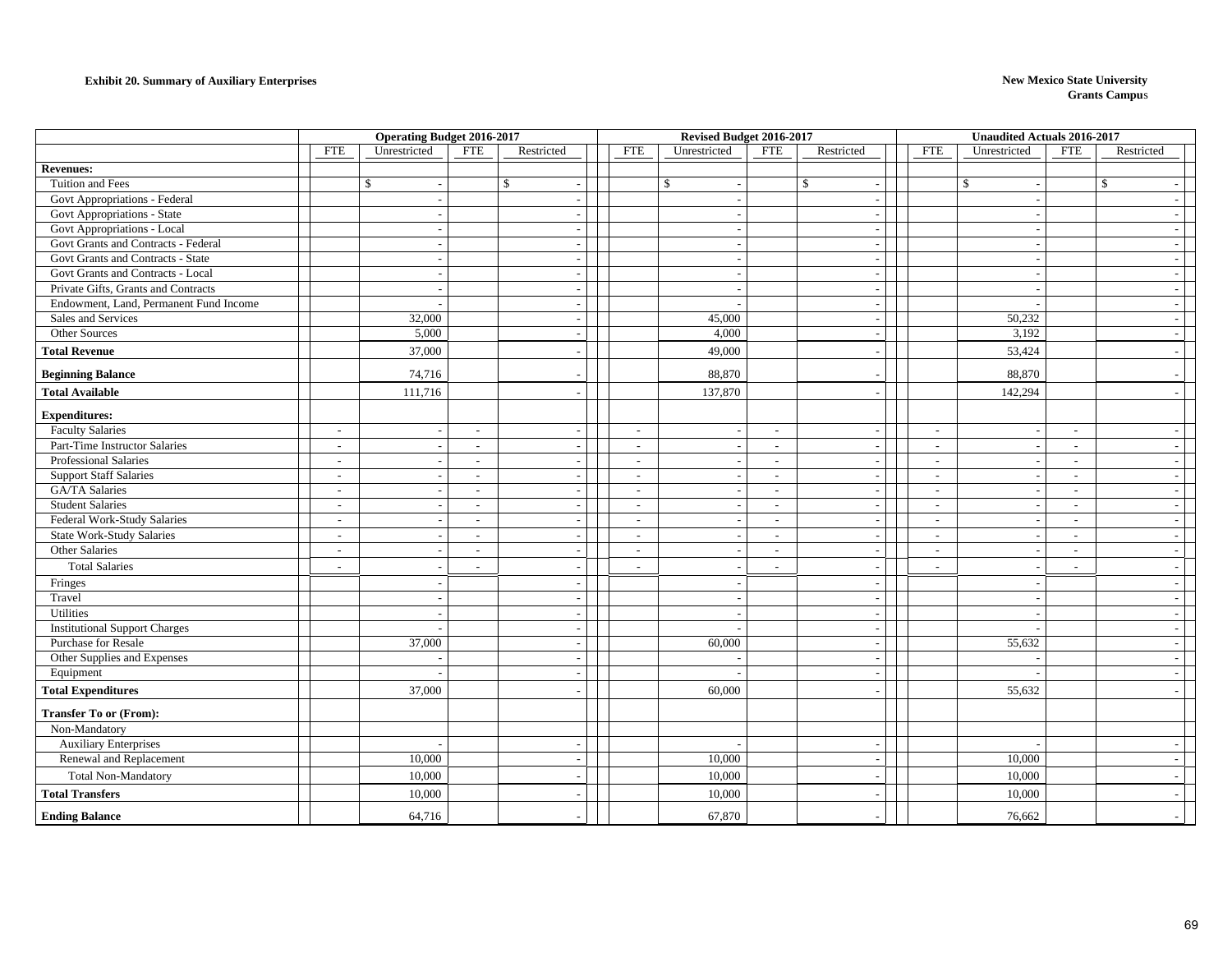**Exhibit 20. Summary of Auxiliary Enterprises**

**New Mexico State University**
**Grants Campus**

| | Operating Budget 2016-2017 | | | | Revised Budget 2016-2017 | | | | Unaudited Actuals 2016-2017 | | | |
|---|---|---|---|---|---|---|---|---|---|---|---|---|
| | FTE | Unrestricted | FTE | Restricted | FTE | Unrestricted | FTE | Restricted | FTE | Unrestricted | FTE | Restricted |
| **Revenues:** | | | | | | | | | | | | |
| Tuition and Fees | | $ - | | $ - | | $ - | | $ - | | $ - | | $ - |
| Govt Appropriations - Federal | | - | | - | | - | | - | | - | | - |
| Govt Appropriations - State | | - | | - | | - | | - | | - | | - |
| Govt Appropriations - Local | | - | | - | | - | | - | | - | | - |
| Govt Grants and Contracts - Federal | | - | | - | | - | | - | | - | | - |
| Govt Grants and Contracts - State | | - | | - | | - | | - | | - | | - |
| Govt Grants and Contracts - Local | | - | | - | | - | | - | | - | | - |
| Private Gifts, Grants and Contracts | | - | | - | | - | | - | | - | | - |
| Endowment, Land, Permanent Fund Income | | - | | - | | - | | - | | - | | - |
| Sales and Services | | 32,000 | | - | | 45,000 | | - | | 50,232 | | - |
| Other Sources | | 5,000 | | - | | 4,000 | | - | | 3,192 | | - |
| **Total Revenue** | | 37,000 | | - | | 49,000 | | - | | 53,424 | | - |
| **Beginning Balance** | | 74,716 | | - | | 88,870 | | - | | 88,870 | | - |
| **Total Available** | | 111,716 | | - | | 137,870 | | - | | 142,294 | | - |
| **Expenditures:** | | | | | | | | | | | | |
| Faculty Salaries | - | - | - | - | - | - | - | - | - | - | - | - |
| Part-Time Instructor Salaries | - | - | - | - | - | - | - | - | - | - | - | - |
| Professional Salaries | - | - | - | - | - | - | - | - | - | - | - | - |
| Support Staff Salaries | - | - | - | - | - | - | - | - | - | - | - | - |
| GA/TA Salaries | - | - | - | - | - | - | - | - | - | - | - | - |
| Student Salaries | - | - | - | - | - | - | - | - | - | - | - | - |
| Federal Work-Study Salaries | - | - | - | - | - | - | - | - | - | - | - | - |
| State Work-Study Salaries | - | - | - | - | - | - | - | - | - | - | - | - |
| Other Salaries | - | - | - | - | - | - | - | - | - | - | - | - |
| Total Salaries | - | - | - | - | - | - | - | - | - | - | - | - |
| Fringes | | - | | - | | - | | - | | - | | - |
| Travel | | - | | - | | - | | - | | - | | - |
| Utilities | | - | | - | | - | | - | | - | | - |
| Institutional Support Charges | | - | | - | | - | | - | | - | | - |
| Purchase for Resale | | 37,000 | | - | | 60,000 | | - | | 55,632 | | - |
| Other Supplies and Expenses | | - | | - | | - | | - | | - | | - |
| Equipment | | - | | - | | - | | - | | - | | - |
| **Total Expenditures** | | 37,000 | | - | | 60,000 | | - | | 55,632 | | - |
| **Transfer To or (From):** | | | | | | | | | | | | |
| Non-Mandatory | | | | | | | | | | | | |
| Auxiliary Enterprises | | - | | - | | - | | - | | - | | - |
| Renewal and Replacement | | 10,000 | | - | | 10,000 | | - | | 10,000 | | - |
| Total Non-Mandatory | | 10,000 | | - | | 10,000 | | - | | 10,000 | | - |
| **Total Transfers** | | 10,000 | | - | | 10,000 | | - | | 10,000 | | - |
| **Ending Balance** | | 64,716 | | - | | 67,870 | | - | | 76,662 | | - |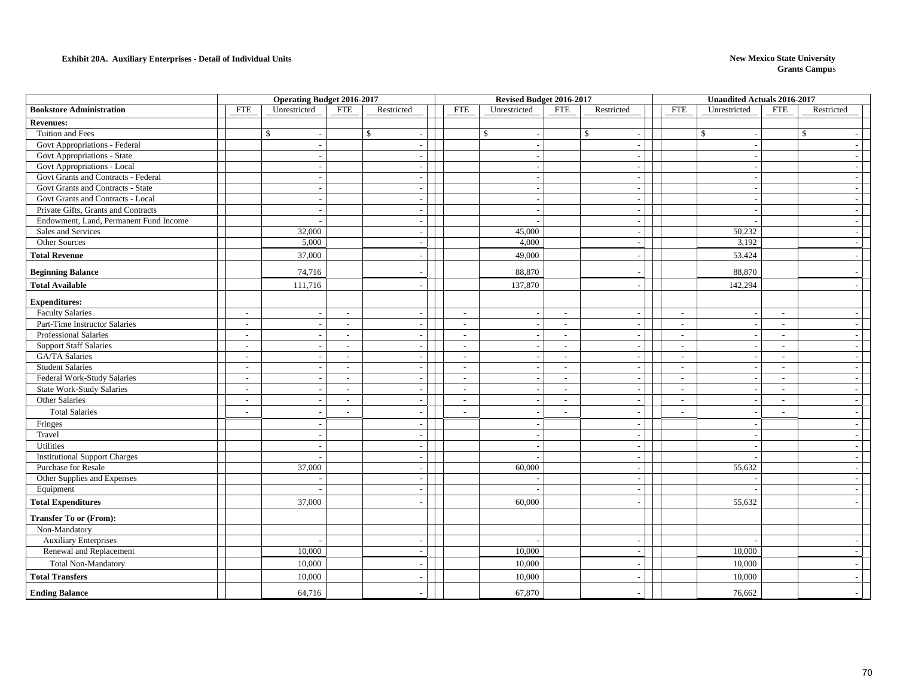**Exhibit 20A. Auxiliary Enterprises - Detail of Individual Units**

**New Mexico State University**
**Grants Campus**

| Bookstore Administration | Operating Budget 2016-2017 | | | | Revised Budget 2016-2017 | | | | Unaudited Actuals 2016-2017 | | | |
|---|---|---|---|---|---|---|---|---|---|---|---|---|
| | FTE | Unrestricted | FTE | Restricted | FTE | Unrestricted | FTE | Restricted | FTE | Unrestricted | FTE | Restricted |
| **Revenues:** | | | | | | | | | | | | |
| Tuition and Fees | | $ - | | $ - | | $ - | | $ - | | $ - | | $ - |
| Govt Appropriations - Federal | | - | | - | | - | | - | | - | | - |
| Govt Appropriations - State | | - | | - | | - | | - | | - | | - |
| Govt Appropriations - Local | | - | | - | | - | | - | | - | | - |
| Govt Grants and Contracts - Federal | | - | | - | | - | | - | | - | | - |
| Govt Grants and Contracts - State | | - | | - | | - | | - | | - | | - |
| Govt Grants and Contracts - Local | | - | | - | | - | | - | | - | | - |
| Private Gifts, Grants and Contracts | | - | | - | | - | | - | | - | | - |
| Endowment, Land, Permanent Fund Income | | - | | - | | - | | - | | - | | - |
| Sales and Services | | 32,000 | | - | | 45,000 | | - | | 50,232 | | - |
| Other Sources | | 5,000 | | - | | 4,000 | | - | | 3,192 | | - |
| **Total Revenue** | | 37,000 | | - | | 49,000 | | - | | 53,424 | | - |
| **Beginning Balance** | | 74,716 | | - | | 88,870 | | - | | 88,870 | | - |
| **Total Available** | | 111,716 | | - | | 137,870 | | - | | 142,294 | | - |
| **Expenditures:** | | | | | | | | | | | | |
| Faculty Salaries | - | - | - | - | - | - | - | - | - | - | - | - |
| Part-Time Instructor Salaries | - | - | - | - | - | - | - | - | - | - | - | - |
| Professional Salaries | - | - | - | - | - | - | - | - | - | - | - | - |
| Support Staff Salaries | - | - | - | - | - | - | - | - | - | - | - | - |
| GA/TA Salaries | - | - | - | - | - | - | - | - | - | - | - | - |
| Student Salaries | - | - | - | - | - | - | - | - | - | - | - | - |
| Federal Work-Study Salaries | - | - | - | - | - | - | - | - | - | - | - | - |
| State Work-Study Salaries | - | - | - | - | - | - | - | - | - | - | - | - |
| Other Salaries | - | - | - | - | - | - | - | - | - | - | - | - |
| Total Salaries | - | - | - | - | - | - | - | - | - | - | - | - |
| Fringes | | - | | - | | - | | - | | - | | - |
| Travel | | - | | - | | - | | - | | - | | - |
| Utilities | | - | | - | | - | | - | | - | | - |
| Institutional Support Charges | | - | | - | | - | | - | | - | | - |
| Purchase for Resale | | 37,000 | | - | | 60,000 | | - | | 55,632 | | - |
| Other Supplies and Expenses | | - | | - | | - | | - | | - | | - |
| Equipment | | - | | - | | - | | - | | - | | - |
| **Total Expenditures** | | 37,000 | | - | | 60,000 | | - | | 55,632 | | - |
| **Transfer To or (From):** | | | | | | | | | | | | |
| Non-Mandatory | | | | | | | | | | | | |
| Auxiliary Enterprises | | - | | - | | - | | - | | - | | - |
| Renewal and Replacement | | 10,000 | | - | | 10,000 | | - | | 10,000 | | - |
| Total Non-Mandatory | | 10,000 | | - | | 10,000 | | - | | 10,000 | | - |
| **Total Transfers** | | 10,000 | | - | | 10,000 | | - | | 10,000 | | - |
| **Ending Balance** | | 64,716 | | - | | 67,870 | | - | | 76,662 | | - |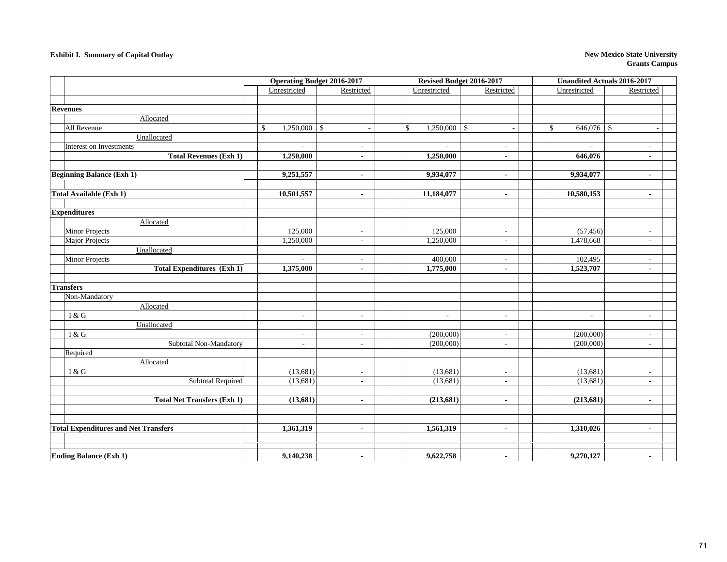**Exhibit I. Summary of Capital Outlay**

**New Mexico State University**
**Grants Campus**

| | Operating Budget 2016-2017 | | Revised Budget 2016-2017 | | Unaudited Actuals 2016-2017 | |
|---|---|---|---|---|---|---|
| | Unrestricted | Restricted | Unrestricted | Restricted | Unrestricted | Restricted |
| **Revenues** | | | | | | |
| Allocated | | | | | | |
| All Revenue | $ 1,250,000 | $ - | $ 1,250,000 | $ - | $ 646,076 | $ - |
| Unallocated | | | | | | |
| Interest on Investments | - | - | - | - | - | - |
| **Total Revenues (Exh 1)** | **1,250,000** | **-** | **1,250,000** | **-** | **646,076** | **-** |
| **Beginning Balance (Exh 1)** | **9,251,557** | **-** | **9,934,077** | **-** | **9,934,077** | **-** |
| **Total Available (Exh 1)** | **10,501,557** | **-** | **11,184,077** | **-** | **10,580,153** | **-** |
| **Expenditures** | | | | | | |
| Allocated | | | | | | |
| Minor Projects | 125,000 | - | 125,000 | - | (57,456) | - |
| Major Projects | 1,250,000 | - | 1,250,000 | - | 1,478,668 | - |
| Unallocated | | | | | | |
| Minor Projects | - | - | 400,000 | - | 102,495 | - |
| **Total Expenditures (Exh 1)** | **1,375,000** | **-** | **1,775,000** | **-** | **1,523,707** | **-** |
| **Transfers** | | | | | | |
| Non-Mandatory | | | | | | |
| Allocated | | | | | | |
| I & G | - | - | - | - | - | - |
| Unallocated | | | | | | |
| I & G | - | - | (200,000) | - | (200,000) | - |
| Subtotal Non-Mandatory | - | - | (200,000) | - | (200,000) | - |
| Required | | | | | | |
| Allocated | | | | | | |
| I & G | (13,681) | - | (13,681) | - | (13,681) | - |
| Subtotal Required | (13,681) | - | (13,681) | - | (13,681) | - |
| **Total Net Transfers (Exh 1)** | **(13,681)** | **-** | **(213,681)** | **-** | **(213,681)** | **-** |
| **Total Expenditures and Net Transfers** | **1,361,319** | **-** | **1,561,319** | **-** | **1,310,026** | **-** |
| **Ending Balance (Exh 1)** | **9,140,238** | **-** | **9,622,758** | **-** | **9,270,127** | **-** |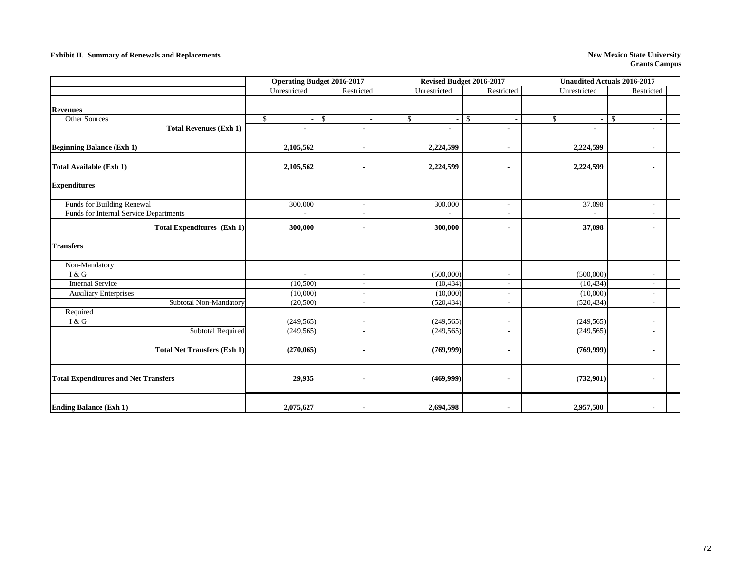**Exhibit II. Summary of Renewals and Replacements**

**New Mexico State University**
**Grants Campus**

| | Operating Budget 2016-2017 | | Revised Budget 2016-2017 | | Unaudited Actuals 2016-2017 | |
|---|---|---|---|---|---|---|
| | Unrestricted | Restricted | Unrestricted | Restricted | Unrestricted | Restricted |
| **Revenues** | | | | | | |
| Other Sources | $ - | $ - | $ - | $ - | $ - | $ - |
| **Total Revenues (Exh 1)** | **-** | **-** | **-** | **-** | **-** | **-** |
| **Beginning Balance (Exh 1)** | **2,105,562** | **-** | **2,224,599** | **-** | **2,224,599** | **-** |
| **Total Available (Exh 1)** | **2,105,562** | **-** | **2,224,599** | **-** | **2,224,599** | **-** |
| **Expenditures** | | | | | | |
| Funds for Building Renewal | 300,000 | - | 300,000 | - | 37,098 | - |
| Funds for Internal Service Departments | - | - | - | - | - | - |
| **Total Expenditures (Exh 1)** | **300,000** | **-** | **300,000** | **-** | **37,098** | **-** |
| **Transfers** | | | | | | |
| Non-Mandatory | | | | | | |
| I & G | - | - | (500,000) | - | (500,000) | - |
| Internal Service | (10,500) | - | (10,434) | - | (10,434) | - |
| Auxiliary Enterprises | (10,000) | - | (10,000) | - | (10,000) | - |
| Subtotal Non-Mandatory | (20,500) | - | (520,434) | - | (520,434) | - |
| Required | | | | | | |
| I & G | (249,565) | - | (249,565) | - | (249,565) | - |
| Subtotal Required | (249,565) | - | (249,565) | - | (249,565) | - |
| **Total Net Transfers (Exh 1)** | **(270,065)** | **-** | **(769,999)** | **-** | **(769,999)** | **-** |
| **Total Expenditures and Net Transfers** | **29,935** | **-** | **(469,999)** | **-** | **(732,901)** | **-** |
| **Ending Balance (Exh 1)** | **2,075,627** | **-** | **2,694,598** | **-** | **2,957,500** | **-** |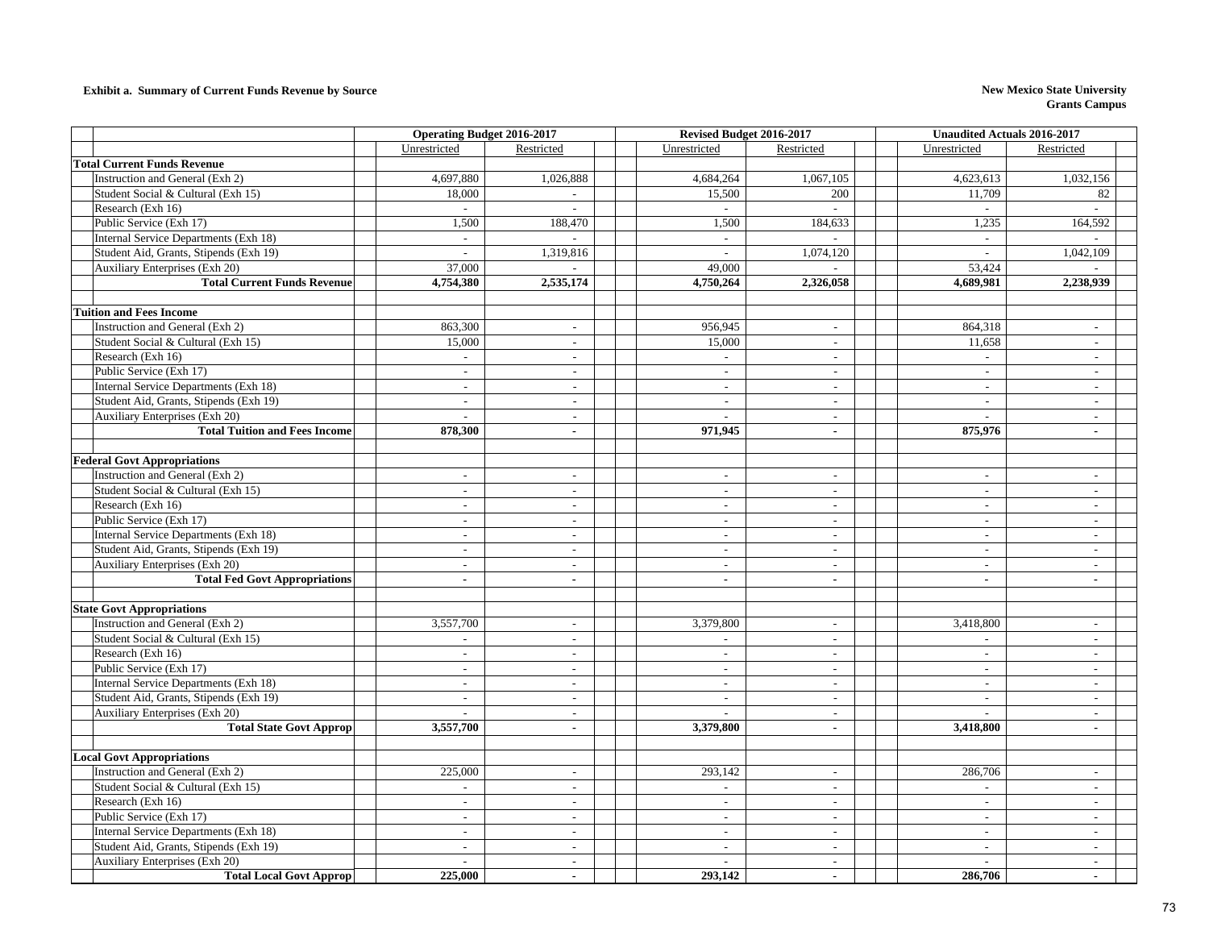**Exhibit a. Summary of Current Funds Revenue by Source**

**New Mexico State University**
**Grants Campus**

| | Operating Budget 2016-2017 | | Revised Budget 2016-2017 | | Unaudited Actuals 2016-2017 | |
|---|---|---|---|---|---|---|
| | Unrestricted | Restricted | Unrestricted | Restricted | Unrestricted | Restricted |
| **Total Current Funds Revenue** | | | | | | |
| Instruction and General (Exh 2) | 4,697,880 | 1,026,888 | 4,684,264 | 1,067,105 | 4,623,613 | 1,032,156 |
| Student Social & Cultural (Exh 15) | 18,000 | - | 15,500 | 200 | 11,709 | 82 |
| Research (Exh 16) | - | - | - | - | - | - |
| Public Service (Exh 17) | 1,500 | 188,470 | 1,500 | 184,633 | 1,235 | 164,592 |
| Internal Service Departments (Exh 18) | - | - | - | - | - | - |
| Student Aid, Grants, Stipends (Exh 19) | - | 1,319,816 | - | 1,074,120 | - | 1,042,109 |
| Auxiliary Enterprises (Exh 20) | 37,000 | - | 49,000 | - | 53,424 | - |
| **Total Current Funds Revenue** | **4,754,380** | **2,535,174** | **4,750,264** | **2,326,058** | **4,689,981** | **2,238,939** |
| | | | | | | |
| **Tuition and Fees Income** | | | | | | |
| Instruction and General (Exh 2) | 863,300 | - | 956,945 | - | 864,318 | - |
| Student Social & Cultural (Exh 15) | 15,000 | - | 15,000 | - | 11,658 | - |
| Research (Exh 16) | - | - | - | - | - | - |
| Public Service (Exh 17) | - | - | - | - | - | - |
| Internal Service Departments (Exh 18) | - | - | - | - | - | - |
| Student Aid, Grants, Stipends (Exh 19) | - | - | - | - | - | - |
| Auxiliary Enterprises (Exh 20) | - | - | - | - | - | - |
| **Total Tuition and Fees Income** | **878,300** | **-** | **971,945** | **-** | **875,976** | **-** |
| | | | | | | |
| **Federal Govt Appropriations** | | | | | | |
| Instruction and General (Exh 2) | - | - | - | - | - | - |
| Student Social & Cultural (Exh 15) | - | - | - | - | - | - |
| Research (Exh 16) | - | - | - | - | - | - |
| Public Service (Exh 17) | - | - | - | - | - | - |
| Internal Service Departments (Exh 18) | - | - | - | - | - | - |
| Student Aid, Grants, Stipends (Exh 19) | - | - | - | - | - | - |
| Auxiliary Enterprises (Exh 20) | - | - | - | - | - | - |
| **Total Fed Govt Appropriations** | **-** | **-** | **-** | **-** | **-** | **-** |
| | | | | | | |
| **State Govt Appropriations** | | | | | | |
| Instruction and General (Exh 2) | 3,557,700 | - | 3,379,800 | - | 3,418,800 | - |
| Student Social & Cultural (Exh 15) | - | - | - | - | - | - |
| Research (Exh 16) | - | - | - | - | - | - |
| Public Service (Exh 17) | - | - | - | - | - | - |
| Internal Service Departments (Exh 18) | - | - | - | - | - | - |
| Student Aid, Grants, Stipends (Exh 19) | - | - | - | - | - | - |
| Auxiliary Enterprises (Exh 20) | - | - | - | - | - | - |
| **Total State Govt Approp** | **3,557,700** | **-** | **3,379,800** | **-** | **3,418,800** | **-** |
| | | | | | | |
| **Local Govt Appropriations** | | | | | | |
| Instruction and General (Exh 2) | 225,000 | - | 293,142 | - | 286,706 | - |
| Student Social & Cultural (Exh 15) | - | - | - | - | - | - |
| Research (Exh 16) | - | - | - | - | - | - |
| Public Service (Exh 17) | - | - | - | - | - | - |
| Internal Service Departments (Exh 18) | - | - | - | - | - | - |
| Student Aid, Grants, Stipends (Exh 19) | - | - | - | - | - | - |
| Auxiliary Enterprises (Exh 20) | - | - | - | - | - | - |
| **Total Local Govt Approp** | **225,000** | **-** | **293,142** | **-** | **286,706** | **-** |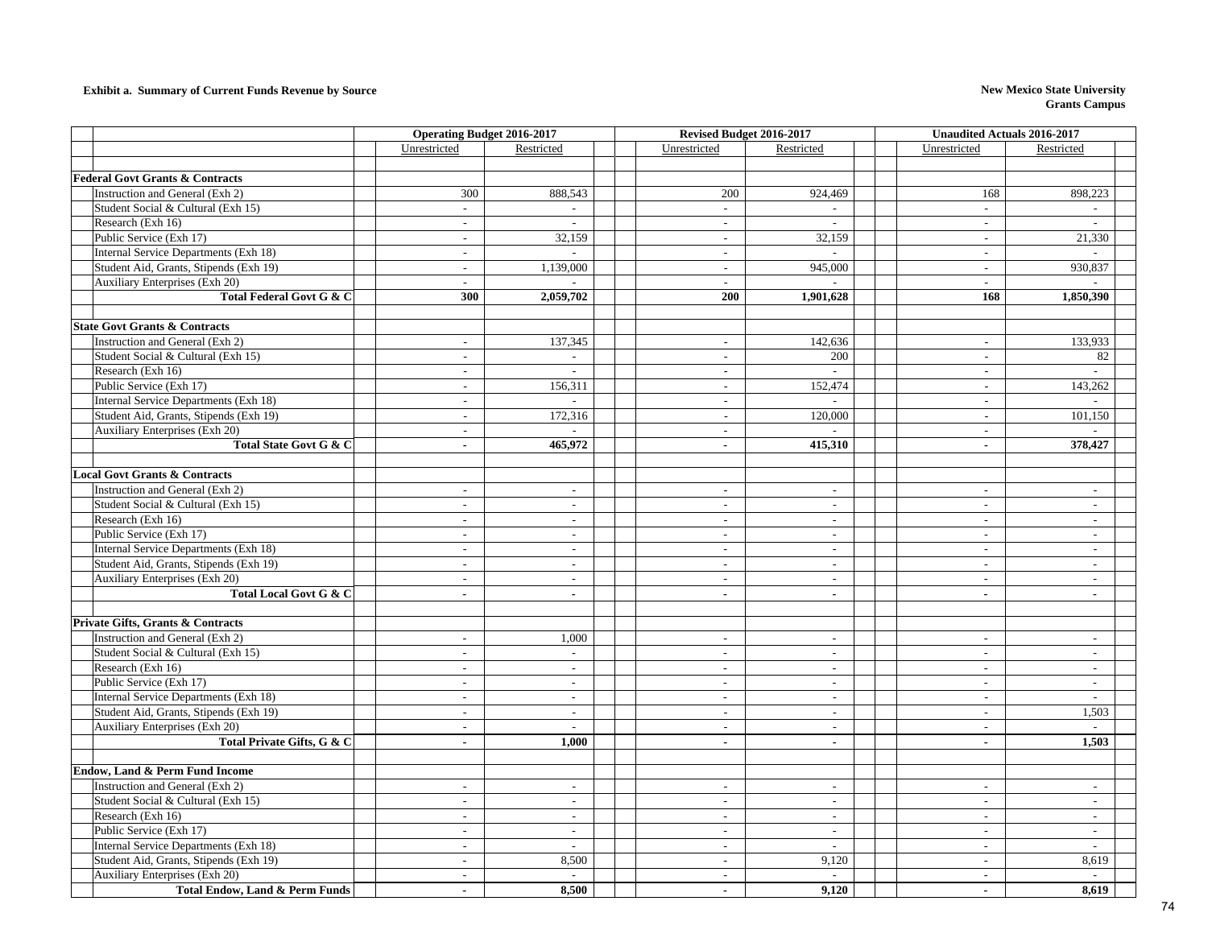**Exhibit a. Summary of Current Funds Revenue by Source**

**New Mexico State University**
**Grants Campus**

| | Operating Budget 2016-2017 | | Revised Budget 2016-2017 | | Unaudited Actuals 2016-2017 | |
|---|---|---|---|---|---|---|
| | Unrestricted | Restricted | Unrestricted | Restricted | Unrestricted | Restricted |
| **Federal Govt Grants & Contracts** | | | | | | |
| Instruction and General (Exh 2) | 300 | 888,543 | 200 | 924,469 | 168 | 898,223 |
| Student Social & Cultural (Exh 15) | - | - | - | - | - | - |
| Research (Exh 16) | - | - | - | - | - | - |
| Public Service (Exh 17) | - | 32,159 | - | 32,159 | - | 21,330 |
| Internal Service Departments (Exh 18) | - | - | - | - | - | - |
| Student Aid, Grants, Stipends (Exh 19) | - | 1,139,000 | - | 945,000 | - | 930,837 |
| Auxiliary Enterprises (Exh 20) | - | - | - | - | - | - |
| **Total Federal Govt G & C** | **300** | **2,059,702** | **200** | **1,901,628** | **168** | **1,850,390** |
| **State Govt Grants & Contracts** | | | | | | |
| Instruction and General (Exh 2) | - | 137,345 | - | 142,636 | - | 133,933 |
| Student Social & Cultural (Exh 15) | - | - | - | 200 | - | 82 |
| Research (Exh 16) | - | - | - | - | - | - |
| Public Service (Exh 17) | - | 156,311 | - | 152,474 | - | 143,262 |
| Internal Service Departments (Exh 18) | - | - | - | - | - | - |
| Student Aid, Grants, Stipends (Exh 19) | - | 172,316 | - | 120,000 | - | 101,150 |
| Auxiliary Enterprises (Exh 20) | - | - | - | - | - | - |
| **Total State Govt G & C** | **-** | **465,972** | **-** | **415,310** | **-** | **378,427** |
| **Local Govt Grants & Contracts** | | | | | | |
| Instruction and General (Exh 2) | - | - | - | - | - | - |
| Student Social & Cultural (Exh 15) | - | - | - | - | - | - |
| Research (Exh 16) | - | - | - | - | - | - |
| Public Service (Exh 17) | - | - | - | - | - | - |
| Internal Service Departments (Exh 18) | - | - | - | - | - | - |
| Student Aid, Grants, Stipends (Exh 19) | - | - | - | - | - | - |
| Auxiliary Enterprises (Exh 20) | - | - | - | - | - | - |
| **Total Local Govt G & C** | **-** | **-** | **-** | **-** | **-** | **-** |
| **Private Gifts, Grants & Contracts** | | | | | | |
| Instruction and General (Exh 2) | - | 1,000 | - | - | - | - |
| Student Social & Cultural (Exh 15) | - | - | - | - | - | - |
| Research (Exh 16) | - | - | - | - | - | - |
| Public Service (Exh 17) | - | - | - | - | - | - |
| Internal Service Departments (Exh 18) | - | - | - | - | - | - |
| Student Aid, Grants, Stipends (Exh 19) | - | - | - | - | - | 1,503 |
| Auxiliary Enterprises (Exh 20) | - | - | - | - | - | - |
| **Total Private Gifts, G & C** | **-** | **1,000** | **-** | **-** | **-** | **1,503** |
| **Endow, Land & Perm Fund Income** | | | | | | |
| Instruction and General (Exh 2) | - | - | - | - | - | - |
| Student Social & Cultural (Exh 15) | - | - | - | - | - | - |
| Research (Exh 16) | - | - | - | - | - | - |
| Public Service (Exh 17) | - | - | - | - | - | - |
| Internal Service Departments (Exh 18) | - | - | - | - | - | - |
| Student Aid, Grants, Stipends (Exh 19) | - | 8,500 | - | 9,120 | - | 8,619 |
| Auxiliary Enterprises (Exh 20) | - | - | - | - | - | - |
| **Total Endow, Land & Perm Funds** | **-** | **8,500** | **-** | **9,120** | **-** | **8,619** |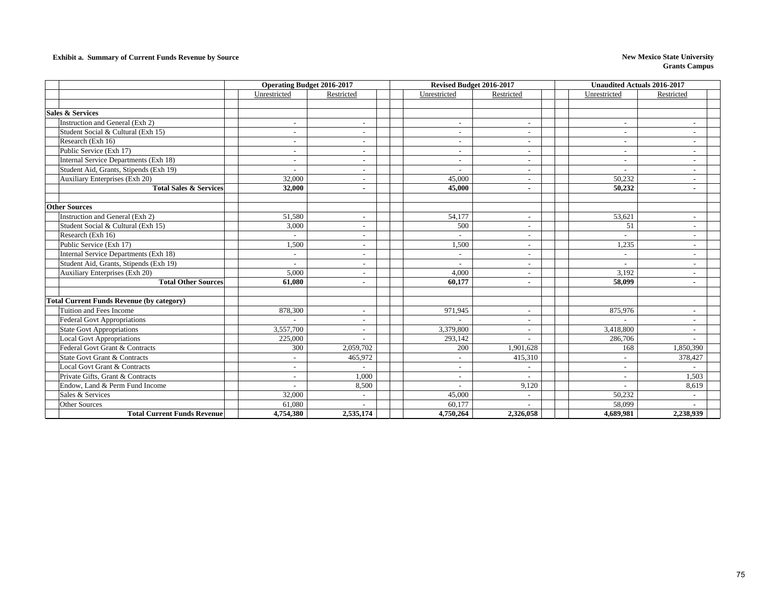**Exhibit a. Summary of Current Funds Revenue by Source**

**New Mexico State University**
**Grants Campus**

| | Operating Budget 2016-2017 | | Revised Budget 2016-2017 | | Unaudited Actuals 2016-2017 | |
|---|---|---|---|---|---|---|
| | Unrestricted | Restricted | Unrestricted | Restricted | Unrestricted | Restricted |
| **Sales & Services** | | | | | | |
| Instruction and General (Exh 2) | - | - | - | - | - | - |
| Student Social & Cultural (Exh 15) | - | - | - | - | - | - |
| Research (Exh 16) | - | - | - | - | - | - |
| Public Service (Exh 17) | - | - | - | - | - | - |
| Internal Service Departments (Exh 18) | - | - | - | - | - | - |
| Student Aid, Grants, Stipends (Exh 19) | - | - | - | - | - | - |
| Auxiliary Enterprises (Exh 20) | 32,000 | - | 45,000 | - | 50,232 | - |
| **Total Sales & Services** | **32,000** | **-** | **45,000** | **-** | **50,232** | **-** |
| **Other Sources** | | | | | | |
| Instruction and General (Exh 2) | 51,580 | - | 54,177 | - | 53,621 | - |
| Student Social & Cultural (Exh 15) | 3,000 | - | 500 | - | 51 | - |
| Research (Exh 16) | - | - | - | - | - | - |
| Public Service (Exh 17) | 1,500 | - | 1,500 | - | 1,235 | - |
| Internal Service Departments (Exh 18) | - | - | - | - | - | - |
| Student Aid, Grants, Stipends (Exh 19) | - | - | - | - | - | - |
| Auxiliary Enterprises (Exh 20) | 5,000 | - | 4,000 | - | 3,192 | - |
| **Total Other Sources** | **61,080** | **-** | **60,177** | **-** | **58,099** | **-** |
| **Total Current Funds Revenue (by category)** | | | | | | |
| Tuition and Fees Income | 878,300 | - | 971,945 | - | 875,976 | - |
| Federal Govt Appropriations | - | - | - | - | - | - |
| State Govt Appropriations | 3,557,700 | - | 3,379,800 | - | 3,418,800 | - |
| Local Govt Appropriations | 225,000 | - | 293,142 | - | 286,706 | - |
| Federal Govt Grant & Contracts | 300 | 2,059,702 | 200 | 1,901,628 | 168 | 1,850,390 |
| State Govt Grant & Contracts | - | 465,972 | - | 415,310 | - | 378,427 |
| Local Govt Grant & Contracts | - | - | - | - | - | - |
| Private Gifts, Grant & Contracts | - | 1,000 | - | - | - | 1,503 |
| Endow, Land & Perm Fund Income | - | 8,500 | - | 9,120 | - | 8,619 |
| Sales & Services | 32,000 | - | 45,000 | - | 50,232 | - |
| Other Sources | 61,080 | - | 60,177 | - | 58,099 | - |
| **Total Current Funds Revenue** | **4,754,380** | **2,535,174** | **4,750,264** | **2,326,058** | **4,689,981** | **2,238,939** |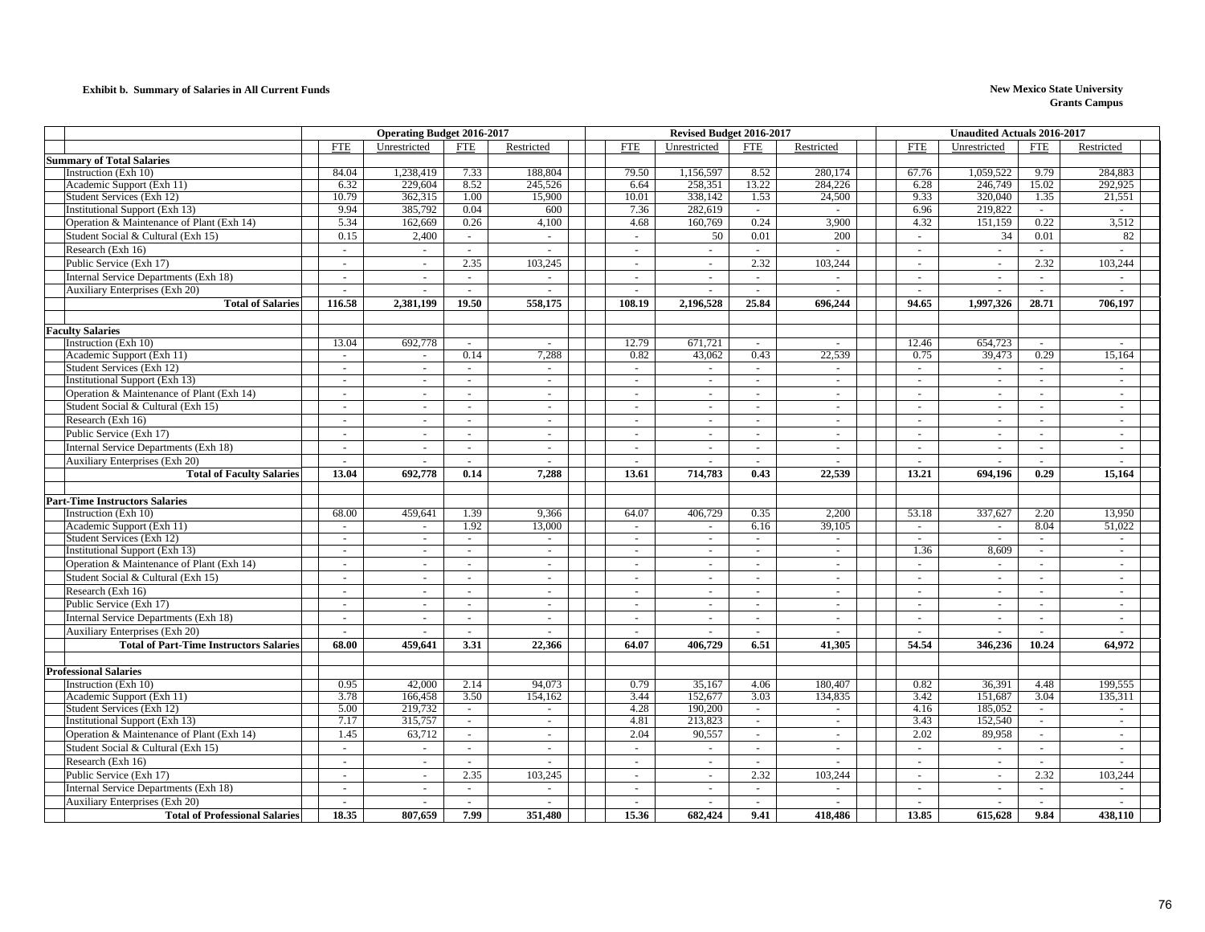**Exhibit b. Summary of Salaries in All Current Funds**

**New Mexico State University**
**Grants Campus**

| | Operating Budget 2016-2017 | | | | Revised Budget 2016-2017 | | | | Unaudited Actuals 2016-2017 | | | |
|---|---|---|---|---|---|---|---|---|---|---|---|---|
| | FTE | Unrestricted | FTE | Restricted | FTE | Unrestricted | FTE | Restricted | FTE | Unrestricted | FTE | Restricted |
| **Summary of Total Salaries** | | | | | | | | | | | | |
| Instruction (Exh 10) | 84.04 | 1,238,419 | 7.33 | 188,804 | 79.50 | 1,156,597 | 8.52 | 280,174 | 67.76 | 1,059,522 | 9.79 | 284,883 |
| Academic Support (Exh 11) | 6.32 | 229,604 | 8.52 | 245,526 | 6.64 | 258,351 | 13.22 | 284,226 | 6.28 | 246,749 | 15.02 | 292,925 |
| Student Services (Exh 12) | 10.79 | 362,315 | 1.00 | 15,900 | 10.01 | 338,142 | 1.53 | 24,500 | 9.33 | 320,040 | 1.35 | 21,551 |
| Institutional Support (Exh 13) | 9.94 | 385,792 | 0.04 | 600 | 7.36 | 282,619 | - | - | 6.96 | 219,822 | - | - |
| Operation & Maintenance of Plant (Exh 14) | 5.34 | 162,669 | 0.26 | 4,100 | 4.68 | 160,769 | 0.24 | 3,900 | 4.32 | 151,159 | 0.22 | 3,512 |
| Student Social & Cultural (Exh 15) | 0.15 | 2,400 | - | - | - | 50 | 0.01 | 200 | - | 34 | 0.01 | 82 |
| Research (Exh 16) | - | - | - | - | - | - | - | - | - | - | - | - |
| Public Service (Exh 17) | - | - | 2.35 | 103,245 | - | - | 2.32 | 103,244 | - | - | 2.32 | 103,244 |
| Internal Service Departments (Exh 18) | - | - | - | - | - | - | - | - | - | - | - | - |
| Auxiliary Enterprises (Exh 20) | - | - | - | - | - | - | - | - | - | - | - | - |
| **Total of Salaries** | **116.58** | **2,381,199** | **19.50** | **558,175** | **108.19** | **2,196,528** | **25.84** | **696,244** | **94.65** | **1,997,326** | **28.71** | **706,197** |
| **Faculty Salaries** | | | | | | | | | | | | |
| Instruction (Exh 10) | 13.04 | 692,778 | - | - | 12.79 | 671,721 | - | - | 12.46 | 654,723 | - | - |
| Academic Support (Exh 11) | - | - | 0.14 | 7,288 | 0.82 | 43,062 | 0.43 | 22,539 | 0.75 | 39,473 | 0.29 | 15,164 |
| Student Services (Exh 12) | - | - | - | - | - | - | - | - | - | - | - | - |
| Institutional Support (Exh 13) | - | - | - | - | - | - | - | - | - | - | - | - |
| Operation & Maintenance of Plant (Exh 14) | - | - | - | - | - | - | - | - | - | - | - | - |
| Student Social & Cultural (Exh 15) | - | - | - | - | - | - | - | - | - | - | - | - |
| Research (Exh 16) | - | - | - | - | - | - | - | - | - | - | - | - |
| Public Service (Exh 17) | - | - | - | - | - | - | - | - | - | - | - | - |
| Internal Service Departments (Exh 18) | - | - | - | - | - | - | - | - | - | - | - | - |
| Auxiliary Enterprises (Exh 20) | - | - | - | - | - | - | - | - | - | - | - | - |
| **Total of Faculty Salaries** | **13.04** | **692,778** | **0.14** | **7,288** | **13.61** | **714,783** | **0.43** | **22,539** | **13.21** | **694,196** | **0.29** | **15,164** |
| **Part-Time Instructors Salaries** | | | | | | | | | | | | |
| Instruction (Exh 10) | 68.00 | 459,641 | 1.39 | 9,366 | 64.07 | 406,729 | 0.35 | 2,200 | 53.18 | 337,627 | 2.20 | 13,950 |
| Academic Support (Exh 11) | - | - | 1.92 | 13,000 | - | - | 6.16 | 39,105 | - | - | 8.04 | 51,022 |
| Student Services (Exh 12) | - | - | - | - | - | - | - | - | - | - | - | - |
| Institutional Support (Exh 13) | - | - | - | - | - | - | - | - | 1.36 | 8,609 | - | - |
| Operation & Maintenance of Plant (Exh 14) | - | - | - | - | - | - | - | - | - | - | - | - |
| Student Social & Cultural (Exh 15) | - | - | - | - | - | - | - | - | - | - | - | - |
| Research (Exh 16) | - | - | - | - | - | - | - | - | - | - | - | - |
| Public Service (Exh 17) | - | - | - | - | - | - | - | - | - | - | - | - |
| Internal Service Departments (Exh 18) | - | - | - | - | - | - | - | - | - | - | - | - |
| Auxiliary Enterprises (Exh 20) | - | - | - | - | - | - | - | - | - | - | - | - |
| **Total of Part-Time Instructors Salaries** | **68.00** | **459,641** | **3.31** | **22,366** | **64.07** | **406,729** | **6.51** | **41,305** | **54.54** | **346,236** | **10.24** | **64,972** |
| **Professional Salaries** | | | | | | | | | | | | |
| Instruction (Exh 10) | 0.95 | 42,000 | 2.14 | 94,073 | 0.79 | 35,167 | 4.06 | 180,407 | 0.82 | 36,391 | 4.48 | 199,555 |
| Academic Support (Exh 11) | 3.78 | 166,458 | 3.50 | 154,162 | 3.44 | 152,677 | 3.03 | 134,835 | 3.42 | 151,687 | 3.04 | 135,311 |
| Student Services (Exh 12) | 5.00 | 219,732 | - | - | 4.28 | 190,200 | - | - | 4.16 | 185,052 | - | - |
| Institutional Support (Exh 13) | 7.17 | 315,757 | - | - | 4.81 | 213,823 | - | - | 3.43 | 152,540 | - | - |
| Operation & Maintenance of Plant (Exh 14) | 1.45 | 63,712 | - | - | 2.04 | 90,557 | - | - | 2.02 | 89,958 | - | - |
| Student Social & Cultural (Exh 15) | - | - | - | - | - | - | - | - | - | - | - | - |
| Research (Exh 16) | - | - | - | - | - | - | - | - | - | - | - | - |
| Public Service (Exh 17) | - | - | 2.35 | 103,245 | - | - | 2.32 | 103,244 | - | - | 2.32 | 103,244 |
| Internal Service Departments (Exh 18) | - | - | - | - | - | - | - | - | - | - | - | - |
| Auxiliary Enterprises (Exh 20) | - | - | - | - | - | - | - | - | - | - | - | - |
| **Total of Professional Salaries** | **18.35** | **807,659** | **7.99** | **351,480** | **15.36** | **682,424** | **9.41** | **418,486** | **13.85** | **615,628** | **9.84** | **438,110** |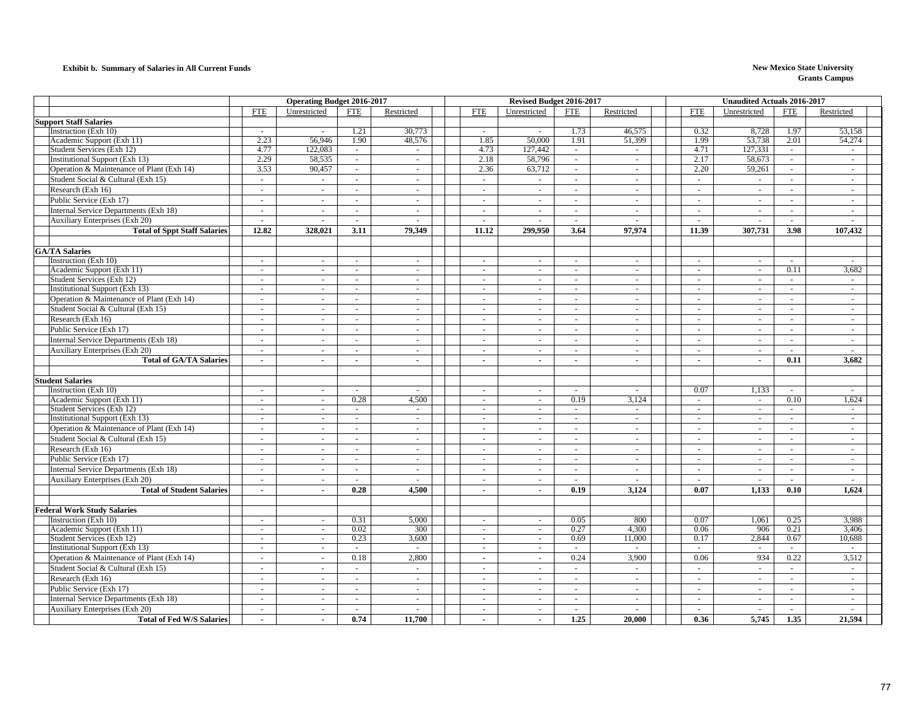**Exhibit b. Summary of Salaries in All Current Funds**

**New Mexico State University**
**Grants Campus**

| | Operating Budget 2016-2017 | | | | Revised Budget 2016-2017 | | | | Unaudited Actuals 2016-2017 | | | |
|---|---|---|---|---|---|---|---|---|---|---|---|---|
| | FTE | Unrestricted | FTE | Restricted | FTE | Unrestricted | FTE | Restricted | FTE | Unrestricted | FTE | Restricted |
| **Support Staff Salaries** | | | | | | | | | | | | |
| Instruction (Exh 10) | - | - | 1.21 | 30,773 | - | - | 1.73 | 46,575 | 0.32 | 8,728 | 1.97 | 53,158 |
| Academic Support (Exh 11) | 2.23 | 56,946 | 1.90 | 48,576 | 1.85 | 50,000 | 1.91 | 51,399 | 1.99 | 53,738 | 2.01 | 54,274 |
| Student Services (Exh 12) | 4.77 | 122,083 | - | - | 4.73 | 127,442 | - | - | 4.71 | 127,331 | - | - |
| Institutional Support (Exh 13) | 2.29 | 58,535 | - | - | 2.18 | 58,796 | - | - | 2.17 | 58,673 | - | - |
| Operation & Maintenance of Plant (Exh 14) | 3.53 | 90,457 | - | - | 2.36 | 63,712 | - | - | 2.20 | 59,261 | - | - |
| Student Social & Cultural (Exh 15) | - | - | - | - | - | - | - | - | - | - | - | - |
| Research (Exh 16) | - | - | - | - | - | - | - | - | - | - | - | - |
| Public Service (Exh 17) | - | - | - | - | - | - | - | - | - | - | - | - |
| Internal Service Departments (Exh 18) | - | - | - | - | - | - | - | - | - | - | - | - |
| Auxiliary Enterprises (Exh 20) | - | - | - | - | - | - | - | - | - | - | - | - |
| **Total of Sppt Staff Salaries** | **12.82** | **328,021** | **3.11** | **79,349** | **11.12** | **299,950** | **3.64** | **97,974** | **11.39** | **307,731** | **3.98** | **107,432** |
| **GA/TA Salaries** | | | | | | | | | | | | |
| Instruction (Exh 10) | - | - | - | - | - | - | - | - | - | - | - | - |
| Academic Support (Exh 11) | - | - | - | - | - | - | - | - | - | - | 0.11 | 3,682 |
| Student Services (Exh 12) | - | - | - | - | - | - | - | - | - | - | - | - |
| Institutional Support (Exh 13) | - | - | - | - | - | - | - | - | - | - | - | - |
| Operation & Maintenance of Plant (Exh 14) | - | - | - | - | - | - | - | - | - | - | - | - |
| Student Social & Cultural (Exh 15) | - | - | - | - | - | - | - | - | - | - | - | - |
| Research (Exh 16) | - | - | - | - | - | - | - | - | - | - | - | - |
| Public Service (Exh 17) | - | - | - | - | - | - | - | - | - | - | - | - |
| Internal Service Departments (Exh 18) | - | - | - | - | - | - | - | - | - | - | - | - |
| Auxiliary Enterprises (Exh 20) | - | - | - | - | - | - | - | - | - | - | - | - |
| **Total of GA/TA Salaries** | **-** | **-** | **-** | **-** | **-** | **-** | **-** | **-** | **-** | **-** | **0.11** | **3,682** |
| **Student Salaries** | | | | | | | | | | | | |
| Instruction (Exh 10) | - | - | - | - | - | - | - | - | 0.07 | 1,133 | - | - |
| Academic Support (Exh 11) | - | - | 0.28 | 4,500 | - | - | 0.19 | 3,124 | - | - | 0.10 | 1,624 |
| Student Services (Exh 12) | - | - | - | - | - | - | - | - | - | - | - | - |
| Institutional Support (Exh 13) | - | - | - | - | - | - | - | - | - | - | - | - |
| Operation & Maintenance of Plant (Exh 14) | - | - | - | - | - | - | - | - | - | - | - | - |
| Student Social & Cultural (Exh 15) | - | - | - | - | - | - | - | - | - | - | - | - |
| Research (Exh 16) | - | - | - | - | - | - | - | - | - | - | - | - |
| Public Service (Exh 17) | - | - | - | - | - | - | - | - | - | - | - | - |
| Internal Service Departments (Exh 18) | - | - | - | - | - | - | - | - | - | - | - | - |
| Auxiliary Enterprises (Exh 20) | - | - | - | - | - | - | - | - | - | - | - | - |
| **Total of Student Salaries** | **-** | **-** | **0.28** | **4,500** | **-** | **-** | **0.19** | **3,124** | **0.07** | **1,133** | **0.10** | **1,624** |
| **Federal Work Study Salaries** | | | | | | | | | | | | |
| Instruction (Exh 10) | - | - | 0.31 | 5,000 | - | - | 0.05 | 800 | 0.07 | 1,061 | 0.25 | 3,988 |
| Academic Support (Exh 11) | - | - | 0.02 | 300 | - | - | 0.27 | 4,300 | 0.06 | 906 | 0.21 | 3,406 |
| Student Services (Exh 12) | - | - | 0.23 | 3,600 | - | - | 0.69 | 11,000 | 0.17 | 2,844 | 0.67 | 10,688 |
| Institutional Support (Exh 13) | - | - | - | - | - | - | - | - | - | - | - | - |
| Operation & Maintenance of Plant (Exh 14) | - | - | 0.18 | 2,800 | - | - | 0.24 | 3,900 | 0.06 | 934 | 0.22 | 3,512 |
| Student Social & Cultural (Exh 15) | - | - | - | - | - | - | - | - | - | - | - | - |
| Research (Exh 16) | - | - | - | - | - | - | - | - | - | - | - | - |
| Public Service (Exh 17) | - | - | - | - | - | - | - | - | - | - | - | - |
| Internal Service Departments (Exh 18) | - | - | - | - | - | - | - | - | - | - | - | - |
| Auxiliary Enterprises (Exh 20) | - | - | - | - | - | - | - | - | - | - | - | - |
| **Total of Fed W/S Salaries** | **-** | **-** | **0.74** | **11,700** | **-** | **-** | **1.25** | **20,000** | **0.36** | **5,745** | **1.35** | **21,594** |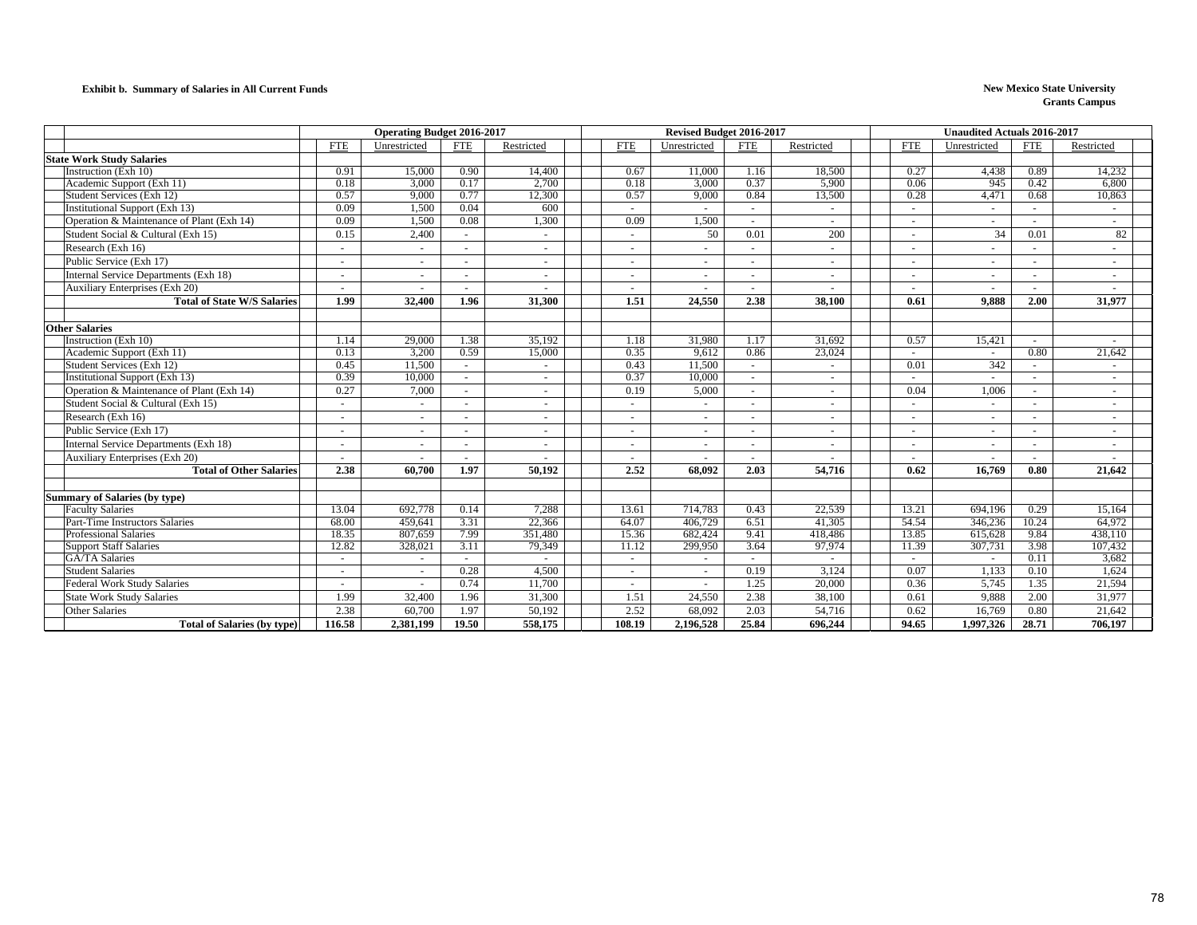**Exhibit b. Summary of Salaries in All Current Funds**

**New Mexico State University**
**Grants Campus**

| | Operating Budget 2016-2017 | | | | Revised Budget 2016-2017 | | | | Unaudited Actuals 2016-2017 | | | |
|---|---|---|---|---|---|---|---|---|---|---|---|---|
| | FTE | Unrestricted | FTE | Restricted | FTE | Unrestricted | FTE | Restricted | FTE | Unrestricted | FTE | Restricted |
| **State Work Study Salaries** | | | | | | | | | | | | |
| Instruction (Exh 10) | 0.91 | 15,000 | 0.90 | 14,400 | 0.67 | 11,000 | 1.16 | 18,500 | 0.27 | 4,438 | 0.89 | 14,232 |
| Academic Support (Exh 11) | 0.18 | 3,000 | 0.17 | 2,700 | 0.18 | 3,000 | 0.37 | 5,900 | 0.06 | 945 | 0.42 | 6,800 |
| Student Services (Exh 12) | 0.57 | 9,000 | 0.77 | 12,300 | 0.57 | 9,000 | 0.84 | 13,500 | 0.28 | 4,471 | 0.68 | 10,863 |
| Institutional Support (Exh 13) | 0.09 | 1,500 | 0.04 | 600 | - | - | - | - | - | - | - | - |
| Operation & Maintenance of Plant (Exh 14) | 0.09 | 1,500 | 0.08 | 1,300 | 0.09 | 1,500 | - | - | - | - | - | - |
| Student Social & Cultural (Exh 15) | 0.15 | 2,400 | - | - | - | 50 | 0.01 | 200 | - | 34 | 0.01 | 82 |
| Research (Exh 16) | - | - | - | - | - | - | - | - | - | - | - | - |
| Public Service (Exh 17) | - | - | - | - | - | - | - | - | - | - | - | - |
| Internal Service Departments (Exh 18) | - | - | - | - | - | - | - | - | - | - | - | - |
| Auxiliary Enterprises (Exh 20) | - | - | - | - | - | - | - | - | - | - | - | - |
| **Total of State W/S Salaries** | **1.99** | **32,400** | **1.96** | **31,300** | **1.51** | **24,550** | **2.38** | **38,100** | **0.61** | **9,888** | **2.00** | **31,977** |
| **Other Salaries** | | | | | | | | | | | | |
| Instruction (Exh 10) | 1.14 | 29,000 | 1.38 | 35,192 | 1.18 | 31,980 | 1.17 | 31,692 | 0.57 | 15,421 | - | - |
| Academic Support (Exh 11) | 0.13 | 3,200 | 0.59 | 15,000 | 0.35 | 9,612 | 0.86 | 23,024 | - | - | 0.80 | 21,642 |
| Student Services (Exh 12) | 0.45 | 11,500 | - | - | 0.43 | 11,500 | - | - | 0.01 | 342 | - | - |
| Institutional Support (Exh 13) | 0.39 | 10,000 | - | - | 0.37 | 10,000 | - | - | - | - | - | - |
| Operation & Maintenance of Plant (Exh 14) | 0.27 | 7,000 | - | - | 0.19 | 5,000 | - | - | 0.04 | 1,006 | - | - |
| Student Social & Cultural (Exh 15) | - | - | - | - | - | - | - | - | - | - | - | - |
| Research (Exh 16) | - | - | - | - | - | - | - | - | - | - | - | - |
| Public Service (Exh 17) | - | - | - | - | - | - | - | - | - | - | - | - |
| Internal Service Departments (Exh 18) | - | - | - | - | - | - | - | - | - | - | - | - |
| Auxiliary Enterprises (Exh 20) | - | - | - | - | - | - | - | - | - | - | - | - |
| **Total of Other Salaries** | **2.38** | **60,700** | **1.97** | **50,192** | **2.52** | **68,092** | **2.03** | **54,716** | **0.62** | **16,769** | **0.80** | **21,642** |
| **Summary of Salaries (by type)** | | | | | | | | | | | | |
| Faculty Salaries | 13.04 | 692,778 | 0.14 | 7,288 | 13.61 | 714,783 | 0.43 | 22,539 | 13.21 | 694,196 | 0.29 | 15,164 |
| Part-Time Instructors Salaries | 68.00 | 459,641 | 3.31 | 22,366 | 64.07 | 406,729 | 6.51 | 41,305 | 54.54 | 346,236 | 10.24 | 64,972 |
| Professional Salaries | 18.35 | 807,659 | 7.99 | 351,480 | 15.36 | 682,424 | 9.41 | 418,486 | 13.85 | 615,628 | 9.84 | 438,110 |
| Support Staff Salaries | 12.82 | 328,021 | 3.11 | 79,349 | 11.12 | 299,950 | 3.64 | 97,974 | 11.39 | 307,731 | 3.98 | 107,432 |
| GA/TA Salaries | - | - | - | - | - | - | - | - | - | - | 0.11 | 3,682 |
| Student Salaries | - | - | 0.28 | 4,500 | - | - | 0.19 | 3,124 | 0.07 | 1,133 | 0.10 | 1,624 |
| Federal Work Study Salaries | - | - | 0.74 | 11,700 | - | - | 1.25 | 20,000 | 0.36 | 5,745 | 1.35 | 21,594 |
| State Work Study Salaries | 1.99 | 32,400 | 1.96 | 31,300 | 1.51 | 24,550 | 2.38 | 38,100 | 0.61 | 9,888 | 2.00 | 31,977 |
| Other Salaries | 2.38 | 60,700 | 1.97 | 50,192 | 2.52 | 68,092 | 2.03 | 54,716 | 0.62 | 16,769 | 0.80 | 21,642 |
| **Total of Salaries (by type)** | **116.58** | **2,381,199** | **19.50** | **558,175** | **108.19** | **2,196,528** | **25.84** | **696,244** | **94.65** | **1,997,326** | **28.71** | **706,197** |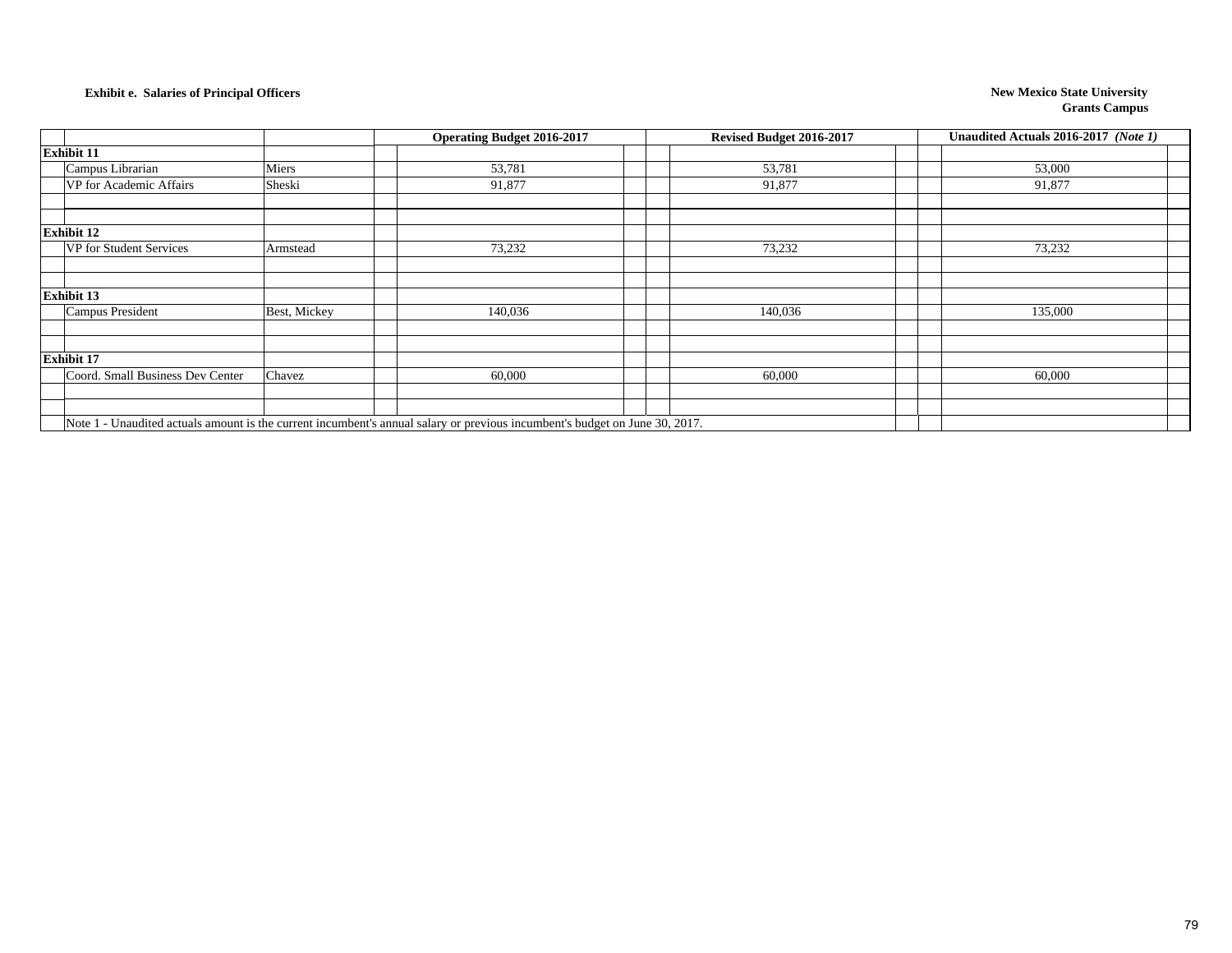**Exhibit e. Salaries of Principal Officers**

**New Mexico State University**
**Grants Campus**

| | | Operating Budget 2016-2017 | Revised Budget 2016-2017 | Unaudited Actuals 2016-2017 *(Note 1)* |
|---|---|---|---|---|
| **Exhibit 11** | | | | |
| Campus Librarian | Miers | 53,781 | 53,781 | 53,000 |
| VP for Academic Affairs | Sheski | 91,877 | 91,877 | 91,877 |
| **Exhibit 12** | | | | |
| VP for Student Services | Armstead | 73,232 | 73,232 | 73,232 |
| **Exhibit 13** | | | | |
| Campus President | Best, Mickey | 140,036 | 140,036 | 135,000 |
| **Exhibit 17** | | | | |
| Coord. Small Business Dev Center | Chavez | 60,000 | 60,000 | 60,000 |

Note 1 - Unaudited actuals amount is the current incumbent's annual salary or previous incumbent's budget on June 30, 2017.